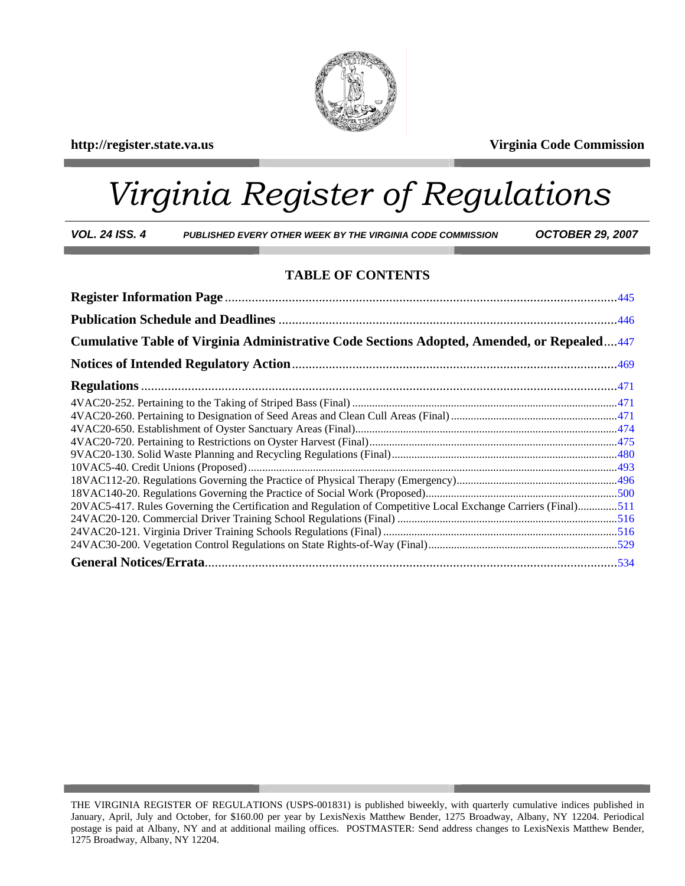http://register.state.va.us

**Virginia Code Commission**

# *Virginia Register of Regulations*

***VOL. 24 ISS. 4*** ***PUBLISHED EVERY OTHER WEEK BY THE VIRGINIA CODE COMMISSION*** ***OCTOBER 29, 2007***

## TABLE OF CONTENTS

**Register Information Page** .....445

**Publication Schedule and Deadlines** .....446

**Cumulative Table of Virginia Administrative Code Sections Adopted, Amended, or Repealed** .....447

**Notices of Intended Regulatory Action** .....469

**Regulations** .....471

4VAC20-252. Pertaining to the Taking of Striped Bass (Final) .....471

4VAC20-260. Pertaining to Designation of Seed Areas and Clean Cull Areas (Final) .....471

4VAC20-650. Establishment of Oyster Sanctuary Areas (Final) .....474

4VAC20-720. Pertaining to Restrictions on Oyster Harvest (Final) .....475

9VAC20-130. Solid Waste Planning and Recycling Regulations (Final) .....480

10VAC5-40. Credit Unions (Proposed) .....493

18VAC112-20. Regulations Governing the Practice of Physical Therapy (Emergency) .....496

18VAC140-20. Regulations Governing the Practice of Social Work (Proposed) .....500

20VAC5-417. Rules Governing the Certification and Regulation of Competitive Local Exchange Carriers (Final) .....511

24VAC20-120. Commercial Driver Training School Regulations (Final) .....516

24VAC20-121. Virginia Driver Training Schools Regulations (Final) .....516

24VAC30-200. Vegetation Control Regulations on State Rights-of-Way (Final) .....529

**General Notices/Errata** .....534

THE VIRGINIA REGISTER OF REGULATIONS (USPS-001831) is published biweekly, with quarterly cumulative indices published in January, April, July and October, for $160.00 per year by LexisNexis Matthew Bender, 1275 Broadway, Albany, NY 12204. Periodical postage is paid at Albany, NY and at additional mailing offices. POSTMASTER: Send address changes to LexisNexis Matthew Bender, 1275 Broadway, Albany, NY 12204.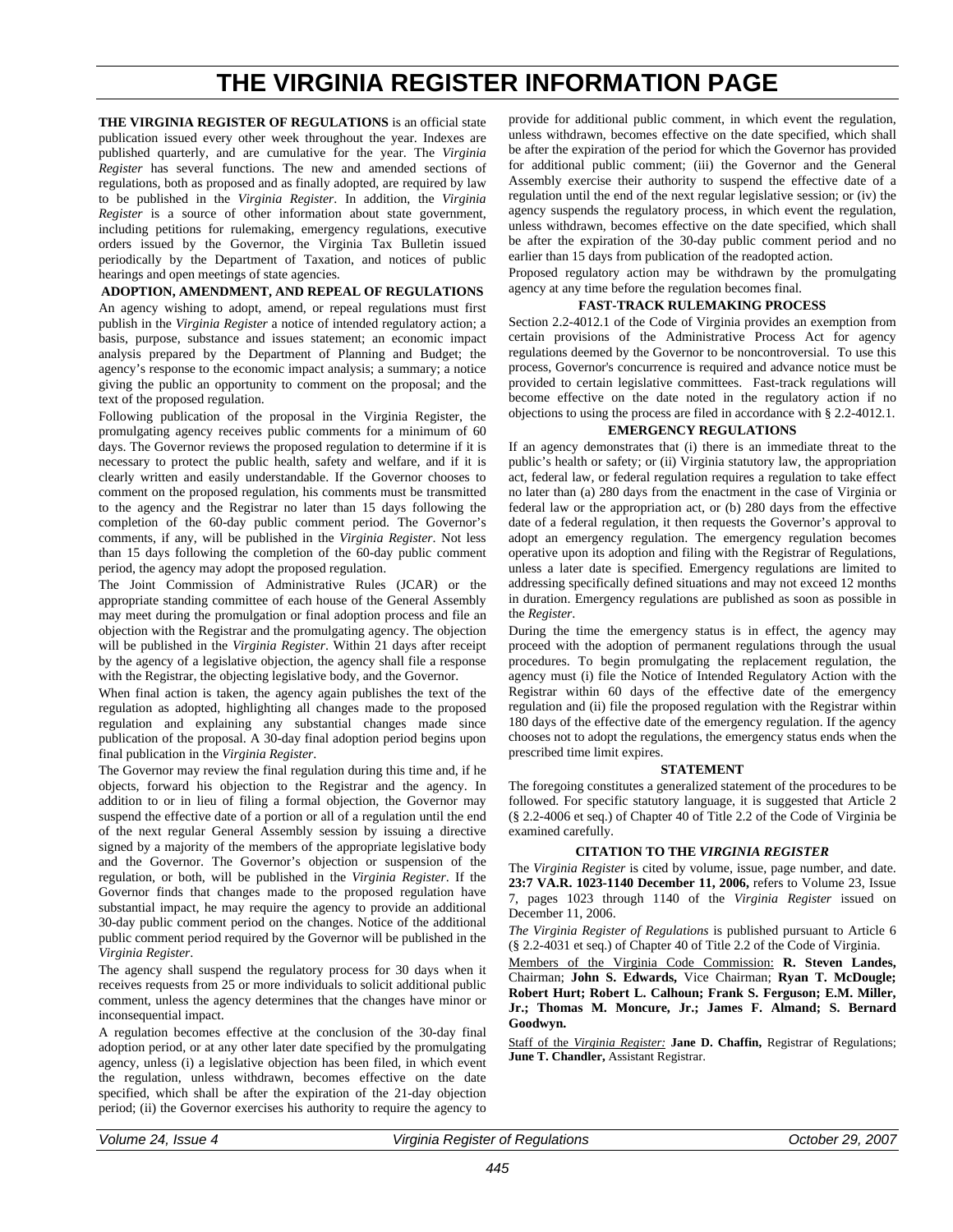# THE VIRGINIA REGISTER INFORMATION PAGE

**THE VIRGINIA REGISTER OF REGULATIONS** is an official state publication issued every other week throughout the year. Indexes are published quarterly, and are cumulative for the year. The *Virginia Register* has several functions. The new and amended sections of regulations, both as proposed and as finally adopted, are required by law to be published in the *Virginia Register*. In addition, the *Virginia Register* is a source of other information about state government, including petitions for rulemaking, emergency regulations, executive orders issued by the Governor, the Virginia Tax Bulletin issued periodically by the Department of Taxation, and notices of public hearings and open meetings of state agencies.

**ADOPTION, AMENDMENT, AND REPEAL OF REGULATIONS**

An agency wishing to adopt, amend, or repeal regulations must first publish in the *Virginia Register* a notice of intended regulatory action; a basis, purpose, substance and issues statement; an economic impact analysis prepared by the Department of Planning and Budget; the agency's response to the economic impact analysis; a summary; a notice giving the public an opportunity to comment on the proposal; and the text of the proposed regulation.

Following publication of the proposal in the Virginia Register, the promulgating agency receives public comments for a minimum of 60 days. The Governor reviews the proposed regulation to determine if it is necessary to protect the public health, safety and welfare, and if it is clearly written and easily understandable. If the Governor chooses to comment on the proposed regulation, his comments must be transmitted to the agency and the Registrar no later than 15 days following the completion of the 60-day public comment period. The Governor's comments, if any, will be published in the *Virginia Register*. Not less than 15 days following the completion of the 60-day public comment period, the agency may adopt the proposed regulation.

The Joint Commission of Administrative Rules (JCAR) or the appropriate standing committee of each house of the General Assembly may meet during the promulgation or final adoption process and file an objection with the Registrar and the promulgating agency. The objection will be published in the *Virginia Register*. Within 21 days after receipt by the agency of a legislative objection, the agency shall file a response with the Registrar, the objecting legislative body, and the Governor.

When final action is taken, the agency again publishes the text of the regulation as adopted, highlighting all changes made to the proposed regulation and explaining any substantial changes made since publication of the proposal. A 30-day final adoption period begins upon final publication in the *Virginia Register*.

The Governor may review the final regulation during this time and, if he objects, forward his objection to the Registrar and the agency. In addition to or in lieu of filing a formal objection, the Governor may suspend the effective date of a portion or all of a regulation until the end of the next regular General Assembly session by issuing a directive signed by a majority of the members of the appropriate legislative body and the Governor. The Governor's objection or suspension of the regulation, or both, will be published in the *Virginia Register*. If the Governor finds that changes made to the proposed regulation have substantial impact, he may require the agency to provide an additional 30-day public comment period on the changes. Notice of the additional public comment period required by the Governor will be published in the *Virginia Register*.

The agency shall suspend the regulatory process for 30 days when it receives requests from 25 or more individuals to solicit additional public comment, unless the agency determines that the changes have minor or inconsequential impact.

A regulation becomes effective at the conclusion of the 30-day final adoption period, or at any other later date specified by the promulgating agency, unless (i) a legislative objection has been filed, in which event the regulation, unless withdrawn, becomes effective on the date specified, which shall be after the expiration of the 21-day objection period; (ii) the Governor exercises his authority to require the agency to provide for additional public comment, in which event the regulation, unless withdrawn, becomes effective on the date specified, which shall be after the expiration of the period for which the Governor has provided for additional public comment; (iii) the Governor and the General Assembly exercise their authority to suspend the effective date of a regulation until the end of the next regular legislative session; or (iv) the agency suspends the regulatory process, in which event the regulation, unless withdrawn, becomes effective on the date specified, which shall be after the expiration of the 30-day public comment period and no earlier than 15 days from publication of the readopted action.

Proposed regulatory action may be withdrawn by the promulgating agency at any time before the regulation becomes final.

**FAST-TRACK RULEMAKING PROCESS**

Section 2.2-4012.1 of the Code of Virginia provides an exemption from certain provisions of the Administrative Process Act for agency regulations deemed by the Governor to be noncontroversial. To use this process, Governor's concurrence is required and advance notice must be provided to certain legislative committees. Fast-track regulations will become effective on the date noted in the regulatory action if no objections to using the process are filed in accordance with § 2.2-4012.1.

**EMERGENCY REGULATIONS**

If an agency demonstrates that (i) there is an immediate threat to the public's health or safety; or (ii) Virginia statutory law, the appropriation act, federal law, or federal regulation requires a regulation to take effect no later than (a) 280 days from the enactment in the case of Virginia or federal law or the appropriation act, or (b) 280 days from the effective date of a federal regulation, it then requests the Governor's approval to adopt an emergency regulation. The emergency regulation becomes operative upon its adoption and filing with the Registrar of Regulations, unless a later date is specified. Emergency regulations are limited to addressing specifically defined situations and may not exceed 12 months in duration. Emergency regulations are published as soon as possible in the *Register*.

During the time the emergency status is in effect, the agency may proceed with the adoption of permanent regulations through the usual procedures. To begin promulgating the replacement regulation, the agency must (i) file the Notice of Intended Regulatory Action with the Registrar within 60 days of the effective date of the emergency regulation and (ii) file the proposed regulation with the Registrar within 180 days of the effective date of the emergency regulation. If the agency chooses not to adopt the regulations, the emergency status ends when the prescribed time limit expires.

**STATEMENT**

The foregoing constitutes a generalized statement of the procedures to be followed. For specific statutory language, it is suggested that Article 2 (§ 2.2-4006 et seq.) of Chapter 40 of Title 2.2 of the Code of Virginia be examined carefully.

**CITATION TO THE *VIRGINIA REGISTER***

The *Virginia Register* is cited by volume, issue, page number, and date. **23:7 VA.R. 1023-1140 December 11, 2006,** refers to Volume 23, Issue 7, pages 1023 through 1140 of the *Virginia Register* issued on December 11, 2006.

*The Virginia Register of Regulations* is published pursuant to Article 6 (§ 2.2-4031 et seq.) of Chapter 40 of Title 2.2 of the Code of Virginia.

Members of the Virginia Code Commission: **R. Steven Landes,** Chairman; **John S. Edwards,** Vice Chairman; **Ryan T. McDougle; Robert Hurt; Robert L. Calhoun; Frank S. Ferguson; E.M. Miller, Jr.; Thomas M. Moncure, Jr.; James F. Almand; S. Bernard Goodwyn.**

Staff of the *Virginia Register:* **Jane D. Chaffin,** Registrar of Regulations; **June T. Chandler,** Assistant Registrar.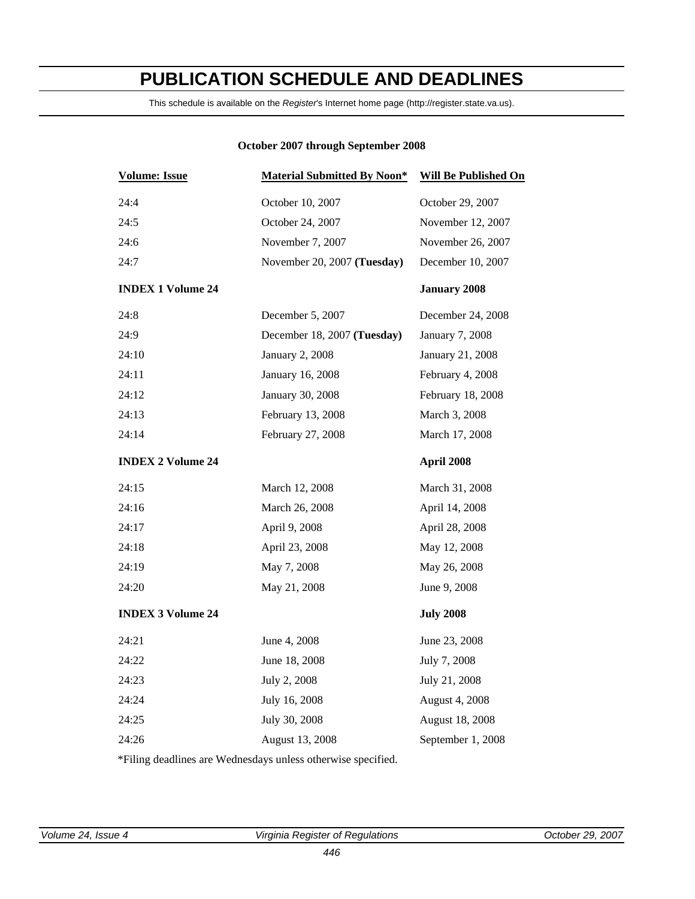# PUBLICATION SCHEDULE AND DEADLINES

This schedule is available on the *Register*'s Internet home page (http://register.state.va.us).

**October 2007 through September 2008**

| Volume: Issue | Material Submitted By Noon* | Will Be Published On |
|---|---|---|
| 24:4 | October 10, 2007 | October 29, 2007 |
| 24:5 | October 24, 2007 | November 12, 2007 |
| 24:6 | November 7, 2007 | November 26, 2007 |
| 24:7 | November 20, 2007 **(Tuesday)** | December 10, 2007 |
| **INDEX 1 Volume 24** | | **January 2008** |
| 24:8 | December 5, 2007 | December 24, 2008 |
| 24:9 | December 18, 2007 **(Tuesday)** | January 7, 2008 |
| 24:10 | January 2, 2008 | January 21, 2008 |
| 24:11 | January 16, 2008 | February 4, 2008 |
| 24:12 | January 30, 2008 | February 18, 2008 |
| 24:13 | February 13, 2008 | March 3, 2008 |
| 24:14 | February 27, 2008 | March 17, 2008 |
| **INDEX 2 Volume 24** | | **April 2008** |
| 24:15 | March 12, 2008 | March 31, 2008 |
| 24:16 | March 26, 2008 | April 14, 2008 |
| 24:17 | April 9, 2008 | April 28, 2008 |
| 24:18 | April 23, 2008 | May 12, 2008 |
| 24:19 | May 7, 2008 | May 26, 2008 |
| 24:20 | May 21, 2008 | June 9, 2008 |
| **INDEX 3 Volume 24** | | **July 2008** |
| 24:21 | June 4, 2008 | June 23, 2008 |
| 24:22 | June 18, 2008 | July 7, 2008 |
| 24:23 | July 2, 2008 | July 21, 2008 |
| 24:24 | July 16, 2008 | August 4, 2008 |
| 24:25 | July 30, 2008 | August 18, 2008 |
| 24:26 | August 13, 2008 | September 1, 2008 |

*Filing deadlines are Wednesdays unless otherwise specified.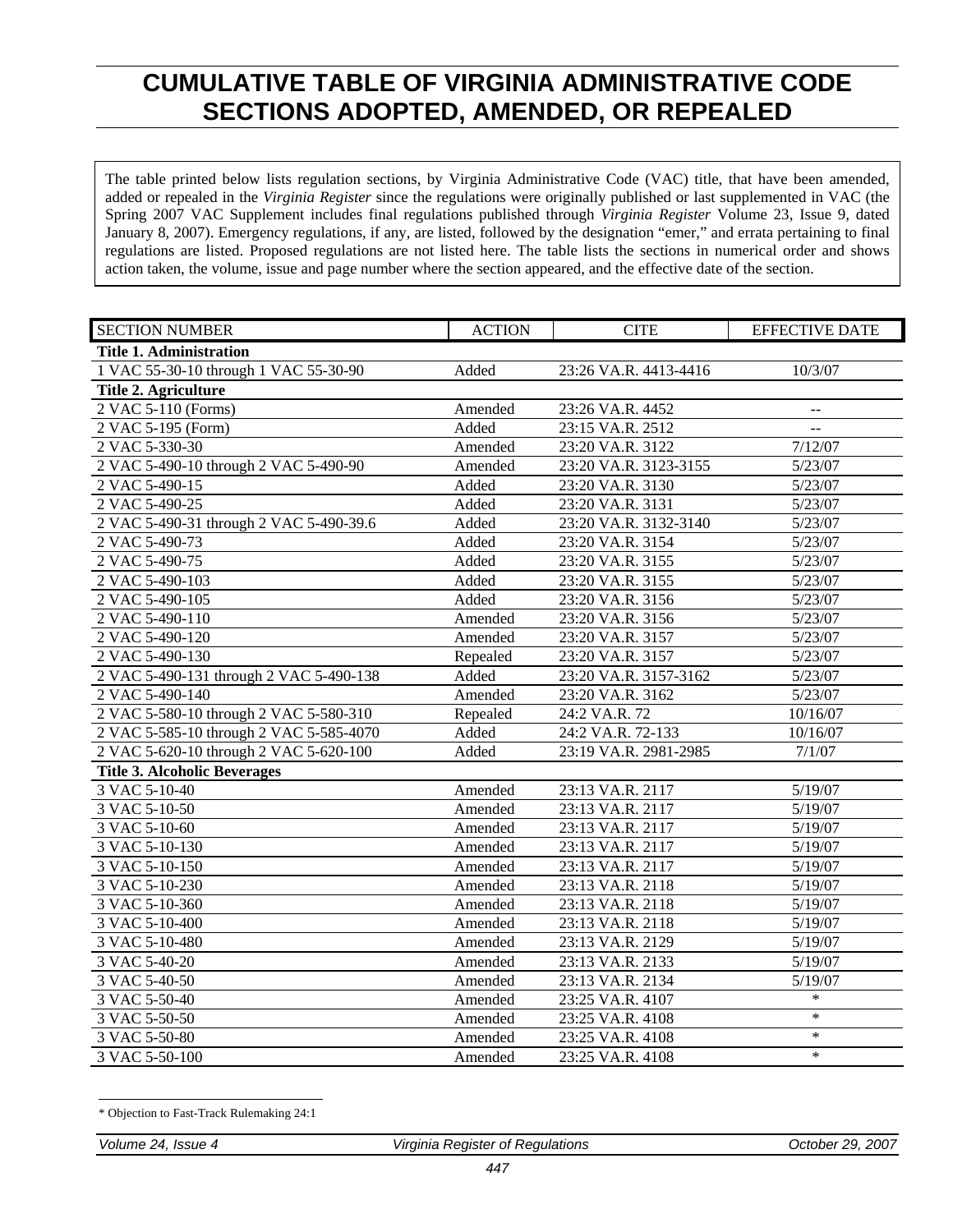# CUMULATIVE TABLE OF VIRGINIA ADMINISTRATIVE CODE SECTIONS ADOPTED, AMENDED, OR REPEALED

The table printed below lists regulation sections, by Virginia Administrative Code (VAC) title, that have been amended, added or repealed in the *Virginia Register* since the regulations were originally published or last supplemented in VAC (the Spring 2007 VAC Supplement includes final regulations published through *Virginia Register* Volume 23, Issue 9, dated January 8, 2007). Emergency regulations, if any, are listed, followed by the designation "emer," and errata pertaining to final regulations are listed. Proposed regulations are not listed here. The table lists the sections in numerical order and shows action taken, the volume, issue and page number where the section appeared, and the effective date of the section.

| SECTION NUMBER | ACTION | CITE | EFFECTIVE DATE |
|---|---|---|---|
| **Title 1. Administration** | | | |
| 1 VAC 55-30-10 through 1 VAC 55-30-90 | Added | 23:26 VA.R. 4413-4416 | 10/3/07 |
| **Title 2. Agriculture** | | | |
| 2 VAC 5-110 (Forms) | Amended | 23:26 VA.R. 4452 | -- |
| 2 VAC 5-195 (Form) | Added | 23:15 VA.R. 2512 | -- |
| 2 VAC 5-330-30 | Amended | 23:20 VA.R. 3122 | 7/12/07 |
| 2 VAC 5-490-10 through 2 VAC 5-490-90 | Amended | 23:20 VA.R. 3123-3155 | 5/23/07 |
| 2 VAC 5-490-15 | Added | 23:20 VA.R. 3130 | 5/23/07 |
| 2 VAC 5-490-25 | Added | 23:20 VA.R. 3131 | 5/23/07 |
| 2 VAC 5-490-31 through 2 VAC 5-490-39.6 | Added | 23:20 VA.R. 3132-3140 | 5/23/07 |
| 2 VAC 5-490-73 | Added | 23:20 VA.R. 3154 | 5/23/07 |
| 2 VAC 5-490-75 | Added | 23:20 VA.R. 3155 | 5/23/07 |
| 2 VAC 5-490-103 | Added | 23:20 VA.R. 3155 | 5/23/07 |
| 2 VAC 5-490-105 | Added | 23:20 VA.R. 3156 | 5/23/07 |
| 2 VAC 5-490-110 | Amended | 23:20 VA.R. 3156 | 5/23/07 |
| 2 VAC 5-490-120 | Amended | 23:20 VA.R. 3157 | 5/23/07 |
| 2 VAC 5-490-130 | Repealed | 23:20 VA.R. 3157 | 5/23/07 |
| 2 VAC 5-490-131 through 2 VAC 5-490-138 | Added | 23:20 VA.R. 3157-3162 | 5/23/07 |
| 2 VAC 5-490-140 | Amended | 23:20 VA.R. 3162 | 5/23/07 |
| 2 VAC 5-580-10 through 2 VAC 5-580-310 | Repealed | 24:2 VA.R. 72 | 10/16/07 |
| 2 VAC 5-585-10 through 2 VAC 5-585-4070 | Added | 24:2 VA.R. 72-133 | 10/16/07 |
| 2 VAC 5-620-10 through 2 VAC 5-620-100 | Added | 23:19 VA.R. 2981-2985 | 7/1/07 |
| **Title 3. Alcoholic Beverages** | | | |
| 3 VAC 5-10-40 | Amended | 23:13 VA.R. 2117 | 5/19/07 |
| 3 VAC 5-10-50 | Amended | 23:13 VA.R. 2117 | 5/19/07 |
| 3 VAC 5-10-60 | Amended | 23:13 VA.R. 2117 | 5/19/07 |
| 3 VAC 5-10-130 | Amended | 23:13 VA.R. 2117 | 5/19/07 |
| 3 VAC 5-10-150 | Amended | 23:13 VA.R. 2117 | 5/19/07 |
| 3 VAC 5-10-230 | Amended | 23:13 VA.R. 2118 | 5/19/07 |
| 3 VAC 5-10-360 | Amended | 23:13 VA.R. 2118 | 5/19/07 |
| 3 VAC 5-10-400 | Amended | 23:13 VA.R. 2118 | 5/19/07 |
| 3 VAC 5-10-480 | Amended | 23:13 VA.R. 2129 | 5/19/07 |
| 3 VAC 5-40-20 | Amended | 23:13 VA.R. 2133 | 5/19/07 |
| 3 VAC 5-40-50 | Amended | 23:13 VA.R. 2134 | 5/19/07 |
| 3 VAC 5-50-40 | Amended | 23:25 VA.R. 4107 | * |
| 3 VAC 5-50-50 | Amended | 23:25 VA.R. 4108 | * |
| 3 VAC 5-50-80 | Amended | 23:25 VA.R. 4108 | * |
| 3 VAC 5-50-100 | Amended | 23:25 VA.R. 4108 | * |

* Objection to Fast-Track Rulemaking 24:1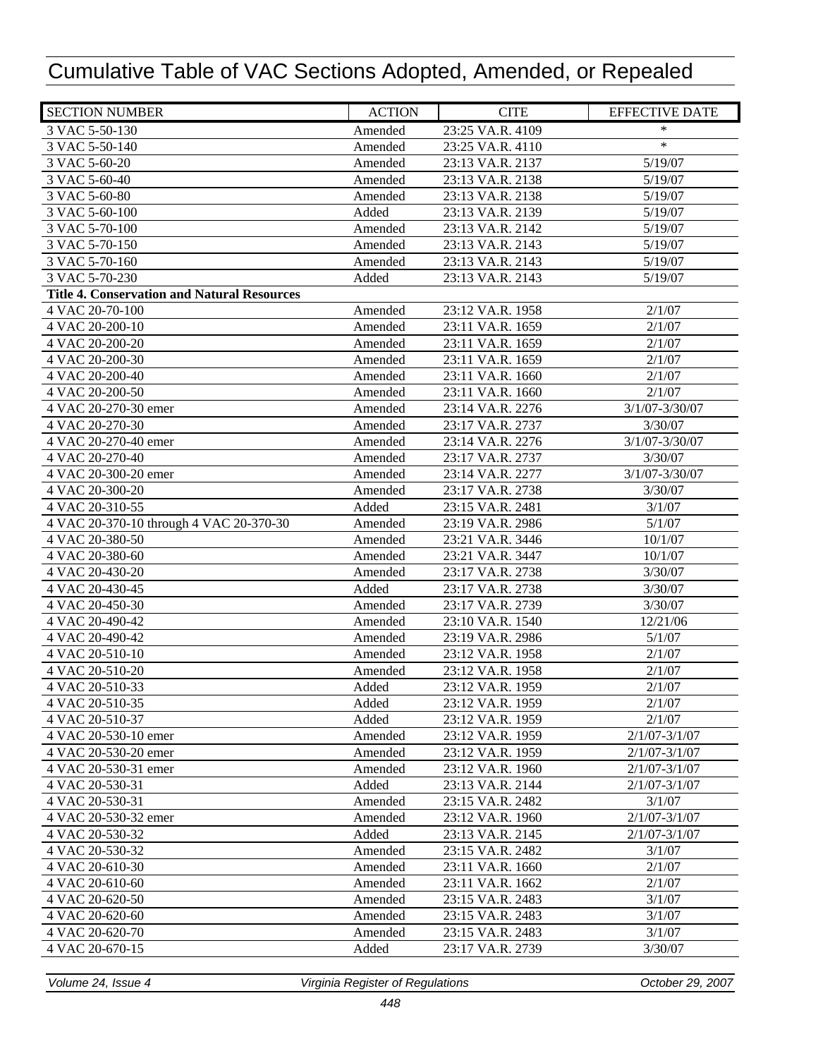# Cumulative Table of VAC Sections Adopted, Amended, or Repealed

| SECTION NUMBER | ACTION | CITE | EFFECTIVE DATE |
|---|---|---|---|
| 3 VAC 5-50-130 | Amended | 23:25 VA.R. 4109 | * |
| 3 VAC 5-50-140 | Amended | 23:25 VA.R. 4110 | * |
| 3 VAC 5-60-20 | Amended | 23:13 VA.R. 2137 | 5/19/07 |
| 3 VAC 5-60-40 | Amended | 23:13 VA.R. 2138 | 5/19/07 |
| 3 VAC 5-60-80 | Amended | 23:13 VA.R. 2138 | 5/19/07 |
| 3 VAC 5-60-100 | Added | 23:13 VA.R. 2139 | 5/19/07 |
| 3 VAC 5-70-100 | Amended | 23:13 VA.R. 2142 | 5/19/07 |
| 3 VAC 5-70-150 | Amended | 23:13 VA.R. 2143 | 5/19/07 |
| 3 VAC 5-70-160 | Amended | 23:13 VA.R. 2143 | 5/19/07 |
| 3 VAC 5-70-230 | Added | 23:13 VA.R. 2143 | 5/19/07 |
| **Title 4. Conservation and Natural Resources** | | | |
| 4 VAC 20-70-100 | Amended | 23:12 VA.R. 1958 | 2/1/07 |
| 4 VAC 20-200-10 | Amended | 23:11 VA.R. 1659 | 2/1/07 |
| 4 VAC 20-200-20 | Amended | 23:11 VA.R. 1659 | 2/1/07 |
| 4 VAC 20-200-30 | Amended | 23:11 VA.R. 1659 | 2/1/07 |
| 4 VAC 20-200-40 | Amended | 23:11 VA.R. 1660 | 2/1/07 |
| 4 VAC 20-200-50 | Amended | 23:11 VA.R. 1660 | 2/1/07 |
| 4 VAC 20-270-30 emer | Amended | 23:14 VA.R. 2276 | 3/1/07-3/30/07 |
| 4 VAC 20-270-30 | Amended | 23:17 VA.R. 2737 | 3/30/07 |
| 4 VAC 20-270-40 emer | Amended | 23:14 VA.R. 2276 | 3/1/07-3/30/07 |
| 4 VAC 20-270-40 | Amended | 23:17 VA.R. 2737 | 3/30/07 |
| 4 VAC 20-300-20 emer | Amended | 23:14 VA.R. 2277 | 3/1/07-3/30/07 |
| 4 VAC 20-300-20 | Amended | 23:17 VA.R. 2738 | 3/30/07 |
| 4 VAC 20-310-55 | Added | 23:15 VA.R. 2481 | 3/1/07 |
| 4 VAC 20-370-10 through 4 VAC 20-370-30 | Amended | 23:19 VA.R. 2986 | 5/1/07 |
| 4 VAC 20-380-50 | Amended | 23:21 VA.R. 3446 | 10/1/07 |
| 4 VAC 20-380-60 | Amended | 23:21 VA.R. 3447 | 10/1/07 |
| 4 VAC 20-430-20 | Amended | 23:17 VA.R. 2738 | 3/30/07 |
| 4 VAC 20-430-45 | Added | 23:17 VA.R. 2738 | 3/30/07 |
| 4 VAC 20-450-30 | Amended | 23:17 VA.R. 2739 | 3/30/07 |
| 4 VAC 20-490-42 | Amended | 23:10 VA.R. 1540 | 12/21/06 |
| 4 VAC 20-490-42 | Amended | 23:19 VA.R. 2986 | 5/1/07 |
| 4 VAC 20-510-10 | Amended | 23:12 VA.R. 1958 | 2/1/07 |
| 4 VAC 20-510-20 | Amended | 23:12 VA.R. 1958 | 2/1/07 |
| 4 VAC 20-510-33 | Added | 23:12 VA.R. 1959 | 2/1/07 |
| 4 VAC 20-510-35 | Added | 23:12 VA.R. 1959 | 2/1/07 |
| 4 VAC 20-510-37 | Added | 23:12 VA.R. 1959 | 2/1/07 |
| 4 VAC 20-530-10 emer | Amended | 23:12 VA.R. 1959 | 2/1/07-3/1/07 |
| 4 VAC 20-530-20 emer | Amended | 23:12 VA.R. 1959 | 2/1/07-3/1/07 |
| 4 VAC 20-530-31 emer | Amended | 23:12 VA.R. 1960 | 2/1/07-3/1/07 |
| 4 VAC 20-530-31 | Added | 23:13 VA.R. 2144 | 2/1/07-3/1/07 |
| 4 VAC 20-530-31 | Amended | 23:15 VA.R. 2482 | 3/1/07 |
| 4 VAC 20-530-32 emer | Amended | 23:12 VA.R. 1960 | 2/1/07-3/1/07 |
| 4 VAC 20-530-32 | Added | 23:13 VA.R. 2145 | 2/1/07-3/1/07 |
| 4 VAC 20-530-32 | Amended | 23:15 VA.R. 2482 | 3/1/07 |
| 4 VAC 20-610-30 | Amended | 23:11 VA.R. 1660 | 2/1/07 |
| 4 VAC 20-610-60 | Amended | 23:11 VA.R. 1662 | 2/1/07 |
| 4 VAC 20-620-50 | Amended | 23:15 VA.R. 2483 | 3/1/07 |
| 4 VAC 20-620-60 | Amended | 23:15 VA.R. 2483 | 3/1/07 |
| 4 VAC 20-620-70 | Amended | 23:15 VA.R. 2483 | 3/1/07 |
| 4 VAC 20-670-15 | Added | 23:17 VA.R. 2739 | 3/30/07 |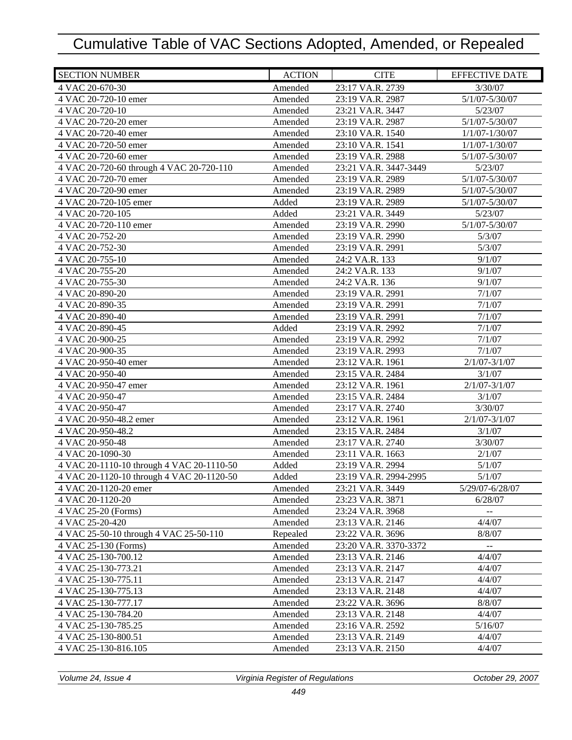# Cumulative Table of VAC Sections Adopted, Amended, or Repealed

| SECTION NUMBER | ACTION | CITE | EFFECTIVE DATE |
|---|---|---|---|
| 4 VAC 20-670-30 | Amended | 23:17 VA.R. 2739 | 3/30/07 |
| 4 VAC 20-720-10 emer | Amended | 23:19 VA.R. 2987 | 5/1/07-5/30/07 |
| 4 VAC 20-720-10 | Amended | 23:21 VA.R. 3447 | 5/23/07 |
| 4 VAC 20-720-20 emer | Amended | 23:19 VA.R. 2987 | 5/1/07-5/30/07 |
| 4 VAC 20-720-40 emer | Amended | 23:10 VA.R. 1540 | 1/1/07-1/30/07 |
| 4 VAC 20-720-50 emer | Amended | 23:10 VA.R. 1541 | 1/1/07-1/30/07 |
| 4 VAC 20-720-60 emer | Amended | 23:19 VA.R. 2988 | 5/1/07-5/30/07 |
| 4 VAC 20-720-60 through 4 VAC 20-720-110 | Amended | 23:21 VA.R. 3447-3449 | 5/23/07 |
| 4 VAC 20-720-70 emer | Amended | 23:19 VA.R. 2989 | 5/1/07-5/30/07 |
| 4 VAC 20-720-90 emer | Amended | 23:19 VA.R. 2989 | 5/1/07-5/30/07 |
| 4 VAC 20-720-105 emer | Added | 23:19 VA.R. 2989 | 5/1/07-5/30/07 |
| 4 VAC 20-720-105 | Added | 23:21 VA.R. 3449 | 5/23/07 |
| 4 VAC 20-720-110 emer | Amended | 23:19 VA.R. 2990 | 5/1/07-5/30/07 |
| 4 VAC 20-752-20 | Amended | 23:19 VA.R. 2990 | 5/3/07 |
| 4 VAC 20-752-30 | Amended | 23:19 VA.R. 2991 | 5/3/07 |
| 4 VAC 20-755-10 | Amended | 24:2 VA.R. 133 | 9/1/07 |
| 4 VAC 20-755-20 | Amended | 24:2 VA.R. 133 | 9/1/07 |
| 4 VAC 20-755-30 | Amended | 24:2 VA.R. 136 | 9/1/07 |
| 4 VAC 20-890-20 | Amended | 23:19 VA.R. 2991 | 7/1/07 |
| 4 VAC 20-890-35 | Amended | 23:19 VA.R. 2991 | 7/1/07 |
| 4 VAC 20-890-40 | Amended | 23:19 VA.R. 2991 | 7/1/07 |
| 4 VAC 20-890-45 | Added | 23:19 VA.R. 2992 | 7/1/07 |
| 4 VAC 20-900-25 | Amended | 23:19 VA.R. 2992 | 7/1/07 |
| 4 VAC 20-900-35 | Amended | 23:19 VA.R. 2993 | 7/1/07 |
| 4 VAC 20-950-40 emer | Amended | 23:12 VA.R. 1961 | 2/1/07-3/1/07 |
| 4 VAC 20-950-40 | Amended | 23:15 VA.R. 2484 | 3/1/07 |
| 4 VAC 20-950-47 emer | Amended | 23:12 VA.R. 1961 | 2/1/07-3/1/07 |
| 4 VAC 20-950-47 | Amended | 23:15 VA.R. 2484 | 3/1/07 |
| 4 VAC 20-950-47 | Amended | 23:17 VA.R. 2740 | 3/30/07 |
| 4 VAC 20-950-48.2 emer | Amended | 23:12 VA.R. 1961 | 2/1/07-3/1/07 |
| 4 VAC 20-950-48.2 | Amended | 23:15 VA.R. 2484 | 3/1/07 |
| 4 VAC 20-950-48 | Amended | 23:17 VA.R. 2740 | 3/30/07 |
| 4 VAC 20-1090-30 | Amended | 23:11 VA.R. 1663 | 2/1/07 |
| 4 VAC 20-1110-10 through 4 VAC 20-1110-50 | Added | 23:19 VA.R. 2994 | 5/1/07 |
| 4 VAC 20-1120-10 through 4 VAC 20-1120-50 | Added | 23:19 VA.R. 2994-2995 | 5/1/07 |
| 4 VAC 20-1120-20 emer | Amended | 23:21 VA.R. 3449 | 5/29/07-6/28/07 |
| 4 VAC 20-1120-20 | Amended | 23:23 VA.R. 3871 | 6/28/07 |
| 4 VAC 25-20 (Forms) | Amended | 23:24 VA.R. 3968 | -- |
| 4 VAC 25-20-420 | Amended | 23:13 VA.R. 2146 | 4/4/07 |
| 4 VAC 25-50-10 through 4 VAC 25-50-110 | Repealed | 23:22 VA.R. 3696 | 8/8/07 |
| 4 VAC 25-130 (Forms) | Amended | 23:20 VA.R. 3370-3372 | -- |
| 4 VAC 25-130-700.12 | Amended | 23:13 VA.R. 2146 | 4/4/07 |
| 4 VAC 25-130-773.21 | Amended | 23:13 VA.R. 2147 | 4/4/07 |
| 4 VAC 25-130-775.11 | Amended | 23:13 VA.R. 2147 | 4/4/07 |
| 4 VAC 25-130-775.13 | Amended | 23:13 VA.R. 2148 | 4/4/07 |
| 4 VAC 25-130-777.17 | Amended | 23:22 VA.R. 3696 | 8/8/07 |
| 4 VAC 25-130-784.20 | Amended | 23:13 VA.R. 2148 | 4/4/07 |
| 4 VAC 25-130-785.25 | Amended | 23:16 VA.R. 2592 | 5/16/07 |
| 4 VAC 25-130-800.51 | Amended | 23:13 VA.R. 2149 | 4/4/07 |
| 4 VAC 25-130-816.105 | Amended | 23:13 VA.R. 2150 | 4/4/07 |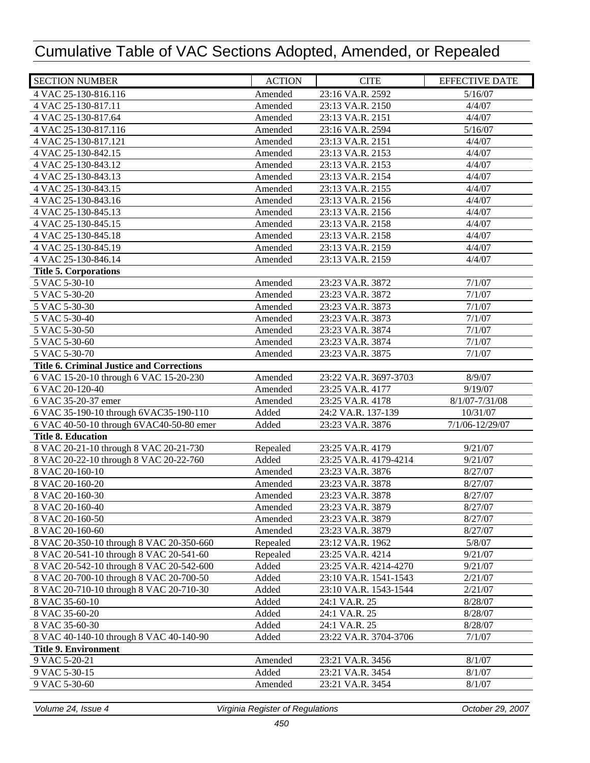# Cumulative Table of VAC Sections Adopted, Amended, or Repealed

| SECTION NUMBER | ACTION | CITE | EFFECTIVE DATE |
|---|---|---|---|
| 4 VAC 25-130-816.116 | Amended | 23:16 VA.R. 2592 | 5/16/07 |
| 4 VAC 25-130-817.11 | Amended | 23:13 VA.R. 2150 | 4/4/07 |
| 4 VAC 25-130-817.64 | Amended | 23:13 VA.R. 2151 | 4/4/07 |
| 4 VAC 25-130-817.116 | Amended | 23:16 VA.R. 2594 | 5/16/07 |
| 4 VAC 25-130-817.121 | Amended | 23:13 VA.R. 2151 | 4/4/07 |
| 4 VAC 25-130-842.15 | Amended | 23:13 VA.R. 2153 | 4/4/07 |
| 4 VAC 25-130-843.12 | Amended | 23:13 VA.R. 2153 | 4/4/07 |
| 4 VAC 25-130-843.13 | Amended | 23:13 VA.R. 2154 | 4/4/07 |
| 4 VAC 25-130-843.15 | Amended | 23:13 VA.R. 2155 | 4/4/07 |
| 4 VAC 25-130-843.16 | Amended | 23:13 VA.R. 2156 | 4/4/07 |
| 4 VAC 25-130-845.13 | Amended | 23:13 VA.R. 2156 | 4/4/07 |
| 4 VAC 25-130-845.15 | Amended | 23:13 VA.R. 2158 | 4/4/07 |
| 4 VAC 25-130-845.18 | Amended | 23:13 VA.R. 2158 | 4/4/07 |
| 4 VAC 25-130-845.19 | Amended | 23:13 VA.R. 2159 | 4/4/07 |
| 4 VAC 25-130-846.14 | Amended | 23:13 VA.R. 2159 | 4/4/07 |
| **Title 5. Corporations** | | | |
| 5 VAC 5-30-10 | Amended | 23:23 VA.R. 3872 | 7/1/07 |
| 5 VAC 5-30-20 | Amended | 23:23 VA.R. 3872 | 7/1/07 |
| 5 VAC 5-30-30 | Amended | 23:23 VA.R. 3873 | 7/1/07 |
| 5 VAC 5-30-40 | Amended | 23:23 VA.R. 3873 | 7/1/07 |
| 5 VAC 5-30-50 | Amended | 23:23 VA.R. 3874 | 7/1/07 |
| 5 VAC 5-30-60 | Amended | 23:23 VA.R. 3874 | 7/1/07 |
| 5 VAC 5-30-70 | Amended | 23:23 VA.R. 3875 | 7/1/07 |
| **Title 6. Criminal Justice and Corrections** | | | |
| 6 VAC 15-20-10 through 6 VAC 15-20-230 | Amended | 23:22 VA.R. 3697-3703 | 8/9/07 |
| 6 VAC 20-120-40 | Amended | 23:25 VA.R. 4177 | 9/19/07 |
| 6 VAC 35-20-37 emer | Amended | 23:25 VA.R. 4178 | 8/1/07-7/31/08 |
| 6 VAC 35-190-10 through 6VAC35-190-110 | Added | 24:2 VA.R. 137-139 | 10/31/07 |
| 6 VAC 40-50-10 through 6VAC40-50-80 emer | Added | 23:23 VA.R. 3876 | 7/1/06-12/29/07 |
| **Title 8. Education** | | | |
| 8 VAC 20-21-10 through 8 VAC 20-21-730 | Repealed | 23:25 VA.R. 4179 | 9/21/07 |
| 8 VAC 20-22-10 through 8 VAC 20-22-760 | Added | 23:25 VA.R. 4179-4214 | 9/21/07 |
| 8 VAC 20-160-10 | Amended | 23:23 VA.R. 3876 | 8/27/07 |
| 8 VAC 20-160-20 | Amended | 23:23 VA.R. 3878 | 8/27/07 |
| 8 VAC 20-160-30 | Amended | 23:23 VA.R. 3878 | 8/27/07 |
| 8 VAC 20-160-40 | Amended | 23:23 VA.R. 3879 | 8/27/07 |
| 8 VAC 20-160-50 | Amended | 23:23 VA.R. 3879 | 8/27/07 |
| 8 VAC 20-160-60 | Amended | 23:23 VA.R. 3879 | 8/27/07 |
| 8 VAC 20-350-10 through 8 VAC 20-350-660 | Repealed | 23:12 VA.R. 1962 | 5/8/07 |
| 8 VAC 20-541-10 through 8 VAC 20-541-60 | Repealed | 23:25 VA.R. 4214 | 9/21/07 |
| 8 VAC 20-542-10 through 8 VAC 20-542-600 | Added | 23:25 VA.R. 4214-4270 | 9/21/07 |
| 8 VAC 20-700-10 through 8 VAC 20-700-50 | Added | 23:10 VA.R. 1541-1543 | 2/21/07 |
| 8 VAC 20-710-10 through 8 VAC 20-710-30 | Added | 23:10 VA.R. 1543-1544 | 2/21/07 |
| 8 VAC 35-60-10 | Added | 24:1 VA.R. 25 | 8/28/07 |
| 8 VAC 35-60-20 | Added | 24:1 VA.R. 25 | 8/28/07 |
| 8 VAC 35-60-30 | Added | 24:1 VA.R. 25 | 8/28/07 |
| 8 VAC 40-140-10 through 8 VAC 40-140-90 | Added | 23:22 VA.R. 3704-3706 | 7/1/07 |
| **Title 9. Environment** | | | |
| 9 VAC 5-20-21 | Amended | 23:21 VA.R. 3456 | 8/1/07 |
| 9 VAC 5-30-15 | Added | 23:21 VA.R. 3454 | 8/1/07 |
| 9 VAC 5-30-60 | Amended | 23:21 VA.R. 3454 | 8/1/07 |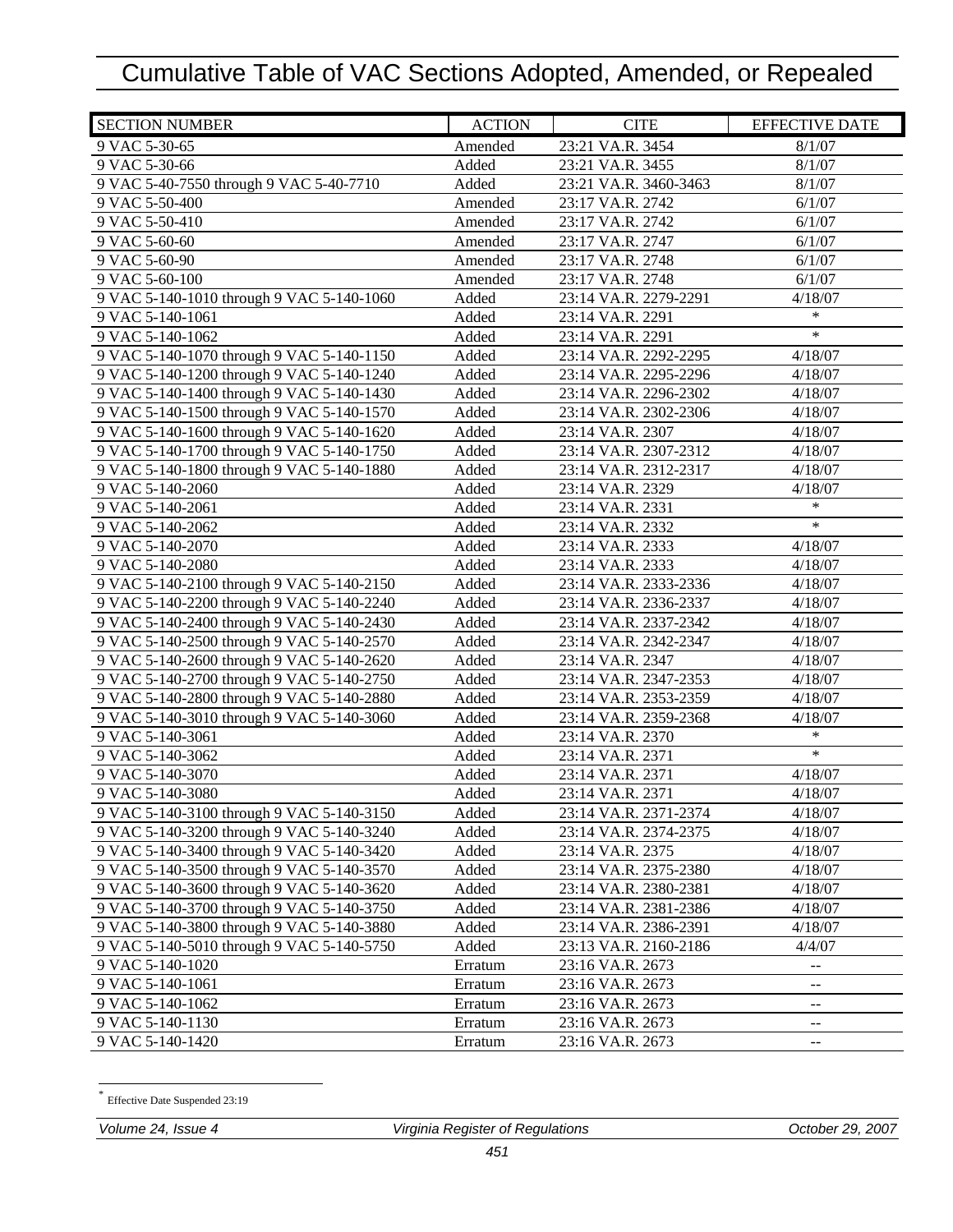# Cumulative Table of VAC Sections Adopted, Amended, or Repealed

| SECTION NUMBER | ACTION | CITE | EFFECTIVE DATE |
|---|---|---|---|
| 9 VAC 5-30-65 | Amended | 23:21 VA.R. 3454 | 8/1/07 |
| 9 VAC 5-30-66 | Added | 23:21 VA.R. 3455 | 8/1/07 |
| 9 VAC 5-40-7550 through 9 VAC 5-40-7710 | Added | 23:21 VA.R. 3460-3463 | 8/1/07 |
| 9 VAC 5-50-400 | Amended | 23:17 VA.R. 2742 | 6/1/07 |
| 9 VAC 5-50-410 | Amended | 23:17 VA.R. 2742 | 6/1/07 |
| 9 VAC 5-60-60 | Amended | 23:17 VA.R. 2747 | 6/1/07 |
| 9 VAC 5-60-90 | Amended | 23:17 VA.R. 2748 | 6/1/07 |
| 9 VAC 5-60-100 | Amended | 23:17 VA.R. 2748 | 6/1/07 |
| 9 VAC 5-140-1010 through 9 VAC 5-140-1060 | Added | 23:14 VA.R. 2279-2291 | 4/18/07 |
| 9 VAC 5-140-1061 | Added | 23:14 VA.R. 2291 | * |
| 9 VAC 5-140-1062 | Added | 23:14 VA.R. 2291 | * |
| 9 VAC 5-140-1070 through 9 VAC 5-140-1150 | Added | 23:14 VA.R. 2292-2295 | 4/18/07 |
| 9 VAC 5-140-1200 through 9 VAC 5-140-1240 | Added | 23:14 VA.R. 2295-2296 | 4/18/07 |
| 9 VAC 5-140-1400 through 9 VAC 5-140-1430 | Added | 23:14 VA.R. 2296-2302 | 4/18/07 |
| 9 VAC 5-140-1500 through 9 VAC 5-140-1570 | Added | 23:14 VA.R. 2302-2306 | 4/18/07 |
| 9 VAC 5-140-1600 through 9 VAC 5-140-1620 | Added | 23:14 VA.R. 2307 | 4/18/07 |
| 9 VAC 5-140-1700 through 9 VAC 5-140-1750 | Added | 23:14 VA.R. 2307-2312 | 4/18/07 |
| 9 VAC 5-140-1800 through 9 VAC 5-140-1880 | Added | 23:14 VA.R. 2312-2317 | 4/18/07 |
| 9 VAC 5-140-2060 | Added | 23:14 VA.R. 2329 | 4/18/07 |
| 9 VAC 5-140-2061 | Added | 23:14 VA.R. 2331 | * |
| 9 VAC 5-140-2062 | Added | 23:14 VA.R. 2332 | * |
| 9 VAC 5-140-2070 | Added | 23:14 VA.R. 2333 | 4/18/07 |
| 9 VAC 5-140-2080 | Added | 23:14 VA.R. 2333 | 4/18/07 |
| 9 VAC 5-140-2100 through 9 VAC 5-140-2150 | Added | 23:14 VA.R. 2333-2336 | 4/18/07 |
| 9 VAC 5-140-2200 through 9 VAC 5-140-2240 | Added | 23:14 VA.R. 2336-2337 | 4/18/07 |
| 9 VAC 5-140-2400 through 9 VAC 5-140-2430 | Added | 23:14 VA.R. 2337-2342 | 4/18/07 |
| 9 VAC 5-140-2500 through 9 VAC 5-140-2570 | Added | 23:14 VA.R. 2342-2347 | 4/18/07 |
| 9 VAC 5-140-2600 through 9 VAC 5-140-2620 | Added | 23:14 VA.R. 2347 | 4/18/07 |
| 9 VAC 5-140-2700 through 9 VAC 5-140-2750 | Added | 23:14 VA.R. 2347-2353 | 4/18/07 |
| 9 VAC 5-140-2800 through 9 VAC 5-140-2880 | Added | 23:14 VA.R. 2353-2359 | 4/18/07 |
| 9 VAC 5-140-3010 through 9 VAC 5-140-3060 | Added | 23:14 VA.R. 2359-2368 | 4/18/07 |
| 9 VAC 5-140-3061 | Added | 23:14 VA.R. 2370 | * |
| 9 VAC 5-140-3062 | Added | 23:14 VA.R. 2371 | * |
| 9 VAC 5-140-3070 | Added | 23:14 VA.R. 2371 | 4/18/07 |
| 9 VAC 5-140-3080 | Added | 23:14 VA.R. 2371 | 4/18/07 |
| 9 VAC 5-140-3100 through 9 VAC 5-140-3150 | Added | 23:14 VA.R. 2371-2374 | 4/18/07 |
| 9 VAC 5-140-3200 through 9 VAC 5-140-3240 | Added | 23:14 VA.R. 2374-2375 | 4/18/07 |
| 9 VAC 5-140-3400 through 9 VAC 5-140-3420 | Added | 23:14 VA.R. 2375 | 4/18/07 |
| 9 VAC 5-140-3500 through 9 VAC 5-140-3570 | Added | 23:14 VA.R. 2375-2380 | 4/18/07 |
| 9 VAC 5-140-3600 through 9 VAC 5-140-3620 | Added | 23:14 VA.R. 2380-2381 | 4/18/07 |
| 9 VAC 5-140-3700 through 9 VAC 5-140-3750 | Added | 23:14 VA.R. 2381-2386 | 4/18/07 |
| 9 VAC 5-140-3800 through 9 VAC 5-140-3880 | Added | 23:14 VA.R. 2386-2391 | 4/18/07 |
| 9 VAC 5-140-5010 through 9 VAC 5-140-5750 | Added | 23:13 VA.R. 2160-2186 | 4/4/07 |
| 9 VAC 5-140-1020 | Erratum | 23:16 VA.R. 2673 | -- |
| 9 VAC 5-140-1061 | Erratum | 23:16 VA.R. 2673 | -- |
| 9 VAC 5-140-1062 | Erratum | 23:16 VA.R. 2673 | -- |
| 9 VAC 5-140-1130 | Erratum | 23:16 VA.R. 2673 | -- |
| 9 VAC 5-140-1420 | Erratum | 23:16 VA.R. 2673 | -- |

* Effective Date Suspended 23:19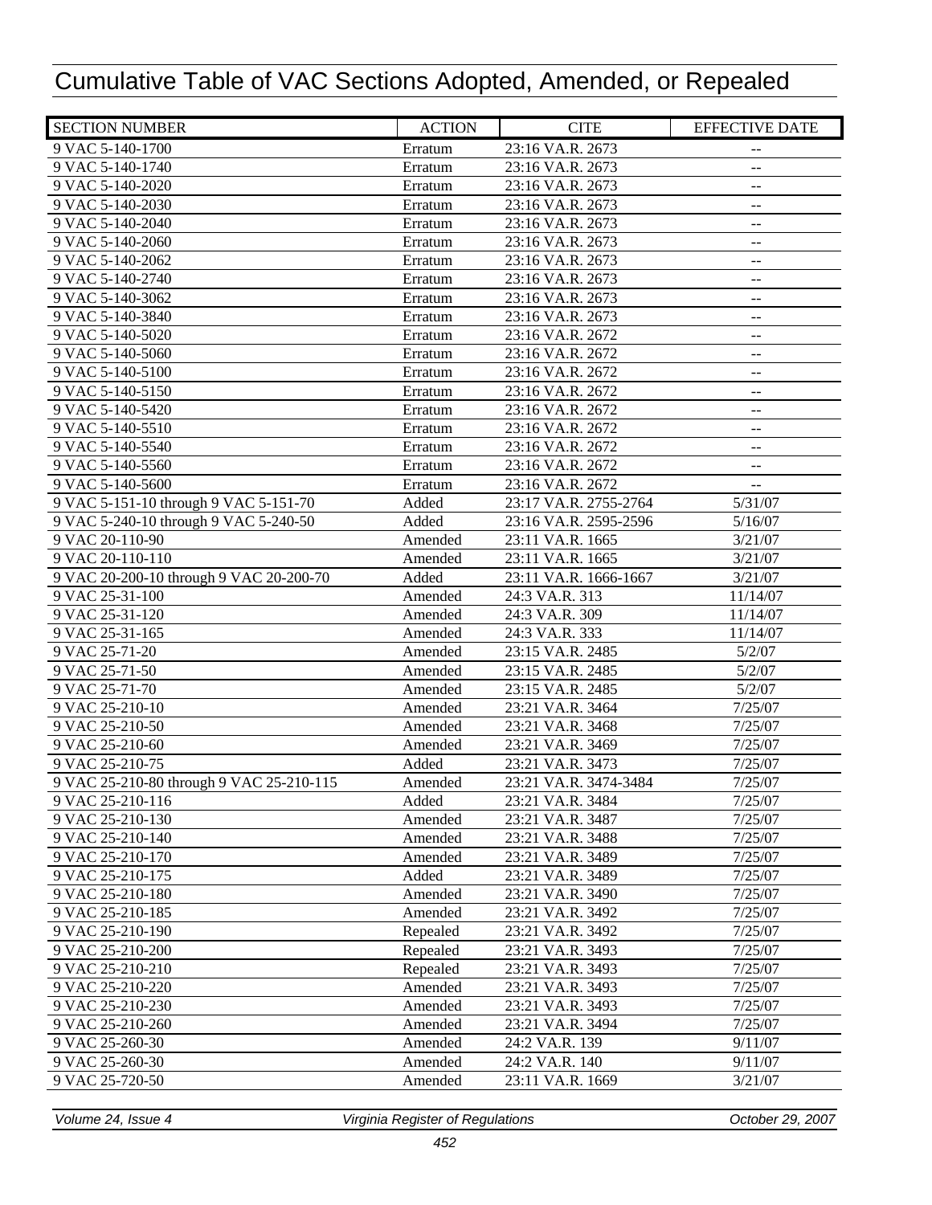# Cumulative Table of VAC Sections Adopted, Amended, or Repealed

| SECTION NUMBER | ACTION | CITE | EFFECTIVE DATE |
|---|---|---|---|
| 9 VAC 5-140-1700 | Erratum | 23:16 VA.R. 2673 | -- |
| 9 VAC 5-140-1740 | Erratum | 23:16 VA.R. 2673 | -- |
| 9 VAC 5-140-2020 | Erratum | 23:16 VA.R. 2673 | -- |
| 9 VAC 5-140-2030 | Erratum | 23:16 VA.R. 2673 | -- |
| 9 VAC 5-140-2040 | Erratum | 23:16 VA.R. 2673 | -- |
| 9 VAC 5-140-2060 | Erratum | 23:16 VA.R. 2673 | -- |
| 9 VAC 5-140-2062 | Erratum | 23:16 VA.R. 2673 | -- |
| 9 VAC 5-140-2740 | Erratum | 23:16 VA.R. 2673 | -- |
| 9 VAC 5-140-3062 | Erratum | 23:16 VA.R. 2673 | -- |
| 9 VAC 5-140-3840 | Erratum | 23:16 VA.R. 2673 | -- |
| 9 VAC 5-140-5020 | Erratum | 23:16 VA.R. 2672 | -- |
| 9 VAC 5-140-5060 | Erratum | 23:16 VA.R. 2672 | -- |
| 9 VAC 5-140-5100 | Erratum | 23:16 VA.R. 2672 | -- |
| 9 VAC 5-140-5150 | Erratum | 23:16 VA.R. 2672 | -- |
| 9 VAC 5-140-5420 | Erratum | 23:16 VA.R. 2672 | -- |
| 9 VAC 5-140-5510 | Erratum | 23:16 VA.R. 2672 | -- |
| 9 VAC 5-140-5540 | Erratum | 23:16 VA.R. 2672 | -- |
| 9 VAC 5-140-5560 | Erratum | 23:16 VA.R. 2672 | -- |
| 9 VAC 5-140-5600 | Erratum | 23:16 VA.R. 2672 | -- |
| 9 VAC 5-151-10 through 9 VAC 5-151-70 | Added | 23:17 VA.R. 2755-2764 | 5/31/07 |
| 9 VAC 5-240-10 through 9 VAC 5-240-50 | Added | 23:16 VA.R. 2595-2596 | 5/16/07 |
| 9 VAC 20-110-90 | Amended | 23:11 VA.R. 1665 | 3/21/07 |
| 9 VAC 20-110-110 | Amended | 23:11 VA.R. 1665 | 3/21/07 |
| 9 VAC 20-200-10 through 9 VAC 20-200-70 | Added | 23:11 VA.R. 1666-1667 | 3/21/07 |
| 9 VAC 25-31-100 | Amended | 24:3 VA.R. 313 | 11/14/07 |
| 9 VAC 25-31-120 | Amended | 24:3 VA.R. 309 | 11/14/07 |
| 9 VAC 25-31-165 | Amended | 24:3 VA.R. 333 | 11/14/07 |
| 9 VAC 25-71-20 | Amended | 23:15 VA.R. 2485 | 5/2/07 |
| 9 VAC 25-71-50 | Amended | 23:15 VA.R. 2485 | 5/2/07 |
| 9 VAC 25-71-70 | Amended | 23:15 VA.R. 2485 | 5/2/07 |
| 9 VAC 25-210-10 | Amended | 23:21 VA.R. 3464 | 7/25/07 |
| 9 VAC 25-210-50 | Amended | 23:21 VA.R. 3468 | 7/25/07 |
| 9 VAC 25-210-60 | Amended | 23:21 VA.R. 3469 | 7/25/07 |
| 9 VAC 25-210-75 | Added | 23:21 VA.R. 3473 | 7/25/07 |
| 9 VAC 25-210-80 through 9 VAC 25-210-115 | Amended | 23:21 VA.R. 3474-3484 | 7/25/07 |
| 9 VAC 25-210-116 | Added | 23:21 VA.R. 3484 | 7/25/07 |
| 9 VAC 25-210-130 | Amended | 23:21 VA.R. 3487 | 7/25/07 |
| 9 VAC 25-210-140 | Amended | 23:21 VA.R. 3488 | 7/25/07 |
| 9 VAC 25-210-170 | Amended | 23:21 VA.R. 3489 | 7/25/07 |
| 9 VAC 25-210-175 | Added | 23:21 VA.R. 3489 | 7/25/07 |
| 9 VAC 25-210-180 | Amended | 23:21 VA.R. 3490 | 7/25/07 |
| 9 VAC 25-210-185 | Amended | 23:21 VA.R. 3492 | 7/25/07 |
| 9 VAC 25-210-190 | Repealed | 23:21 VA.R. 3492 | 7/25/07 |
| 9 VAC 25-210-200 | Repealed | 23:21 VA.R. 3493 | 7/25/07 |
| 9 VAC 25-210-210 | Repealed | 23:21 VA.R. 3493 | 7/25/07 |
| 9 VAC 25-210-220 | Amended | 23:21 VA.R. 3493 | 7/25/07 |
| 9 VAC 25-210-230 | Amended | 23:21 VA.R. 3493 | 7/25/07 |
| 9 VAC 25-210-260 | Amended | 23:21 VA.R. 3494 | 7/25/07 |
| 9 VAC 25-260-30 | Amended | 24:2 VA.R. 139 | 9/11/07 |
| 9 VAC 25-260-30 | Amended | 24:2 VA.R. 140 | 9/11/07 |
| 9 VAC 25-720-50 | Amended | 23:11 VA.R. 1669 | 3/21/07 |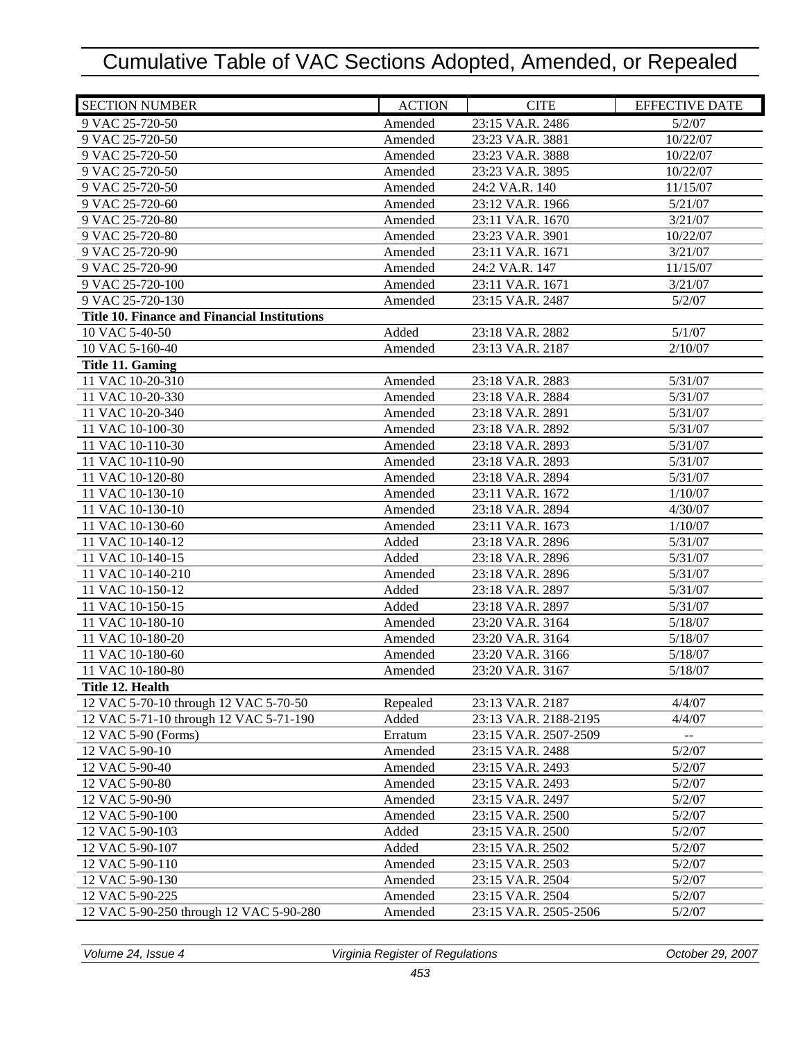# Cumulative Table of VAC Sections Adopted, Amended, or Repealed

| SECTION NUMBER | ACTION | CITE | EFFECTIVE DATE |
|---|---|---|---|
| 9 VAC 25-720-50 | Amended | 23:15 VA.R. 2486 | 5/2/07 |
| 9 VAC 25-720-50 | Amended | 23:23 VA.R. 3881 | 10/22/07 |
| 9 VAC 25-720-50 | Amended | 23:23 VA.R. 3888 | 10/22/07 |
| 9 VAC 25-720-50 | Amended | 23:23 VA.R. 3895 | 10/22/07 |
| 9 VAC 25-720-50 | Amended | 24:2 VA.R. 140 | 11/15/07 |
| 9 VAC 25-720-60 | Amended | 23:12 VA.R. 1966 | 5/21/07 |
| 9 VAC 25-720-80 | Amended | 23:11 VA.R. 1670 | 3/21/07 |
| 9 VAC 25-720-80 | Amended | 23:23 VA.R. 3901 | 10/22/07 |
| 9 VAC 25-720-90 | Amended | 23:11 VA.R. 1671 | 3/21/07 |
| 9 VAC 25-720-90 | Amended | 24:2 VA.R. 147 | 11/15/07 |
| 9 VAC 25-720-100 | Amended | 23:11 VA.R. 1671 | 3/21/07 |
| 9 VAC 25-720-130 | Amended | 23:15 VA.R. 2487 | 5/2/07 |
| **Title 10. Finance and Financial Institutions** | | | |
| 10 VAC 5-40-50 | Added | 23:18 VA.R. 2882 | 5/1/07 |
| 10 VAC 5-160-40 | Amended | 23:13 VA.R. 2187 | 2/10/07 |
| **Title 11. Gaming** | | | |
| 11 VAC 10-20-310 | Amended | 23:18 VA.R. 2883 | 5/31/07 |
| 11 VAC 10-20-330 | Amended | 23:18 VA.R. 2884 | 5/31/07 |
| 11 VAC 10-20-340 | Amended | 23:18 VA.R. 2891 | 5/31/07 |
| 11 VAC 10-100-30 | Amended | 23:18 VA.R. 2892 | 5/31/07 |
| 11 VAC 10-110-30 | Amended | 23:18 VA.R. 2893 | 5/31/07 |
| 11 VAC 10-110-90 | Amended | 23:18 VA.R. 2893 | 5/31/07 |
| 11 VAC 10-120-80 | Amended | 23:18 VA.R. 2894 | 5/31/07 |
| 11 VAC 10-130-10 | Amended | 23:11 VA.R. 1672 | 1/10/07 |
| 11 VAC 10-130-10 | Amended | 23:18 VA.R. 2894 | 4/30/07 |
| 11 VAC 10-130-60 | Amended | 23:11 VA.R. 1673 | 1/10/07 |
| 11 VAC 10-140-12 | Added | 23:18 VA.R. 2896 | 5/31/07 |
| 11 VAC 10-140-15 | Added | 23:18 VA.R. 2896 | 5/31/07 |
| 11 VAC 10-140-210 | Amended | 23:18 VA.R. 2896 | 5/31/07 |
| 11 VAC 10-150-12 | Added | 23:18 VA.R. 2897 | 5/31/07 |
| 11 VAC 10-150-15 | Added | 23:18 VA.R. 2897 | 5/31/07 |
| 11 VAC 10-180-10 | Amended | 23:20 VA.R. 3164 | 5/18/07 |
| 11 VAC 10-180-20 | Amended | 23:20 VA.R. 3164 | 5/18/07 |
| 11 VAC 10-180-60 | Amended | 23:20 VA.R. 3166 | 5/18/07 |
| 11 VAC 10-180-80 | Amended | 23:20 VA.R. 3167 | 5/18/07 |
| **Title 12. Health** | | | |
| 12 VAC 5-70-10 through 12 VAC 5-70-50 | Repealed | 23:13 VA.R. 2187 | 4/4/07 |
| 12 VAC 5-71-10 through 12 VAC 5-71-190 | Added | 23:13 VA.R. 2188-2195 | 4/4/07 |
| 12 VAC 5-90 (Forms) | Erratum | 23:15 VA.R. 2507-2509 | -- |
| 12 VAC 5-90-10 | Amended | 23:15 VA.R. 2488 | 5/2/07 |
| 12 VAC 5-90-40 | Amended | 23:15 VA.R. 2493 | 5/2/07 |
| 12 VAC 5-90-80 | Amended | 23:15 VA.R. 2493 | 5/2/07 |
| 12 VAC 5-90-90 | Amended | 23:15 VA.R. 2497 | 5/2/07 |
| 12 VAC 5-90-100 | Amended | 23:15 VA.R. 2500 | 5/2/07 |
| 12 VAC 5-90-103 | Added | 23:15 VA.R. 2500 | 5/2/07 |
| 12 VAC 5-90-107 | Added | 23:15 VA.R. 2502 | 5/2/07 |
| 12 VAC 5-90-110 | Amended | 23:15 VA.R. 2503 | 5/2/07 |
| 12 VAC 5-90-130 | Amended | 23:15 VA.R. 2504 | 5/2/07 |
| 12 VAC 5-90-225 | Amended | 23:15 VA.R. 2504 | 5/2/07 |
| 12 VAC 5-90-250 through 12 VAC 5-90-280 | Amended | 23:15 VA.R. 2505-2506 | 5/2/07 |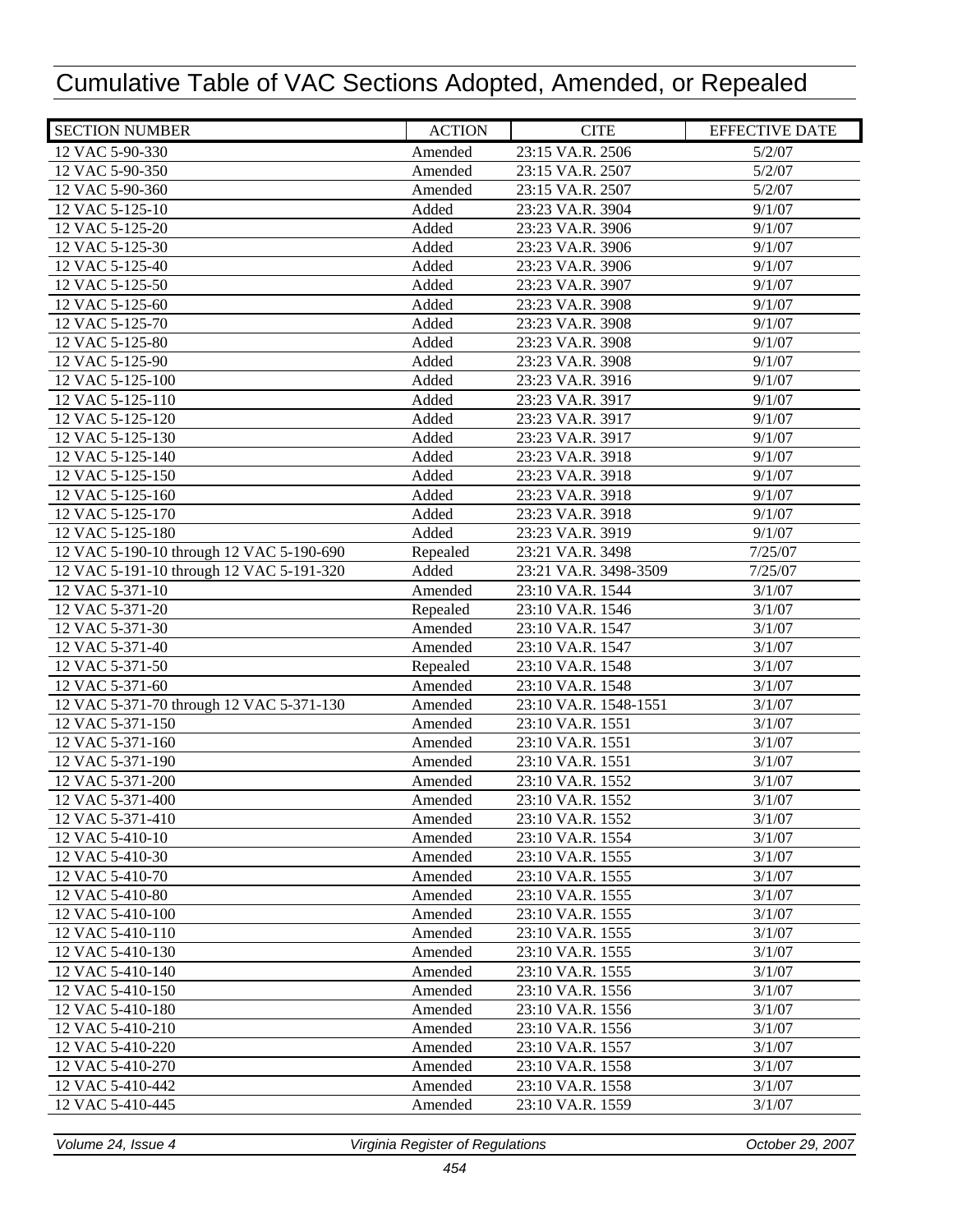# Cumulative Table of VAC Sections Adopted, Amended, or Repealed

| SECTION NUMBER | ACTION | CITE | EFFECTIVE DATE |
|---|---|---|---|
| 12 VAC 5-90-330 | Amended | 23:15 VA.R. 2506 | 5/2/07 |
| 12 VAC 5-90-350 | Amended | 23:15 VA.R. 2507 | 5/2/07 |
| 12 VAC 5-90-360 | Amended | 23:15 VA.R. 2507 | 5/2/07 |
| 12 VAC 5-125-10 | Added | 23:23 VA.R. 3904 | 9/1/07 |
| 12 VAC 5-125-20 | Added | 23:23 VA.R. 3906 | 9/1/07 |
| 12 VAC 5-125-30 | Added | 23:23 VA.R. 3906 | 9/1/07 |
| 12 VAC 5-125-40 | Added | 23:23 VA.R. 3906 | 9/1/07 |
| 12 VAC 5-125-50 | Added | 23:23 VA.R. 3907 | 9/1/07 |
| 12 VAC 5-125-60 | Added | 23:23 VA.R. 3908 | 9/1/07 |
| 12 VAC 5-125-70 | Added | 23:23 VA.R. 3908 | 9/1/07 |
| 12 VAC 5-125-80 | Added | 23:23 VA.R. 3908 | 9/1/07 |
| 12 VAC 5-125-90 | Added | 23:23 VA.R. 3908 | 9/1/07 |
| 12 VAC 5-125-100 | Added | 23:23 VA.R. 3916 | 9/1/07 |
| 12 VAC 5-125-110 | Added | 23:23 VA.R. 3917 | 9/1/07 |
| 12 VAC 5-125-120 | Added | 23:23 VA.R. 3917 | 9/1/07 |
| 12 VAC 5-125-130 | Added | 23:23 VA.R. 3917 | 9/1/07 |
| 12 VAC 5-125-140 | Added | 23:23 VA.R. 3918 | 9/1/07 |
| 12 VAC 5-125-150 | Added | 23:23 VA.R. 3918 | 9/1/07 |
| 12 VAC 5-125-160 | Added | 23:23 VA.R. 3918 | 9/1/07 |
| 12 VAC 5-125-170 | Added | 23:23 VA.R. 3918 | 9/1/07 |
| 12 VAC 5-125-180 | Added | 23:23 VA.R. 3919 | 9/1/07 |
| 12 VAC 5-190-10 through 12 VAC 5-190-690 | Repealed | 23:21 VA.R. 3498 | 7/25/07 |
| 12 VAC 5-191-10 through 12 VAC 5-191-320 | Added | 23:21 VA.R. 3498-3509 | 7/25/07 |
| 12 VAC 5-371-10 | Amended | 23:10 VA.R. 1544 | 3/1/07 |
| 12 VAC 5-371-20 | Repealed | 23:10 VA.R. 1546 | 3/1/07 |
| 12 VAC 5-371-30 | Amended | 23:10 VA.R. 1547 | 3/1/07 |
| 12 VAC 5-371-40 | Amended | 23:10 VA.R. 1547 | 3/1/07 |
| 12 VAC 5-371-50 | Repealed | 23:10 VA.R. 1548 | 3/1/07 |
| 12 VAC 5-371-60 | Amended | 23:10 VA.R. 1548 | 3/1/07 |
| 12 VAC 5-371-70 through 12 VAC 5-371-130 | Amended | 23:10 VA.R. 1548-1551 | 3/1/07 |
| 12 VAC 5-371-150 | Amended | 23:10 VA.R. 1551 | 3/1/07 |
| 12 VAC 5-371-160 | Amended | 23:10 VA.R. 1551 | 3/1/07 |
| 12 VAC 5-371-190 | Amended | 23:10 VA.R. 1551 | 3/1/07 |
| 12 VAC 5-371-200 | Amended | 23:10 VA.R. 1552 | 3/1/07 |
| 12 VAC 5-371-400 | Amended | 23:10 VA.R. 1552 | 3/1/07 |
| 12 VAC 5-371-410 | Amended | 23:10 VA.R. 1552 | 3/1/07 |
| 12 VAC 5-410-10 | Amended | 23:10 VA.R. 1554 | 3/1/07 |
| 12 VAC 5-410-30 | Amended | 23:10 VA.R. 1555 | 3/1/07 |
| 12 VAC 5-410-70 | Amended | 23:10 VA.R. 1555 | 3/1/07 |
| 12 VAC 5-410-80 | Amended | 23:10 VA.R. 1555 | 3/1/07 |
| 12 VAC 5-410-100 | Amended | 23:10 VA.R. 1555 | 3/1/07 |
| 12 VAC 5-410-110 | Amended | 23:10 VA.R. 1555 | 3/1/07 |
| 12 VAC 5-410-130 | Amended | 23:10 VA.R. 1555 | 3/1/07 |
| 12 VAC 5-410-140 | Amended | 23:10 VA.R. 1555 | 3/1/07 |
| 12 VAC 5-410-150 | Amended | 23:10 VA.R. 1556 | 3/1/07 |
| 12 VAC 5-410-180 | Amended | 23:10 VA.R. 1556 | 3/1/07 |
| 12 VAC 5-410-210 | Amended | 23:10 VA.R. 1556 | 3/1/07 |
| 12 VAC 5-410-220 | Amended | 23:10 VA.R. 1557 | 3/1/07 |
| 12 VAC 5-410-270 | Amended | 23:10 VA.R. 1558 | 3/1/07 |
| 12 VAC 5-410-442 | Amended | 23:10 VA.R. 1558 | 3/1/07 |
| 12 VAC 5-410-445 | Amended | 23:10 VA.R. 1559 | 3/1/07 |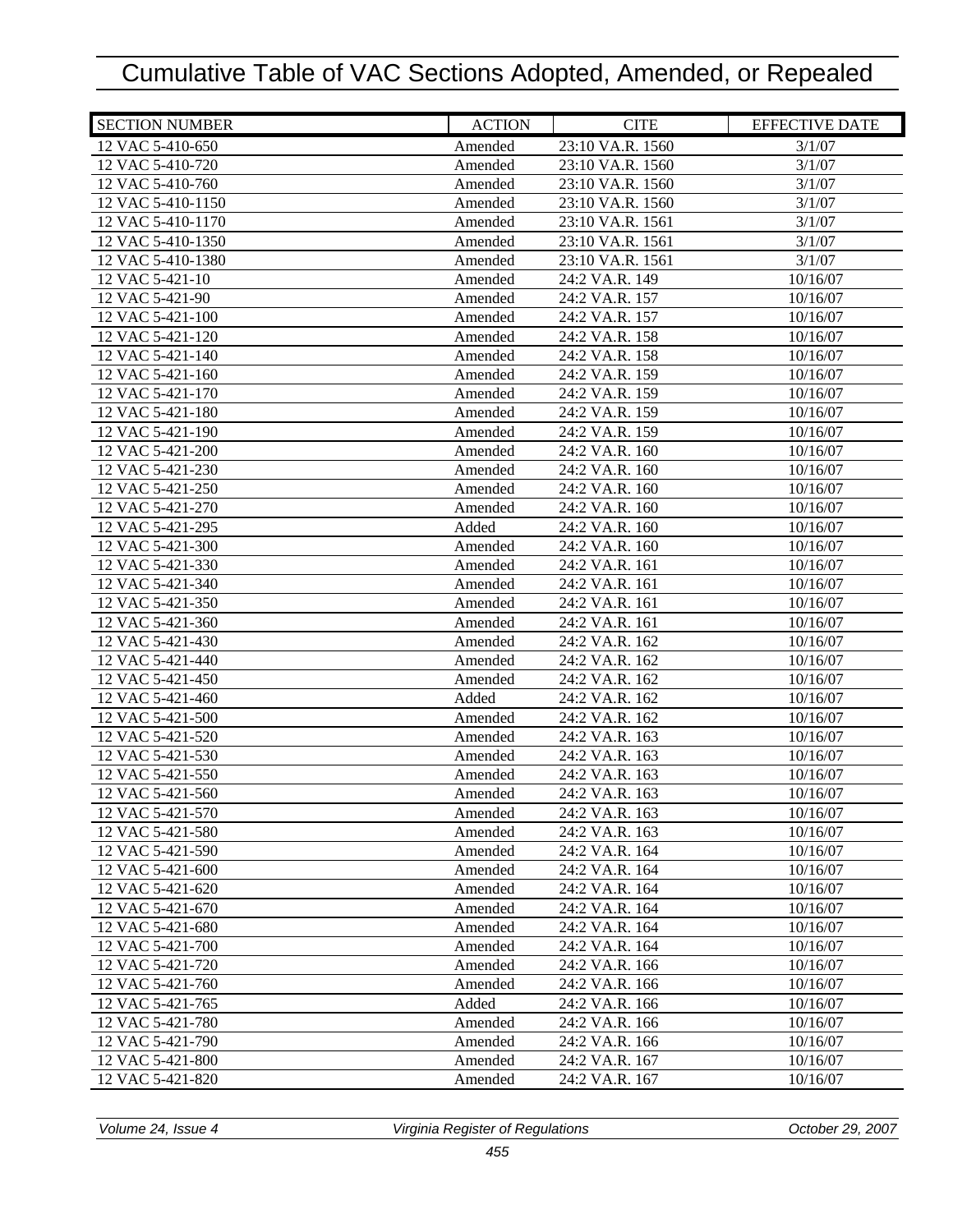# Cumulative Table of VAC Sections Adopted, Amended, or Repealed

| SECTION NUMBER | ACTION | CITE | EFFECTIVE DATE |
|---|---|---|---|
| 12 VAC 5-410-650 | Amended | 23:10 VA.R. 1560 | 3/1/07 |
| 12 VAC 5-410-720 | Amended | 23:10 VA.R. 1560 | 3/1/07 |
| 12 VAC 5-410-760 | Amended | 23:10 VA.R. 1560 | 3/1/07 |
| 12 VAC 5-410-1150 | Amended | 23:10 VA.R. 1560 | 3/1/07 |
| 12 VAC 5-410-1170 | Amended | 23:10 VA.R. 1561 | 3/1/07 |
| 12 VAC 5-410-1350 | Amended | 23:10 VA.R. 1561 | 3/1/07 |
| 12 VAC 5-410-1380 | Amended | 23:10 VA.R. 1561 | 3/1/07 |
| 12 VAC 5-421-10 | Amended | 24:2 VA.R. 149 | 10/16/07 |
| 12 VAC 5-421-90 | Amended | 24:2 VA.R. 157 | 10/16/07 |
| 12 VAC 5-421-100 | Amended | 24:2 VA.R. 157 | 10/16/07 |
| 12 VAC 5-421-120 | Amended | 24:2 VA.R. 158 | 10/16/07 |
| 12 VAC 5-421-140 | Amended | 24:2 VA.R. 158 | 10/16/07 |
| 12 VAC 5-421-160 | Amended | 24:2 VA.R. 159 | 10/16/07 |
| 12 VAC 5-421-170 | Amended | 24:2 VA.R. 159 | 10/16/07 |
| 12 VAC 5-421-180 | Amended | 24:2 VA.R. 159 | 10/16/07 |
| 12 VAC 5-421-190 | Amended | 24:2 VA.R. 159 | 10/16/07 |
| 12 VAC 5-421-200 | Amended | 24:2 VA.R. 160 | 10/16/07 |
| 12 VAC 5-421-230 | Amended | 24:2 VA.R. 160 | 10/16/07 |
| 12 VAC 5-421-250 | Amended | 24:2 VA.R. 160 | 10/16/07 |
| 12 VAC 5-421-270 | Amended | 24:2 VA.R. 160 | 10/16/07 |
| 12 VAC 5-421-295 | Added | 24:2 VA.R. 160 | 10/16/07 |
| 12 VAC 5-421-300 | Amended | 24:2 VA.R. 160 | 10/16/07 |
| 12 VAC 5-421-330 | Amended | 24:2 VA.R. 161 | 10/16/07 |
| 12 VAC 5-421-340 | Amended | 24:2 VA.R. 161 | 10/16/07 |
| 12 VAC 5-421-350 | Amended | 24:2 VA.R. 161 | 10/16/07 |
| 12 VAC 5-421-360 | Amended | 24:2 VA.R. 161 | 10/16/07 |
| 12 VAC 5-421-430 | Amended | 24:2 VA.R. 162 | 10/16/07 |
| 12 VAC 5-421-440 | Amended | 24:2 VA.R. 162 | 10/16/07 |
| 12 VAC 5-421-450 | Amended | 24:2 VA.R. 162 | 10/16/07 |
| 12 VAC 5-421-460 | Added | 24:2 VA.R. 162 | 10/16/07 |
| 12 VAC 5-421-500 | Amended | 24:2 VA.R. 162 | 10/16/07 |
| 12 VAC 5-421-520 | Amended | 24:2 VA.R. 163 | 10/16/07 |
| 12 VAC 5-421-530 | Amended | 24:2 VA.R. 163 | 10/16/07 |
| 12 VAC 5-421-550 | Amended | 24:2 VA.R. 163 | 10/16/07 |
| 12 VAC 5-421-560 | Amended | 24:2 VA.R. 163 | 10/16/07 |
| 12 VAC 5-421-570 | Amended | 24:2 VA.R. 163 | 10/16/07 |
| 12 VAC 5-421-580 | Amended | 24:2 VA.R. 163 | 10/16/07 |
| 12 VAC 5-421-590 | Amended | 24:2 VA.R. 164 | 10/16/07 |
| 12 VAC 5-421-600 | Amended | 24:2 VA.R. 164 | 10/16/07 |
| 12 VAC 5-421-620 | Amended | 24:2 VA.R. 164 | 10/16/07 |
| 12 VAC 5-421-670 | Amended | 24:2 VA.R. 164 | 10/16/07 |
| 12 VAC 5-421-680 | Amended | 24:2 VA.R. 164 | 10/16/07 |
| 12 VAC 5-421-700 | Amended | 24:2 VA.R. 164 | 10/16/07 |
| 12 VAC 5-421-720 | Amended | 24:2 VA.R. 166 | 10/16/07 |
| 12 VAC 5-421-760 | Amended | 24:2 VA.R. 166 | 10/16/07 |
| 12 VAC 5-421-765 | Added | 24:2 VA.R. 166 | 10/16/07 |
| 12 VAC 5-421-780 | Amended | 24:2 VA.R. 166 | 10/16/07 |
| 12 VAC 5-421-790 | Amended | 24:2 VA.R. 166 | 10/16/07 |
| 12 VAC 5-421-800 | Amended | 24:2 VA.R. 167 | 10/16/07 |
| 12 VAC 5-421-820 | Amended | 24:2 VA.R. 167 | 10/16/07 |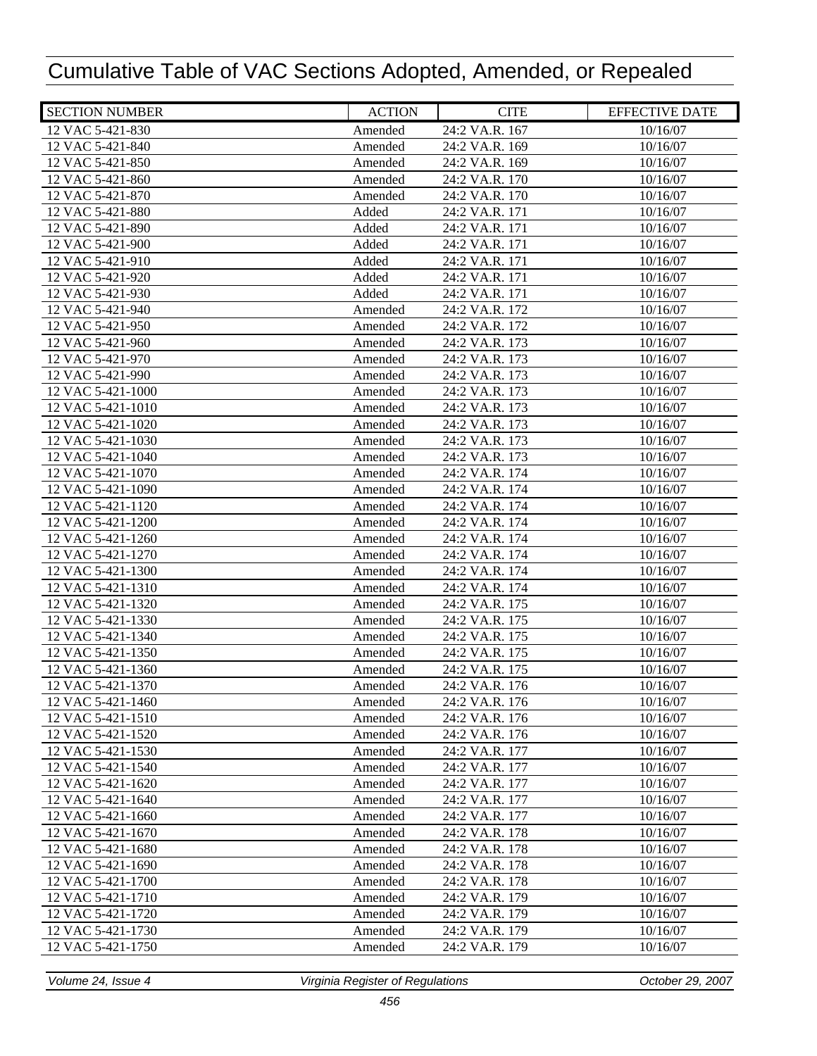# Cumulative Table of VAC Sections Adopted, Amended, or Repealed

| SECTION NUMBER | ACTION | CITE | EFFECTIVE DATE |
|---|---|---|---|
| 12 VAC 5-421-830 | Amended | 24:2 VA.R. 167 | 10/16/07 |
| 12 VAC 5-421-840 | Amended | 24:2 VA.R. 169 | 10/16/07 |
| 12 VAC 5-421-850 | Amended | 24:2 VA.R. 169 | 10/16/07 |
| 12 VAC 5-421-860 | Amended | 24:2 VA.R. 170 | 10/16/07 |
| 12 VAC 5-421-870 | Amended | 24:2 VA.R. 170 | 10/16/07 |
| 12 VAC 5-421-880 | Added | 24:2 VA.R. 171 | 10/16/07 |
| 12 VAC 5-421-890 | Added | 24:2 VA.R. 171 | 10/16/07 |
| 12 VAC 5-421-900 | Added | 24:2 VA.R. 171 | 10/16/07 |
| 12 VAC 5-421-910 | Added | 24:2 VA.R. 171 | 10/16/07 |
| 12 VAC 5-421-920 | Added | 24:2 VA.R. 171 | 10/16/07 |
| 12 VAC 5-421-930 | Added | 24:2 VA.R. 171 | 10/16/07 |
| 12 VAC 5-421-940 | Amended | 24:2 VA.R. 172 | 10/16/07 |
| 12 VAC 5-421-950 | Amended | 24:2 VA.R. 172 | 10/16/07 |
| 12 VAC 5-421-960 | Amended | 24:2 VA.R. 173 | 10/16/07 |
| 12 VAC 5-421-970 | Amended | 24:2 VA.R. 173 | 10/16/07 |
| 12 VAC 5-421-990 | Amended | 24:2 VA.R. 173 | 10/16/07 |
| 12 VAC 5-421-1000 | Amended | 24:2 VA.R. 173 | 10/16/07 |
| 12 VAC 5-421-1010 | Amended | 24:2 VA.R. 173 | 10/16/07 |
| 12 VAC 5-421-1020 | Amended | 24:2 VA.R. 173 | 10/16/07 |
| 12 VAC 5-421-1030 | Amended | 24:2 VA.R. 173 | 10/16/07 |
| 12 VAC 5-421-1040 | Amended | 24:2 VA.R. 173 | 10/16/07 |
| 12 VAC 5-421-1070 | Amended | 24:2 VA.R. 174 | 10/16/07 |
| 12 VAC 5-421-1090 | Amended | 24:2 VA.R. 174 | 10/16/07 |
| 12 VAC 5-421-1120 | Amended | 24:2 VA.R. 174 | 10/16/07 |
| 12 VAC 5-421-1200 | Amended | 24:2 VA.R. 174 | 10/16/07 |
| 12 VAC 5-421-1260 | Amended | 24:2 VA.R. 174 | 10/16/07 |
| 12 VAC 5-421-1270 | Amended | 24:2 VA.R. 174 | 10/16/07 |
| 12 VAC 5-421-1300 | Amended | 24:2 VA.R. 174 | 10/16/07 |
| 12 VAC 5-421-1310 | Amended | 24:2 VA.R. 174 | 10/16/07 |
| 12 VAC 5-421-1320 | Amended | 24:2 VA.R. 175 | 10/16/07 |
| 12 VAC 5-421-1330 | Amended | 24:2 VA.R. 175 | 10/16/07 |
| 12 VAC 5-421-1340 | Amended | 24:2 VA.R. 175 | 10/16/07 |
| 12 VAC 5-421-1350 | Amended | 24:2 VA.R. 175 | 10/16/07 |
| 12 VAC 5-421-1360 | Amended | 24:2 VA.R. 175 | 10/16/07 |
| 12 VAC 5-421-1370 | Amended | 24:2 VA.R. 176 | 10/16/07 |
| 12 VAC 5-421-1460 | Amended | 24:2 VA.R. 176 | 10/16/07 |
| 12 VAC 5-421-1510 | Amended | 24:2 VA.R. 176 | 10/16/07 |
| 12 VAC 5-421-1520 | Amended | 24:2 VA.R. 176 | 10/16/07 |
| 12 VAC 5-421-1530 | Amended | 24:2 VA.R. 177 | 10/16/07 |
| 12 VAC 5-421-1540 | Amended | 24:2 VA.R. 177 | 10/16/07 |
| 12 VAC 5-421-1620 | Amended | 24:2 VA.R. 177 | 10/16/07 |
| 12 VAC 5-421-1640 | Amended | 24:2 VA.R. 177 | 10/16/07 |
| 12 VAC 5-421-1660 | Amended | 24:2 VA.R. 177 | 10/16/07 |
| 12 VAC 5-421-1670 | Amended | 24:2 VA.R. 178 | 10/16/07 |
| 12 VAC 5-421-1680 | Amended | 24:2 VA.R. 178 | 10/16/07 |
| 12 VAC 5-421-1690 | Amended | 24:2 VA.R. 178 | 10/16/07 |
| 12 VAC 5-421-1700 | Amended | 24:2 VA.R. 178 | 10/16/07 |
| 12 VAC 5-421-1710 | Amended | 24:2 VA.R. 179 | 10/16/07 |
| 12 VAC 5-421-1720 | Amended | 24:2 VA.R. 179 | 10/16/07 |
| 12 VAC 5-421-1730 | Amended | 24:2 VA.R. 179 | 10/16/07 |
| 12 VAC 5-421-1750 | Amended | 24:2 VA.R. 179 | 10/16/07 |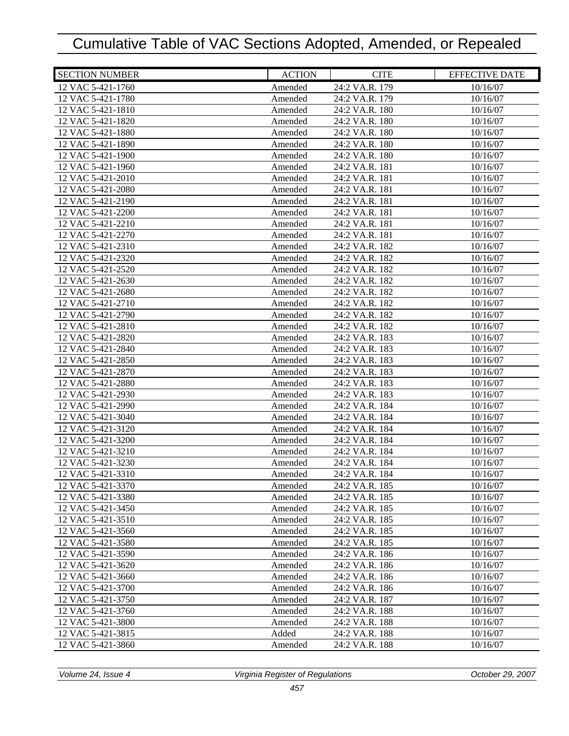# Cumulative Table of VAC Sections Adopted, Amended, or Repealed

| SECTION NUMBER | ACTION | CITE | EFFECTIVE DATE |
|---|---|---|---|
| 12 VAC 5-421-1760 | Amended | 24:2 VA.R. 179 | 10/16/07 |
| 12 VAC 5-421-1780 | Amended | 24:2 VA.R. 179 | 10/16/07 |
| 12 VAC 5-421-1810 | Amended | 24:2 VA.R. 180 | 10/16/07 |
| 12 VAC 5-421-1820 | Amended | 24:2 VA.R. 180 | 10/16/07 |
| 12 VAC 5-421-1880 | Amended | 24:2 VA.R. 180 | 10/16/07 |
| 12 VAC 5-421-1890 | Amended | 24:2 VA.R. 180 | 10/16/07 |
| 12 VAC 5-421-1900 | Amended | 24:2 VA.R. 180 | 10/16/07 |
| 12 VAC 5-421-1960 | Amended | 24:2 VA.R. 181 | 10/16/07 |
| 12 VAC 5-421-2010 | Amended | 24:2 VA.R. 181 | 10/16/07 |
| 12 VAC 5-421-2080 | Amended | 24:2 VA.R. 181 | 10/16/07 |
| 12 VAC 5-421-2190 | Amended | 24:2 VA.R. 181 | 10/16/07 |
| 12 VAC 5-421-2200 | Amended | 24:2 VA.R. 181 | 10/16/07 |
| 12 VAC 5-421-2210 | Amended | 24:2 VA.R. 181 | 10/16/07 |
| 12 VAC 5-421-2270 | Amended | 24:2 VA.R. 181 | 10/16/07 |
| 12 VAC 5-421-2310 | Amended | 24:2 VA.R. 182 | 10/16/07 |
| 12 VAC 5-421-2320 | Amended | 24:2 VA.R. 182 | 10/16/07 |
| 12 VAC 5-421-2520 | Amended | 24:2 VA.R. 182 | 10/16/07 |
| 12 VAC 5-421-2630 | Amended | 24:2 VA.R. 182 | 10/16/07 |
| 12 VAC 5-421-2680 | Amended | 24:2 VA.R. 182 | 10/16/07 |
| 12 VAC 5-421-2710 | Amended | 24:2 VA.R. 182 | 10/16/07 |
| 12 VAC 5-421-2790 | Amended | 24:2 VA.R. 182 | 10/16/07 |
| 12 VAC 5-421-2810 | Amended | 24:2 VA.R. 182 | 10/16/07 |
| 12 VAC 5-421-2820 | Amended | 24:2 VA.R. 183 | 10/16/07 |
| 12 VAC 5-421-2840 | Amended | 24:2 VA.R. 183 | 10/16/07 |
| 12 VAC 5-421-2850 | Amended | 24:2 VA.R. 183 | 10/16/07 |
| 12 VAC 5-421-2870 | Amended | 24:2 VA.R. 183 | 10/16/07 |
| 12 VAC 5-421-2880 | Amended | 24:2 VA.R. 183 | 10/16/07 |
| 12 VAC 5-421-2930 | Amended | 24:2 VA.R. 183 | 10/16/07 |
| 12 VAC 5-421-2990 | Amended | 24:2 VA.R. 184 | 10/16/07 |
| 12 VAC 5-421-3040 | Amended | 24:2 VA.R. 184 | 10/16/07 |
| 12 VAC 5-421-3120 | Amended | 24:2 VA.R. 184 | 10/16/07 |
| 12 VAC 5-421-3200 | Amended | 24:2 VA.R. 184 | 10/16/07 |
| 12 VAC 5-421-3210 | Amended | 24:2 VA.R. 184 | 10/16/07 |
| 12 VAC 5-421-3230 | Amended | 24:2 VA.R. 184 | 10/16/07 |
| 12 VAC 5-421-3310 | Amended | 24:2 VA.R. 184 | 10/16/07 |
| 12 VAC 5-421-3370 | Amended | 24:2 VA.R. 185 | 10/16/07 |
| 12 VAC 5-421-3380 | Amended | 24:2 VA.R. 185 | 10/16/07 |
| 12 VAC 5-421-3450 | Amended | 24:2 VA.R. 185 | 10/16/07 |
| 12 VAC 5-421-3510 | Amended | 24:2 VA.R. 185 | 10/16/07 |
| 12 VAC 5-421-3560 | Amended | 24:2 VA.R. 185 | 10/16/07 |
| 12 VAC 5-421-3580 | Amended | 24:2 VA.R. 185 | 10/16/07 |
| 12 VAC 5-421-3590 | Amended | 24:2 VA.R. 186 | 10/16/07 |
| 12 VAC 5-421-3620 | Amended | 24:2 VA.R. 186 | 10/16/07 |
| 12 VAC 5-421-3660 | Amended | 24:2 VA.R. 186 | 10/16/07 |
| 12 VAC 5-421-3700 | Amended | 24:2 VA.R. 186 | 10/16/07 |
| 12 VAC 5-421-3750 | Amended | 24:2 VA.R. 187 | 10/16/07 |
| 12 VAC 5-421-3760 | Amended | 24:2 VA.R. 188 | 10/16/07 |
| 12 VAC 5-421-3800 | Amended | 24:2 VA.R. 188 | 10/16/07 |
| 12 VAC 5-421-3815 | Added | 24:2 VA.R. 188 | 10/16/07 |
| 12 VAC 5-421-3860 | Amended | 24:2 VA.R. 188 | 10/16/07 |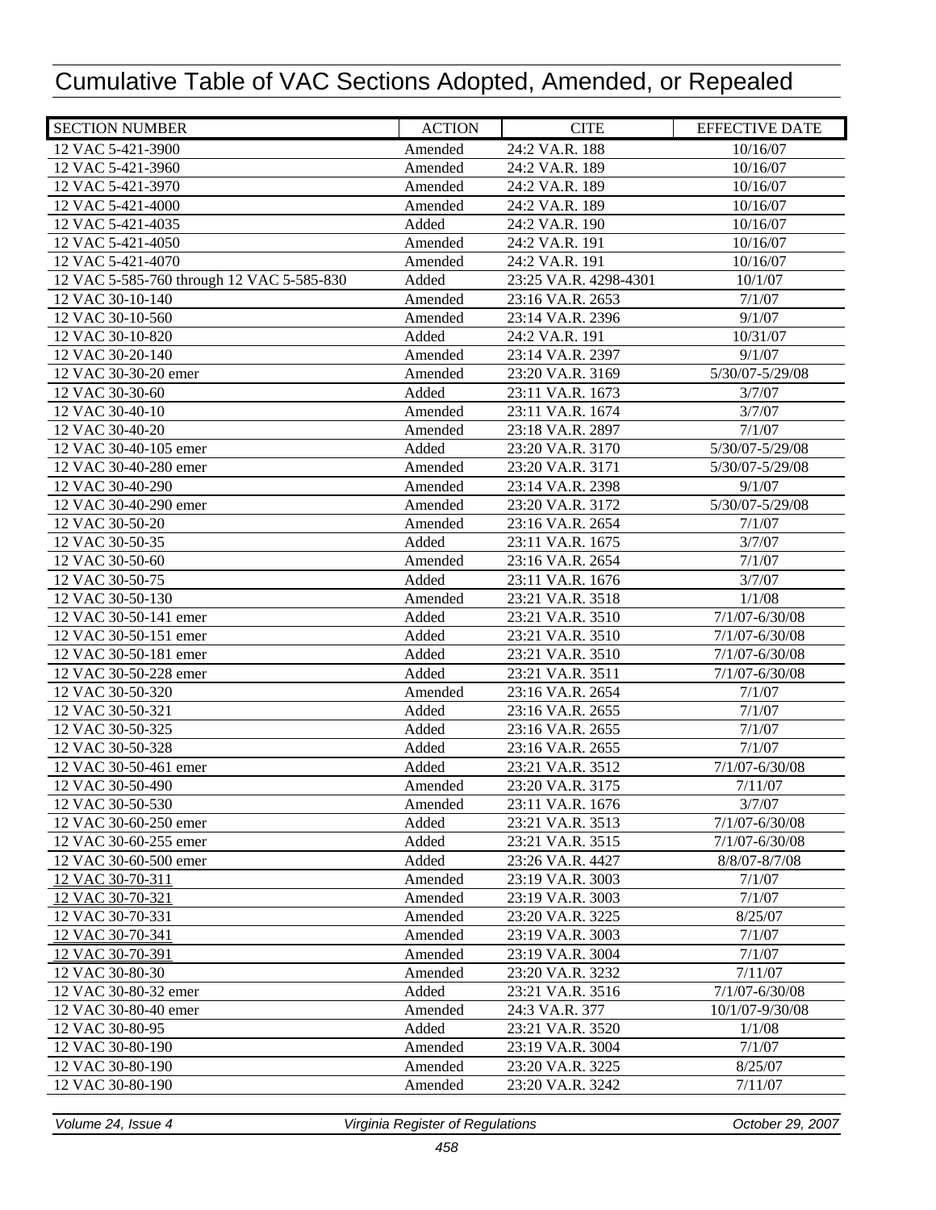# Cumulative Table of VAC Sections Adopted, Amended, or Repealed

| SECTION NUMBER | ACTION | CITE | EFFECTIVE DATE |
|---|---|---|---|
| 12 VAC 5-421-3900 | Amended | 24:2 VA.R. 188 | 10/16/07 |
| 12 VAC 5-421-3960 | Amended | 24:2 VA.R. 189 | 10/16/07 |
| 12 VAC 5-421-3970 | Amended | 24:2 VA.R. 189 | 10/16/07 |
| 12 VAC 5-421-4000 | Amended | 24:2 VA.R. 189 | 10/16/07 |
| 12 VAC 5-421-4035 | Added | 24:2 VA.R. 190 | 10/16/07 |
| 12 VAC 5-421-4050 | Amended | 24:2 VA.R. 191 | 10/16/07 |
| 12 VAC 5-421-4070 | Amended | 24:2 VA.R. 191 | 10/16/07 |
| 12 VAC 5-585-760 through 12 VAC 5-585-830 | Added | 23:25 VA.R. 4298-4301 | 10/1/07 |
| 12 VAC 30-10-140 | Amended | 23:16 VA.R. 2653 | 7/1/07 |
| 12 VAC 30-10-560 | Amended | 23:14 VA.R. 2396 | 9/1/07 |
| 12 VAC 30-10-820 | Added | 24:2 VA.R. 191 | 10/31/07 |
| 12 VAC 30-20-140 | Amended | 23:14 VA.R. 2397 | 9/1/07 |
| 12 VAC 30-30-20 emer | Amended | 23:20 VA.R. 3169 | 5/30/07-5/29/08 |
| 12 VAC 30-30-60 | Added | 23:11 VA.R. 1673 | 3/7/07 |
| 12 VAC 30-40-10 | Amended | 23:11 VA.R. 1674 | 3/7/07 |
| 12 VAC 30-40-20 | Amended | 23:18 VA.R. 2897 | 7/1/07 |
| 12 VAC 30-40-105 emer | Added | 23:20 VA.R. 3170 | 5/30/07-5/29/08 |
| 12 VAC 30-40-280 emer | Amended | 23:20 VA.R. 3171 | 5/30/07-5/29/08 |
| 12 VAC 30-40-290 | Amended | 23:14 VA.R. 2398 | 9/1/07 |
| 12 VAC 30-40-290 emer | Amended | 23:20 VA.R. 3172 | 5/30/07-5/29/08 |
| 12 VAC 30-50-20 | Amended | 23:16 VA.R. 2654 | 7/1/07 |
| 12 VAC 30-50-35 | Added | 23:11 VA.R. 1675 | 3/7/07 |
| 12 VAC 30-50-60 | Amended | 23:16 VA.R. 2654 | 7/1/07 |
| 12 VAC 30-50-75 | Added | 23:11 VA.R. 1676 | 3/7/07 |
| 12 VAC 30-50-130 | Amended | 23:21 VA.R. 3518 | 1/1/08 |
| 12 VAC 30-50-141 emer | Added | 23:21 VA.R. 3510 | 7/1/07-6/30/08 |
| 12 VAC 30-50-151 emer | Added | 23:21 VA.R. 3510 | 7/1/07-6/30/08 |
| 12 VAC 30-50-181 emer | Added | 23:21 VA.R. 3510 | 7/1/07-6/30/08 |
| 12 VAC 30-50-228 emer | Added | 23:21 VA.R. 3511 | 7/1/07-6/30/08 |
| 12 VAC 30-50-320 | Amended | 23:16 VA.R. 2654 | 7/1/07 |
| 12 VAC 30-50-321 | Added | 23:16 VA.R. 2655 | 7/1/07 |
| 12 VAC 30-50-325 | Added | 23:16 VA.R. 2655 | 7/1/07 |
| 12 VAC 30-50-328 | Added | 23:16 VA.R. 2655 | 7/1/07 |
| 12 VAC 30-50-461 emer | Added | 23:21 VA.R. 3512 | 7/1/07-6/30/08 |
| 12 VAC 30-50-490 | Amended | 23:20 VA.R. 3175 | 7/11/07 |
| 12 VAC 30-50-530 | Amended | 23:11 VA.R. 1676 | 3/7/07 |
| 12 VAC 30-60-250 emer | Added | 23:21 VA.R. 3513 | 7/1/07-6/30/08 |
| 12 VAC 30-60-255 emer | Added | 23:21 VA.R. 3515 | 7/1/07-6/30/08 |
| 12 VAC 30-60-500 emer | Added | 23:26 VA.R. 4427 | 8/8/07-8/7/08 |
| 12 VAC 30-70-311 | Amended | 23:19 VA.R. 3003 | 7/1/07 |
| 12 VAC 30-70-321 | Amended | 23:19 VA.R. 3003 | 7/1/07 |
| 12 VAC 30-70-331 | Amended | 23:20 VA.R. 3225 | 8/25/07 |
| 12 VAC 30-70-341 | Amended | 23:19 VA.R. 3003 | 7/1/07 |
| 12 VAC 30-70-391 | Amended | 23:19 VA.R. 3004 | 7/1/07 |
| 12 VAC 30-80-30 | Amended | 23:20 VA.R. 3232 | 7/11/07 |
| 12 VAC 30-80-32 emer | Added | 23:21 VA.R. 3516 | 7/1/07-6/30/08 |
| 12 VAC 30-80-40 emer | Amended | 24:3 VA.R. 377 | 10/1/07-9/30/08 |
| 12 VAC 30-80-95 | Added | 23:21 VA.R. 3520 | 1/1/08 |
| 12 VAC 30-80-190 | Amended | 23:19 VA.R. 3004 | 7/1/07 |
| 12 VAC 30-80-190 | Amended | 23:20 VA.R. 3225 | 8/25/07 |
| 12 VAC 30-80-190 | Amended | 23:20 VA.R. 3242 | 7/11/07 |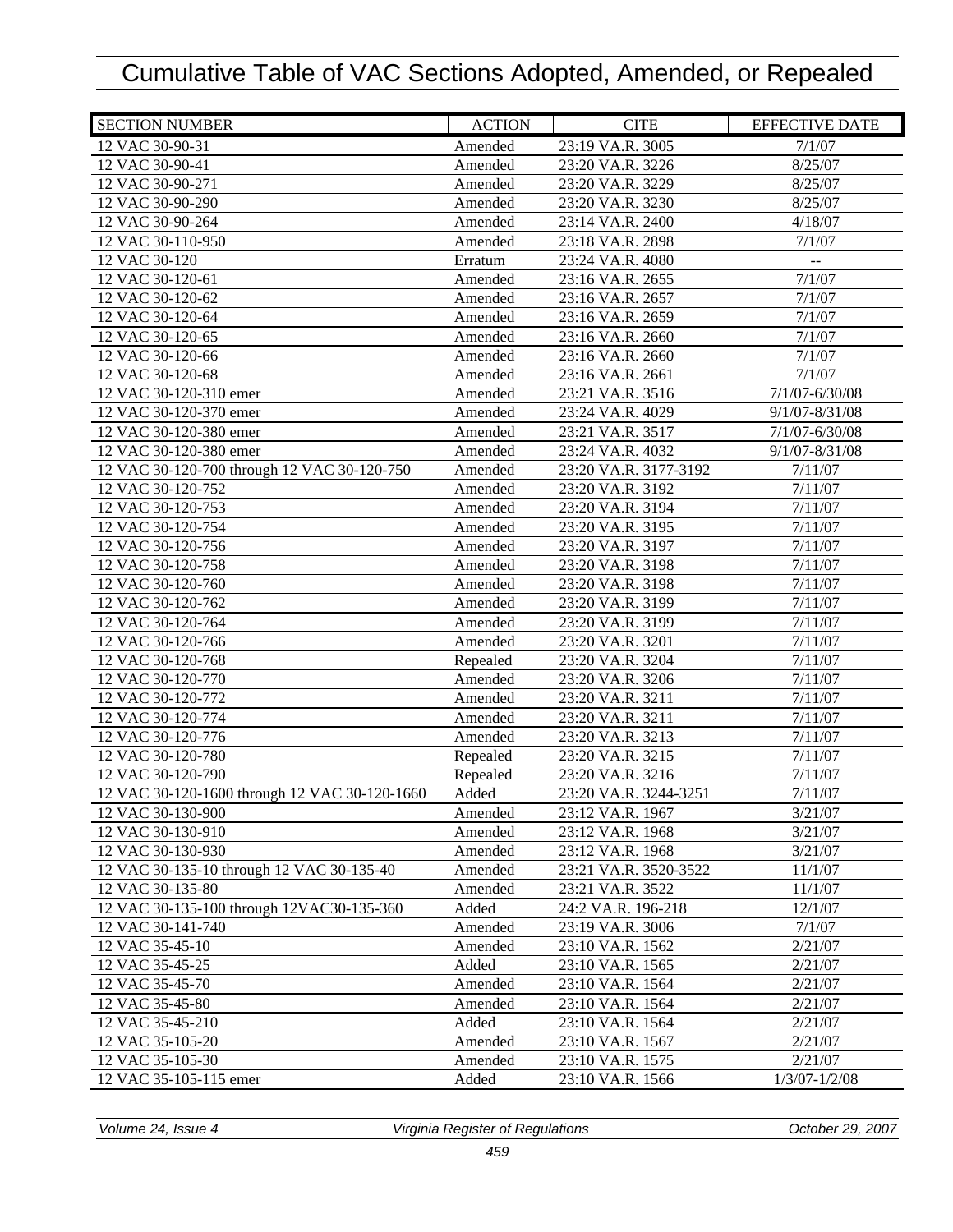# Cumulative Table of VAC Sections Adopted, Amended, or Repealed

| SECTION NUMBER | ACTION | CITE | EFFECTIVE DATE |
|---|---|---|---|
| 12 VAC 30-90-31 | Amended | 23:19 VA.R. 3005 | 7/1/07 |
| 12 VAC 30-90-41 | Amended | 23:20 VA.R. 3226 | 8/25/07 |
| 12 VAC 30-90-271 | Amended | 23:20 VA.R. 3229 | 8/25/07 |
| 12 VAC 30-90-290 | Amended | 23:20 VA.R. 3230 | 8/25/07 |
| 12 VAC 30-90-264 | Amended | 23:14 VA.R. 2400 | 4/18/07 |
| 12 VAC 30-110-950 | Amended | 23:18 VA.R. 2898 | 7/1/07 |
| 12 VAC 30-120 | Erratum | 23:24 VA.R. 4080 | -- |
| 12 VAC 30-120-61 | Amended | 23:16 VA.R. 2655 | 7/1/07 |
| 12 VAC 30-120-62 | Amended | 23:16 VA.R. 2657 | 7/1/07 |
| 12 VAC 30-120-64 | Amended | 23:16 VA.R. 2659 | 7/1/07 |
| 12 VAC 30-120-65 | Amended | 23:16 VA.R. 2660 | 7/1/07 |
| 12 VAC 30-120-66 | Amended | 23:16 VA.R. 2660 | 7/1/07 |
| 12 VAC 30-120-68 | Amended | 23:16 VA.R. 2661 | 7/1/07 |
| 12 VAC 30-120-310 emer | Amended | 23:21 VA.R. 3516 | 7/1/07-6/30/08 |
| 12 VAC 30-120-370 emer | Amended | 23:24 VA.R. 4029 | 9/1/07-8/31/08 |
| 12 VAC 30-120-380 emer | Amended | 23:21 VA.R. 3517 | 7/1/07-6/30/08 |
| 12 VAC 30-120-380 emer | Amended | 23:24 VA.R. 4032 | 9/1/07-8/31/08 |
| 12 VAC 30-120-700 through 12 VAC 30-120-750 | Amended | 23:20 VA.R. 3177-3192 | 7/11/07 |
| 12 VAC 30-120-752 | Amended | 23:20 VA.R. 3192 | 7/11/07 |
| 12 VAC 30-120-753 | Amended | 23:20 VA.R. 3194 | 7/11/07 |
| 12 VAC 30-120-754 | Amended | 23:20 VA.R. 3195 | 7/11/07 |
| 12 VAC 30-120-756 | Amended | 23:20 VA.R. 3197 | 7/11/07 |
| 12 VAC 30-120-758 | Amended | 23:20 VA.R. 3198 | 7/11/07 |
| 12 VAC 30-120-760 | Amended | 23:20 VA.R. 3198 | 7/11/07 |
| 12 VAC 30-120-762 | Amended | 23:20 VA.R. 3199 | 7/11/07 |
| 12 VAC 30-120-764 | Amended | 23:20 VA.R. 3199 | 7/11/07 |
| 12 VAC 30-120-766 | Amended | 23:20 VA.R. 3201 | 7/11/07 |
| 12 VAC 30-120-768 | Repealed | 23:20 VA.R. 3204 | 7/11/07 |
| 12 VAC 30-120-770 | Amended | 23:20 VA.R. 3206 | 7/11/07 |
| 12 VAC 30-120-772 | Amended | 23:20 VA.R. 3211 | 7/11/07 |
| 12 VAC 30-120-774 | Amended | 23:20 VA.R. 3211 | 7/11/07 |
| 12 VAC 30-120-776 | Amended | 23:20 VA.R. 3213 | 7/11/07 |
| 12 VAC 30-120-780 | Repealed | 23:20 VA.R. 3215 | 7/11/07 |
| 12 VAC 30-120-790 | Repealed | 23:20 VA.R. 3216 | 7/11/07 |
| 12 VAC 30-120-1600 through 12 VAC 30-120-1660 | Added | 23:20 VA.R. 3244-3251 | 7/11/07 |
| 12 VAC 30-130-900 | Amended | 23:12 VA.R. 1967 | 3/21/07 |
| 12 VAC 30-130-910 | Amended | 23:12 VA.R. 1968 | 3/21/07 |
| 12 VAC 30-130-930 | Amended | 23:12 VA.R. 1968 | 3/21/07 |
| 12 VAC 30-135-10 through 12 VAC 30-135-40 | Amended | 23:21 VA.R. 3520-3522 | 11/1/07 |
| 12 VAC 30-135-80 | Amended | 23:21 VA.R. 3522 | 11/1/07 |
| 12 VAC 30-135-100 through 12VAC30-135-360 | Added | 24:2 VA.R. 196-218 | 12/1/07 |
| 12 VAC 30-141-740 | Amended | 23:19 VA.R. 3006 | 7/1/07 |
| 12 VAC 35-45-10 | Amended | 23:10 VA.R. 1562 | 2/21/07 |
| 12 VAC 35-45-25 | Added | 23:10 VA.R. 1565 | 2/21/07 |
| 12 VAC 35-45-70 | Amended | 23:10 VA.R. 1564 | 2/21/07 |
| 12 VAC 35-45-80 | Amended | 23:10 VA.R. 1564 | 2/21/07 |
| 12 VAC 35-45-210 | Added | 23:10 VA.R. 1564 | 2/21/07 |
| 12 VAC 35-105-20 | Amended | 23:10 VA.R. 1567 | 2/21/07 |
| 12 VAC 35-105-30 | Amended | 23:10 VA.R. 1575 | 2/21/07 |
| 12 VAC 35-105-115 emer | Added | 23:10 VA.R. 1566 | 1/3/07-1/2/08 |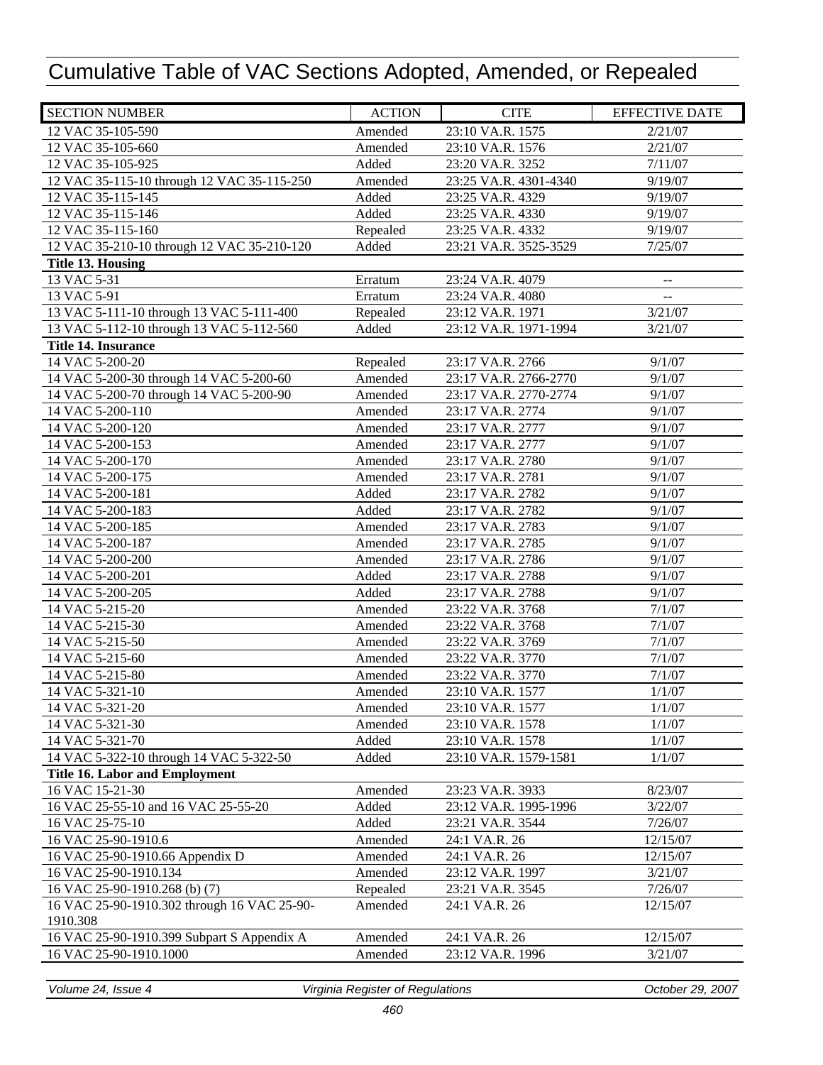# Cumulative Table of VAC Sections Adopted, Amended, or Repealed

| SECTION NUMBER | ACTION | CITE | EFFECTIVE DATE |
|---|---|---|---|
| 12 VAC 35-105-590 | Amended | 23:10 VA.R. 1575 | 2/21/07 |
| 12 VAC 35-105-660 | Amended | 23:10 VA.R. 1576 | 2/21/07 |
| 12 VAC 35-105-925 | Added | 23:20 VA.R. 3252 | 7/11/07 |
| 12 VAC 35-115-10 through 12 VAC 35-115-250 | Amended | 23:25 VA.R. 4301-4340 | 9/19/07 |
| 12 VAC 35-115-145 | Added | 23:25 VA.R. 4329 | 9/19/07 |
| 12 VAC 35-115-146 | Added | 23:25 VA.R. 4330 | 9/19/07 |
| 12 VAC 35-115-160 | Repealed | 23:25 VA.R. 4332 | 9/19/07 |
| 12 VAC 35-210-10 through 12 VAC 35-210-120 | Added | 23:21 VA.R. 3525-3529 | 7/25/07 |
| **Title 13. Housing** | | | |
| 13 VAC 5-31 | Erratum | 23:24 VA.R. 4079 | -- |
| 13 VAC 5-91 | Erratum | 23:24 VA.R. 4080 | -- |
| 13 VAC 5-111-10 through 13 VAC 5-111-400 | Repealed | 23:12 VA.R. 1971 | 3/21/07 |
| 13 VAC 5-112-10 through 13 VAC 5-112-560 | Added | 23:12 VA.R. 1971-1994 | 3/21/07 |
| **Title 14. Insurance** | | | |
| 14 VAC 5-200-20 | Repealed | 23:17 VA.R. 2766 | 9/1/07 |
| 14 VAC 5-200-30 through 14 VAC 5-200-60 | Amended | 23:17 VA.R. 2766-2770 | 9/1/07 |
| 14 VAC 5-200-70 through 14 VAC 5-200-90 | Amended | 23:17 VA.R. 2770-2774 | 9/1/07 |
| 14 VAC 5-200-110 | Amended | 23:17 VA.R. 2774 | 9/1/07 |
| 14 VAC 5-200-120 | Amended | 23:17 VA.R. 2777 | 9/1/07 |
| 14 VAC 5-200-153 | Amended | 23:17 VA.R. 2777 | 9/1/07 |
| 14 VAC 5-200-170 | Amended | 23:17 VA.R. 2780 | 9/1/07 |
| 14 VAC 5-200-175 | Amended | 23:17 VA.R. 2781 | 9/1/07 |
| 14 VAC 5-200-181 | Added | 23:17 VA.R. 2782 | 9/1/07 |
| 14 VAC 5-200-183 | Added | 23:17 VA.R. 2782 | 9/1/07 |
| 14 VAC 5-200-185 | Amended | 23:17 VA.R. 2783 | 9/1/07 |
| 14 VAC 5-200-187 | Amended | 23:17 VA.R. 2785 | 9/1/07 |
| 14 VAC 5-200-200 | Amended | 23:17 VA.R. 2786 | 9/1/07 |
| 14 VAC 5-200-201 | Added | 23:17 VA.R. 2788 | 9/1/07 |
| 14 VAC 5-200-205 | Added | 23:17 VA.R. 2788 | 9/1/07 |
| 14 VAC 5-215-20 | Amended | 23:22 VA.R. 3768 | 7/1/07 |
| 14 VAC 5-215-30 | Amended | 23:22 VA.R. 3768 | 7/1/07 |
| 14 VAC 5-215-50 | Amended | 23:22 VA.R. 3769 | 7/1/07 |
| 14 VAC 5-215-60 | Amended | 23:22 VA.R. 3770 | 7/1/07 |
| 14 VAC 5-215-80 | Amended | 23:22 VA.R. 3770 | 7/1/07 |
| 14 VAC 5-321-10 | Amended | 23:10 VA.R. 1577 | 1/1/07 |
| 14 VAC 5-321-20 | Amended | 23:10 VA.R. 1577 | 1/1/07 |
| 14 VAC 5-321-30 | Amended | 23:10 VA.R. 1578 | 1/1/07 |
| 14 VAC 5-321-70 | Added | 23:10 VA.R. 1578 | 1/1/07 |
| 14 VAC 5-322-10 through 14 VAC 5-322-50 | Added | 23:10 VA.R. 1579-1581 | 1/1/07 |
| **Title 16. Labor and Employment** | | | |
| 16 VAC 15-21-30 | Amended | 23:23 VA.R. 3933 | 8/23/07 |
| 16 VAC 25-55-10 and 16 VAC 25-55-20 | Added | 23:12 VA.R. 1995-1996 | 3/22/07 |
| 16 VAC 25-75-10 | Added | 23:21 VA.R. 3544 | 7/26/07 |
| 16 VAC 25-90-1910.6 | Amended | 24:1 VA.R. 26 | 12/15/07 |
| 16 VAC 25-90-1910.66 Appendix D | Amended | 24:1 VA.R. 26 | 12/15/07 |
| 16 VAC 25-90-1910.134 | Amended | 23:12 VA.R. 1997 | 3/21/07 |
| 16 VAC 25-90-1910.268 (b) (7) | Repealed | 23:21 VA.R. 3545 | 7/26/07 |
| 16 VAC 25-90-1910.302 through 16 VAC 25-90-1910.308 | Amended | 24:1 VA.R. 26 | 12/15/07 |
| 16 VAC 25-90-1910.399 Subpart S Appendix A | Amended | 24:1 VA.R. 26 | 12/15/07 |
| 16 VAC 25-90-1910.1000 | Amended | 23:12 VA.R. 1996 | 3/21/07 |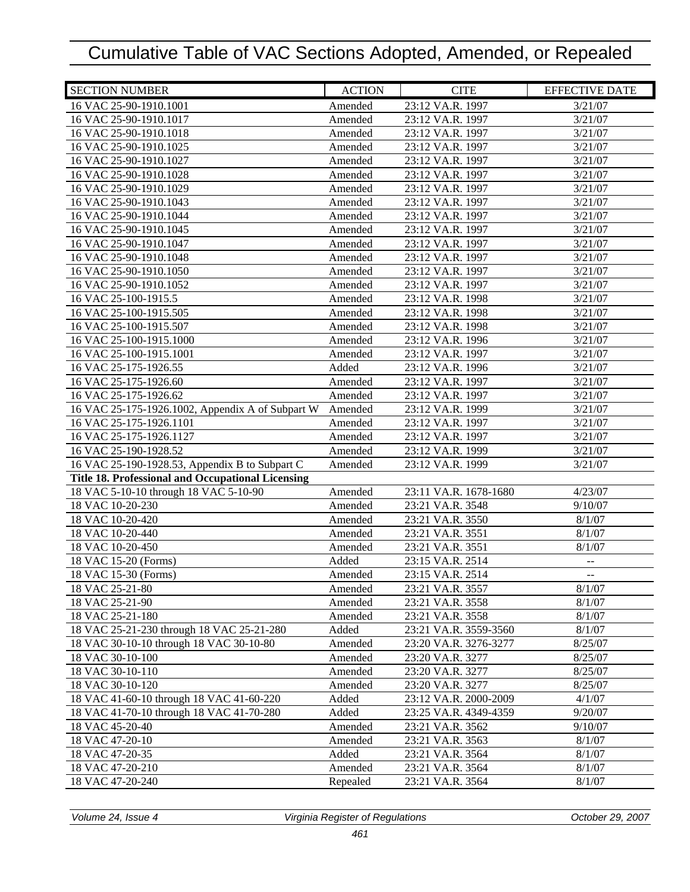# Cumulative Table of VAC Sections Adopted, Amended, or Repealed

| SECTION NUMBER | ACTION | CITE | EFFECTIVE DATE |
|---|---|---|---|
| 16 VAC 25-90-1910.1001 | Amended | 23:12 VA.R. 1997 | 3/21/07 |
| 16 VAC 25-90-1910.1017 | Amended | 23:12 VA.R. 1997 | 3/21/07 |
| 16 VAC 25-90-1910.1018 | Amended | 23:12 VA.R. 1997 | 3/21/07 |
| 16 VAC 25-90-1910.1025 | Amended | 23:12 VA.R. 1997 | 3/21/07 |
| 16 VAC 25-90-1910.1027 | Amended | 23:12 VA.R. 1997 | 3/21/07 |
| 16 VAC 25-90-1910.1028 | Amended | 23:12 VA.R. 1997 | 3/21/07 |
| 16 VAC 25-90-1910.1029 | Amended | 23:12 VA.R. 1997 | 3/21/07 |
| 16 VAC 25-90-1910.1043 | Amended | 23:12 VA.R. 1997 | 3/21/07 |
| 16 VAC 25-90-1910.1044 | Amended | 23:12 VA.R. 1997 | 3/21/07 |
| 16 VAC 25-90-1910.1045 | Amended | 23:12 VA.R. 1997 | 3/21/07 |
| 16 VAC 25-90-1910.1047 | Amended | 23:12 VA.R. 1997 | 3/21/07 |
| 16 VAC 25-90-1910.1048 | Amended | 23:12 VA.R. 1997 | 3/21/07 |
| 16 VAC 25-90-1910.1050 | Amended | 23:12 VA.R. 1997 | 3/21/07 |
| 16 VAC 25-90-1910.1052 | Amended | 23:12 VA.R. 1997 | 3/21/07 |
| 16 VAC 25-100-1915.5 | Amended | 23:12 VA.R. 1998 | 3/21/07 |
| 16 VAC 25-100-1915.505 | Amended | 23:12 VA.R. 1998 | 3/21/07 |
| 16 VAC 25-100-1915.507 | Amended | 23:12 VA.R. 1998 | 3/21/07 |
| 16 VAC 25-100-1915.1000 | Amended | 23:12 VA.R. 1996 | 3/21/07 |
| 16 VAC 25-100-1915.1001 | Amended | 23:12 VA.R. 1997 | 3/21/07 |
| 16 VAC 25-175-1926.55 | Added | 23:12 VA.R. 1996 | 3/21/07 |
| 16 VAC 25-175-1926.60 | Amended | 23:12 VA.R. 1997 | 3/21/07 |
| 16 VAC 25-175-1926.62 | Amended | 23:12 VA.R. 1997 | 3/21/07 |
| 16 VAC 25-175-1926.1002, Appendix A of Subpart W | Amended | 23:12 VA.R. 1999 | 3/21/07 |
| 16 VAC 25-175-1926.1101 | Amended | 23:12 VA.R. 1997 | 3/21/07 |
| 16 VAC 25-175-1926.1127 | Amended | 23:12 VA.R. 1997 | 3/21/07 |
| 16 VAC 25-190-1928.52 | Amended | 23:12 VA.R. 1999 | 3/21/07 |
| 16 VAC 25-190-1928.53, Appendix B to Subpart C | Amended | 23:12 VA.R. 1999 | 3/21/07 |
| **Title 18. Professional and Occupational Licensing** | | | |
| 18 VAC 5-10-10 through 18 VAC 5-10-90 | Amended | 23:11 VA.R. 1678-1680 | 4/23/07 |
| 18 VAC 10-20-230 | Amended | 23:21 VA.R. 3548 | 9/10/07 |
| 18 VAC 10-20-420 | Amended | 23:21 VA.R. 3550 | 8/1/07 |
| 18 VAC 10-20-440 | Amended | 23:21 VA.R. 3551 | 8/1/07 |
| 18 VAC 10-20-450 | Amended | 23:21 VA.R. 3551 | 8/1/07 |
| 18 VAC 15-20 (Forms) | Added | 23:15 VA.R. 2514 | -- |
| 18 VAC 15-30 (Forms) | Amended | 23:15 VA.R. 2514 | -- |
| 18 VAC 25-21-80 | Amended | 23:21 VA.R. 3557 | 8/1/07 |
| 18 VAC 25-21-90 | Amended | 23:21 VA.R. 3558 | 8/1/07 |
| 18 VAC 25-21-180 | Amended | 23:21 VA.R. 3558 | 8/1/07 |
| 18 VAC 25-21-230 through 18 VAC 25-21-280 | Added | 23:21 VA.R. 3559-3560 | 8/1/07 |
| 18 VAC 30-10-10 through 18 VAC 30-10-80 | Amended | 23:20 VA.R. 3276-3277 | 8/25/07 |
| 18 VAC 30-10-100 | Amended | 23:20 VA.R. 3277 | 8/25/07 |
| 18 VAC 30-10-110 | Amended | 23:20 VA.R. 3277 | 8/25/07 |
| 18 VAC 30-10-120 | Amended | 23:20 VA.R. 3277 | 8/25/07 |
| 18 VAC 41-60-10 through 18 VAC 41-60-220 | Added | 23:12 VA.R. 2000-2009 | 4/1/07 |
| 18 VAC 41-70-10 through 18 VAC 41-70-280 | Added | 23:25 VA.R. 4349-4359 | 9/20/07 |
| 18 VAC 45-20-40 | Amended | 23:21 VA.R. 3562 | 9/10/07 |
| 18 VAC 47-20-10 | Amended | 23:21 VA.R. 3563 | 8/1/07 |
| 18 VAC 47-20-35 | Added | 23:21 VA.R. 3564 | 8/1/07 |
| 18 VAC 47-20-210 | Amended | 23:21 VA.R. 3564 | 8/1/07 |
| 18 VAC 47-20-240 | Repealed | 23:21 VA.R. 3564 | 8/1/07 |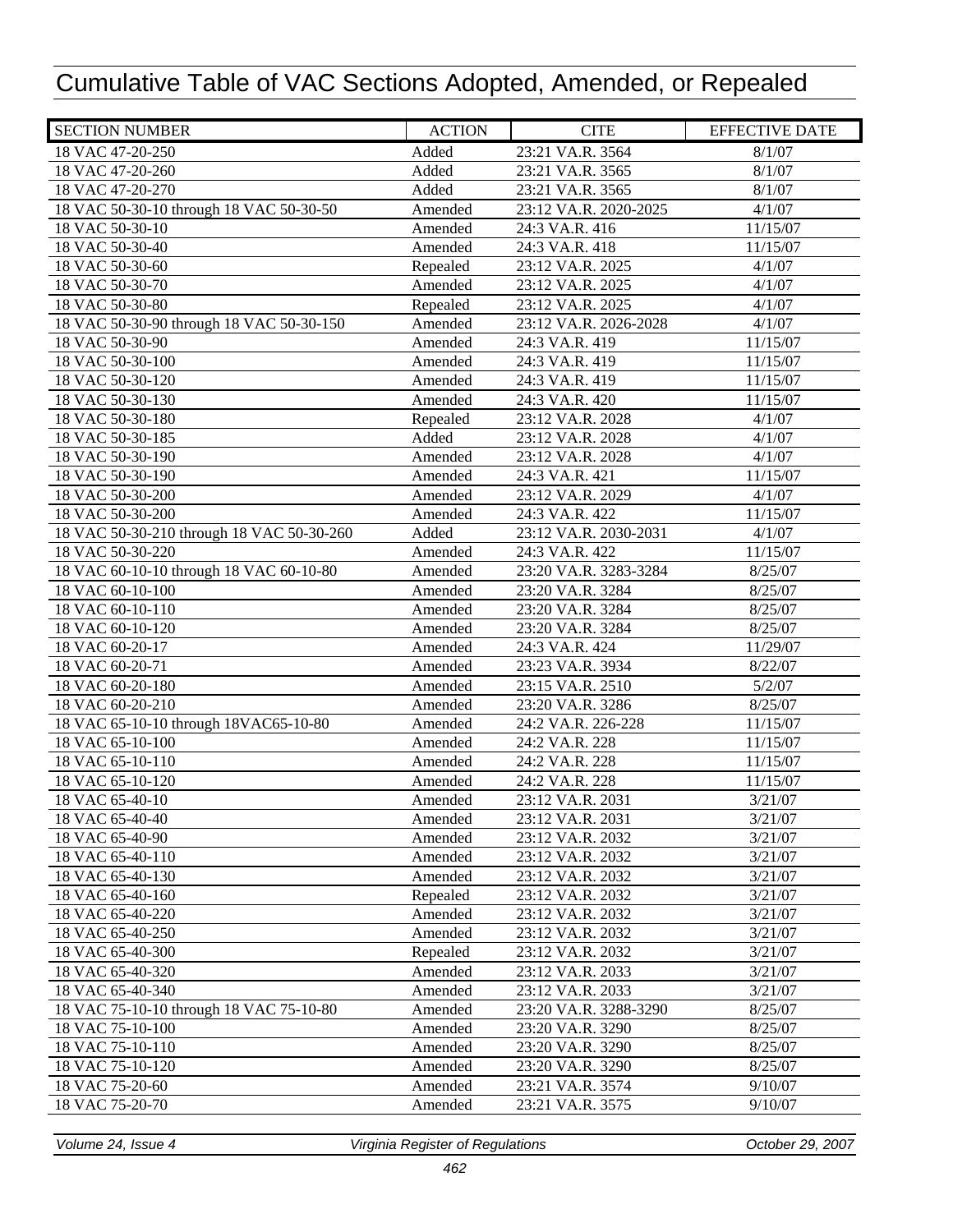# Cumulative Table of VAC Sections Adopted, Amended, or Repealed

| SECTION NUMBER | ACTION | CITE | EFFECTIVE DATE |
|---|---|---|---|
| 18 VAC 47-20-250 | Added | 23:21 VA.R. 3564 | 8/1/07 |
| 18 VAC 47-20-260 | Added | 23:21 VA.R. 3565 | 8/1/07 |
| 18 VAC 47-20-270 | Added | 23:21 VA.R. 3565 | 8/1/07 |
| 18 VAC 50-30-10 through 18 VAC 50-30-50 | Amended | 23:12 VA.R. 2020-2025 | 4/1/07 |
| 18 VAC 50-30-10 | Amended | 24:3 VA.R. 416 | 11/15/07 |
| 18 VAC 50-30-40 | Amended | 24:3 VA.R. 418 | 11/15/07 |
| 18 VAC 50-30-60 | Repealed | 23:12 VA.R. 2025 | 4/1/07 |
| 18 VAC 50-30-70 | Amended | 23:12 VA.R. 2025 | 4/1/07 |
| 18 VAC 50-30-80 | Repealed | 23:12 VA.R. 2025 | 4/1/07 |
| 18 VAC 50-30-90 through 18 VAC 50-30-150 | Amended | 23:12 VA.R. 2026-2028 | 4/1/07 |
| 18 VAC 50-30-90 | Amended | 24:3 VA.R. 419 | 11/15/07 |
| 18 VAC 50-30-100 | Amended | 24:3 VA.R. 419 | 11/15/07 |
| 18 VAC 50-30-120 | Amended | 24:3 VA.R. 419 | 11/15/07 |
| 18 VAC 50-30-130 | Amended | 24:3 VA.R. 420 | 11/15/07 |
| 18 VAC 50-30-180 | Repealed | 23:12 VA.R. 2028 | 4/1/07 |
| 18 VAC 50-30-185 | Added | 23:12 VA.R. 2028 | 4/1/07 |
| 18 VAC 50-30-190 | Amended | 23:12 VA.R. 2028 | 4/1/07 |
| 18 VAC 50-30-190 | Amended | 24:3 VA.R. 421 | 11/15/07 |
| 18 VAC 50-30-200 | Amended | 23:12 VA.R. 2029 | 4/1/07 |
| 18 VAC 50-30-200 | Amended | 24:3 VA.R. 422 | 11/15/07 |
| 18 VAC 50-30-210 through 18 VAC 50-30-260 | Added | 23:12 VA.R. 2030-2031 | 4/1/07 |
| 18 VAC 50-30-220 | Amended | 24:3 VA.R. 422 | 11/15/07 |
| 18 VAC 60-10-10 through 18 VAC 60-10-80 | Amended | 23:20 VA.R. 3283-3284 | 8/25/07 |
| 18 VAC 60-10-100 | Amended | 23:20 VA.R. 3284 | 8/25/07 |
| 18 VAC 60-10-110 | Amended | 23:20 VA.R. 3284 | 8/25/07 |
| 18 VAC 60-10-120 | Amended | 23:20 VA.R. 3284 | 8/25/07 |
| 18 VAC 60-20-17 | Amended | 24:3 VA.R. 424 | 11/29/07 |
| 18 VAC 60-20-71 | Amended | 23:23 VA.R. 3934 | 8/22/07 |
| 18 VAC 60-20-180 | Amended | 23:15 VA.R. 2510 | 5/2/07 |
| 18 VAC 60-20-210 | Amended | 23:20 VA.R. 3286 | 8/25/07 |
| 18 VAC 65-10-10 through 18VAC65-10-80 | Amended | 24:2 VA.R. 226-228 | 11/15/07 |
| 18 VAC 65-10-100 | Amended | 24:2 VA.R. 228 | 11/15/07 |
| 18 VAC 65-10-110 | Amended | 24:2 VA.R. 228 | 11/15/07 |
| 18 VAC 65-10-120 | Amended | 24:2 VA.R. 228 | 11/15/07 |
| 18 VAC 65-40-10 | Amended | 23:12 VA.R. 2031 | 3/21/07 |
| 18 VAC 65-40-40 | Amended | 23:12 VA.R. 2031 | 3/21/07 |
| 18 VAC 65-40-90 | Amended | 23:12 VA.R. 2032 | 3/21/07 |
| 18 VAC 65-40-110 | Amended | 23:12 VA.R. 2032 | 3/21/07 |
| 18 VAC 65-40-130 | Amended | 23:12 VA.R. 2032 | 3/21/07 |
| 18 VAC 65-40-160 | Repealed | 23:12 VA.R. 2032 | 3/21/07 |
| 18 VAC 65-40-220 | Amended | 23:12 VA.R. 2032 | 3/21/07 |
| 18 VAC 65-40-250 | Amended | 23:12 VA.R. 2032 | 3/21/07 |
| 18 VAC 65-40-300 | Repealed | 23:12 VA.R. 2032 | 3/21/07 |
| 18 VAC 65-40-320 | Amended | 23:12 VA.R. 2033 | 3/21/07 |
| 18 VAC 65-40-340 | Amended | 23:12 VA.R. 2033 | 3/21/07 |
| 18 VAC 75-10-10 through 18 VAC 75-10-80 | Amended | 23:20 VA.R. 3288-3290 | 8/25/07 |
| 18 VAC 75-10-100 | Amended | 23:20 VA.R. 3290 | 8/25/07 |
| 18 VAC 75-10-110 | Amended | 23:20 VA.R. 3290 | 8/25/07 |
| 18 VAC 75-10-120 | Amended | 23:20 VA.R. 3290 | 8/25/07 |
| 18 VAC 75-20-60 | Amended | 23:21 VA.R. 3574 | 9/10/07 |
| 18 VAC 75-20-70 | Amended | 23:21 VA.R. 3575 | 9/10/07 |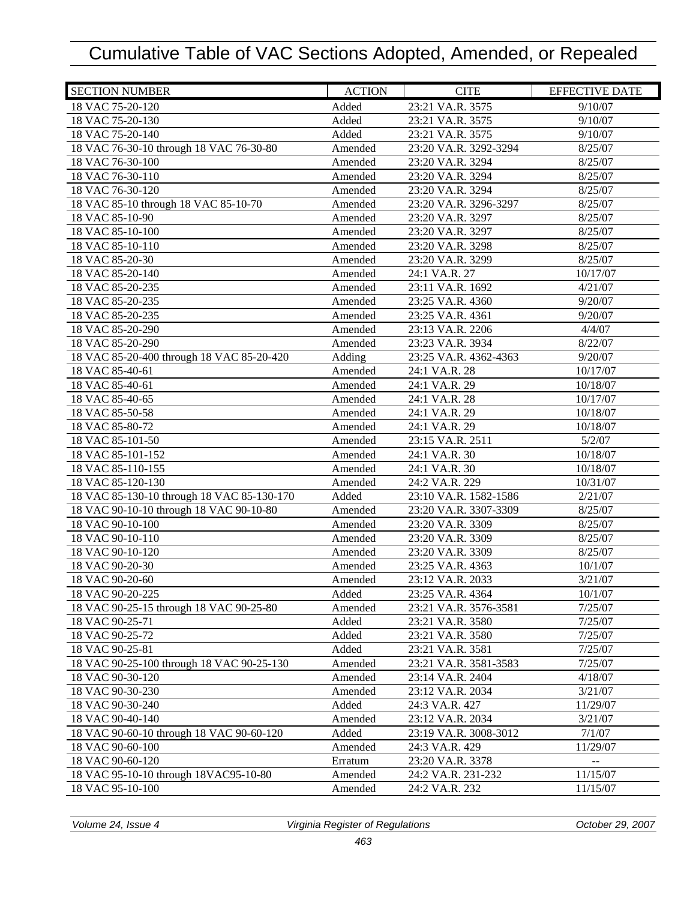# Cumulative Table of VAC Sections Adopted, Amended, or Repealed

| SECTION NUMBER | ACTION | CITE | EFFECTIVE DATE |
|---|---|---|---|
| 18 VAC 75-20-120 | Added | 23:21 VA.R. 3575 | 9/10/07 |
| 18 VAC 75-20-130 | Added | 23:21 VA.R. 3575 | 9/10/07 |
| 18 VAC 75-20-140 | Added | 23:21 VA.R. 3575 | 9/10/07 |
| 18 VAC 76-30-10 through 18 VAC 76-30-80 | Amended | 23:20 VA.R. 3292-3294 | 8/25/07 |
| 18 VAC 76-30-100 | Amended | 23:20 VA.R. 3294 | 8/25/07 |
| 18 VAC 76-30-110 | Amended | 23:20 VA.R. 3294 | 8/25/07 |
| 18 VAC 76-30-120 | Amended | 23:20 VA.R. 3294 | 8/25/07 |
| 18 VAC 85-10 through 18 VAC 85-10-70 | Amended | 23:20 VA.R. 3296-3297 | 8/25/07 |
| 18 VAC 85-10-90 | Amended | 23:20 VA.R. 3297 | 8/25/07 |
| 18 VAC 85-10-100 | Amended | 23:20 VA.R. 3297 | 8/25/07 |
| 18 VAC 85-10-110 | Amended | 23:20 VA.R. 3298 | 8/25/07 |
| 18 VAC 85-20-30 | Amended | 23:20 VA.R. 3299 | 8/25/07 |
| 18 VAC 85-20-140 | Amended | 24:1 VA.R. 27 | 10/17/07 |
| 18 VAC 85-20-235 | Amended | 23:11 VA.R. 1692 | 4/21/07 |
| 18 VAC 85-20-235 | Amended | 23:25 VA.R. 4360 | 9/20/07 |
| 18 VAC 85-20-235 | Amended | 23:25 VA.R. 4361 | 9/20/07 |
| 18 VAC 85-20-290 | Amended | 23:13 VA.R. 2206 | 4/4/07 |
| 18 VAC 85-20-290 | Amended | 23:23 VA.R. 3934 | 8/22/07 |
| 18 VAC 85-20-400 through 18 VAC 85-20-420 | Adding | 23:25 VA.R. 4362-4363 | 9/20/07 |
| 18 VAC 85-40-61 | Amended | 24:1 VA.R. 28 | 10/17/07 |
| 18 VAC 85-40-61 | Amended | 24:1 VA.R. 29 | 10/18/07 |
| 18 VAC 85-40-65 | Amended | 24:1 VA.R. 28 | 10/17/07 |
| 18 VAC 85-50-58 | Amended | 24:1 VA.R. 29 | 10/18/07 |
| 18 VAC 85-80-72 | Amended | 24:1 VA.R. 29 | 10/18/07 |
| 18 VAC 85-101-50 | Amended | 23:15 VA.R. 2511 | 5/2/07 |
| 18 VAC 85-101-152 | Amended | 24:1 VA.R. 30 | 10/18/07 |
| 18 VAC 85-110-155 | Amended | 24:1 VA.R. 30 | 10/18/07 |
| 18 VAC 85-120-130 | Amended | 24:2 VA.R. 229 | 10/31/07 |
| 18 VAC 85-130-10 through 18 VAC 85-130-170 | Added | 23:10 VA.R. 1582-1586 | 2/21/07 |
| 18 VAC 90-10-10 through 18 VAC 90-10-80 | Amended | 23:20 VA.R. 3307-3309 | 8/25/07 |
| 18 VAC 90-10-100 | Amended | 23:20 VA.R. 3309 | 8/25/07 |
| 18 VAC 90-10-110 | Amended | 23:20 VA.R. 3309 | 8/25/07 |
| 18 VAC 90-10-120 | Amended | 23:20 VA.R. 3309 | 8/25/07 |
| 18 VAC 90-20-30 | Amended | 23:25 VA.R. 4363 | 10/1/07 |
| 18 VAC 90-20-60 | Amended | 23:12 VA.R. 2033 | 3/21/07 |
| 18 VAC 90-20-225 | Added | 23:25 VA.R. 4364 | 10/1/07 |
| 18 VAC 90-25-15 through 18 VAC 90-25-80 | Amended | 23:21 VA.R. 3576-3581 | 7/25/07 |
| 18 VAC 90-25-71 | Added | 23:21 VA.R. 3580 | 7/25/07 |
| 18 VAC 90-25-72 | Added | 23:21 VA.R. 3580 | 7/25/07 |
| 18 VAC 90-25-81 | Added | 23:21 VA.R. 3581 | 7/25/07 |
| 18 VAC 90-25-100 through 18 VAC 90-25-130 | Amended | 23:21 VA.R. 3581-3583 | 7/25/07 |
| 18 VAC 90-30-120 | Amended | 23:14 VA.R. 2404 | 4/18/07 |
| 18 VAC 90-30-230 | Amended | 23:12 VA.R. 2034 | 3/21/07 |
| 18 VAC 90-30-240 | Added | 24:3 VA.R. 427 | 11/29/07 |
| 18 VAC 90-40-140 | Amended | 23:12 VA.R. 2034 | 3/21/07 |
| 18 VAC 90-60-10 through 18 VAC 90-60-120 | Added | 23:19 VA.R. 3008-3012 | 7/1/07 |
| 18 VAC 90-60-100 | Amended | 24:3 VA.R. 429 | 11/29/07 |
| 18 VAC 90-60-120 | Erratum | 23:20 VA.R. 3378 | -- |
| 18 VAC 95-10-10 through 18VAC95-10-80 | Amended | 24:2 VA.R. 231-232 | 11/15/07 |
| 18 VAC 95-10-100 | Amended | 24:2 VA.R. 232 | 11/15/07 |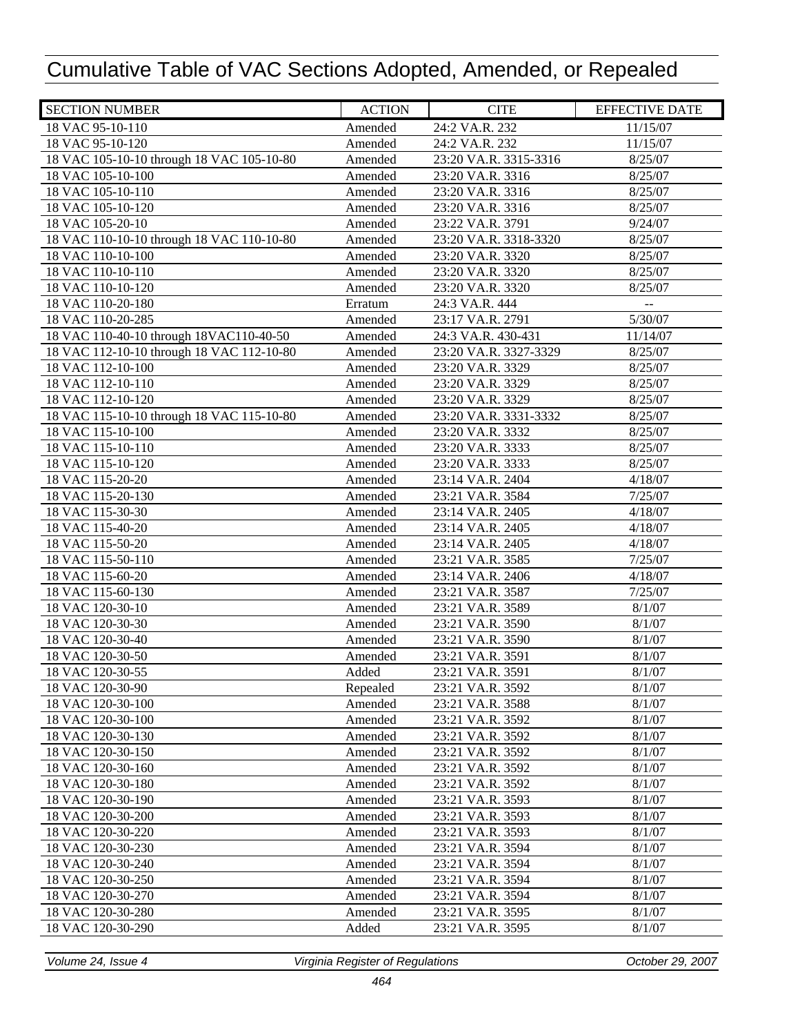# Cumulative Table of VAC Sections Adopted, Amended, or Repealed

| SECTION NUMBER | ACTION | CITE | EFFECTIVE DATE |
|---|---|---|---|
| 18 VAC 95-10-110 | Amended | 24:2 VA.R. 232 | 11/15/07 |
| 18 VAC 95-10-120 | Amended | 24:2 VA.R. 232 | 11/15/07 |
| 18 VAC 105-10-10 through 18 VAC 105-10-80 | Amended | 23:20 VA.R. 3315-3316 | 8/25/07 |
| 18 VAC 105-10-100 | Amended | 23:20 VA.R. 3316 | 8/25/07 |
| 18 VAC 105-10-110 | Amended | 23:20 VA.R. 3316 | 8/25/07 |
| 18 VAC 105-10-120 | Amended | 23:20 VA.R. 3316 | 8/25/07 |
| 18 VAC 105-20-10 | Amended | 23:22 VA.R. 3791 | 9/24/07 |
| 18 VAC 110-10-10 through 18 VAC 110-10-80 | Amended | 23:20 VA.R. 3318-3320 | 8/25/07 |
| 18 VAC 110-10-100 | Amended | 23:20 VA.R. 3320 | 8/25/07 |
| 18 VAC 110-10-110 | Amended | 23:20 VA.R. 3320 | 8/25/07 |
| 18 VAC 110-10-120 | Amended | 23:20 VA.R. 3320 | 8/25/07 |
| 18 VAC 110-20-180 | Erratum | 24:3 VA.R. 444 | -- |
| 18 VAC 110-20-285 | Amended | 23:17 VA.R. 2791 | 5/30/07 |
| 18 VAC 110-40-10 through 18VAC110-40-50 | Amended | 24:3 VA.R. 430-431 | 11/14/07 |
| 18 VAC 112-10-10 through 18 VAC 112-10-80 | Amended | 23:20 VA.R. 3327-3329 | 8/25/07 |
| 18 VAC 112-10-100 | Amended | 23:20 VA.R. 3329 | 8/25/07 |
| 18 VAC 112-10-110 | Amended | 23:20 VA.R. 3329 | 8/25/07 |
| 18 VAC 112-10-120 | Amended | 23:20 VA.R. 3329 | 8/25/07 |
| 18 VAC 115-10-10 through 18 VAC 115-10-80 | Amended | 23:20 VA.R. 3331-3332 | 8/25/07 |
| 18 VAC 115-10-100 | Amended | 23:20 VA.R. 3332 | 8/25/07 |
| 18 VAC 115-10-110 | Amended | 23:20 VA.R. 3333 | 8/25/07 |
| 18 VAC 115-10-120 | Amended | 23:20 VA.R. 3333 | 8/25/07 |
| 18 VAC 115-20-20 | Amended | 23:14 VA.R. 2404 | 4/18/07 |
| 18 VAC 115-20-130 | Amended | 23:21 VA.R. 3584 | 7/25/07 |
| 18 VAC 115-30-30 | Amended | 23:14 VA.R. 2405 | 4/18/07 |
| 18 VAC 115-40-20 | Amended | 23:14 VA.R. 2405 | 4/18/07 |
| 18 VAC 115-50-20 | Amended | 23:14 VA.R. 2405 | 4/18/07 |
| 18 VAC 115-50-110 | Amended | 23:21 VA.R. 3585 | 7/25/07 |
| 18 VAC 115-60-20 | Amended | 23:14 VA.R. 2406 | 4/18/07 |
| 18 VAC 115-60-130 | Amended | 23:21 VA.R. 3587 | 7/25/07 |
| 18 VAC 120-30-10 | Amended | 23:21 VA.R. 3589 | 8/1/07 |
| 18 VAC 120-30-30 | Amended | 23:21 VA.R. 3590 | 8/1/07 |
| 18 VAC 120-30-40 | Amended | 23:21 VA.R. 3590 | 8/1/07 |
| 18 VAC 120-30-50 | Amended | 23:21 VA.R. 3591 | 8/1/07 |
| 18 VAC 120-30-55 | Added | 23:21 VA.R. 3591 | 8/1/07 |
| 18 VAC 120-30-90 | Repealed | 23:21 VA.R. 3592 | 8/1/07 |
| 18 VAC 120-30-100 | Amended | 23:21 VA.R. 3588 | 8/1/07 |
| 18 VAC 120-30-100 | Amended | 23:21 VA.R. 3592 | 8/1/07 |
| 18 VAC 120-30-130 | Amended | 23:21 VA.R. 3592 | 8/1/07 |
| 18 VAC 120-30-150 | Amended | 23:21 VA.R. 3592 | 8/1/07 |
| 18 VAC 120-30-160 | Amended | 23:21 VA.R. 3592 | 8/1/07 |
| 18 VAC 120-30-180 | Amended | 23:21 VA.R. 3592 | 8/1/07 |
| 18 VAC 120-30-190 | Amended | 23:21 VA.R. 3593 | 8/1/07 |
| 18 VAC 120-30-200 | Amended | 23:21 VA.R. 3593 | 8/1/07 |
| 18 VAC 120-30-220 | Amended | 23:21 VA.R. 3593 | 8/1/07 |
| 18 VAC 120-30-230 | Amended | 23:21 VA.R. 3594 | 8/1/07 |
| 18 VAC 120-30-240 | Amended | 23:21 VA.R. 3594 | 8/1/07 |
| 18 VAC 120-30-250 | Amended | 23:21 VA.R. 3594 | 8/1/07 |
| 18 VAC 120-30-270 | Amended | 23:21 VA.R. 3594 | 8/1/07 |
| 18 VAC 120-30-280 | Amended | 23:21 VA.R. 3595 | 8/1/07 |
| 18 VAC 120-30-290 | Added | 23:21 VA.R. 3595 | 8/1/07 |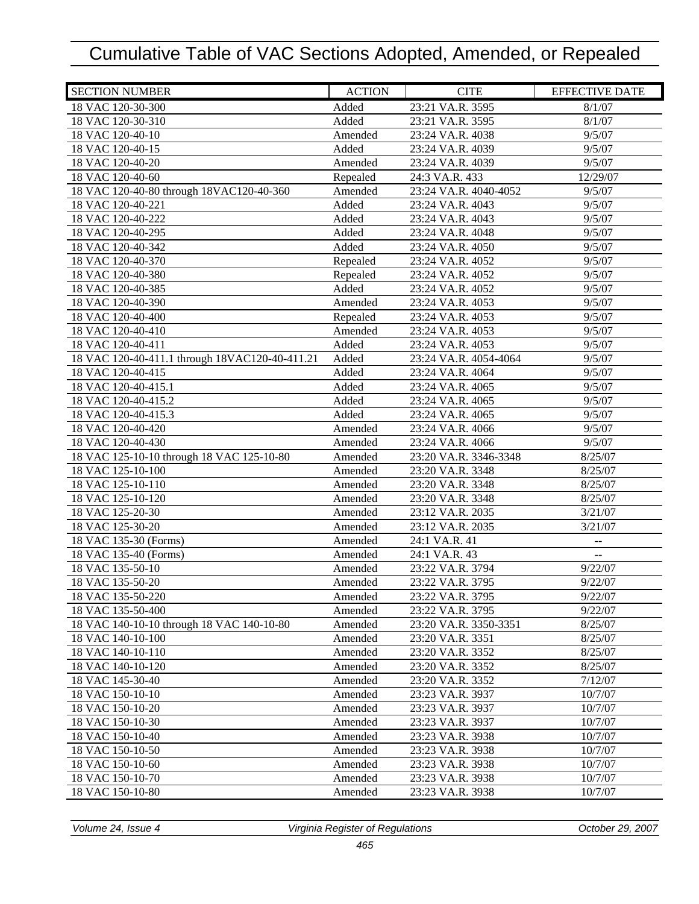# Cumulative Table of VAC Sections Adopted, Amended, or Repealed

| SECTION NUMBER | ACTION | CITE | EFFECTIVE DATE |
|---|---|---|---|
| 18 VAC 120-30-300 | Added | 23:21 VA.R. 3595 | 8/1/07 |
| 18 VAC 120-30-310 | Added | 23:21 VA.R. 3595 | 8/1/07 |
| 18 VAC 120-40-10 | Amended | 23:24 VA.R. 4038 | 9/5/07 |
| 18 VAC 120-40-15 | Added | 23:24 VA.R. 4039 | 9/5/07 |
| 18 VAC 120-40-20 | Amended | 23:24 VA.R. 4039 | 9/5/07 |
| 18 VAC 120-40-60 | Repealed | 24:3 VA.R. 433 | 12/29/07 |
| 18 VAC 120-40-80 through 18VAC120-40-360 | Amended | 23:24 VA.R. 4040-4052 | 9/5/07 |
| 18 VAC 120-40-221 | Added | 23:24 VA.R. 4043 | 9/5/07 |
| 18 VAC 120-40-222 | Added | 23:24 VA.R. 4043 | 9/5/07 |
| 18 VAC 120-40-295 | Added | 23:24 VA.R. 4048 | 9/5/07 |
| 18 VAC 120-40-342 | Added | 23:24 VA.R. 4050 | 9/5/07 |
| 18 VAC 120-40-370 | Repealed | 23:24 VA.R. 4052 | 9/5/07 |
| 18 VAC 120-40-380 | Repealed | 23:24 VA.R. 4052 | 9/5/07 |
| 18 VAC 120-40-385 | Added | 23:24 VA.R. 4052 | 9/5/07 |
| 18 VAC 120-40-390 | Amended | 23:24 VA.R. 4053 | 9/5/07 |
| 18 VAC 120-40-400 | Repealed | 23:24 VA.R. 4053 | 9/5/07 |
| 18 VAC 120-40-410 | Amended | 23:24 VA.R. 4053 | 9/5/07 |
| 18 VAC 120-40-411 | Added | 23:24 VA.R. 4053 | 9/5/07 |
| 18 VAC 120-40-411.1 through 18VAC120-40-411.21 | Added | 23:24 VA.R. 4054-4064 | 9/5/07 |
| 18 VAC 120-40-415 | Added | 23:24 VA.R. 4064 | 9/5/07 |
| 18 VAC 120-40-415.1 | Added | 23:24 VA.R. 4065 | 9/5/07 |
| 18 VAC 120-40-415.2 | Added | 23:24 VA.R. 4065 | 9/5/07 |
| 18 VAC 120-40-415.3 | Added | 23:24 VA.R. 4065 | 9/5/07 |
| 18 VAC 120-40-420 | Amended | 23:24 VA.R. 4066 | 9/5/07 |
| 18 VAC 120-40-430 | Amended | 23:24 VA.R. 4066 | 9/5/07 |
| 18 VAC 125-10-10 through 18 VAC 125-10-80 | Amended | 23:20 VA.R. 3346-3348 | 8/25/07 |
| 18 VAC 125-10-100 | Amended | 23:20 VA.R. 3348 | 8/25/07 |
| 18 VAC 125-10-110 | Amended | 23:20 VA.R. 3348 | 8/25/07 |
| 18 VAC 125-10-120 | Amended | 23:20 VA.R. 3348 | 8/25/07 |
| 18 VAC 125-20-30 | Amended | 23:12 VA.R. 2035 | 3/21/07 |
| 18 VAC 125-30-20 | Amended | 23:12 VA.R. 2035 | 3/21/07 |
| 18 VAC 135-30 (Forms) | Amended | 24:1 VA.R. 41 | -- |
| 18 VAC 135-40 (Forms) | Amended | 24:1 VA.R. 43 | -- |
| 18 VAC 135-50-10 | Amended | 23:22 VA.R. 3794 | 9/22/07 |
| 18 VAC 135-50-20 | Amended | 23:22 VA.R. 3795 | 9/22/07 |
| 18 VAC 135-50-220 | Amended | 23:22 VA.R. 3795 | 9/22/07 |
| 18 VAC 135-50-400 | Amended | 23:22 VA.R. 3795 | 9/22/07 |
| 18 VAC 140-10-10 through 18 VAC 140-10-80 | Amended | 23:20 VA.R. 3350-3351 | 8/25/07 |
| 18 VAC 140-10-100 | Amended | 23:20 VA.R. 3351 | 8/25/07 |
| 18 VAC 140-10-110 | Amended | 23:20 VA.R. 3352 | 8/25/07 |
| 18 VAC 140-10-120 | Amended | 23:20 VA.R. 3352 | 8/25/07 |
| 18 VAC 145-30-40 | Amended | 23:20 VA.R. 3352 | 7/12/07 |
| 18 VAC 150-10-10 | Amended | 23:23 VA.R. 3937 | 10/7/07 |
| 18 VAC 150-10-20 | Amended | 23:23 VA.R. 3937 | 10/7/07 |
| 18 VAC 150-10-30 | Amended | 23:23 VA.R. 3937 | 10/7/07 |
| 18 VAC 150-10-40 | Amended | 23:23 VA.R. 3938 | 10/7/07 |
| 18 VAC 150-10-50 | Amended | 23:23 VA.R. 3938 | 10/7/07 |
| 18 VAC 150-10-60 | Amended | 23:23 VA.R. 3938 | 10/7/07 |
| 18 VAC 150-10-70 | Amended | 23:23 VA.R. 3938 | 10/7/07 |
| 18 VAC 150-10-80 | Amended | 23:23 VA.R. 3938 | 10/7/07 |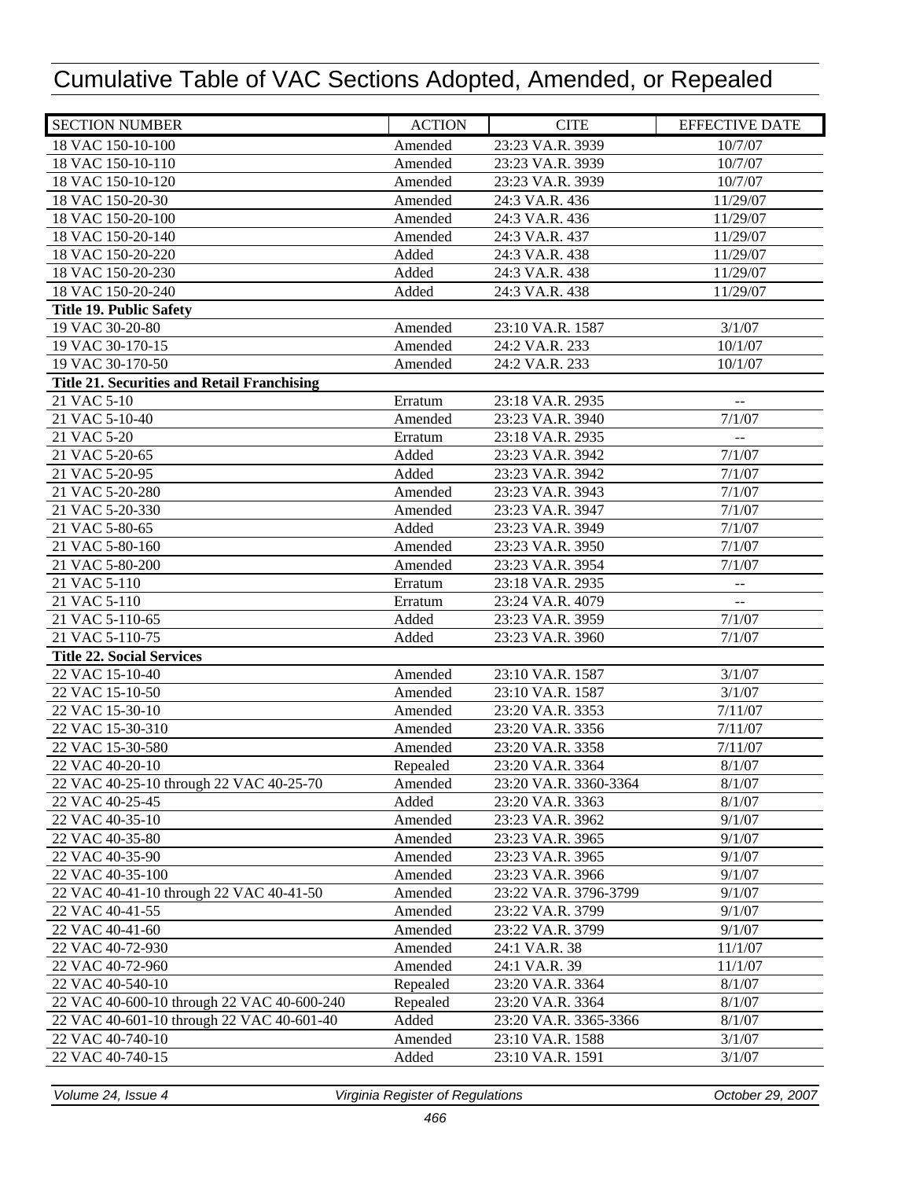# Cumulative Table of VAC Sections Adopted, Amended, or Repealed

| SECTION NUMBER | ACTION | CITE | EFFECTIVE DATE |
|---|---|---|---|
| 18 VAC 150-10-100 | Amended | 23:23 VA.R. 3939 | 10/7/07 |
| 18 VAC 150-10-110 | Amended | 23:23 VA.R. 3939 | 10/7/07 |
| 18 VAC 150-10-120 | Amended | 23:23 VA.R. 3939 | 10/7/07 |
| 18 VAC 150-20-30 | Amended | 24:3 VA.R. 436 | 11/29/07 |
| 18 VAC 150-20-100 | Amended | 24:3 VA.R. 436 | 11/29/07 |
| 18 VAC 150-20-140 | Amended | 24:3 VA.R. 437 | 11/29/07 |
| 18 VAC 150-20-220 | Added | 24:3 VA.R. 438 | 11/29/07 |
| 18 VAC 150-20-230 | Added | 24:3 VA.R. 438 | 11/29/07 |
| 18 VAC 150-20-240 | Added | 24:3 VA.R. 438 | 11/29/07 |
| **Title 19. Public Safety** | | | |
| 19 VAC 30-20-80 | Amended | 23:10 VA.R. 1587 | 3/1/07 |
| 19 VAC 30-170-15 | Amended | 24:2 VA.R. 233 | 10/1/07 |
| 19 VAC 30-170-50 | Amended | 24:2 VA.R. 233 | 10/1/07 |
| **Title 21. Securities and Retail Franchising** | | | |
| 21 VAC 5-10 | Erratum | 23:18 VA.R. 2935 | -- |
| 21 VAC 5-10-40 | Amended | 23:23 VA.R. 3940 | 7/1/07 |
| 21 VAC 5-20 | Erratum | 23:18 VA.R. 2935 | -- |
| 21 VAC 5-20-65 | Added | 23:23 VA.R. 3942 | 7/1/07 |
| 21 VAC 5-20-95 | Added | 23:23 VA.R. 3942 | 7/1/07 |
| 21 VAC 5-20-280 | Amended | 23:23 VA.R. 3943 | 7/1/07 |
| 21 VAC 5-20-330 | Amended | 23:23 VA.R. 3947 | 7/1/07 |
| 21 VAC 5-80-65 | Added | 23:23 VA.R. 3949 | 7/1/07 |
| 21 VAC 5-80-160 | Amended | 23:23 VA.R. 3950 | 7/1/07 |
| 21 VAC 5-80-200 | Amended | 23:23 VA.R. 3954 | 7/1/07 |
| 21 VAC 5-110 | Erratum | 23:18 VA.R. 2935 | -- |
| 21 VAC 5-110 | Erratum | 23:24 VA.R. 4079 | -- |
| 21 VAC 5-110-65 | Added | 23:23 VA.R. 3959 | 7/1/07 |
| 21 VAC 5-110-75 | Added | 23:23 VA.R. 3960 | 7/1/07 |
| **Title 22. Social Services** | | | |
| 22 VAC 15-10-40 | Amended | 23:10 VA.R. 1587 | 3/1/07 |
| 22 VAC 15-10-50 | Amended | 23:10 VA.R. 1587 | 3/1/07 |
| 22 VAC 15-30-10 | Amended | 23:20 VA.R. 3353 | 7/11/07 |
| 22 VAC 15-30-310 | Amended | 23:20 VA.R. 3356 | 7/11/07 |
| 22 VAC 15-30-580 | Amended | 23:20 VA.R. 3358 | 7/11/07 |
| 22 VAC 40-20-10 | Repealed | 23:20 VA.R. 3364 | 8/1/07 |
| 22 VAC 40-25-10 through 22 VAC 40-25-70 | Amended | 23:20 VA.R. 3360-3364 | 8/1/07 |
| 22 VAC 40-25-45 | Added | 23:20 VA.R. 3363 | 8/1/07 |
| 22 VAC 40-35-10 | Amended | 23:23 VA.R. 3962 | 9/1/07 |
| 22 VAC 40-35-80 | Amended | 23:23 VA.R. 3965 | 9/1/07 |
| 22 VAC 40-35-90 | Amended | 23:23 VA.R. 3965 | 9/1/07 |
| 22 VAC 40-35-100 | Amended | 23:23 VA.R. 3966 | 9/1/07 |
| 22 VAC 40-41-10 through 22 VAC 40-41-50 | Amended | 23:22 VA.R. 3796-3799 | 9/1/07 |
| 22 VAC 40-41-55 | Amended | 23:22 VA.R. 3799 | 9/1/07 |
| 22 VAC 40-41-60 | Amended | 23:22 VA.R. 3799 | 9/1/07 |
| 22 VAC 40-72-930 | Amended | 24:1 VA.R. 38 | 11/1/07 |
| 22 VAC 40-72-960 | Amended | 24:1 VA.R. 39 | 11/1/07 |
| 22 VAC 40-540-10 | Repealed | 23:20 VA.R. 3364 | 8/1/07 |
| 22 VAC 40-600-10 through 22 VAC 40-600-240 | Repealed | 23:20 VA.R. 3364 | 8/1/07 |
| 22 VAC 40-601-10 through 22 VAC 40-601-40 | Added | 23:20 VA.R. 3365-3366 | 8/1/07 |
| 22 VAC 40-740-10 | Amended | 23:10 VA.R. 1588 | 3/1/07 |
| 22 VAC 40-740-15 | Added | 23:10 VA.R. 1591 | 3/1/07 |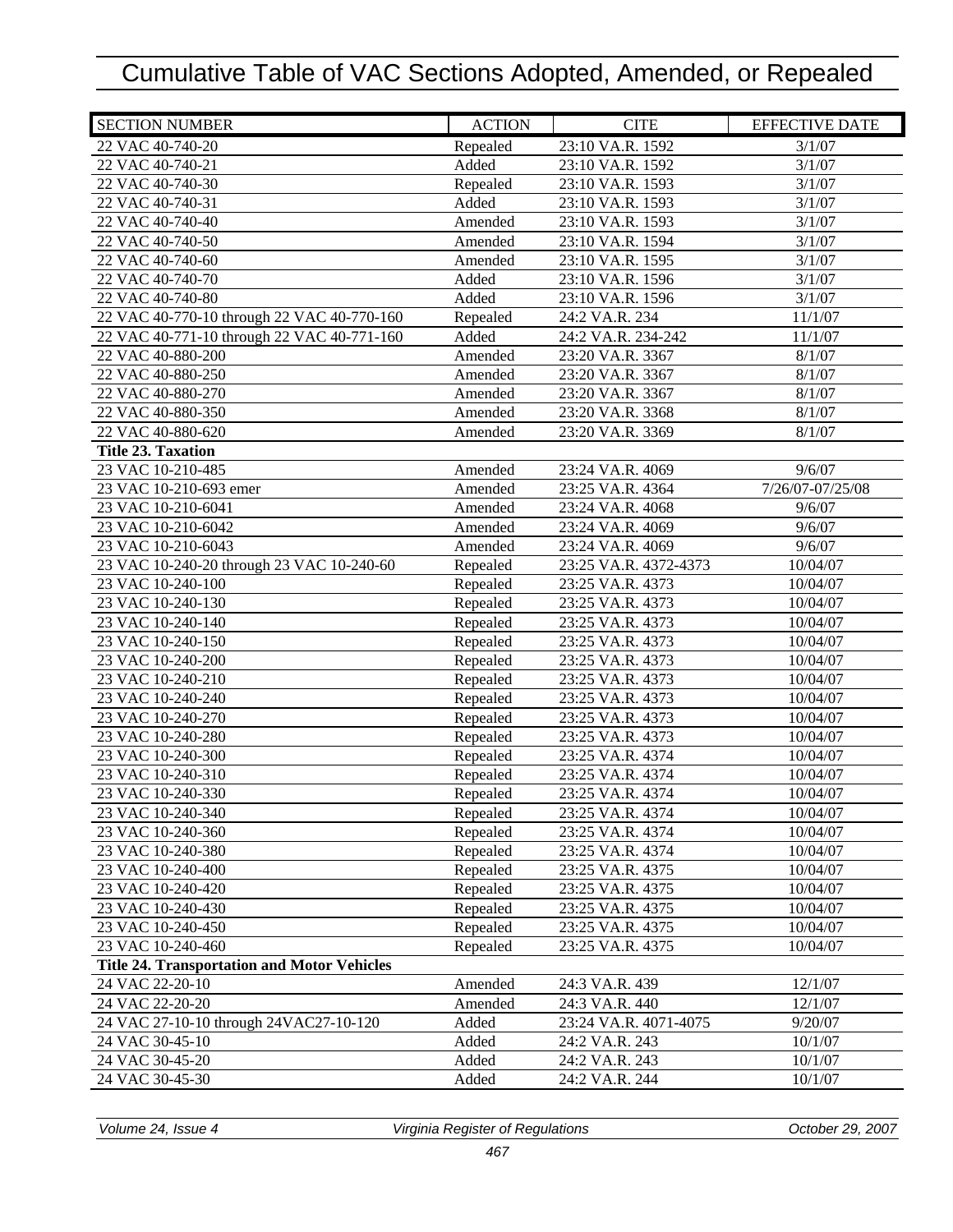# Cumulative Table of VAC Sections Adopted, Amended, or Repealed

| SECTION NUMBER | ACTION | CITE | EFFECTIVE DATE |
|---|---|---|---|
| 22 VAC 40-740-20 | Repealed | 23:10 VA.R. 1592 | 3/1/07 |
| 22 VAC 40-740-21 | Added | 23:10 VA.R. 1592 | 3/1/07 |
| 22 VAC 40-740-30 | Repealed | 23:10 VA.R. 1593 | 3/1/07 |
| 22 VAC 40-740-31 | Added | 23:10 VA.R. 1593 | 3/1/07 |
| 22 VAC 40-740-40 | Amended | 23:10 VA.R. 1593 | 3/1/07 |
| 22 VAC 40-740-50 | Amended | 23:10 VA.R. 1594 | 3/1/07 |
| 22 VAC 40-740-60 | Amended | 23:10 VA.R. 1595 | 3/1/07 |
| 22 VAC 40-740-70 | Added | 23:10 VA.R. 1596 | 3/1/07 |
| 22 VAC 40-740-80 | Added | 23:10 VA.R. 1596 | 3/1/07 |
| 22 VAC 40-770-10 through 22 VAC 40-770-160 | Repealed | 24:2 VA.R. 234 | 11/1/07 |
| 22 VAC 40-771-10 through 22 VAC 40-771-160 | Added | 24:2 VA.R. 234-242 | 11/1/07 |
| 22 VAC 40-880-200 | Amended | 23:20 VA.R. 3367 | 8/1/07 |
| 22 VAC 40-880-250 | Amended | 23:20 VA.R. 3367 | 8/1/07 |
| 22 VAC 40-880-270 | Amended | 23:20 VA.R. 3367 | 8/1/07 |
| 22 VAC 40-880-350 | Amended | 23:20 VA.R. 3368 | 8/1/07 |
| 22 VAC 40-880-620 | Amended | 23:20 VA.R. 3369 | 8/1/07 |
| **Title 23. Taxation** | | | |
| 23 VAC 10-210-485 | Amended | 23:24 VA.R. 4069 | 9/6/07 |
| 23 VAC 10-210-693 emer | Amended | 23:25 VA.R. 4364 | 7/26/07-07/25/08 |
| 23 VAC 10-210-6041 | Amended | 23:24 VA.R. 4068 | 9/6/07 |
| 23 VAC 10-210-6042 | Amended | 23:24 VA.R. 4069 | 9/6/07 |
| 23 VAC 10-210-6043 | Amended | 23:24 VA.R. 4069 | 9/6/07 |
| 23 VAC 10-240-20 through 23 VAC 10-240-60 | Repealed | 23:25 VA.R. 4372-4373 | 10/04/07 |
| 23 VAC 10-240-100 | Repealed | 23:25 VA.R. 4373 | 10/04/07 |
| 23 VAC 10-240-130 | Repealed | 23:25 VA.R. 4373 | 10/04/07 |
| 23 VAC 10-240-140 | Repealed | 23:25 VA.R. 4373 | 10/04/07 |
| 23 VAC 10-240-150 | Repealed | 23:25 VA.R. 4373 | 10/04/07 |
| 23 VAC 10-240-200 | Repealed | 23:25 VA.R. 4373 | 10/04/07 |
| 23 VAC 10-240-210 | Repealed | 23:25 VA.R. 4373 | 10/04/07 |
| 23 VAC 10-240-240 | Repealed | 23:25 VA.R. 4373 | 10/04/07 |
| 23 VAC 10-240-270 | Repealed | 23:25 VA.R. 4373 | 10/04/07 |
| 23 VAC 10-240-280 | Repealed | 23:25 VA.R. 4373 | 10/04/07 |
| 23 VAC 10-240-300 | Repealed | 23:25 VA.R. 4374 | 10/04/07 |
| 23 VAC 10-240-310 | Repealed | 23:25 VA.R. 4374 | 10/04/07 |
| 23 VAC 10-240-330 | Repealed | 23:25 VA.R. 4374 | 10/04/07 |
| 23 VAC 10-240-340 | Repealed | 23:25 VA.R. 4374 | 10/04/07 |
| 23 VAC 10-240-360 | Repealed | 23:25 VA.R. 4374 | 10/04/07 |
| 23 VAC 10-240-380 | Repealed | 23:25 VA.R. 4374 | 10/04/07 |
| 23 VAC 10-240-400 | Repealed | 23:25 VA.R. 4375 | 10/04/07 |
| 23 VAC 10-240-420 | Repealed | 23:25 VA.R. 4375 | 10/04/07 |
| 23 VAC 10-240-430 | Repealed | 23:25 VA.R. 4375 | 10/04/07 |
| 23 VAC 10-240-450 | Repealed | 23:25 VA.R. 4375 | 10/04/07 |
| 23 VAC 10-240-460 | Repealed | 23:25 VA.R. 4375 | 10/04/07 |
| **Title 24. Transportation and Motor Vehicles** | | | |
| 24 VAC 22-20-10 | Amended | 24:3 VA.R. 439 | 12/1/07 |
| 24 VAC 22-20-20 | Amended | 24:3 VA.R. 440 | 12/1/07 |
| 24 VAC 27-10-10 through 24VAC27-10-120 | Added | 23:24 VA.R. 4071-4075 | 9/20/07 |
| 24 VAC 30-45-10 | Added | 24:2 VA.R. 243 | 10/1/07 |
| 24 VAC 30-45-20 | Added | 24:2 VA.R. 243 | 10/1/07 |
| 24 VAC 30-45-30 | Added | 24:2 VA.R. 244 | 10/1/07 |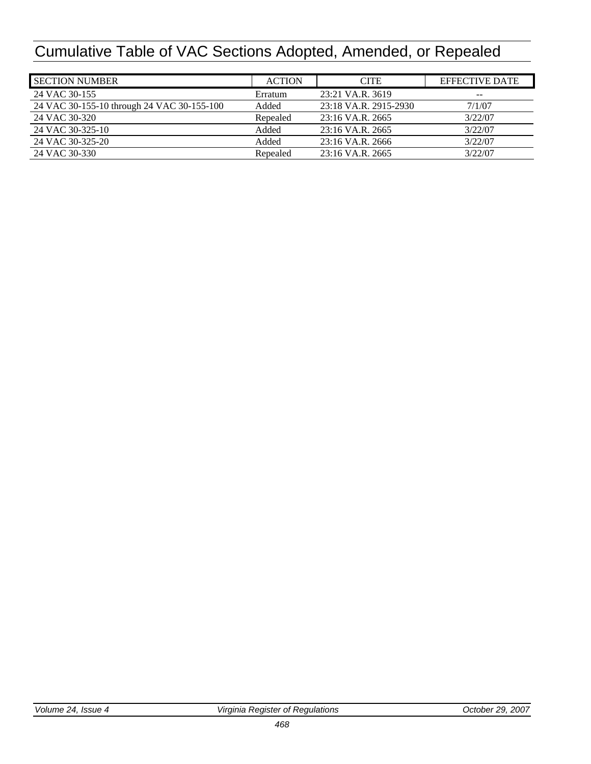# Cumulative Table of VAC Sections Adopted, Amended, or Repealed

| SECTION NUMBER | ACTION | CITE | EFFECTIVE DATE |
|---|---|---|---|
| 24 VAC 30-155 | Erratum | 23:21 VA.R. 3619 | -- |
| 24 VAC 30-155-10 through 24 VAC 30-155-100 | Added | 23:18 VA.R. 2915-2930 | 7/1/07 |
| 24 VAC 30-320 | Repealed | 23:16 VA.R. 2665 | 3/22/07 |
| 24 VAC 30-325-10 | Added | 23:16 VA.R. 2665 | 3/22/07 |
| 24 VAC 30-325-20 | Added | 23:16 VA.R. 2666 | 3/22/07 |
| 24 VAC 30-330 | Repealed | 23:16 VA.R. 2665 | 3/22/07 |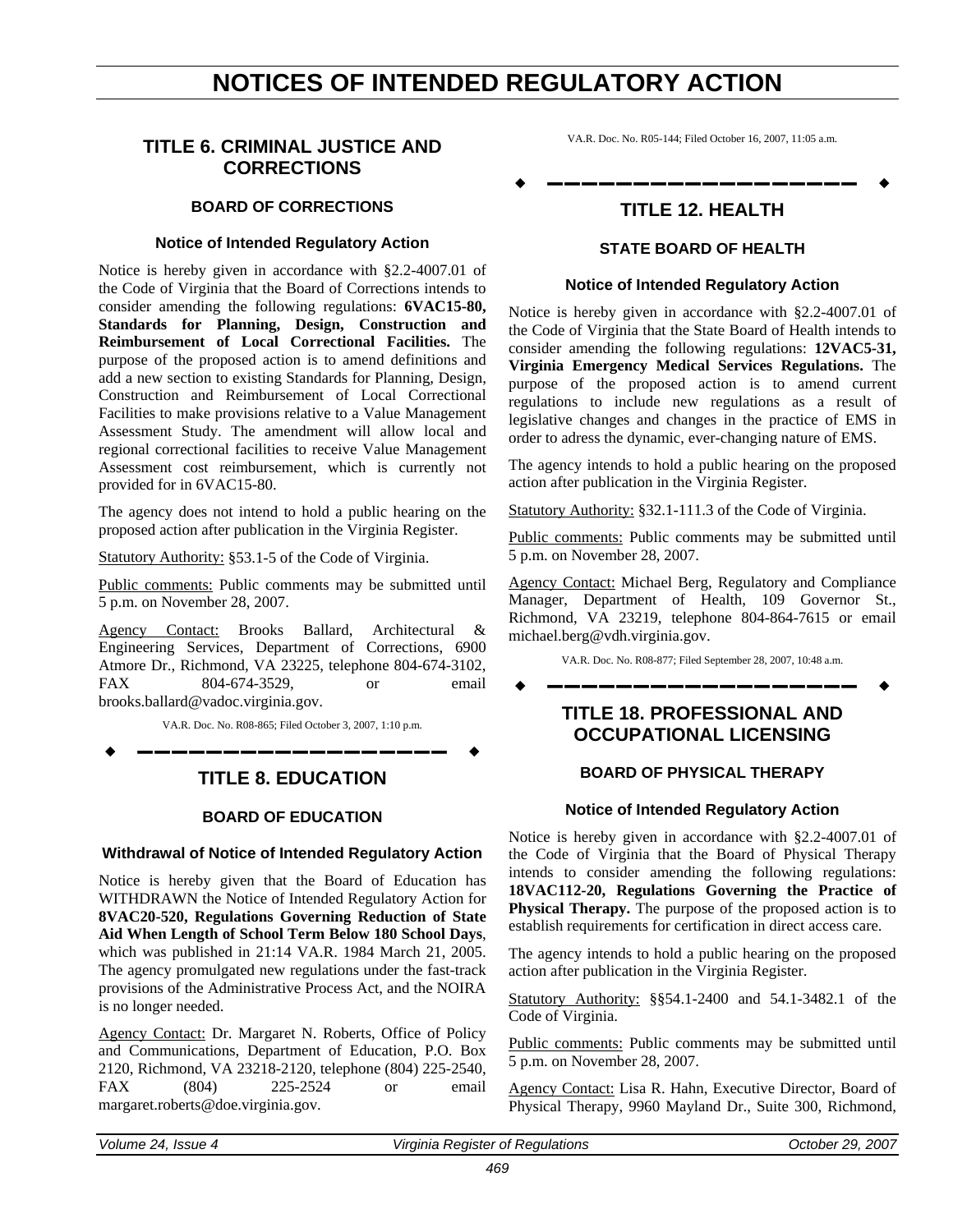# NOTICES OF INTENDED REGULATORY ACTION

## TITLE 6. CRIMINAL JUSTICE AND CORRECTIONS

### BOARD OF CORRECTIONS

#### Notice of Intended Regulatory Action

Notice is hereby given in accordance with §2.2-4007.01 of the Code of Virginia that the Board of Corrections intends to consider amending the following regulations: **6VAC15-80, Standards for Planning, Design, Construction and Reimbursement of Local Correctional Facilities.** The purpose of the proposed action is to amend definitions and add a new section to existing Standards for Planning, Design, Construction and Reimbursement of Local Correctional Facilities to make provisions relative to a Value Management Assessment Study. The amendment will allow local and regional correctional facilities to receive Value Management Assessment cost reimbursement, which is currently not provided for in 6VAC15-80.

The agency does not intend to hold a public hearing on the proposed action after publication in the Virginia Register.

Statutory Authority: §53.1-5 of the Code of Virginia.

Public comments: Public comments may be submitted until 5 p.m. on November 28, 2007.

Agency Contact: Brooks Ballard, Architectural & Engineering Services, Department of Corrections, 6900 Atmore Dr., Richmond, VA 23225, telephone 804-674-3102, FAX 804-674-3529, or email brooks.ballard@vadoc.virginia.gov.

VA.R. Doc. No. R08-865; Filed October 3, 2007, 1:10 p.m.

## TITLE 8. EDUCATION

### BOARD OF EDUCATION

#### Withdrawal of Notice of Intended Regulatory Action

Notice is hereby given that the Board of Education has WITHDRAWN the Notice of Intended Regulatory Action for **8VAC20-520, Regulations Governing Reduction of State Aid When Length of School Term Below 180 School Days**, which was published in 21:14 VA.R. 1984 March 21, 2005. The agency promulgated new regulations under the fast-track provisions of the Administrative Process Act, and the NOIRA is no longer needed.

Agency Contact: Dr. Margaret N. Roberts, Office of Policy and Communications, Department of Education, P.O. Box 2120, Richmond, VA 23218-2120, telephone (804) 225-2540, FAX (804) 225-2524 or email margaret.roberts@doe.virginia.gov.

VA.R. Doc. No. R05-144; Filed October 16, 2007, 11:05 a.m.

## TITLE 12. HEALTH

### STATE BOARD OF HEALTH

#### Notice of Intended Regulatory Action

Notice is hereby given in accordance with §2.2-4007.01 of the Code of Virginia that the State Board of Health intends to consider amending the following regulations: **12VAC5-31, Virginia Emergency Medical Services Regulations.** The purpose of the proposed action is to amend current regulations to include new regulations as a result of legislative changes and changes in the practice of EMS in order to adress the dynamic, ever-changing nature of EMS.

The agency intends to hold a public hearing on the proposed action after publication in the Virginia Register.

Statutory Authority: §32.1-111.3 of the Code of Virginia.

Public comments: Public comments may be submitted until 5 p.m. on November 28, 2007.

Agency Contact: Michael Berg, Regulatory and Compliance Manager, Department of Health, 109 Governor St., Richmond, VA 23219, telephone 804-864-7615 or email michael.berg@vdh.virginia.gov.

VA.R. Doc. No. R08-877; Filed September 28, 2007, 10:48 a.m.

## TITLE 18. PROFESSIONAL AND OCCUPATIONAL LICENSING

### BOARD OF PHYSICAL THERAPY

#### Notice of Intended Regulatory Action

Notice is hereby given in accordance with §2.2-4007.01 of the Code of Virginia that the Board of Physical Therapy intends to consider amending the following regulations: **18VAC112-20, Regulations Governing the Practice of Physical Therapy.** The purpose of the proposed action is to establish requirements for certification in direct access care.

The agency intends to hold a public hearing on the proposed action after publication in the Virginia Register.

Statutory Authority: §§54.1-2400 and 54.1-3482.1 of the Code of Virginia.

Public comments: Public comments may be submitted until 5 p.m. on November 28, 2007.

Agency Contact: Lisa R. Hahn, Executive Director, Board of Physical Therapy, 9960 Mayland Dr., Suite 300, Richmond,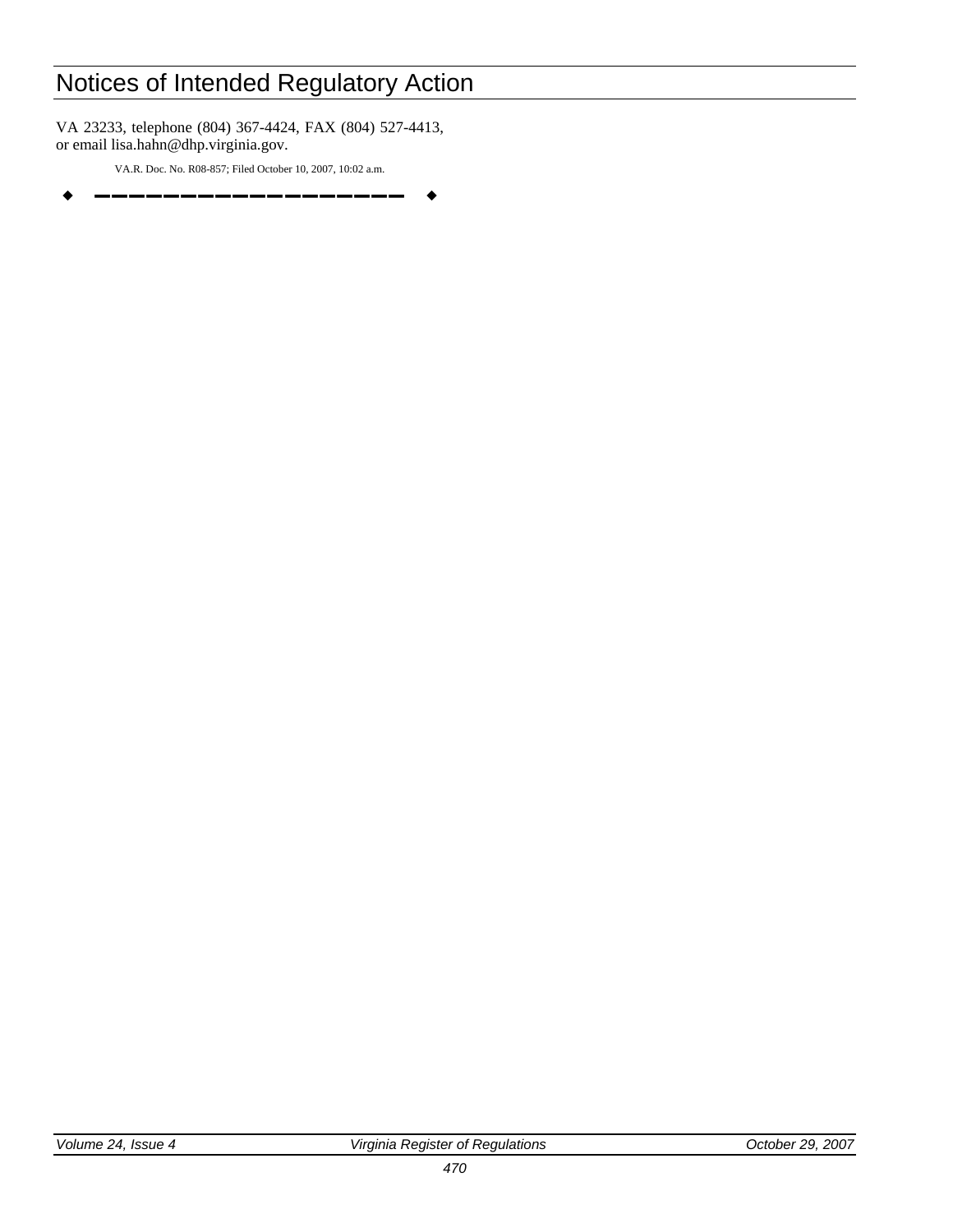VA 23233, telephone (804) 367-4424, FAX (804) 527-4413, or email lisa.hahn@dhp.virginia.gov.

VA.R. Doc. No. R08-857; Filed October 10, 2007, 10:02 a.m.

◆ ──────────────── ◆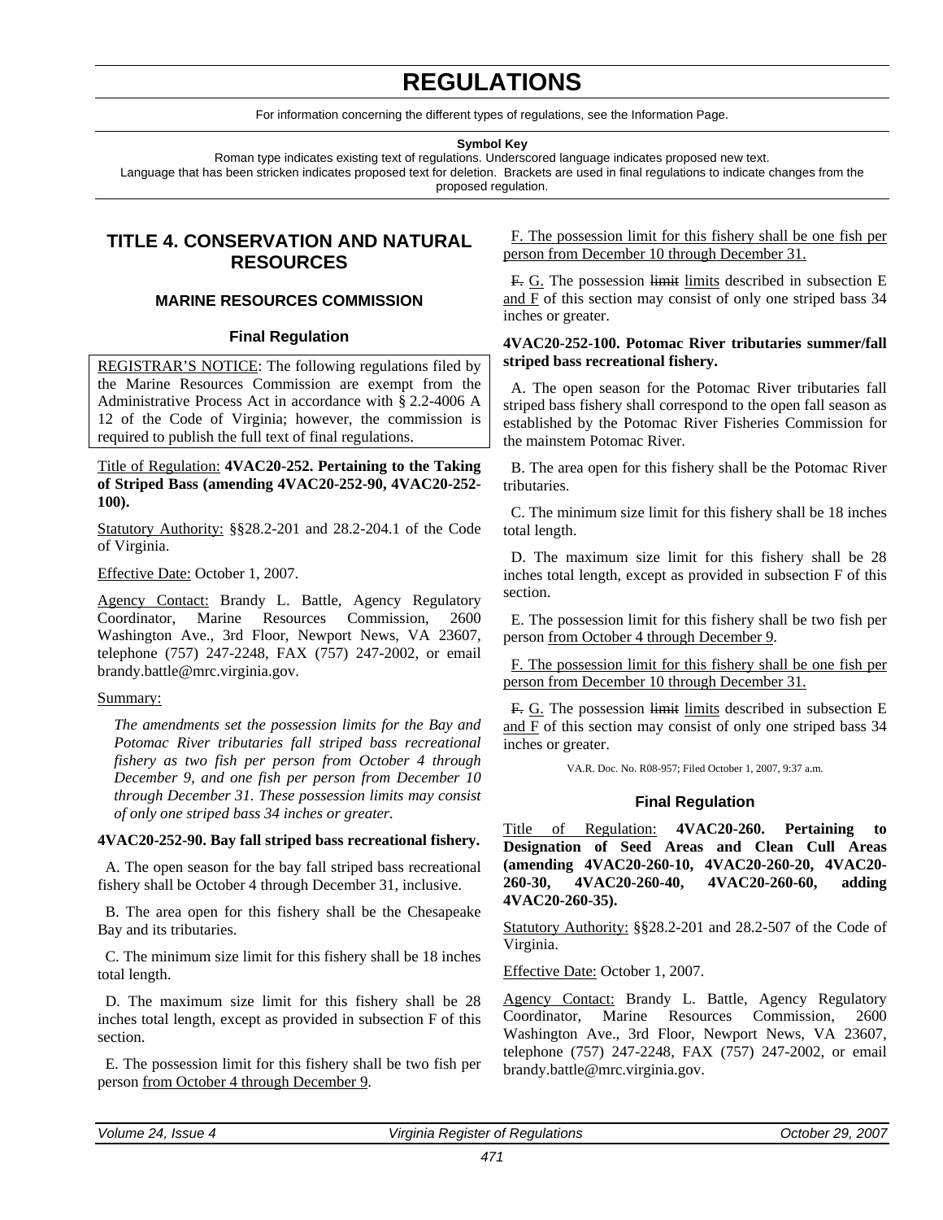# REGULATIONS

For information concerning the different types of regulations, see the Information Page.

**Symbol Key**

Roman type indicates existing text of regulations. Underscored language indicates proposed new text. Language that has been stricken indicates proposed text for deletion. Brackets are used in final regulations to indicate changes from the proposed regulation.

## TITLE 4. CONSERVATION AND NATURAL RESOURCES

### MARINE RESOURCES COMMISSION

#### Final Regulation

REGISTRAR'S NOTICE: The following regulations filed by the Marine Resources Commission are exempt from the Administrative Process Act in accordance with § 2.2-4006 A 12 of the Code of Virginia; however, the commission is required to publish the full text of final regulations.

Title of Regulation: **4VAC20-252. Pertaining to the Taking of Striped Bass (amending 4VAC20-252-90, 4VAC20-252-100).**

Statutory Authority: §§28.2-201 and 28.2-204.1 of the Code of Virginia.

Effective Date: October 1, 2007.

Agency Contact: Brandy L. Battle, Agency Regulatory Coordinator, Marine Resources Commission, 2600 Washington Ave., 3rd Floor, Newport News, VA 23607, telephone (757) 247-2248, FAX (757) 247-2002, or email brandy.battle@mrc.virginia.gov.

Summary:

*The amendments set the possession limits for the Bay and Potomac River tributaries fall striped bass recreational fishery as two fish per person from October 4 through December 9, and one fish per person from December 10 through December 31. These possession limits may consist of only one striped bass 34 inches or greater.*

**4VAC20-252-90. Bay fall striped bass recreational fishery.**

A. The open season for the bay fall striped bass recreational fishery shall be October 4 through December 31, inclusive.

B. The area open for this fishery shall be the Chesapeake Bay and its tributaries.

C. The minimum size limit for this fishery shall be 18 inches total length.

D. The maximum size limit for this fishery shall be 28 inches total length, except as provided in subsection F of this section.

E. The possession limit for this fishery shall be two fish per person from October 4 through December 9.

F. The possession limit for this fishery shall be one fish per person from December 10 through December 31.

~~F.~~ G. The possession ~~limit~~ limits described in subsection E and F of this section may consist of only one striped bass 34 inches or greater.

**4VAC20-252-100. Potomac River tributaries summer/fall striped bass recreational fishery.**

A. The open season for the Potomac River tributaries fall striped bass fishery shall correspond to the open fall season as established by the Potomac River Fisheries Commission for the mainstem Potomac River.

B. The area open for this fishery shall be the Potomac River tributaries.

C. The minimum size limit for this fishery shall be 18 inches total length.

D. The maximum size limit for this fishery shall be 28 inches total length, except as provided in subsection F of this section.

E. The possession limit for this fishery shall be two fish per person from October 4 through December 9.

F. The possession limit for this fishery shall be one fish per person from December 10 through December 31.

~~F.~~ G. The possession ~~limit~~ limits described in subsection E and F of this section may consist of only one striped bass 34 inches or greater.

VA.R. Doc. No. R08-957; Filed October 1, 2007, 9:37 a.m.

#### Final Regulation

Title of Regulation: **4VAC20-260. Pertaining to Designation of Seed Areas and Clean Cull Areas (amending 4VAC20-260-10, 4VAC20-260-20, 4VAC20-260-30, 4VAC20-260-40, 4VAC20-260-60, adding 4VAC20-260-35).**

Statutory Authority: §§28.2-201 and 28.2-507 of the Code of Virginia.

Effective Date: October 1, 2007.

Agency Contact: Brandy L. Battle, Agency Regulatory Coordinator, Marine Resources Commission, 2600 Washington Ave., 3rd Floor, Newport News, VA 23607, telephone (757) 247-2248, FAX (757) 247-2002, or email brandy.battle@mrc.virginia.gov.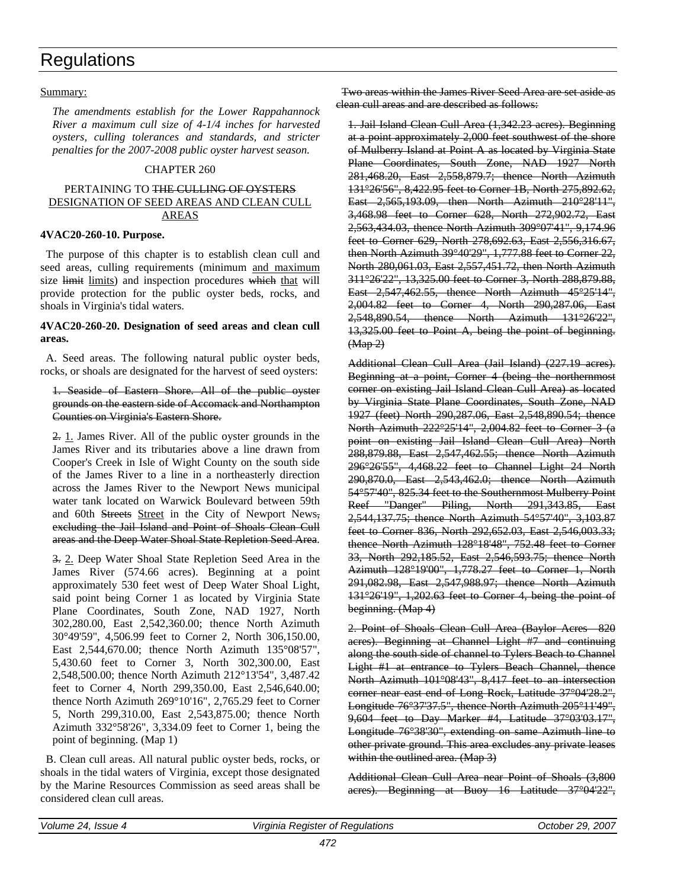Summary:

*The amendments establish for the Lower Rappahannock River a maximum cull size of 4-1/4 inches for harvested oysters, culling tolerances and standards, and stricter penalties for the 2007-2008 public oyster harvest season.*

CHAPTER 260

PERTAINING TO ~~THE CULLING OF OYSTERS~~ <u>DESIGNATION OF SEED AREAS AND CLEAN CULL AREAS</u>

**4VAC20-260-10. Purpose.**

The purpose of this chapter is to establish clean cull and seed areas, culling requirements (minimum <u>and maximum</u> size ~~limit~~ <u>limits</u>) and inspection procedures ~~which~~ <u>that</u> will provide protection for the public oyster beds, rocks, and shoals in Virginia's tidal waters.

**4VAC20-260-20. Designation of seed areas and clean cull areas.**

A. Seed areas. The following natural public oyster beds, rocks, or shoals are designated for the harvest of seed oysters:

~~1. Seaside of Eastern Shore. All of the public oyster grounds on the eastern side of Accomack and Northampton Counties on Virginia's Eastern Shore.~~

~~2.~~ <u>1.</u> James River. All of the public oyster grounds in the James River and its tributaries above a line drawn from Cooper's Creek in Isle of Wight County on the south side of the James River to a line in a northeasterly direction across the James River to the Newport News municipal water tank located on Warwick Boulevard between 59th and 60th ~~Streets~~ <u>Street</u> in the City of Newport News~~, excluding the Jail Island and Point of Shoals Clean Cull areas and the Deep Water Shoal State Repletion Seed Area~~.

~~3.~~ <u>2.</u> Deep Water Shoal State Repletion Seed Area in the James River (574.66 acres). Beginning at a point approximately 530 feet west of Deep Water Shoal Light, said point being Corner 1 as located by Virginia State Plane Coordinates, South Zone, NAD 1927, North 302,280.00, East 2,542,360.00; thence North Azimuth 30°49'59", 4,506.99 feet to Corner 2, North 306,150.00, East 2,544,670.00; thence North Azimuth 135°08'57", 5,430.60 feet to Corner 3, North 302,300.00, East 2,548,500.00; thence North Azimuth 212°13'54", 3,487.42 feet to Corner 4, North 299,350.00, East 2,546,640.00; thence North Azimuth 269°10'16", 2,765.29 feet to Corner 5, North 299,310.00, East 2,543,875.00; thence North Azimuth 332°58'26", 3,334.09 feet to Corner 1, being the point of beginning. (Map 1)

B. Clean cull areas. All natural public oyster beds, rocks, or shoals in the tidal waters of Virginia, except those designated by the Marine Resources Commission as seed areas shall be considered clean cull areas.

~~Two areas within the James River Seed Area are set aside as clean cull areas and are described as follows:~~

~~1. Jail Island Clean Cull Area (1,342.23 acres). Beginning at a point approximately 2,000 feet southwest of the shore of Mulberry Island at Point A as located by Virginia State Plane Coordinates, South Zone, NAD 1927 North 281,468.20, East 2,558,879.7; thence North Azimuth 131°26'56", 8,422.95 feet to Corner 1B, North 275,892.62, East 2,565,193.09, then North Azimuth 210°28'11", 3,468.98 feet to Corner 628, North 272,902.72, East 2,563,434.03, thence North Azimuth 309°07'41", 9,174.96 feet to Corner 629, North 278,692.63, East 2,556,316.67, then North Azimuth 39°40'29", 1,777.88 feet to Corner 22, North 280,061.03, East 2,557,451.72, then North Azimuth 311°26'22", 13,325.00 feet to Corner 3, North 288,879.88, East 2,547,462.55, thence North Azimuth 45°25'14", 2,004.82 feet to Corner 4, North 290,287.06, East 2,548,890.54, thence North Azimuth 131°26'22", 13,325.00 feet to Point A, being the point of beginning. (Map 2)~~

~~Additional Clean Cull Area (Jail Island) (227.19 acres). Beginning at a point, Corner 4 (being the northernmost corner on existing Jail Island Clean Cull Area) as located by Virginia State Plane Coordinates, South Zone, NAD 1927 (feet) North 290,287.06, East 2,548,890.54; thence North Azimuth 222°25'14", 2,004.82 feet to Corner 3 (a point on existing Jail Island Clean Cull Area) North 288,879.88, East 2,547,462.55; thence North Azimuth 296°26'55", 4,468.22 feet to Channel Light 24 North 290,870.0, East 2,543,462.0; thence North Azimuth 54°57'40", 825.34 feet to the Southernmost Mulberry Point Reef "Danger" Piling, North 291,343.85, East 2,544,137.75; thence North Azimuth 54°57'40", 3,103.87 feet to Corner 836, North 292,652.03, East 2,546,003.33; thence North Azimuth 128°18'48", 752.48 feet to Corner 33, North 292,185.52, East 2,546,593.75; thence North Azimuth 128°19'00", 1,778.27 feet to Corner 1, North 291,082.98, East 2,547,988.97; thence North Azimuth 131°26'19", 1,202.63 feet to Corner 4, being the point of beginning. (Map 4)~~

~~2. Point of Shoals Clean Cull Area (Baylor Acres - 820 acres). Beginning at Channel Light #7 and continuing along the south side of channel to Tylers Beach to Channel Light #1 at entrance to Tylers Beach Channel, thence North Azimuth 101°08'43", 8,417 feet to an intersection corner near east end of Long Rock, Latitude 37°04'28.2", Longitude 76°37'37.5", thence North Azimuth 205°11'49", 9,604 feet to Day Marker #4, Latitude 37°03'03.17", Longitude 76°38'30", extending on same Azimuth line to other private ground. This area excludes any private leases within the outlined area. (Map 3)~~

~~Additional Clean Cull Area near Point of Shoals (3,800 acres). Beginning at Buoy 16 Latitude 37°04'22",~~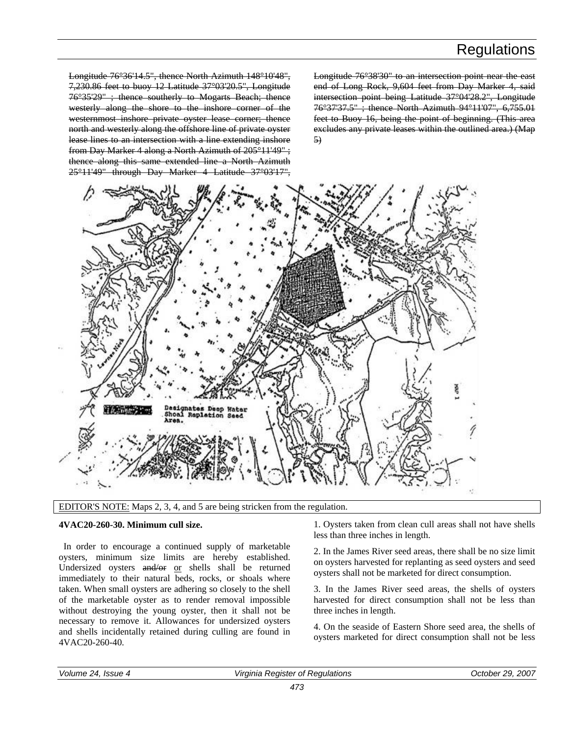~~Longitude 76°36'14.5", thence North Azimuth 148°10'48", 7,230.86 feet to buoy 12 Latitude 37°03'20.5", Longitude 76°35'29" ; thence southerly to Mogarts Beach; thence westerly along the shore to the inshore corner of the westernmost inshore private oyster lease corner; thence north and westerly along the offshore line of private oyster lease lines to an intersection with a line extending inshore from Day Marker 4 along a North Azimuth of 205°11'49" ; thence along this same extended line a North Azimuth 25°11'49" through Day Marker 4 Latitude 37°03'17", Longitude 76°38'30" to an intersection point near the east end of Long Rock, 9,604 feet from Day Marker 4, said intersection point being Latitude 37°04'28.2", Longitude 76°37'37.5" ; thence North Azimuth 94°11'07", 6,755.01 feet to Buoy 16, being the point of beginning. (This area excludes any private leases within the outlined area.) (Map 5)~~

Designates Deep Water Shoal Repletion Seed Area.

Map 1

EDITOR'S NOTE: Maps 2, 3, 4, and 5 are being stricken from the regulation.

**4VAC20-260-30. Minimum cull size.**

In order to encourage a continued supply of marketable oysters, minimum size limits are hereby established. Undersized oysters ~~and/or~~ or shells shall be returned immediately to their natural beds, rocks, or shoals where taken. When small oysters are adhering so closely to the shell of the marketable oyster as to render removal impossible without destroying the young oyster, then it shall not be necessary to remove it. Allowances for undersized oysters and shells incidentally retained during culling are found in 4VAC20-260-40.

1. Oysters taken from clean cull areas shall not have shells less than three inches in length.

2. In the James River seed areas, there shall be no size limit on oysters harvested for replanting as seed oysters and seed oysters shall not be marketed for direct consumption.

3. In the James River seed areas, the shells of oysters harvested for direct consumption shall not be less than three inches in length.

4. On the seaside of Eastern Shore seed area, the shells of oysters marketed for direct consumption shall not be less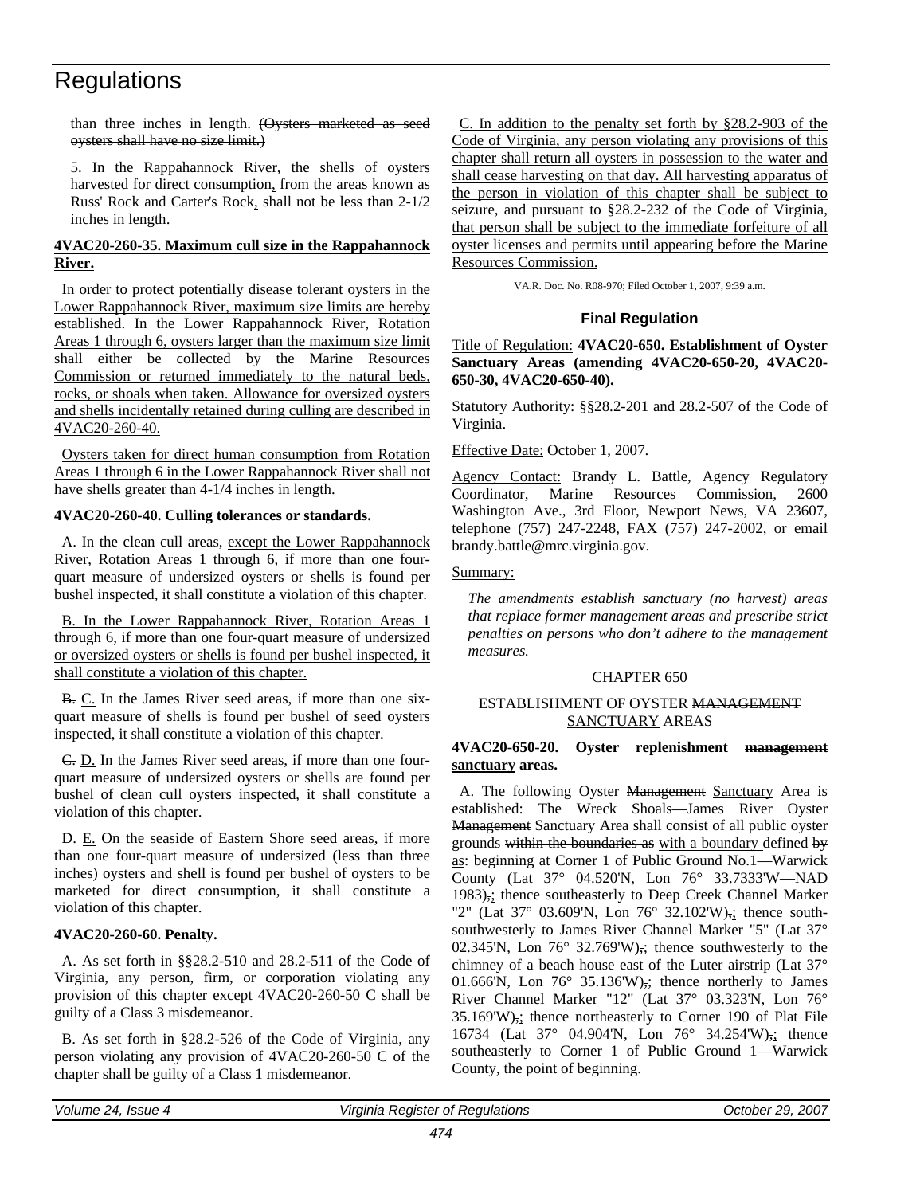than three inches in length. ~~(Oysters marketed as seed oysters shall have no size limit.)~~

5. In the Rappahannock River, the shells of oysters harvested for direct consumption, from the areas known as Russ' Rock and Carter's Rock, shall not be less than 2-1/2 inches in length.

**4VAC20-260-35. Maximum cull size in the Rappahannock River.**

In order to protect potentially disease tolerant oysters in the Lower Rappahannock River, maximum size limits are hereby established. In the Lower Rappahannock River, Rotation Areas 1 through 6, oysters larger than the maximum size limit shall either be collected by the Marine Resources Commission or returned immediately to the natural beds, rocks, or shoals when taken. Allowance for oversized oysters and shells incidentally retained during culling are described in 4VAC20-260-40.

Oysters taken for direct human consumption from Rotation Areas 1 through 6 in the Lower Rappahannock River shall not have shells greater than 4-1/4 inches in length.

**4VAC20-260-40. Culling tolerances or standards.**

A. In the clean cull areas, except the Lower Rappahannock River, Rotation Areas 1 through 6, if more than one four-quart measure of undersized oysters or shells is found per bushel inspected, it shall constitute a violation of this chapter.

B. In the Lower Rappahannock River, Rotation Areas 1 through 6, if more than one four-quart measure of undersized or oversized oysters or shells is found per bushel inspected, it shall constitute a violation of this chapter.

~~B.~~ C. In the James River seed areas, if more than one six-quart measure of shells is found per bushel of seed oysters inspected, it shall constitute a violation of this chapter.

~~C.~~ D. In the James River seed areas, if more than one four-quart measure of undersized oysters or shells are found per bushel of clean cull oysters inspected, it shall constitute a violation of this chapter.

~~D.~~ E. On the seaside of Eastern Shore seed areas, if more than one four-quart measure of undersized (less than three inches) oysters and shell is found per bushel of oysters to be marketed for direct consumption, it shall constitute a violation of this chapter.

**4VAC20-260-60. Penalty.**

A. As set forth in §§28.2-510 and 28.2-511 of the Code of Virginia, any person, firm, or corporation violating any provision of this chapter except 4VAC20-260-50 C shall be guilty of a Class 3 misdemeanor.

B. As set forth in §28.2-526 of the Code of Virginia, any person violating any provision of 4VAC20-260-50 C of the chapter shall be guilty of a Class 1 misdemeanor.

C. In addition to the penalty set forth by §28.2-903 of the Code of Virginia, any person violating any provisions of this chapter shall return all oysters in possession to the water and shall cease harvesting on that day. All harvesting apparatus of the person in violation of this chapter shall be subject to seizure, and pursuant to §28.2-232 of the Code of Virginia, that person shall be subject to the immediate forfeiture of all oyster licenses and permits until appearing before the Marine Resources Commission.

VA.R. Doc. No. R08-970; Filed October 1, 2007, 9:39 a.m.

### Final Regulation

Title of Regulation: **4VAC20-650. Establishment of Oyster Sanctuary Areas (amending 4VAC20-650-20, 4VAC20-650-30, 4VAC20-650-40).**

Statutory Authority: §§28.2-201 and 28.2-507 of the Code of Virginia.

Effective Date: October 1, 2007.

Agency Contact: Brandy L. Battle, Agency Regulatory Coordinator, Marine Resources Commission, 2600 Washington Ave., 3rd Floor, Newport News, VA 23607, telephone (757) 247-2248, FAX (757) 247-2002, or email brandy.battle@mrc.virginia.gov.

Summary:

*The amendments establish sanctuary (no harvest) areas that replace former management areas and prescribe strict penalties on persons who don't adhere to the management measures.*

CHAPTER 650

ESTABLISHMENT OF OYSTER ~~MANAGEMENT~~ SANCTUARY AREAS

**4VAC20-650-20. Oyster replenishment ~~management~~ sanctuary areas.**

A. The following Oyster ~~Management~~ Sanctuary Area is established: The Wreck Shoals—James River Oyster ~~Management~~ Sanctuary Area shall consist of all public oyster grounds ~~within the boundaries as~~ with a boundary defined ~~by~~ as: beginning at Corner 1 of Public Ground No.1—Warwick County (Lat 37° 04.520'N, Lon 76° 33.7333'W—NAD 1983)~~,~~; thence southeasterly to Deep Creek Channel Marker "2" (Lat 37° 03.609'N, Lon 76° 32.102'W)~~,~~; thence south-southwesterly to James River Channel Marker "5" (Lat 37° 02.345'N, Lon 76° 32.769'W)~~,~~; thence southwesterly to the chimney of a beach house east of the Luter airstrip (Lat 37° 01.666'N, Lon 76° 35.136'W)~~,~~; thence northerly to James River Channel Marker "12" (Lat 37° 03.323'N, Lon 76° 35.169'W)~~,~~; thence northeasterly to Corner 190 of Plat File 16734 (Lat 37° 04.904'N, Lon 76° 34.254'W)~~,~~; thence southeasterly to Corner 1 of Public Ground 1—Warwick County, the point of beginning.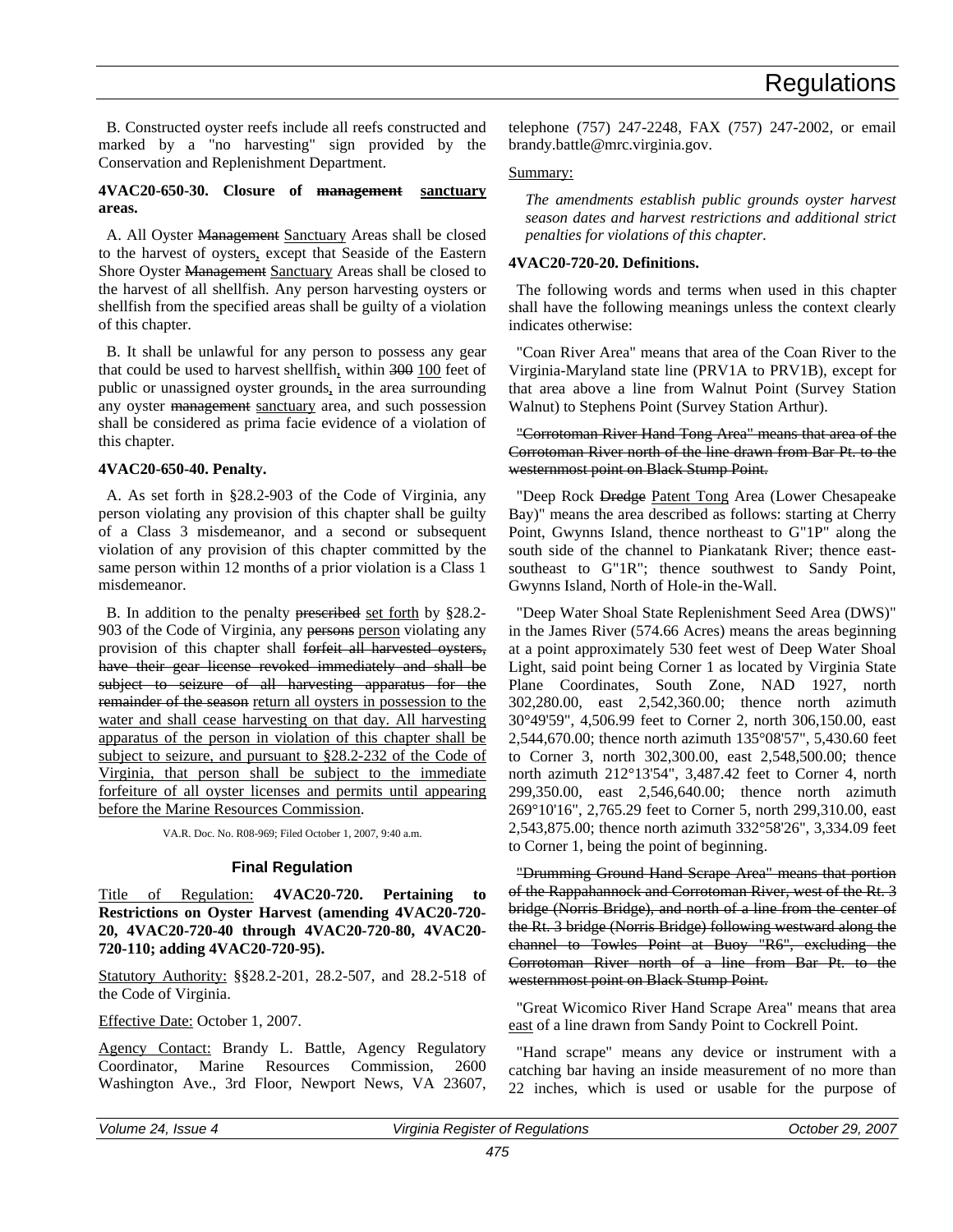B. Constructed oyster reefs include all reefs constructed and marked by a "no harvesting" sign provided by the Conservation and Replenishment Department.

**4VAC20-650-30. Closure of ~~management~~ sanctuary areas.**

A. All Oyster ~~Management~~ Sanctuary Areas shall be closed to the harvest of oysters, except that Seaside of the Eastern Shore Oyster ~~Management~~ Sanctuary Areas shall be closed to the harvest of all shellfish. Any person harvesting oysters or shellfish from the specified areas shall be guilty of a violation of this chapter.

B. It shall be unlawful for any person to possess any gear that could be used to harvest shellfish, within ~~300~~ 100 feet of public or unassigned oyster grounds, in the area surrounding any oyster ~~management~~ sanctuary area, and such possession shall be considered as prima facie evidence of a violation of this chapter.

**4VAC20-650-40. Penalty.**

A. As set forth in §28.2-903 of the Code of Virginia, any person violating any provision of this chapter shall be guilty of a Class 3 misdemeanor, and a second or subsequent violation of any provision of this chapter committed by the same person within 12 months of a prior violation is a Class 1 misdemeanor.

B. In addition to the penalty ~~prescribed~~ set forth by §28.2-903 of the Code of Virginia, any ~~persons~~ person violating any provision of this chapter shall ~~forfeit all harvested oysters, have their gear license revoked immediately and shall be subject to seizure of all harvesting apparatus for the remainder of the season~~ return all oysters in possession to the water and shall cease harvesting on that day. All harvesting apparatus of the person in violation of this chapter shall be subject to seizure, and pursuant to §28.2-232 of the Code of Virginia, that person shall be subject to the immediate forfeiture of all oyster licenses and permits until appearing before the Marine Resources Commission.

VA.R. Doc. No. R08-969; Filed October 1, 2007, 9:40 a.m.

### Final Regulation

Title of Regulation: **4VAC20-720. Pertaining to Restrictions on Oyster Harvest (amending 4VAC20-720-20, 4VAC20-720-40 through 4VAC20-720-80, 4VAC20-720-110; adding 4VAC20-720-95).**

Statutory Authority: §§28.2-201, 28.2-507, and 28.2-518 of the Code of Virginia.

Effective Date: October 1, 2007.

Agency Contact: Brandy L. Battle, Agency Regulatory Coordinator, Marine Resources Commission, 2600 Washington Ave., 3rd Floor, Newport News, VA 23607, telephone (757) 247-2248, FAX (757) 247-2002, or email brandy.battle@mrc.virginia.gov.

Summary:

*The amendments establish public grounds oyster harvest season dates and harvest restrictions and additional strict penalties for violations of this chapter.*

**4VAC20-720-20. Definitions.**

The following words and terms when used in this chapter shall have the following meanings unless the context clearly indicates otherwise:

"Coan River Area" means that area of the Coan River to the Virginia-Maryland state line (PRV1A to PRV1B), except for that area above a line from Walnut Point (Survey Station Walnut) to Stephens Point (Survey Station Arthur).

~~"Corrotoman River Hand Tong Area" means that area of the Corrotoman River north of the line drawn from Bar Pt. to the westernmost point on Black Stump Point.~~

"Deep Rock ~~Dredge~~ Patent Tong Area (Lower Chesapeake Bay)" means the area described as follows: starting at Cherry Point, Gwynns Island, thence northeast to G"1P" along the south side of the channel to Piankatank River; thence east-southeast to G"1R"; thence southwest to Sandy Point, Gwynns Island, North of Hole-in the-Wall.

"Deep Water Shoal State Replenishment Seed Area (DWS)" in the James River (574.66 Acres) means the areas beginning at a point approximately 530 feet west of Deep Water Shoal Light, said point being Corner 1 as located by Virginia State Plane Coordinates, South Zone, NAD 1927, north 302,280.00, east 2,542,360.00; thence north azimuth 30°49'59", 4,506.99 feet to Corner 2, north 306,150.00, east 2,544,670.00; thence north azimuth 135°08'57", 5,430.60 feet to Corner 3, north 302,300.00, east 2,548,500.00; thence north azimuth 212°13'54", 3,487.42 feet to Corner 4, north 299,350.00, east 2,546,640.00; thence north azimuth 269°10'16", 2,765.29 feet to Corner 5, north 299,310.00, east 2,543,875.00; thence north azimuth 332°58'26", 3,334.09 feet to Corner 1, being the point of beginning.

~~"Drumming Ground Hand Scrape Area" means that portion of the Rappahannock and Corrotoman River, west of the Rt. 3 bridge (Norris Bridge), and north of a line from the center of the Rt. 3 bridge (Norris Bridge) following westward along the channel to Towles Point at Buoy "R6", excluding the Corrotoman River north of a line from Bar Pt. to the westernmost point on Black Stump Point.~~

"Great Wicomico River Hand Scrape Area" means that area east of a line drawn from Sandy Point to Cockrell Point.

"Hand scrape" means any device or instrument with a catching bar having an inside measurement of no more than 22 inches, which is used or usable for the purpose of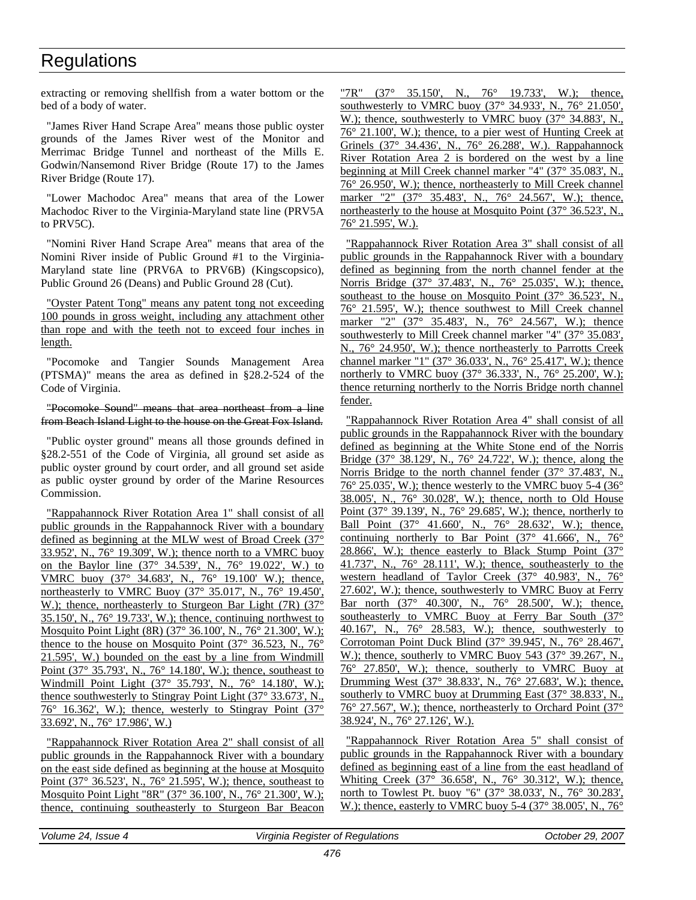# Regulations

extracting or removing shellfish from a water bottom or the bed of a body of water.

"James River Hand Scrape Area" means those public oyster grounds of the James River west of the Monitor and Merrimac Bridge Tunnel and northeast of the Mills E. Godwin/Nansemond River Bridge (Route 17) to the James River Bridge (Route 17).

"Lower Machodoc Area" means that area of the Lower Machodoc River to the Virginia-Maryland state line (PRV5A to PRV5C).

"Nomini River Hand Scrape Area" means that area of the Nomini River inside of Public Ground #1 to the Virginia-Maryland state line (PRV6A to PRV6B) (Kingscopsico), Public Ground 26 (Deans) and Public Ground 28 (Cut).

"Oyster Patent Tong" means any patent tong not exceeding 100 pounds in gross weight, including any attachment other than rope and with the teeth not to exceed four inches in length.

"Pocomoke and Tangier Sounds Management Area (PTSMA)" means the area as defined in §28.2-524 of the Code of Virginia.

~~"Pocomoke Sound" means that area northeast from a line from Beach Island Light to the house on the Great Fox Island.~~

"Public oyster ground" means all those grounds defined in §28.2-551 of the Code of Virginia, all ground set aside as public oyster ground by court order, and all ground set aside as public oyster ground by order of the Marine Resources Commission.

"Rappahannock River Rotation Area 1" shall consist of all public grounds in the Rappahannock River with a boundary defined as beginning at the MLW west of Broad Creek (37° 33.952', N., 76° 19.309', W.); thence north to a VMRC buoy on the Baylor line (37° 34.539', N., 76° 19.022', W.) to VMRC buoy (37° 34.683', N., 76° 19.100' W.); thence, northeasterly to VMRC Buoy (37° 35.017', N., 76° 19.450', W.); thence, northeasterly to Sturgeon Bar Light (7R) (37° 35.150', N., 76° 19.733', W.); thence, continuing northwest to Mosquito Point Light (8R) (37° 36.100', N., 76° 21.300', W.); thence to the house on Mosquito Point (37° 36.523, N., 76° 21.595', W.) bounded on the east by a line from Windmill Point (37° 35.793', N., 76° 14.180', W.); thence, southeast to Windmill Point Light (37° 35.793', N., 76° 14.180', W.); thence southwesterly to Stingray Point Light (37° 33.673', N., 76° 16.362', W.); thence, westerly to Stingray Point (37° 33.692', N., 76° 17.986', W.)

"Rappahannock River Rotation Area 2" shall consist of all public grounds in the Rappahannock River with a boundary on the east side defined as beginning at the house at Mosquito Point (37° 36.523', N., 76° 21.595', W.); thence, southeast to Mosquito Point Light "8R" (37° 36.100', N., 76° 21.300', W.); thence, continuing southeasterly to Sturgeon Bar Beacon "7R" (37° 35.150', N., 76° 19.733', W.); thence, southwesterly to VMRC buoy (37° 34.933', N., 76° 21.050', W.); thence, southwesterly to VMRC buoy (37° 34.883', N., 76° 21.100', W.); thence, to a pier west of Hunting Creek at Grinels (37° 34.436', N., 76° 26.288', W.). Rappahannock River Rotation Area 2 is bordered on the west by a line beginning at Mill Creek channel marker "4" (37° 35.083', N., 76° 26.950', W.); thence, northeasterly to Mill Creek channel marker "2" (37° 35.483', N., 76° 24.567', W.); thence, northeasterly to the house at Mosquito Point (37° 36.523', N., 76° 21.595', W.).

"Rappahannock River Rotation Area 3" shall consist of all public grounds in the Rappahannock River with a boundary defined as beginning from the north channel fender at the Norris Bridge (37° 37.483', N., 76° 25.035', W.); thence, southeast to the house on Mosquito Point (37° 36.523', N., 76° 21.595', W.); thence southwest to Mill Creek channel marker "2" (37° 35.483', N., 76° 24.567', W.); thence southwesterly to Mill Creek channel marker "4" (37° 35.083', N., 76° 24.950', W.); thence northeasterly to Parrotts Creek channel marker "1" (37° 36.033', N., 76° 25.417', W.); thence northerly to VMRC buoy (37° 36.333', N., 76° 25.200', W.); thence returning northerly to the Norris Bridge north channel fender.

"Rappahannock River Rotation Area 4" shall consist of all public grounds in the Rappahannock River with the boundary defined as beginning at the White Stone end of the Norris Bridge (37° 38.129', N., 76° 24.722', W.); thence, along the Norris Bridge to the north channel fender (37° 37.483', N., 76° 25.035', W.); thence westerly to the VMRC buoy 5-4 (36° 38.005', N., 76° 30.028', W.); thence, north to Old House Point (37° 39.139', N., 76° 29.685', W.); thence, northerly to Ball Point (37° 41.660', N., 76° 28.632', W.); thence, continuing northerly to Bar Point (37° 41.666', N., 76° 28.866', W.); thence easterly to Black Stump Point (37° 41.737', N., 76° 28.111', W.); thence, southeasterly to the western headland of Taylor Creek (37° 40.983', N., 76° 27.602', W.); thence, southwesterly to VMRC Buoy at Ferry Bar north (37° 40.300', N., 76° 28.500', W.); thence, southeasterly to VMRC Buoy at Ferry Bar South (37° 40.167', N., 76° 28.583, W.); thence, southwesterly to Corrotoman Point Duck Blind (37° 39.945', N., 76° 28.467', W.); thence, southerly to VMRC Buoy 543 (37° 39.267', N., 76° 27.850', W.); thence, southerly to VMRC Buoy at Drumming West (37° 38.833', N., 76° 27.683', W.); thence, southerly to VMRC buoy at Drumming East (37° 38.833', N., 76° 27.567', W.); thence, northeasterly to Orchard Point (37° 38.924', N., 76° 27.126', W.).

"Rappahannock River Rotation Area 5" shall consist of public grounds in the Rappahannock River with a boundary defined as beginning east of a line from the east headland of Whiting Creek (37° 36.658', N., 76° 30.312', W.); thence, north to Towlest Pt. buoy "6" (37° 38.033', N., 76° 30.283', W.); thence, easterly to VMRC buoy 5-4 (37° 38.005', N., 76°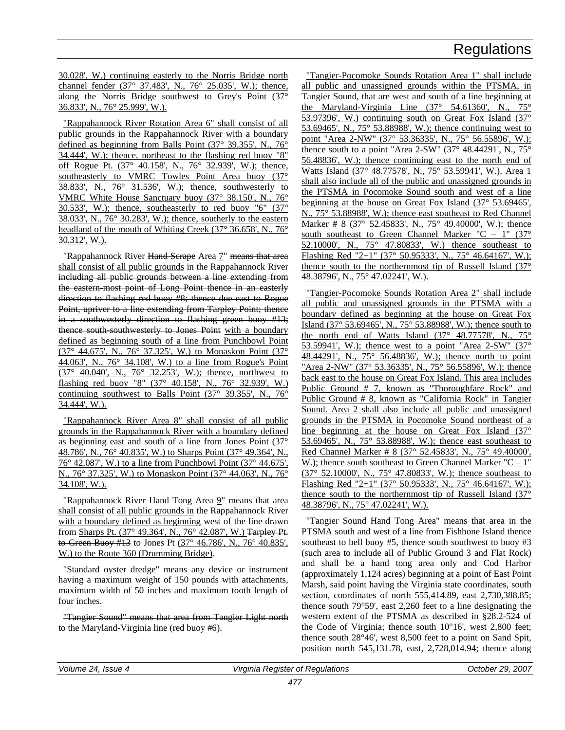30.028', W.) continuing easterly to the Norris Bridge north channel fender (37° 37.483', N., 76° 25.035', W.); thence, along the Norris Bridge southwest to Grey's Point (37° 36.833', N., 76° 25.999', W.).

"Rappahannock River Rotation Area 6" shall consist of all public grounds in the Rappahannock River with a boundary defined as beginning from Balls Point (37° 39.355', N., 76° 34.444', W.); thence, northeast to the flashing red buoy "8" off Rogue Pt. (37° 40.158', N., 76° 32.939', W.); thence, southeasterly to VMRC Towles Point Area buoy (37° 38.833', N., 76° 31.536', W.); thence, southwesterly to VMRC White House Sanctuary buoy (37° 38.150', N., 76° 30.533', W.); thence, southeasterly to red buoy "6" (37° 38.033', N., 76° 30.283', W.); thence, southerly to the eastern headland of the mouth of Whiting Creek (37° 36.658', N., 76° 30.312', W.).

"Rappahannock River ~~Hand Scrape~~ Area 7" ~~means that area~~ shall consist of all public grounds in the Rappahannock River ~~including all public grounds between a line extending from the eastern-most point of Long Point thence in an easterly direction to flashing red buoy #8; thence due east to Rogue Point, upriver to a line extending from Tarpley Point; thence in a southwesterly direction to flashing green buoy #13; thence south-southwesterly to Jones Point~~ with a boundary defined as beginning south of a line from Punchbowl Point (37° 44.675', N., 76° 37.325', W.) to Monaskon Point (37° 44.063', N., 76° 34.108', W.) to a line from Rogue's Point (37° 40.040', N., 76° 32.253', W.); thence, northwest to flashing red buoy "8" (37° 40.158', N., 76° 32.939', W.) continuing southwest to Balls Point (37° 39.355', N., 76° 34.444', W.).

"Rappahannock River Area 8" shall consist of all public grounds in the Rappahannock River with a boundary defined as beginning east and south of a line from Jones Point (37° 48.786', N., 76° 40.835', W.) to Sharps Point (37° 49.364', N., 76° 42.087', W.) to a line from Punchbowl Point (37° 44.675', N., 76° 37.325', W.) to Monaskon Point (37° 44.063', N., 76° 34.108', W.).

"Rappahannock River ~~Hand Tong~~ Area 9" ~~means that area~~ shall consist of all public grounds in the Rappahannock River with a boundary defined as beginning west of the line drawn from Sharps Pt. (37° 49.364', N., 76° 42.087', W.) ~~Tarpley Pt. to Green Buoy #13~~ to Jones Pt (37° 46.786', N., 76° 40.835', W.) to the Route 360 (Drumming Bridge).

"Standard oyster dredge" means any device or instrument having a maximum weight of 150 pounds with attachments, maximum width of 50 inches and maximum tooth length of four inches.

~~"Tangier Sound" means that area from Tangier Light north to the Maryland-Virginia line (red buoy #6).~~

"Tangier-Pocomoke Sounds Rotation Area 1" shall include all public and unassigned grounds within the PTSMA, in Tangier Sound, that are west and south of a line beginning at the Maryland-Virginia Line (37° 54.61360', N., 75° 53.97396', W.) continuing south on Great Fox Island (37° 53.69465', N., 75° 53.88988', W.); thence continuing west to point "Area 2-NW" (37° 53.36335', N., 75° 56.55896', W.); thence south to a point "Area 2-SW" (37° 48.44291', N., 75° 56.48836', W.); thence continuing east to the north end of Watts Island (37° 48.77578', N., 75° 53.59941', W.). Area 1 shall also include all of the public and unassigned grounds in the PTSMA in Pocomoke Sound south and west of a line beginning at the house on Great Fox Island (37° 53.69465', N., 75° 53.88988', W.); thence east southeast to Red Channel Marker # 8 (37° 52.45833', N., 75° 49.40000', W.); thence south southeast to Green Channel Marker "C – 1" (37° 52.10000', N., 75° 47.80833', W.) thence southeast to Flashing Red "2+1" (37° 50.95333', N., 75° 46.64167', W.); thence south to the northernmost tip of Russell Island (37° 48.38796', N., 75° 47.02241', W.).

"Tangier-Pocomoke Sounds Rotation Area 2" shall include all public and unassigned grounds in the PTSMA with a boundary defined as beginning at the house on Great Fox Island (37° 53.69465', N., 75° 53.88988', W.); thence south to the north end of Watts Island (37° 48.77578', N., 75° 53.59941', W.); thence west to a point "Area 2-SW" (37° 48.44291', N., 75° 56.48836', W.); thence north to point "Area 2-NW" (37° 53.36335', N., 75° 56.55896', W.); thence back east to the house on Great Fox Island. This area includes Public Ground # 7, known as "Thoroughfare Rock" and Public Ground # 8, known as "California Rock" in Tangier Sound. Area 2 shall also include all public and unassigned grounds in the PTSMA in Pocomoke Sound northeast of a line beginning at the house on Great Fox Island (37° 53.69465', N., 75° 53.88988', W.); thence east southeast to Red Channel Marker # 8 (37° 52.45833', N., 75° 49.40000', W.); thence south southeast to Green Channel Marker "C – 1" (37° 52.10000', N., 75° 47.80833', W.); thence southeast to Flashing Red "2+1" (37° 50.95333', N., 75° 46.64167', W.); thence south to the northernmost tip of Russell Island (37° 48.38796', N., 75° 47.02241', W.).

"Tangier Sound Hand Tong Area" means that area in the PTSMA south and west of a line from Fishbone Island thence southeast to bell buoy #5, thence south southwest to buoy #3 (such area to include all of Public Ground 3 and Flat Rock) and shall be a hand tong area only and Cod Harbor (approximately 1,124 acres) beginning at a point of East Point Marsh, said point having the Virginia state coordinates, south section, coordinates of north 555,414.89, east 2,730,388.85; thence south 79°59', east 2,260 feet to a line designating the western extent of the PTSMA as described in §28.2-524 of the Code of Virginia; thence south 10°16', west 2,800 feet; thence south 28°46', west 8,500 feet to a point on Sand Spit, position north 545,131.78, east, 2,728,014.94; thence along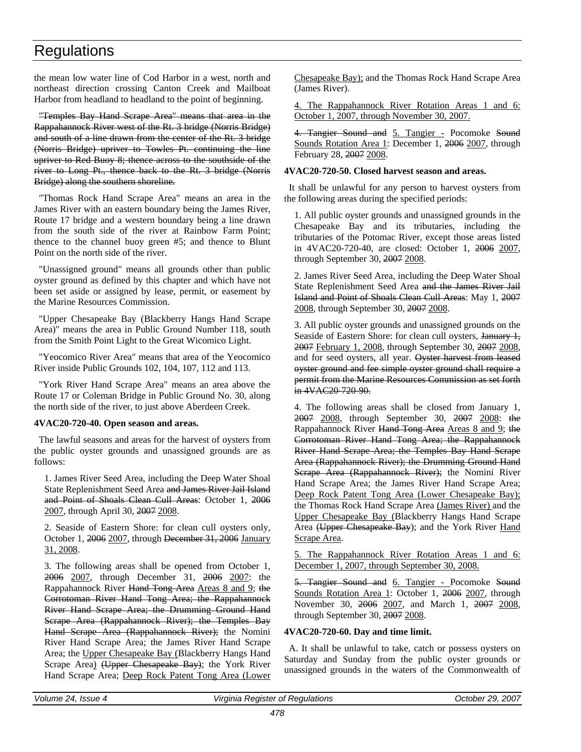the mean low water line of Cod Harbor in a west, north and northeast direction crossing Canton Creek and Mailboat Harbor from headland to headland to the point of beginning.

~~"Temples Bay Hand Scrape Area" means that area in the Rappahannock River west of the Rt. 3 bridge (Norris Bridge) and south of a line drawn from the center of the Rt. 3 bridge (Norris Bridge) upriver to Towles Pt. continuing the line upriver to Red Buoy 8; thence across to the southside of the river to Long Pt., thence back to the Rt. 3 bridge (Norris Bridge) along the southern shoreline.~~

"Thomas Rock Hand Scrape Area" means an area in the James River with an eastern boundary being the James River, Route 17 bridge and a western boundary being a line drawn from the south side of the river at Rainbow Farm Point; thence to the channel buoy green #5; and thence to Blunt Point on the north side of the river.

"Unassigned ground" means all grounds other than public oyster ground as defined by this chapter and which have not been set aside or assigned by lease, permit, or easement by the Marine Resources Commission.

"Upper Chesapeake Bay (Blackberry Hangs Hand Scrape Area)" means the area in Public Ground Number 118, south from the Smith Point Light to the Great Wicomico Light.

"Yeocomico River Area" means that area of the Yeocomico River inside Public Grounds 102, 104, 107, 112 and 113.

"York River Hand Scrape Area" means an area above the Route 17 or Coleman Bridge in Public Ground No. 30, along the north side of the river, to just above Aberdeen Creek.

**4VAC20-720-40. Open season and areas.**

The lawful seasons and areas for the harvest of oysters from the public oyster grounds and unassigned grounds are as follows:

1. James River Seed Area, including the Deep Water Shoal State Replenishment Seed Area ~~and James River Jail Island and Point of Shoals Clean Cull Areas~~: October 1, ~~2006~~ <u>2007</u>, through April 30, ~~2007~~ <u>2008</u>.

2. Seaside of Eastern Shore: for clean cull oysters only, October 1, ~~2006~~ <u>2007</u>, through ~~December 31, 2006~~ <u>January 31, 2008</u>.

3. The following areas shall be opened from October 1, ~~2006~~ <u>2007</u>, through December 31, ~~2006~~ <u>2007</u>: the Rappahannock River ~~Hand Tong Area~~ <u>Areas 8 and 9</u>; ~~the Corrotoman River Hand Tong Area; the Rappahannock River Hand Scrape Area; the Drumming Ground Hand Scrape Area (Rappahannock River); the Temples Bay Hand Scrape Area (Rappahannock River);~~ the Nomini River Hand Scrape Area; the James River Hand Scrape Area; the <u>Upper Chesapeake Bay (</u>Blackberry Hangs Hand Scrape Area<u>)</u> ~~(Upper Chesapeake Bay)~~; the York River Hand Scrape Area; <u>Deep Rock Patent Tong Area (Lower Chesapeake Bay);</u> and the Thomas Rock Hand Scrape Area (James River).

<u>4. The Rappahannock River Rotation Areas 1 and 6: October 1, 2007, through November 30, 2007.</u>

~~4. Tangier Sound and~~ <u>5. Tangier -</u> Pocomoke ~~Sound~~ <u>Sounds Rotation Area 1</u>: December 1, ~~2006~~ <u>2007</u>, through February 28, ~~2007~~ <u>2008</u>.

**4VAC20-720-50. Closed harvest season and areas.**

It shall be unlawful for any person to harvest oysters from the following areas during the specified periods:

1. All public oyster grounds and unassigned grounds in the Chesapeake Bay and its tributaries, including the tributaries of the Potomac River, except those areas listed in 4VAC20-720-40, are closed: October 1, ~~2006~~ <u>2007</u>, through September 30, ~~2007~~ <u>2008</u>.

2. James River Seed Area, including the Deep Water Shoal State Replenishment Seed Area ~~and the James River Jail Island and Point of Shoals Clean Cull Areas~~: May 1, ~~2007~~ <u>2008</u>, through September 30, ~~2007~~ <u>2008</u>.

3. All public oyster grounds and unassigned grounds on the Seaside of Eastern Shore: for clean cull oysters, ~~January 1, 2007~~ <u>February 1, 2008</u>, through September 30, ~~2007~~ <u>2008</u>, and for seed oysters, all year. ~~Oyster harvest from leased oyster ground and fee simple oyster ground shall require a permit from the Marine Resources Commission as set forth in 4VAC20-720-90.~~

4. The following areas shall be closed from January 1, ~~2007~~ <u>2008</u>, through September 30, ~~2007~~ <u>2008</u>: ~~the~~ Rappahannock River ~~Hand Tong Area~~ <u>Areas 8 and 9</u>; ~~the Corrotoman River Hand Tong Area; the Rappahannock River Hand Scrape Area; the Temples Bay Hand Scrape Area (Rappahannock River); the Drumming Ground Hand Scrape Area (Rappahannock River);~~ the Nomini River Hand Scrape Area; the James River Hand Scrape Area; <u>Deep Rock Patent Tong Area (Lower Chesapeake Bay);</u> the Thomas Rock Hand Scrape Area <u>(James River)</u> and the <u>Upper Chesapeake Bay (</u>Blackberry Hangs Hand Scrape Area ~~(Upper Chesapeake Bay~~); and the York River <u>Hand Scrape Area</u>.

<u>5. The Rappahannock River Rotation Areas 1 and 6: December 1, 2007, through September 30, 2008.</u>

~~5. Tangier Sound and~~ <u>6. Tangier -</u> Pocomoke ~~Sound~~ <u>Sounds Rotation Area 1</u>: October 1, ~~2006~~ <u>2007</u>, through November 30, ~~2006~~ <u>2007</u>, and March 1, ~~2007~~ <u>2008</u>, through September 30, ~~2007~~ <u>2008</u>.

**4VAC20-720-60. Day and time limit.**

A. It shall be unlawful to take, catch or possess oysters on Saturday and Sunday from the public oyster grounds or unassigned grounds in the waters of the Commonwealth of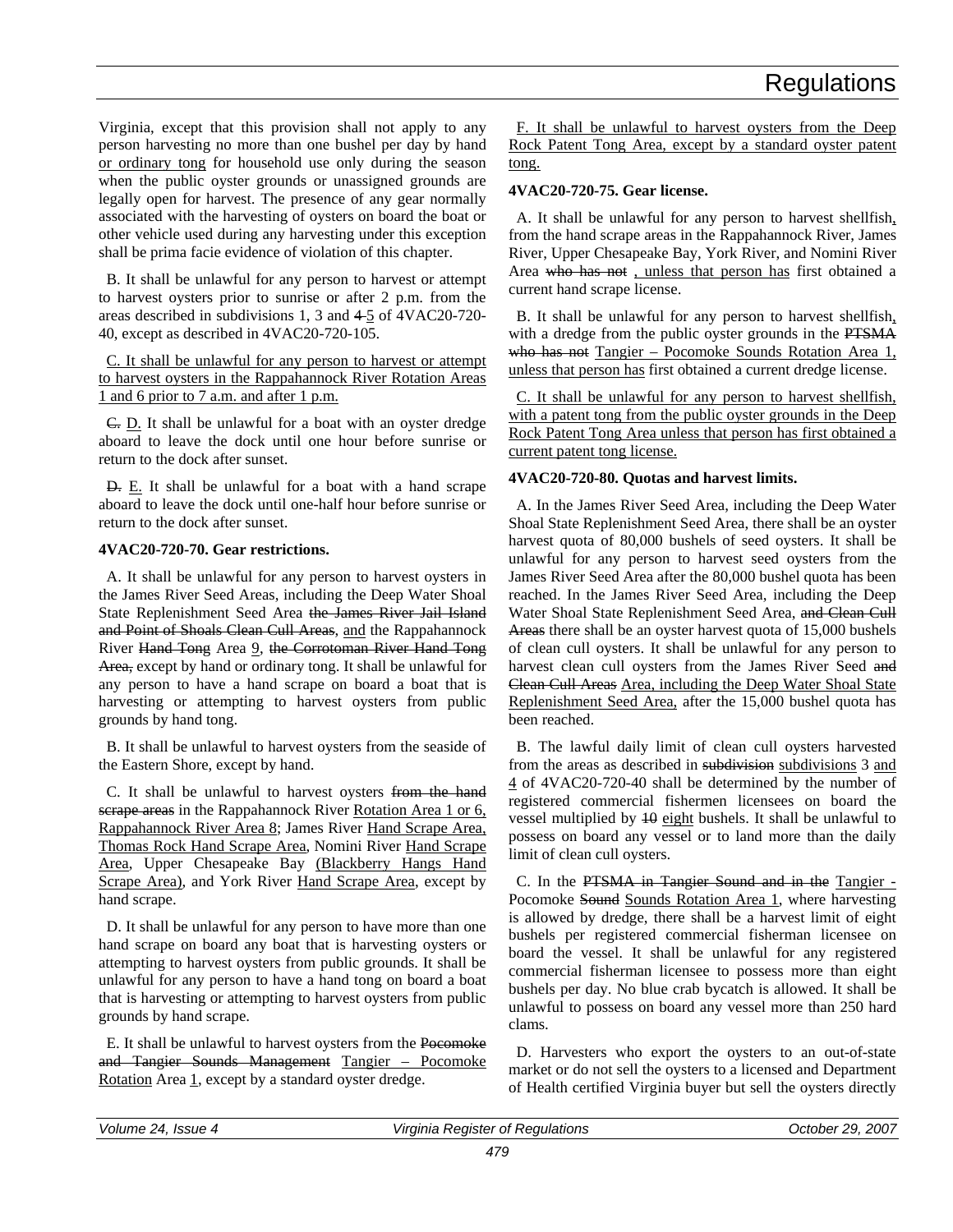Virginia, except that this provision shall not apply to any person harvesting no more than one bushel per day by hand or ordinary tong for household use only during the season when the public oyster grounds or unassigned grounds are legally open for harvest. The presence of any gear normally associated with the harvesting of oysters on board the boat or other vehicle used during any harvesting under this exception shall be prima facie evidence of violation of this chapter.

B. It shall be unlawful for any person to harvest or attempt to harvest oysters prior to sunrise or after 2 p.m. from the areas described in subdivisions 1, 3 and ~~4~~ 5 of 4VAC20-720-40, except as described in 4VAC20-720-105.

C. It shall be unlawful for any person to harvest or attempt to harvest oysters in the Rappahannock River Rotation Areas 1 and 6 prior to 7 a.m. and after 1 p.m.

~~C.~~ D. It shall be unlawful for a boat with an oyster dredge aboard to leave the dock until one hour before sunrise or return to the dock after sunset.

~~D.~~ E. It shall be unlawful for a boat with a hand scrape aboard to leave the dock until one-half hour before sunrise or return to the dock after sunset.

**4VAC20-720-70. Gear restrictions.**

A. It shall be unlawful for any person to harvest oysters in the James River Seed Areas, including the Deep Water Shoal State Replenishment Seed Area ~~the James River Jail Island and Point of Shoals Clean Cull Areas~~, and the Rappahannock River ~~Hand Tong~~ Area 9, ~~the Corrotoman River Hand Tong Area,~~ except by hand or ordinary tong. It shall be unlawful for any person to have a hand scrape on board a boat that is harvesting or attempting to harvest oysters from public grounds by hand tong.

B. It shall be unlawful to harvest oysters from the seaside of the Eastern Shore, except by hand.

C. It shall be unlawful to harvest oysters ~~from the hand scrape areas~~ in the Rappahannock River Rotation Area 1 or 6, Rappahannock River Area 8; James River Hand Scrape Area, Thomas Rock Hand Scrape Area, Nomini River Hand Scrape Area, Upper Chesapeake Bay (Blackberry Hangs Hand Scrape Area), and York River Hand Scrape Area, except by hand scrape.

D. It shall be unlawful for any person to have more than one hand scrape on board any boat that is harvesting oysters or attempting to harvest oysters from public grounds. It shall be unlawful for any person to have a hand tong on board a boat that is harvesting or attempting to harvest oysters from public grounds by hand scrape.

E. It shall be unlawful to harvest oysters from the ~~Pocomoke and Tangier Sounds Management~~ Tangier – Pocomoke Rotation Area 1, except by a standard oyster dredge.

F. It shall be unlawful to harvest oysters from the Deep Rock Patent Tong Area, except by a standard oyster patent tong.

**4VAC20-720-75. Gear license.**

A. It shall be unlawful for any person to harvest shellfish, from the hand scrape areas in the Rappahannock River, James River, Upper Chesapeake Bay, York River, and Nomini River Area ~~who has not~~ , unless that person has first obtained a current hand scrape license.

B. It shall be unlawful for any person to harvest shellfish, with a dredge from the public oyster grounds in the ~~PTSMA who has not~~ Tangier – Pocomoke Sounds Rotation Area 1, unless that person has first obtained a current dredge license.

C. It shall be unlawful for any person to harvest shellfish, with a patent tong from the public oyster grounds in the Deep Rock Patent Tong Area unless that person has first obtained a current patent tong license.

**4VAC20-720-80. Quotas and harvest limits.**

A. In the James River Seed Area, including the Deep Water Shoal State Replenishment Seed Area, there shall be an oyster harvest quota of 80,000 bushels of seed oysters. It shall be unlawful for any person to harvest seed oysters from the James River Seed Area after the 80,000 bushel quota has been reached. In the James River Seed Area, including the Deep Water Shoal State Replenishment Seed Area, ~~and Clean Cull Areas~~ there shall be an oyster harvest quota of 15,000 bushels of clean cull oysters. It shall be unlawful for any person to harvest clean cull oysters from the James River Seed ~~and Clean Cull Areas~~ Area, including the Deep Water Shoal State Replenishment Seed Area, after the 15,000 bushel quota has been reached.

B. The lawful daily limit of clean cull oysters harvested from the areas as described in ~~subdivision~~ subdivisions 3 and 4 of 4VAC20-720-40 shall be determined by the number of registered commercial fishermen licensees on board the vessel multiplied by ~~10~~ eight bushels. It shall be unlawful to possess on board any vessel or to land more than the daily limit of clean cull oysters.

C. In the ~~PTSMA in Tangier Sound and in the~~ Tangier - Pocomoke ~~Sound~~ Sounds Rotation Area 1, where harvesting is allowed by dredge, there shall be a harvest limit of eight bushels per registered commercial fisherman licensee on board the vessel. It shall be unlawful for any registered commercial fisherman licensee to possess more than eight bushels per day. No blue crab bycatch is allowed. It shall be unlawful to possess on board any vessel more than 250 hard clams.

D. Harvesters who export the oysters to an out-of-state market or do not sell the oysters to a licensed and Department of Health certified Virginia buyer but sell the oysters directly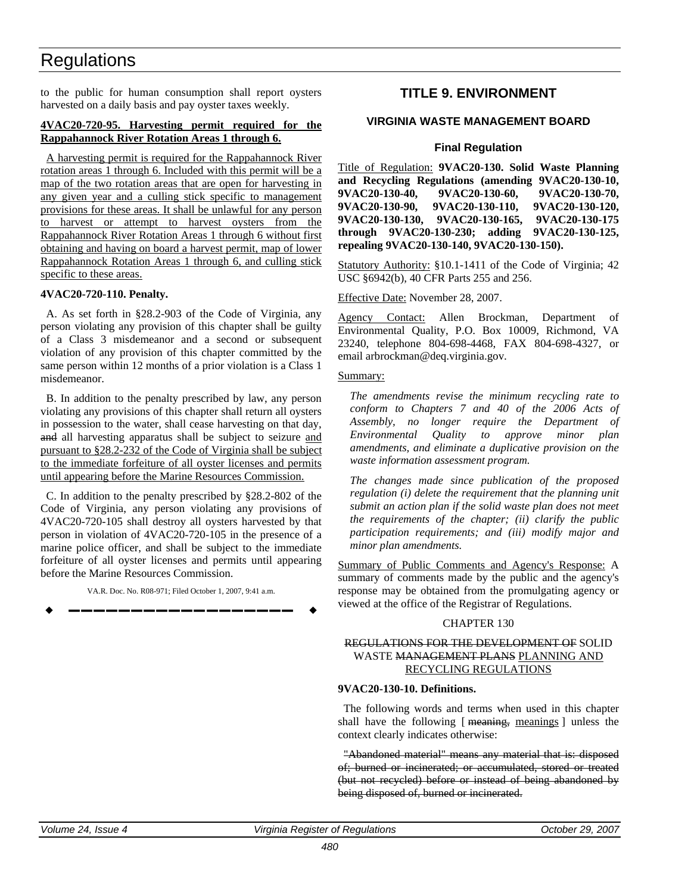to the public for human consumption shall report oysters harvested on a daily basis and pay oyster taxes weekly.

**4VAC20-720-95. Harvesting permit required for the Rappahannock River Rotation Areas 1 through 6.**

A harvesting permit is required for the Rappahannock River rotation areas 1 through 6. Included with this permit will be a map of the two rotation areas that are open for harvesting in any given year and a culling stick specific to management provisions for these areas. It shall be unlawful for any person to harvest or attempt to harvest oysters from the Rappahannock River Rotation Areas 1 through 6 without first obtaining and having on board a harvest permit, map of lower Rappahannock Rotation Areas 1 through 6, and culling stick specific to these areas.

**4VAC20-720-110. Penalty.**

A. As set forth in §28.2-903 of the Code of Virginia, any person violating any provision of this chapter shall be guilty of a Class 3 misdemeanor and a second or subsequent violation of any provision of this chapter committed by the same person within 12 months of a prior violation is a Class 1 misdemeanor.

B. In addition to the penalty prescribed by law, any person violating any provisions of this chapter shall return all oysters in possession to the water, shall cease harvesting on that day, ~~and~~ all harvesting apparatus shall be subject to seizure and pursuant to §28.2-232 of the Code of Virginia shall be subject to the immediate forfeiture of all oyster licenses and permits until appearing before the Marine Resources Commission.

C. In addition to the penalty prescribed by §28.2-802 of the Code of Virginia, any person violating any provisions of 4VAC20-720-105 shall destroy all oysters harvested by that person in violation of 4VAC20-720-105 in the presence of a marine police officer, and shall be subject to the immediate forfeiture of all oyster licenses and permits until appearing before the Marine Resources Commission.

VA.R. Doc. No. R08-971; Filed October 1, 2007, 9:41 a.m.

---

# TITLE 9. ENVIRONMENT

## VIRGINIA WASTE MANAGEMENT BOARD

### Final Regulation

Title of Regulation: **9VAC20-130. Solid Waste Planning and Recycling Regulations (amending 9VAC20-130-10, 9VAC20-130-40, 9VAC20-130-60, 9VAC20-130-70, 9VAC20-130-90, 9VAC20-130-110, 9VAC20-130-120, 9VAC20-130-130, 9VAC20-130-165, 9VAC20-130-175 through 9VAC20-130-230; adding 9VAC20-130-125, repealing 9VAC20-130-140, 9VAC20-130-150).**

Statutory Authority: §10.1-1411 of the Code of Virginia; 42 USC §6942(b), 40 CFR Parts 255 and 256.

Effective Date: November 28, 2007.

Agency Contact: Allen Brockman, Department of Environmental Quality, P.O. Box 10009, Richmond, VA 23240, telephone 804-698-4468, FAX 804-698-4327, or email arbrockman@deq.virginia.gov.

Summary:

*The amendments revise the minimum recycling rate to conform to Chapters 7 and 40 of the 2006 Acts of Assembly, no longer require the Department of Environmental Quality to approve minor plan amendments, and eliminate a duplicative provision on the waste information assessment program.*

*The changes made since publication of the proposed regulation (i) delete the requirement that the planning unit submit an action plan if the solid waste plan does not meet the requirements of the chapter; (ii) clarify the public participation requirements; and (iii) modify major and minor plan amendments.*

Summary of Public Comments and Agency's Response: A summary of comments made by the public and the agency's response may be obtained from the promulgating agency or viewed at the office of the Registrar of Regulations.

CHAPTER 130

~~REGULATIONS FOR THE DEVELOPMENT OF~~ SOLID WASTE ~~MANAGEMENT PLANS~~ PLANNING AND RECYCLING REGULATIONS

**9VAC20-130-10. Definitions.**

The following words and terms when used in this chapter shall have the following [ ~~meaning,~~ meanings ] unless the context clearly indicates otherwise:

~~"Abandoned material" means any material that is: disposed of; burned or incinerated; or accumulated, stored or treated (but not recycled) before or instead of being abandoned by being disposed of, burned or incinerated.~~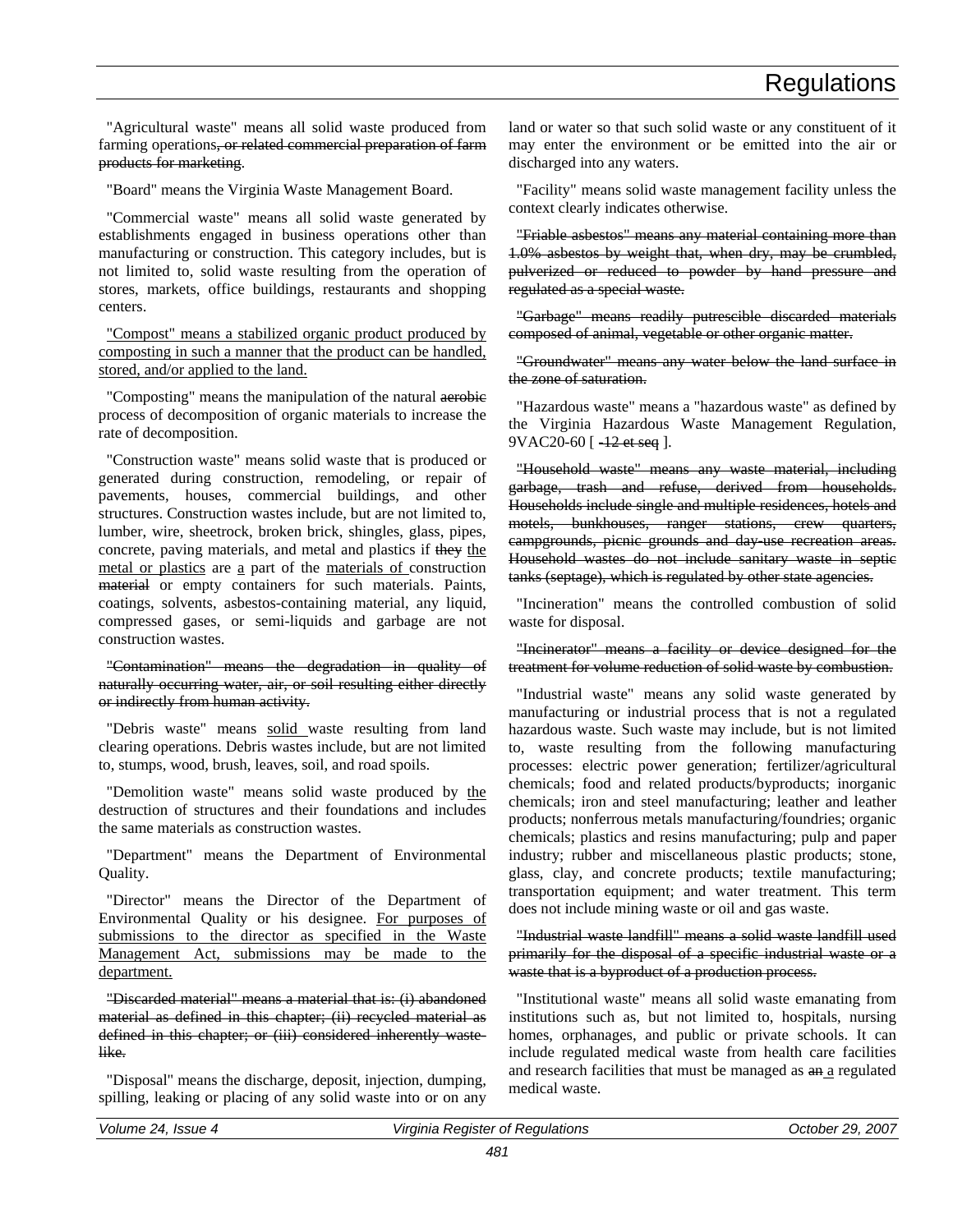"Agricultural waste" means all solid waste produced from farming operations~~, or related commercial preparation of farm products for marketing~~.

"Board" means the Virginia Waste Management Board.

"Commercial waste" means all solid waste generated by establishments engaged in business operations other than manufacturing or construction. This category includes, but is not limited to, solid waste resulting from the operation of stores, markets, office buildings, restaurants and shopping centers.

<u>"Compost" means a stabilized organic product produced by composting in such a manner that the product can be handled, stored, and/or applied to the land.</u>

"Composting" means the manipulation of the natural ~~aerobic~~ process of decomposition of organic materials to increase the rate of decomposition.

"Construction waste" means solid waste that is produced or generated during construction, remodeling, or repair of pavements, houses, commercial buildings, and other structures. Construction wastes include, but are not limited to, lumber, wire, sheetrock, broken brick, shingles, glass, pipes, concrete, paving materials, and metal and plastics if ~~they~~ <u>the metal or plastics</u> are <u>a</u> part of the <u>materials of</u> construction ~~material~~ or empty containers for such materials. Paints, coatings, solvents, asbestos-containing material, any liquid, compressed gases, or semi-liquids and garbage are not construction wastes.

~~"Contamination" means the degradation in quality of naturally occurring water, air, or soil resulting either directly or indirectly from human activity.~~

"Debris waste" means <u>solid</u> waste resulting from land clearing operations. Debris wastes include, but are not limited to, stumps, wood, brush, leaves, soil, and road spoils.

"Demolition waste" means solid waste produced by <u>the</u> destruction of structures and their foundations and includes the same materials as construction wastes.

"Department" means the Department of Environmental Quality.

"Director" means the Director of the Department of Environmental Quality or his designee. <u>For purposes of submissions to the director as specified in the Waste Management Act, submissions may be made to the department.</u>

~~"Discarded material" means a material that is: (i) abandoned material as defined in this chapter; (ii) recycled material as defined in this chapter; or (iii) considered inherently waste-like.~~

"Disposal" means the discharge, deposit, injection, dumping, spilling, leaking or placing of any solid waste into or on any land or water so that such solid waste or any constituent of it may enter the environment or be emitted into the air or discharged into any waters.

"Facility" means solid waste management facility unless the context clearly indicates otherwise.

~~"Friable asbestos" means any material containing more than 1.0% asbestos by weight that, when dry, may be crumbled, pulverized or reduced to powder by hand pressure and regulated as a special waste.~~

~~"Garbage" means readily putrescible discarded materials composed of animal, vegetable or other organic matter.~~

~~"Groundwater" means any water below the land surface in the zone of saturation.~~

"Hazardous waste" means a "hazardous waste" as defined by the Virginia Hazardous Waste Management Regulation, 9VAC20-60 [ ~~-12 et seq~~ ].

~~"Household waste" means any waste material, including garbage, trash and refuse, derived from households. Households include single and multiple residences, hotels and motels, bunkhouses, ranger stations, crew quarters, campgrounds, picnic grounds and day-use recreation areas. Household wastes do not include sanitary waste in septic tanks (septage), which is regulated by other state agencies.~~

"Incineration" means the controlled combustion of solid waste for disposal.

~~"Incinerator" means a facility or device designed for the treatment for volume reduction of solid waste by combustion.~~

"Industrial waste" means any solid waste generated by manufacturing or industrial process that is not a regulated hazardous waste. Such waste may include, but is not limited to, waste resulting from the following manufacturing processes: electric power generation; fertilizer/agricultural chemicals; food and related products/byproducts; inorganic chemicals; iron and steel manufacturing; leather and leather products; nonferrous metals manufacturing/foundries; organic chemicals; plastics and resins manufacturing; pulp and paper industry; rubber and miscellaneous plastic products; stone, glass, clay, and concrete products; textile manufacturing; transportation equipment; and water treatment. This term does not include mining waste or oil and gas waste.

~~"Industrial waste landfill" means a solid waste landfill used primarily for the disposal of a specific industrial waste or a waste that is a byproduct of a production process.~~

"Institutional waste" means all solid waste emanating from institutions such as, but not limited to, hospitals, nursing homes, orphanages, and public or private schools. It can include regulated medical waste from health care facilities and research facilities that must be managed as ~~an~~ <u>a</u> regulated medical waste.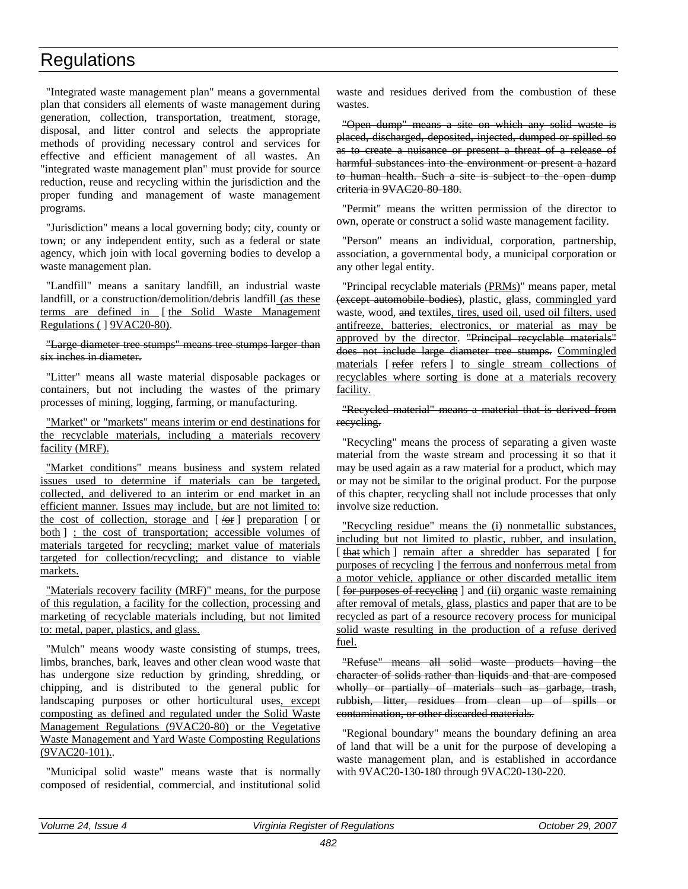"Integrated waste management plan" means a governmental plan that considers all elements of waste management during generation, collection, transportation, treatment, storage, disposal, and litter control and selects the appropriate methods of providing necessary control and services for effective and efficient management of all wastes. An "integrated waste management plan" must provide for source reduction, reuse and recycling within the jurisdiction and the proper funding and management of waste management programs.

"Jurisdiction" means a local governing body; city, county or town; or any independent entity, such as a federal or state agency, which join with local governing bodies to develop a waste management plan.

"Landfill" means a sanitary landfill, an industrial waste landfill, or a construction/demolition/debris landfill (as these terms are defined in [ the Solid Waste Management Regulations ( ] 9VAC20-80).

~~"Large diameter tree stumps" means tree stumps larger than six inches in diameter.~~

"Litter" means all waste material disposable packages or containers, but not including the wastes of the primary processes of mining, logging, farming, or manufacturing.

"Market" or "markets" means interim or end destinations for the recyclable materials, including a materials recovery facility (MRF).

"Market conditions" means business and system related issues used to determine if materials can be targeted, collected, and delivered to an interim or end market in an efficient manner. Issues may include, but are not limited to: the cost of collection, storage and [ ~~/or~~ ] preparation [ or both ] ; the cost of transportation; accessible volumes of materials targeted for recycling; market value of materials targeted for collection/recycling; and distance to viable markets.

"Materials recovery facility (MRF)" means, for the purpose of this regulation, a facility for the collection, processing and marketing of recyclable materials including, but not limited to: metal, paper, plastics, and glass.

"Mulch" means woody waste consisting of stumps, trees, limbs, branches, bark, leaves and other clean wood waste that has undergone size reduction by grinding, shredding, or chipping, and is distributed to the general public for landscaping purposes or other horticultural uses, except composting as defined and regulated under the Solid Waste Management Regulations (9VAC20-80) or the Vegetative Waste Management and Yard Waste Composting Regulations (9VAC20-101)..

"Municipal solid waste" means waste that is normally composed of residential, commercial, and institutional solid waste and residues derived from the combustion of these wastes.

~~"Open dump" means a site on which any solid waste is placed, discharged, deposited, injected, dumped or spilled so as to create a nuisance or present a threat of a release of harmful substances into the environment or present a hazard to human health. Such a site is subject to the open dump criteria in 9VAC20-80-180.~~

"Permit" means the written permission of the director to own, operate or construct a solid waste management facility.

"Person" means an individual, corporation, partnership, association, a governmental body, a municipal corporation or any other legal entity.

"Principal recyclable materials (PRMs)" means paper, metal ~~(except automobile bodies)~~, plastic, glass, commingled yard waste, wood, ~~and~~ textiles, tires, used oil, used oil filters, used antifreeze, batteries, electronics, or material as may be approved by the director. ~~"Principal recyclable materials" does not include large diameter tree stumps.~~ Commingled materials [ ~~refer~~ refers ] to single stream collections of recyclables where sorting is done at a materials recovery facility.

~~"Recycled material" means a material that is derived from recycling.~~

"Recycling" means the process of separating a given waste material from the waste stream and processing it so that it may be used again as a raw material for a product, which may or may not be similar to the original product. For the purpose of this chapter, recycling shall not include processes that only involve size reduction.

"Recycling residue" means the (i) nonmetallic substances, including but not limited to plastic, rubber, and insulation, [ ~~that~~ which ] remain after a shredder has separated [ for purposes of recycling ] the ferrous and nonferrous metal from a motor vehicle, appliance or other discarded metallic item [ ~~for purposes of recycling~~ ] and (ii) organic waste remaining after removal of metals, glass, plastics and paper that are to be recycled as part of a resource recovery process for municipal solid waste resulting in the production of a refuse derived fuel.

~~"Refuse" means all solid waste products having the character of solids rather than liquids and that are composed wholly or partially of materials such as garbage, trash, rubbish, litter, residues from clean up of spills or contamination, or other discarded materials.~~

"Regional boundary" means the boundary defining an area of land that will be a unit for the purpose of developing a waste management plan, and is established in accordance with 9VAC20-130-180 through 9VAC20-130-220.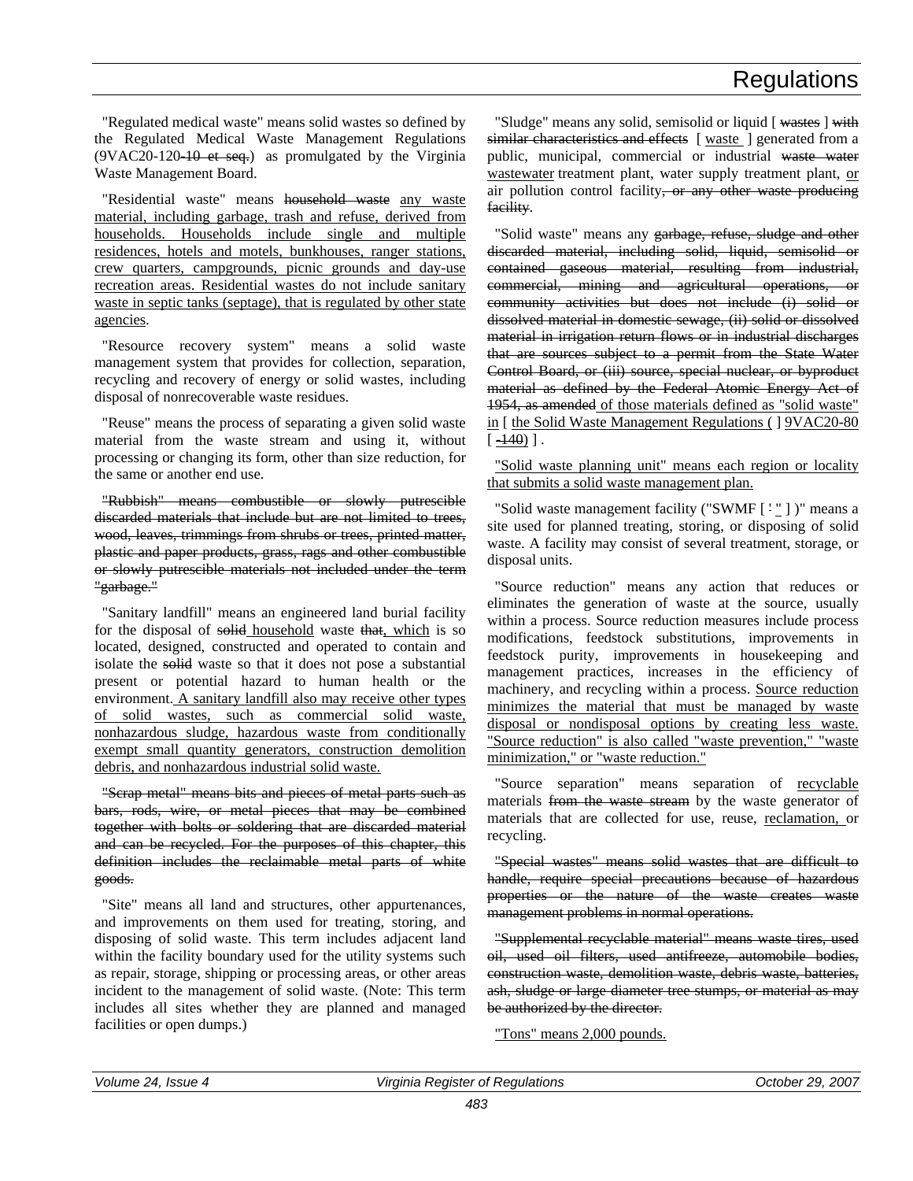"Regulated medical waste" means solid wastes so defined by the Regulated Medical Waste Management Regulations (9VAC20-120~~-10 et seq.~~) as promulgated by the Virginia Waste Management Board.

"Residential waste" means ~~household waste~~ <u>any waste material, including garbage, trash and refuse, derived from households. Households include single and multiple residences, hotels and motels, bunkhouses, ranger stations, crew quarters, campgrounds, picnic grounds and day-use recreation areas. Residential wastes do not include sanitary waste in septic tanks (septage), that is regulated by other state agencies</u>.

"Resource recovery system" means a solid waste management system that provides for collection, separation, recycling and recovery of energy or solid wastes, including disposal of nonrecoverable waste residues.

"Reuse" means the process of separating a given solid waste material from the waste stream and using it, without processing or changing its form, other than size reduction, for the same or another end use.

~~"Rubbish" means combustible or slowly putrescible discarded materials that include but are not limited to trees, wood, leaves, trimmings from shrubs or trees, printed matter, plastic and paper products, grass, rags and other combustible or slowly putrescible materials not included under the term "garbage."~~

"Sanitary landfill" means an engineered land burial facility for the disposal of ~~solid~~ <u>household</u> waste ~~that~~<u>, which</u> is so located, designed, constructed and operated to contain and isolate the ~~solid~~ waste so that it does not pose a substantial present or potential hazard to human health or the environment<u>. A sanitary landfill also may receive other types of solid wastes, such as commercial solid waste, nonhazardous sludge, hazardous waste from conditionally exempt small quantity generators, construction demolition debris, and nonhazardous industrial solid waste.</u>

~~"Scrap metal" means bits and pieces of metal parts such as bars, rods, wire, or metal pieces that may be combined together with bolts or soldering that are discarded material and can be recycled. For the purposes of this chapter, this definition includes the reclaimable metal parts of white goods.~~

"Site" means all land and structures, other appurtenances, and improvements on them used for treating, storing, and disposing of solid waste. This term includes adjacent land within the facility boundary used for the utility systems such as repair, storage, shipping or processing areas, or other areas incident to the management of solid waste. (Note: This term includes all sites whether they are planned and managed facilities or open dumps.)

"Sludge" means any solid, semisolid or liquid [ ~~wastes~~ ] ~~with similar characteristics and effects~~ [ <u>waste</u> ] generated from a public, municipal, commercial or industrial ~~waste water~~ <u>wastewater</u> treatment plant, water supply treatment plant, <u>or</u> air pollution control facility~~, or any other waste producing facility~~.

"Solid waste" means any ~~garbage, refuse, sludge and other discarded material, including solid, liquid, semisolid or contained gaseous material, resulting from industrial, commercial, mining and agricultural operations, or community activities but does not include (i) solid or dissolved material in domestic sewage, (ii) solid or dissolved material in irrigation return flows or in industrial discharges that are sources subject to a permit from the State Water Control Board, or (iii) source, special nuclear, or byproduct material as defined by the Federal Atomic Energy Act of 1954, as amended~~ <u>of those materials defined as "solid waste" in</u> [ <u>the Solid Waste Management Regulations (</u> ] <u>9VAC20-80</u> [ <u>~~-140~~)</u> ] .

<u>"Solid waste planning unit" means each region or locality that submits a solid waste management plan.</u>

"Solid waste management facility ("SWMF [ ~~'~~ <u>"</u> ] )" means a site used for planned treating, storing, or disposing of solid waste. A facility may consist of several treatment, storage, or disposal units.

"Source reduction" means any action that reduces or eliminates the generation of waste at the source, usually within a process. Source reduction measures include process modifications, feedstock substitutions, improvements in feedstock purity, improvements in housekeeping and management practices, increases in the efficiency of machinery, and recycling within a process. <u>Source reduction minimizes the material that must be managed by waste disposal or nondisposal options by creating less waste. "Source reduction" is also called "waste prevention," "waste minimization," or "waste reduction."</u>

"Source separation" means separation of <u>recyclable</u> materials ~~from the waste stream~~ by the waste generator of materials that are collected for use, reuse, <u>reclamation,</u> or recycling.

~~"Special wastes" means solid wastes that are difficult to handle, require special precautions because of hazardous properties or the nature of the waste creates waste management problems in normal operations.~~

~~"Supplemental recyclable material" means waste tires, used oil, used oil filters, used antifreeze, automobile bodies, construction waste, demolition waste, debris waste, batteries, ash, sludge or large diameter tree stumps, or material as may be authorized by the director.~~

<u>"Tons" means 2,000 pounds.</u>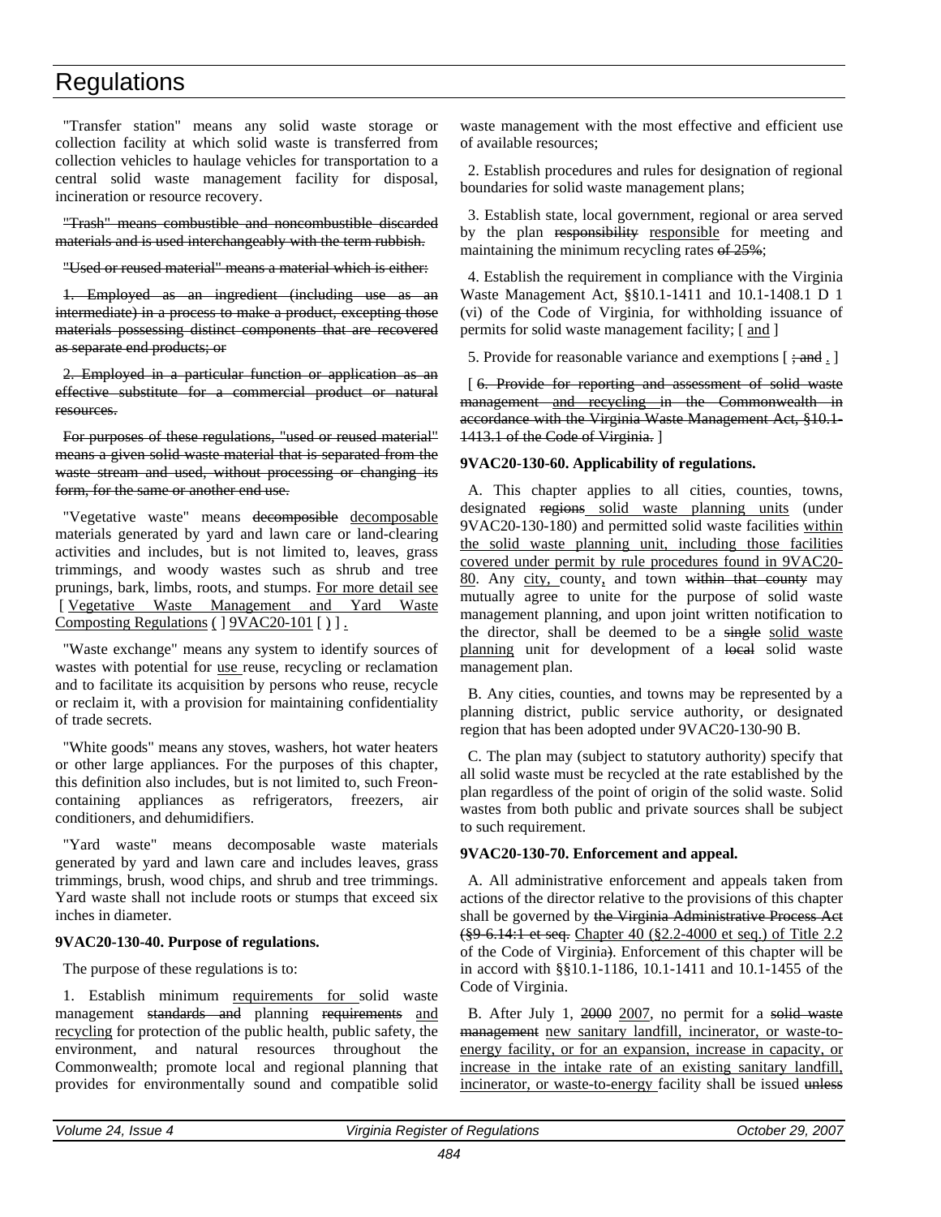"Transfer station" means any solid waste storage or collection facility at which solid waste is transferred from collection vehicles to haulage vehicles for transportation to a central solid waste management facility for disposal, incineration or resource recovery.

~~"Trash" means combustible and noncombustible discarded materials and is used interchangeably with the term rubbish.~~

~~"Used or reused material" means a material which is either:~~

~~1. Employed as an ingredient (including use as an intermediate) in a process to make a product, excepting those materials possessing distinct components that are recovered as separate end products; or~~

~~2. Employed in a particular function or application as an effective substitute for a commercial product or natural resources.~~

~~For purposes of these regulations, "used or reused material" means a given solid waste material that is separated from the waste stream and used, without processing or changing its form, for the same or another end use.~~

"Vegetative waste" means ~~decomposible~~ <u>decomposable</u> materials generated by yard and lawn care or land-clearing activities and includes, but is not limited to, leaves, grass trimmings, and woody wastes such as shrub and tree prunings, bark, limbs, roots, and stumps. <u>For more detail see</u> [ <u>Vegetative Waste Management and Yard Waste Composting Regulations</u> <u>(</u> ] <u>9VAC20-101</u> [ <u>)</u> ] <u>.</u>

"Waste exchange" means any system to identify sources of wastes with potential for <u>use</u> reuse, recycling or reclamation and to facilitate its acquisition by persons who reuse, recycle or reclaim it, with a provision for maintaining confidentiality of trade secrets.

"White goods" means any stoves, washers, hot water heaters or other large appliances. For the purposes of this chapter, this definition also includes, but is not limited to, such Freon-containing appliances as refrigerators, freezers, air conditioners, and dehumidifiers.

"Yard waste" means decomposable waste materials generated by yard and lawn care and includes leaves, grass trimmings, brush, wood chips, and shrub and tree trimmings. Yard waste shall not include roots or stumps that exceed six inches in diameter.

**9VAC20-130-40. Purpose of regulations.**

The purpose of these regulations is to:

1. Establish minimum <u>requirements for</u> solid waste management ~~standards and~~ planning ~~requirements~~ <u>and recycling</u> for protection of the public health, public safety, the environment, and natural resources throughout the Commonwealth; promote local and regional planning that provides for environmentally sound and compatible solid waste management with the most effective and efficient use of available resources;

2. Establish procedures and rules for designation of regional boundaries for solid waste management plans;

3. Establish state, local government, regional or area served by the plan ~~responsibility~~ <u>responsible</u> for meeting and maintaining the minimum recycling rates ~~of 25%~~;

4. Establish the requirement in compliance with the Virginia Waste Management Act, §§10.1-1411 and 10.1-1408.1 D 1 (vi) of the Code of Virginia, for withholding issuance of permits for solid waste management facility; [ <u>and</u> ]

5. Provide for reasonable variance and exemptions [ ~~; and~~ <u>.</u> ]

[ ~~6. Provide for reporting and assessment of solid waste management and recycling in the Commonwealth in accordance with the Virginia Waste Management Act, §10.1-1413.1 of the Code of Virginia.~~ ]

**9VAC20-130-60. Applicability of regulations.**

A. This chapter applies to all cities, counties, towns, designated ~~regions~~ <u>solid waste planning units</u> (under 9VAC20-130-180) and permitted solid waste facilities <u>within the solid waste planning unit, including those facilities covered under permit by rule procedures found in 9VAC20-80</u>. Any <u>city,</u> county<u>,</u> and town ~~within that county~~ may mutually agree to unite for the purpose of solid waste management planning, and upon joint written notification to the director, shall be deemed to be a ~~single~~ <u>solid waste planning</u> unit for development of a ~~local~~ solid waste management plan.

B. Any cities, counties, and towns may be represented by a planning district, public service authority, or designated region that has been adopted under 9VAC20-130-90 B.

C. The plan may (subject to statutory authority) specify that all solid waste must be recycled at the rate established by the plan regardless of the point of origin of the solid waste. Solid wastes from both public and private sources shall be subject to such requirement.

**9VAC20-130-70. Enforcement and appeal.**

A. All administrative enforcement and appeals taken from actions of the director relative to the provisions of this chapter shall be governed by ~~the Virginia Administrative Process Act (§9-6.14:1 et seq.~~ <u>Chapter 40 (§2.2-4000 et seq.) of Title 2.2</u> of the Code of Virginia~~)~~. Enforcement of this chapter will be in accord with §§10.1-1186, 10.1-1411 and 10.1-1455 of the Code of Virginia.

B. After July 1, ~~2000~~ <u>2007</u>, no permit for a ~~solid waste management~~ <u>new sanitary landfill, incinerator, or waste-to-energy facility, or for an expansion, increase in capacity, or increase in the intake rate of an existing sanitary landfill, incinerator, or waste-to-energy</u> facility shall be issued ~~unless~~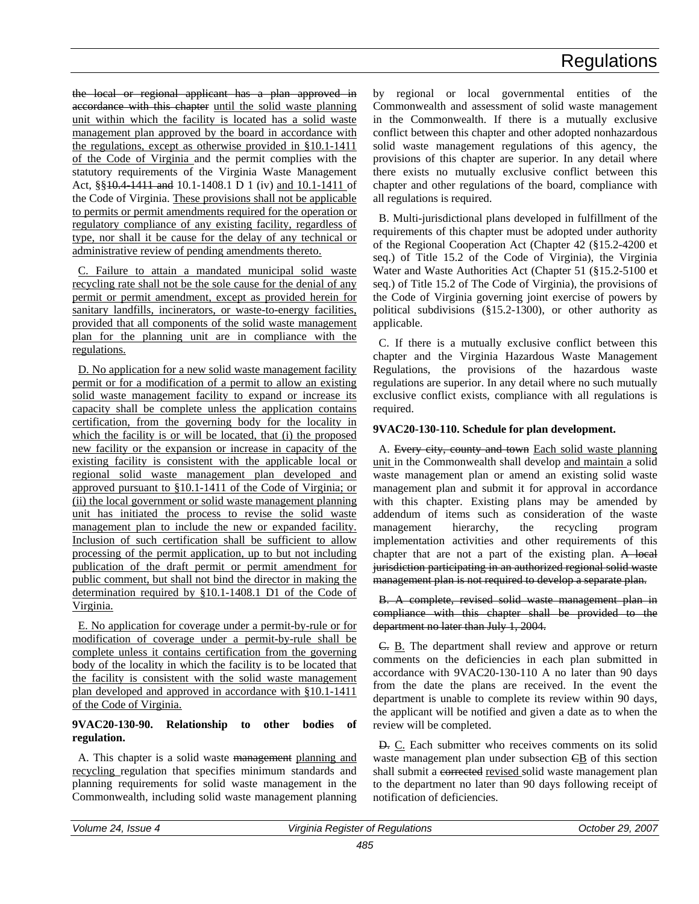~~the local or regional applicant has a plan approved in accordance with this chapter~~ <u>until the solid waste planning unit within which the facility is located has a solid waste management plan approved by the board in accordance with the regulations, except as otherwise provided in §10.1-1411 of the Code of Virginia</u> and the permit complies with the statutory requirements of the Virginia Waste Management Act, §§~~10.4-1411 and~~ 10.1-1408.1 D 1 (iv) <u>and 10.1-1411</u> of the Code of Virginia. <u>These provisions shall not be applicable to permits or permit amendments required for the operation or regulatory compliance of any existing facility, regardless of type, nor shall it be cause for the delay of any technical or administrative review of pending amendments thereto.</u>

<u>C. Failure to attain a mandated municipal solid waste recycling rate shall not be the sole cause for the denial of any permit or permit amendment, except as provided herein for sanitary landfills, incinerators, or waste-to-energy facilities, provided that all components of the solid waste management plan for the planning unit are in compliance with the regulations.</u>

<u>D. No application for a new solid waste management facility permit or for a modification of a permit to allow an existing solid waste management facility to expand or increase its capacity shall be complete unless the application contains certification, from the governing body for the locality in which the facility is or will be located, that (i) the proposed new facility or the expansion or increase in capacity of the existing facility is consistent with the applicable local or regional solid waste management plan developed and approved pursuant to §10.1-1411 of the Code of Virginia; or (ii) the local government or solid waste management planning unit has initiated the process to revise the solid waste management plan to include the new or expanded facility. Inclusion of such certification shall be sufficient to allow processing of the permit application, up to but not including publication of the draft permit or permit amendment for public comment, but shall not bind the director in making the determination required by §10.1-1408.1 D1 of the Code of Virginia.</u>

<u>E. No application for coverage under a permit-by-rule or for modification of coverage under a permit-by-rule shall be complete unless it contains certification from the governing body of the locality in which the facility is to be located that the facility is consistent with the solid waste management plan developed and approved in accordance with §10.1-1411 of the Code of Virginia.</u>

**9VAC20-130-90. Relationship to other bodies of regulation.**

A. This chapter is a solid waste ~~management~~ <u>planning and recycling</u> regulation that specifies minimum standards and planning requirements for solid waste management in the Commonwealth, including solid waste management planning by regional or local governmental entities of the Commonwealth and assessment of solid waste management in the Commonwealth. If there is a mutually exclusive conflict between this chapter and other adopted nonhazardous solid waste management regulations of this agency, the provisions of this chapter are superior. In any detail where there exists no mutually exclusive conflict between this chapter and other regulations of the board, compliance with all regulations is required.

B. Multi-jurisdictional plans developed in fulfillment of the requirements of this chapter must be adopted under authority of the Regional Cooperation Act (Chapter 42 (§15.2-4200 et seq.) of Title 15.2 of the Code of Virginia), the Virginia Water and Waste Authorities Act (Chapter 51 (§15.2-5100 et seq.) of Title 15.2 of The Code of Virginia), the provisions of the Code of Virginia governing joint exercise of powers by political subdivisions (§15.2-1300), or other authority as applicable.

C. If there is a mutually exclusive conflict between this chapter and the Virginia Hazardous Waste Management Regulations, the provisions of the hazardous waste regulations are superior. In any detail where no such mutually exclusive conflict exists, compliance with all regulations is required.

**9VAC20-130-110. Schedule for plan development.**

A. ~~Every city, county and town~~ <u>Each solid waste planning unit</u> in the Commonwealth shall develop <u>and maintain</u> a solid waste management plan or amend an existing solid waste management plan and submit it for approval in accordance with this chapter. Existing plans may be amended by addendum of items such as consideration of the waste management hierarchy, the recycling program implementation activities and other requirements of this chapter that are not a part of the existing plan. ~~A local jurisdiction participating in an authorized regional solid waste management plan is not required to develop a separate plan.~~

~~B. A complete, revised solid waste management plan in compliance with this chapter shall be provided to the department no later than July 1, 2004.~~

~~C.~~ <u>B.</u> The department shall review and approve or return comments on the deficiencies in each plan submitted in accordance with 9VAC20-130-110 A no later than 90 days from the date the plans are received. In the event the department is unable to complete its review within 90 days, the applicant will be notified and given a date as to when the review will be completed.

~~D.~~ <u>C.</u> Each submitter who receives comments on its solid waste management plan under subsection ~~C~~<u>B</u> of this section shall submit a ~~corrected~~ <u>revised</u> solid waste management plan to the department no later than 90 days following receipt of notification of deficiencies.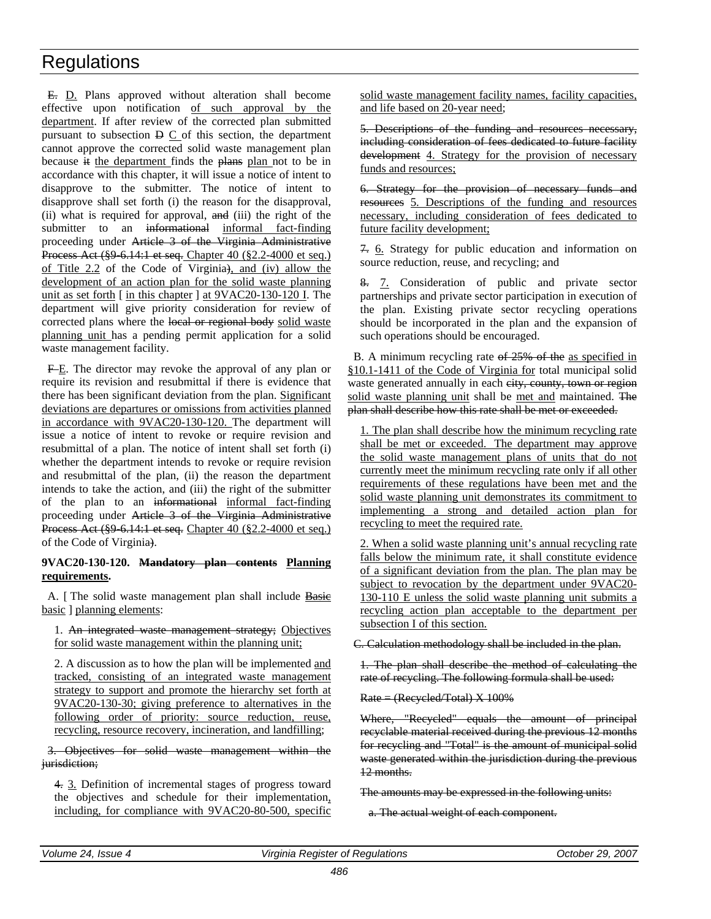~~E.~~ D. Plans approved without alteration shall become effective upon notification of such approval by the department. If after review of the corrected plan submitted pursuant to subsection ~~D~~ C of this section, the department cannot approve the corrected solid waste management plan because ~~it~~ the department finds the ~~plans~~ plan not to be in accordance with this chapter, it will issue a notice of intent to disapprove to the submitter. The notice of intent to disapprove shall set forth (i) the reason for the disapproval, (ii) what is required for approval, ~~and~~ (iii) the right of the submitter to an ~~informational~~ informal fact-finding proceeding under ~~Article 3 of the Virginia Administrative Process Act (§9-6.14:1 et seq.~~ Chapter 40 (§2.2-4000 et seq.) of Title 2.2 of the Code of Virginia~~)~~, and (iv) allow the development of an action plan for the solid waste planning unit as set forth [ in this chapter ] at 9VAC20-130-120 I. The department will give priority consideration for review of corrected plans where the ~~local or regional body~~ solid waste planning unit has a pending permit application for a solid waste management facility.

~~F~~ E. The director may revoke the approval of any plan or require its revision and resubmittal if there is evidence that there has been significant deviation from the plan. Significant deviations are departures or omissions from activities planned in accordance with 9VAC20-130-120. The department will issue a notice of intent to revoke or require revision and resubmittal of a plan. The notice of intent shall set forth (i) whether the department intends to revoke or require revision and resubmittal of the plan, (ii) the reason the department intends to take the action, and (iii) the right of the submitter of the plan to an ~~informational~~ informal fact-finding proceeding under ~~Article 3 of the Virginia Administrative Process Act (§9-6.14:1 et seq.~~ Chapter 40 (§2.2-4000 et seq.) of the Code of Virginia~~)~~.

**9VAC20-130-120. ~~Mandatory plan contents~~ Planning requirements.**

A. [ The solid waste management plan shall include ~~Basic~~ basic ] planning elements:

1. ~~An integrated waste management strategy;~~ Objectives for solid waste management within the planning unit;

2. A discussion as to how the plan will be implemented and tracked, consisting of an integrated waste management strategy to support and promote the hierarchy set forth at 9VAC20-130-30; giving preference to alternatives in the following order of priority: source reduction, reuse, recycling, resource recovery, incineration, and landfilling;

~~3. Objectives for solid waste management within the jurisdiction;~~

~~4.~~ 3. Definition of incremental stages of progress toward the objectives and schedule for their implementation, including, for compliance with 9VAC20-80-500, specific solid waste management facility names, facility capacities, and life based on 20-year need;

~~5. Descriptions of the funding and resources necessary, including consideration of fees dedicated to future facility development~~ 4. Strategy for the provision of necessary funds and resources;

~~6. Strategy for the provision of necessary funds and resources~~ 5. Descriptions of the funding and resources necessary, including consideration of fees dedicated to future facility development;

~~7.~~ 6. Strategy for public education and information on source reduction, reuse, and recycling; and

~~8.~~ 7. Consideration of public and private sector partnerships and private sector participation in execution of the plan. Existing private sector recycling operations should be incorporated in the plan and the expansion of such operations should be encouraged.

B. A minimum recycling rate ~~of 25% of the~~ as specified in §10.1-1411 of the Code of Virginia for total municipal solid waste generated annually in each ~~city, county, town or region~~ solid waste planning unit shall be met and maintained. ~~The plan shall describe how this rate shall be met or exceeded.~~

1. The plan shall describe how the minimum recycling rate shall be met or exceeded. The department may approve the solid waste management plans of units that do not currently meet the minimum recycling rate only if all other requirements of these regulations have been met and the solid waste planning unit demonstrates its commitment to implementing a strong and detailed action plan for recycling to meet the required rate.

2. When a solid waste planning unit's annual recycling rate falls below the minimum rate, it shall constitute evidence of a significant deviation from the plan. The plan may be subject to revocation by the department under 9VAC20-130-110 E unless the solid waste planning unit submits a recycling action plan acceptable to the department per subsection I of this section.

~~C. Calculation methodology shall be included in the plan.~~

~~1. The plan shall describe the method of calculating the rate of recycling. The following formula shall be used:~~

~~Rate = (Recycled/Total) X 100%~~

~~Where, "Recycled" equals the amount of principal recyclable material received during the previous 12 months for recycling and "Total" is the amount of municipal solid waste generated within the jurisdiction during the previous 12 months.~~

~~The amounts may be expressed in the following units:~~

~~a. The actual weight of each component.~~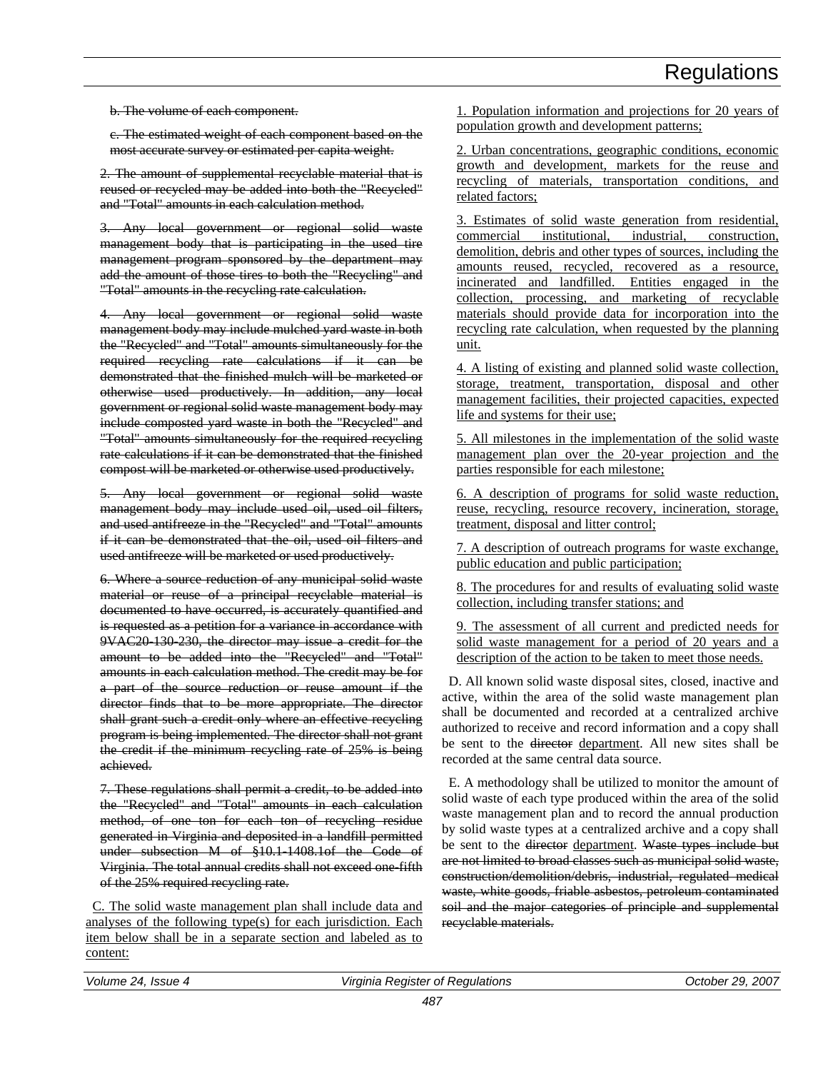b. The volume of each component.

c. The estimated weight of each component based on the most accurate survey or estimated per capita weight.

2. The amount of supplemental recyclable material that is reused or recycled may be added into both the "Recycled" and "Total" amounts in each calculation method.

3. Any local government or regional solid waste management body that is participating in the used tire management program sponsored by the department may add the amount of those tires to both the "Recycling" and "Total" amounts in the recycling rate calculation.

4. Any local government or regional solid waste management body may include mulched yard waste in both the "Recycled" and "Total" amounts simultaneously for the required recycling rate calculations if it can be demonstrated that the finished mulch will be marketed or otherwise used productively. In addition, any local government or regional solid waste management body may include composted yard waste in both the "Recycled" and "Total" amounts simultaneously for the required recycling rate calculations if it can be demonstrated that the finished compost will be marketed or otherwise used productively.

5. Any local government or regional solid waste management body may include used oil, used oil filters, and used antifreeze in the "Recycled" and "Total" amounts if it can be demonstrated that the oil, used oil filters and used antifreeze will be marketed or used productively.

6. Where a source reduction of any municipal solid waste material or reuse of a principal recyclable material is documented to have occurred, is accurately quantified and is requested as a petition for a variance in accordance with 9VAC20-130-230, the director may issue a credit for the amount to be added into the "Recycled" and "Total" amounts in each calculation method. The credit may be for a part of the source reduction or reuse amount if the director finds that to be more appropriate. The director shall grant such a credit only where an effective recycling program is being implemented. The director shall not grant the credit if the minimum recycling rate of 25% is being achieved.

7. These regulations shall permit a credit, to be added into the "Recycled" and "Total" amounts in each calculation method, of one ton for each ton of recycling residue generated in Virginia and deposited in a landfill permitted under subsection M of §10.1-1408.1of the Code of Virginia. The total annual credits shall not exceed one-fifth of the 25% required recycling rate.

C. The solid waste management plan shall include data and analyses of the following type(s) for each jurisdiction. Each item below shall be in a separate section and labeled as to content:

1. Population information and projections for 20 years of population growth and development patterns;

2. Urban concentrations, geographic conditions, economic growth and development, markets for the reuse and recycling of materials, transportation conditions, and related factors;

3. Estimates of solid waste generation from residential, commercial institutional, industrial, construction, demolition, debris and other types of sources, including the amounts reused, recycled, recovered as a resource, incinerated and landfilled. Entities engaged in the collection, processing, and marketing of recyclable materials should provide data for incorporation into the recycling rate calculation, when requested by the planning unit.

4. A listing of existing and planned solid waste collection, storage, treatment, transportation, disposal and other management facilities, their projected capacities, expected life and systems for their use;

5. All milestones in the implementation of the solid waste management plan over the 20-year projection and the parties responsible for each milestone;

6. A description of programs for solid waste reduction, reuse, recycling, resource recovery, incineration, storage, treatment, disposal and litter control;

7. A description of outreach programs for waste exchange, public education and public participation;

8. The procedures for and results of evaluating solid waste collection, including transfer stations; and

9. The assessment of all current and predicted needs for solid waste management for a period of 20 years and a description of the action to be taken to meet those needs.

D. All known solid waste disposal sites, closed, inactive and active, within the area of the solid waste management plan shall be documented and recorded at a centralized archive authorized to receive and record information and a copy shall be sent to the director department. All new sites shall be recorded at the same central data source.

E. A methodology shall be utilized to monitor the amount of solid waste of each type produced within the area of the solid waste management plan and to record the annual production by solid waste types at a centralized archive and a copy shall be sent to the director department. Waste types include but are not limited to broad classes such as municipal solid waste, construction/demolition/debris, industrial, regulated medical waste, white goods, friable asbestos, petroleum contaminated soil and the major categories of principle and supplemental recyclable materials.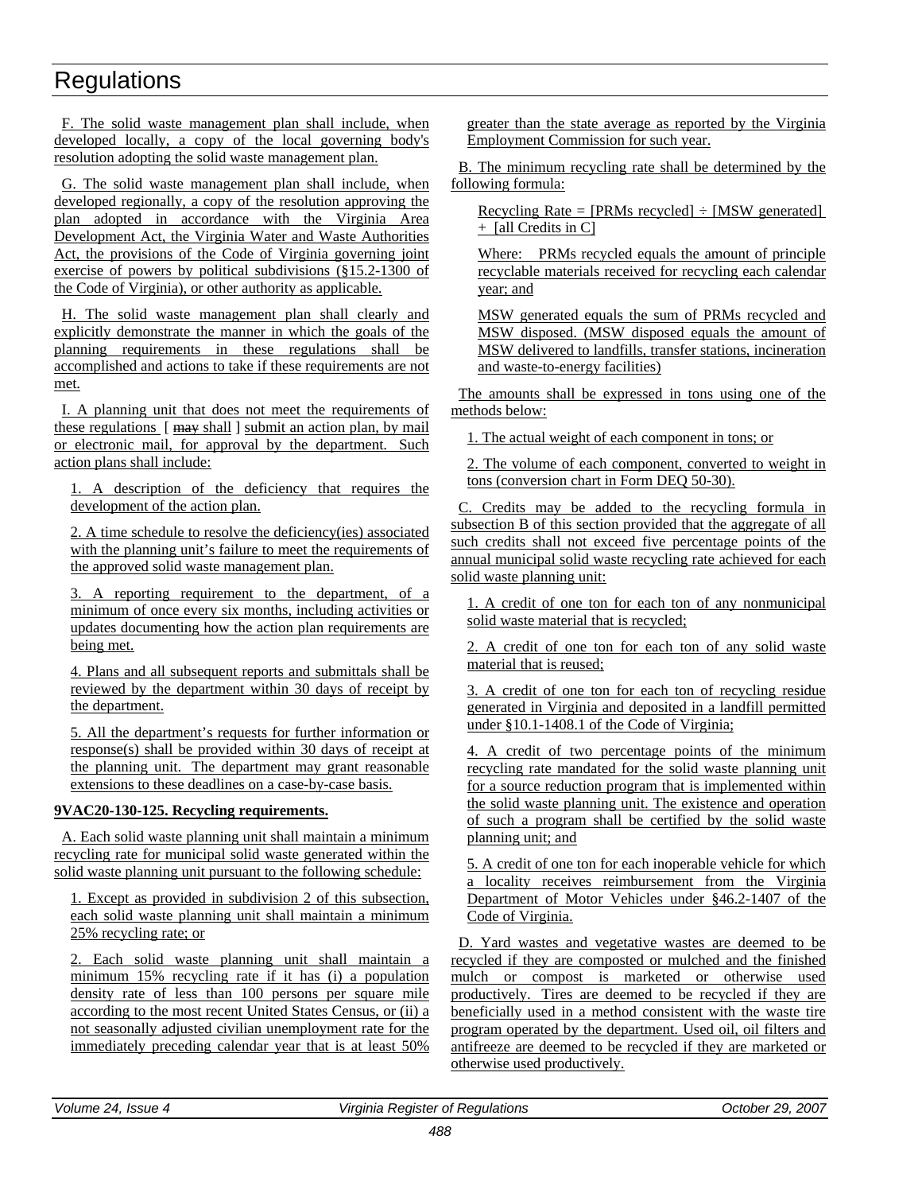F. The solid waste management plan shall include, when developed locally, a copy of the local governing body's resolution adopting the solid waste management plan.

G. The solid waste management plan shall include, when developed regionally, a copy of the resolution approving the plan adopted in accordance with the Virginia Area Development Act, the Virginia Water and Waste Authorities Act, the provisions of the Code of Virginia governing joint exercise of powers by political subdivisions (§15.2-1300 of the Code of Virginia), or other authority as applicable.

H. The solid waste management plan shall clearly and explicitly demonstrate the manner in which the goals of the planning requirements in these regulations shall be accomplished and actions to take if these requirements are not met.

I. A planning unit that does not meet the requirements of these regulations [ ~~may~~ shall ] submit an action plan, by mail or electronic mail, for approval by the department. Such action plans shall include:

1. A description of the deficiency that requires the development of the action plan.

2. A time schedule to resolve the deficiency(ies) associated with the planning unit's failure to meet the requirements of the approved solid waste management plan.

3. A reporting requirement to the department, of a minimum of once every six months, including activities or updates documenting how the action plan requirements are being met.

4. Plans and all subsequent reports and submittals shall be reviewed by the department within 30 days of receipt by the department.

5. All the department's requests for further information or response(s) shall be provided within 30 days of receipt at the planning unit. The department may grant reasonable extensions to these deadlines on a case-by-case basis.

**9VAC20-130-125. Recycling requirements.**

A. Each solid waste planning unit shall maintain a minimum recycling rate for municipal solid waste generated within the solid waste planning unit pursuant to the following schedule:

1. Except as provided in subdivision 2 of this subsection, each solid waste planning unit shall maintain a minimum 25% recycling rate; or

2. Each solid waste planning unit shall maintain a minimum 15% recycling rate if it has (i) a population density rate of less than 100 persons per square mile according to the most recent United States Census, or (ii) a not seasonally adjusted civilian unemployment rate for the immediately preceding calendar year that is at least 50% greater than the state average as reported by the Virginia Employment Commission for such year.

B. The minimum recycling rate shall be determined by the following formula:

Recycling Rate = [PRMs recycled] ÷ [MSW generated] + [all Credits in C]

Where: PRMs recycled equals the amount of principle recyclable materials received for recycling each calendar year; and

MSW generated equals the sum of PRMs recycled and MSW disposed. (MSW disposed equals the amount of MSW delivered to landfills, transfer stations, incineration and waste-to-energy facilities)

The amounts shall be expressed in tons using one of the methods below:

1. The actual weight of each component in tons; or

2. The volume of each component, converted to weight in tons (conversion chart in Form DEQ 50-30).

C. Credits may be added to the recycling formula in subsection B of this section provided that the aggregate of all such credits shall not exceed five percentage points of the annual municipal solid waste recycling rate achieved for each solid waste planning unit:

1. A credit of one ton for each ton of any nonmunicipal solid waste material that is recycled;

2. A credit of one ton for each ton of any solid waste material that is reused;

3. A credit of one ton for each ton of recycling residue generated in Virginia and deposited in a landfill permitted under §10.1-1408.1 of the Code of Virginia;

4. A credit of two percentage points of the minimum recycling rate mandated for the solid waste planning unit for a source reduction program that is implemented within the solid waste planning unit. The existence and operation of such a program shall be certified by the solid waste planning unit; and

5. A credit of one ton for each inoperable vehicle for which a locality receives reimbursement from the Virginia Department of Motor Vehicles under §46.2-1407 of the Code of Virginia.

D. Yard wastes and vegetative wastes are deemed to be recycled if they are composted or mulched and the finished mulch or compost is marketed or otherwise used productively. Tires are deemed to be recycled if they are beneficially used in a method consistent with the waste tire program operated by the department. Used oil, oil filters and antifreeze are deemed to be recycled if they are marketed or otherwise used productively.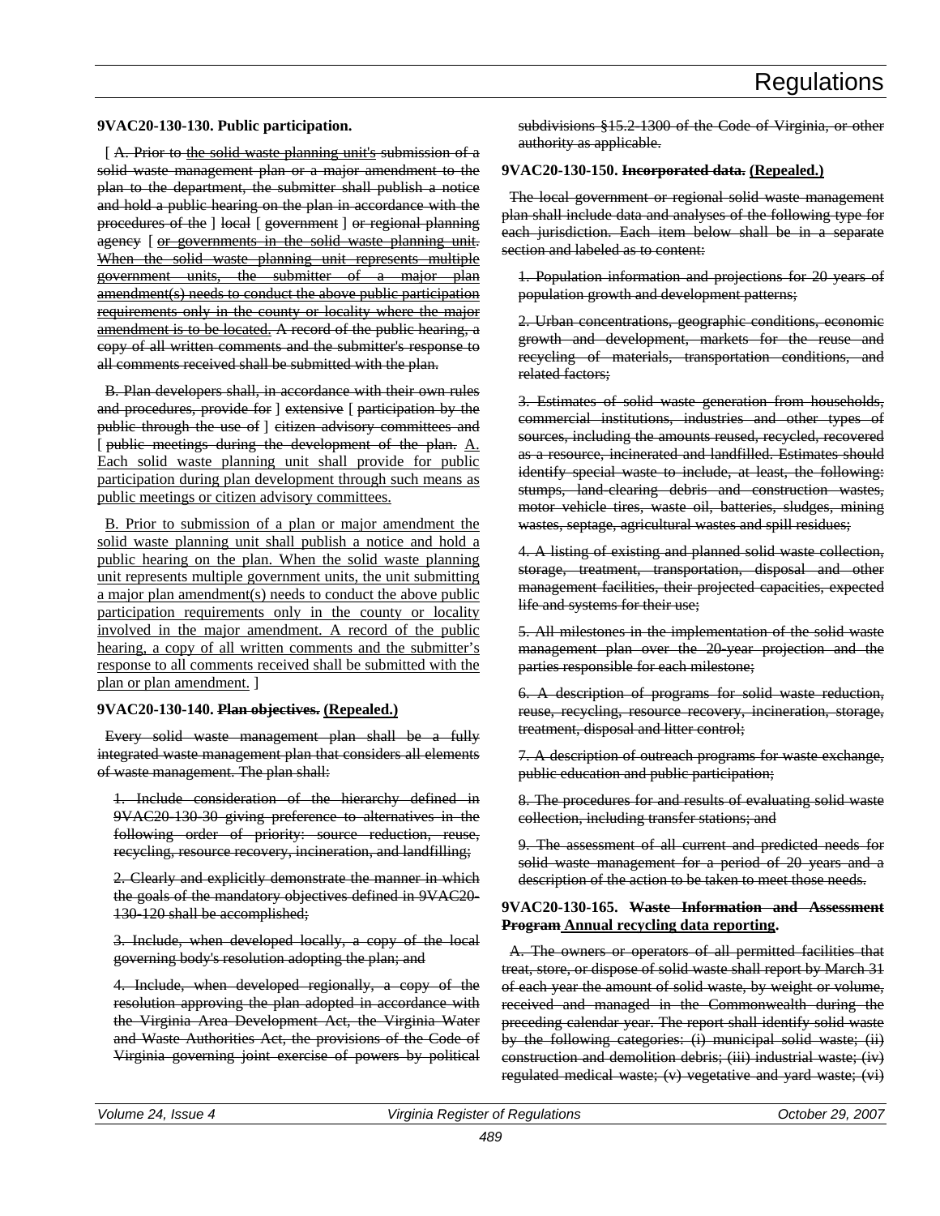### 9VAC20-130-130. Public participation.

[ ~~A. Prior to the solid waste planning unit's submission of a solid waste management plan or a major amendment to the plan to the department, the submitter shall publish a notice and hold a public hearing on the plan in accordance with the procedures of the~~ ] ~~local~~ [ ~~government~~ ] ~~or regional planning agency~~ [ ~~or governments in the solid waste planning unit. When the solid waste planning unit represents multiple government units, the submitter of a major plan amendment(s) needs to conduct the above public participation requirements only in the county or locality where the major amendment is to be located. A record of the public hearing, a copy of all written comments and the submitter's response to all comments received shall be submitted with the plan.~~

~~B. Plan developers shall, in accordance with their own rules and procedures, provide for~~ ] ~~extensive~~ [ ~~participation by the public through the use of~~ ] ~~citizen advisory committees and~~ [ ~~public meetings during the development of the plan.~~ A. Each solid waste planning unit shall provide for public participation during plan development through such means as public meetings or citizen advisory committees.

B. Prior to submission of a plan or major amendment the solid waste planning unit shall publish a notice and hold a public hearing on the plan. When the solid waste planning unit represents multiple government units, the unit submitting a major plan amendment(s) needs to conduct the above public participation requirements only in the county or locality involved in the major amendment. A record of the public hearing, a copy of all written comments and the submitter's response to all comments received shall be submitted with the plan or plan amendment. ]

### 9VAC20-130-140. ~~Plan objectives.~~ (Repealed.)

~~Every solid waste management plan shall be a fully integrated waste management plan that considers all elements of waste management. The plan shall:~~

~~1. Include consideration of the hierarchy defined in 9VAC20-130-30 giving preference to alternatives in the following order of priority: source reduction, reuse, recycling, resource recovery, incineration, and landfilling;~~

~~2. Clearly and explicitly demonstrate the manner in which the goals of the mandatory objectives defined in 9VAC20-130-120 shall be accomplished;~~

~~3. Include, when developed locally, a copy of the local governing body's resolution adopting the plan; and~~

~~4. Include, when developed regionally, a copy of the resolution approving the plan adopted in accordance with the Virginia Area Development Act, the Virginia Water and Waste Authorities Act, the provisions of the Code of Virginia governing joint exercise of powers by political subdivisions §15.2-1300 of the Code of Virginia, or other authority as applicable.~~

### 9VAC20-130-150. ~~Incorporated data.~~ (Repealed.)

~~The local government or regional solid waste management plan shall include data and analyses of the following type for each jurisdiction. Each item below shall be in a separate section and labeled as to content:~~

~~1. Population information and projections for 20 years of population growth and development patterns;~~

~~2. Urban concentrations, geographic conditions, economic growth and development, markets for the reuse and recycling of materials, transportation conditions, and related factors;~~

~~3. Estimates of solid waste generation from households, commercial institutions, industries and other types of sources, including the amounts reused, recycled, recovered as a resource, incinerated and landfilled. Estimates should identify special waste to include, at least, the following: stumps, land-clearing debris and construction wastes, motor vehicle tires, waste oil, batteries, sludges, mining wastes, septage, agricultural wastes and spill residues;~~

~~4. A listing of existing and planned solid waste collection, storage, treatment, transportation, disposal and other management facilities, their projected capacities, expected life and systems for their use;~~

~~5. All milestones in the implementation of the solid waste management plan over the 20-year projection and the parties responsible for each milestone;~~

~~6. A description of programs for solid waste reduction, reuse, recycling, resource recovery, incineration, storage, treatment, disposal and litter control;~~

~~7. A description of outreach programs for waste exchange, public education and public participation;~~

~~8. The procedures for and results of evaluating solid waste collection, including transfer stations; and~~

~~9. The assessment of all current and predicted needs for solid waste management for a period of 20 years and a description of the action to be taken to meet those needs.~~

### 9VAC20-130-165. ~~Waste Information and Assessment Program~~ Annual recycling data reporting.

~~A. The owners or operators of all permitted facilities that treat, store, or dispose of solid waste shall report by March 31 of each year the amount of solid waste, by weight or volume, received and managed in the Commonwealth during the preceding calendar year. The report shall identify solid waste by the following categories: (i) municipal solid waste; (ii) construction and demolition debris; (iii) industrial waste; (iv) regulated medical waste; (v) vegetative and yard waste; (vi)~~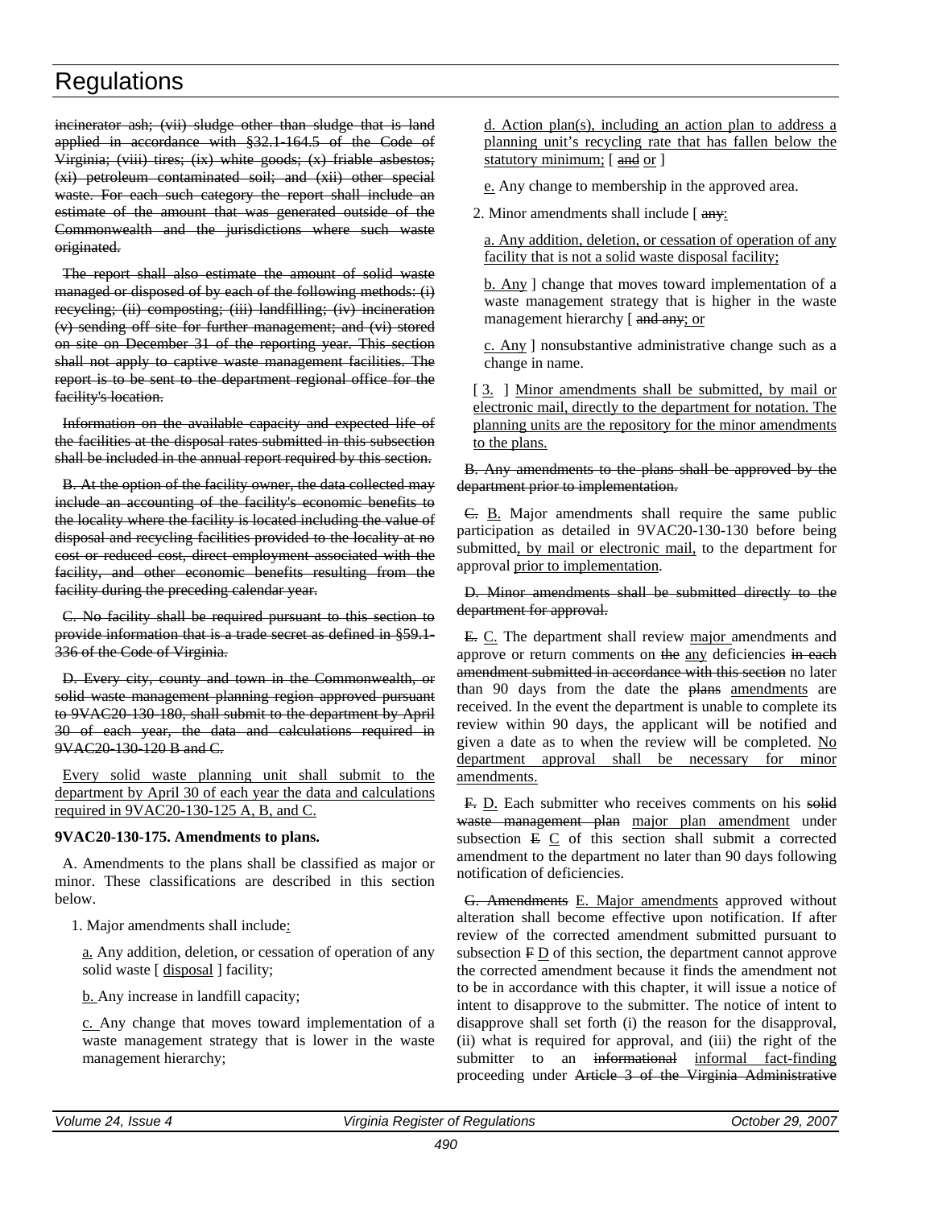incinerator ash; (vii) sludge other than sludge that is land applied in accordance with §32.1-164.5 of the Code of Virginia; (viii) tires; (ix) white goods; (x) friable asbestos; (xi) petroleum contaminated soil; and (xii) other special waste. For each such category the report shall include an estimate of the amount that was generated outside of the Commonwealth and the jurisdictions where such waste originated.

The report shall also estimate the amount of solid waste managed or disposed of by each of the following methods: (i) recycling; (ii) composting; (iii) landfilling; (iv) incineration (v) sending off site for further management; and (vi) stored on site on December 31 of the reporting year. This section shall not apply to captive waste management facilities. The report is to be sent to the department regional office for the facility's location.

Information on the available capacity and expected life of the facilities at the disposal rates submitted in this subsection shall be included in the annual report required by this section.

B. At the option of the facility owner, the data collected may include an accounting of the facility's economic benefits to the locality where the facility is located including the value of disposal and recycling facilities provided to the locality at no cost or reduced cost, direct employment associated with the facility, and other economic benefits resulting from the facility during the preceding calendar year.

C. No facility shall be required pursuant to this section to provide information that is a trade secret as defined in §59.1-336 of the Code of Virginia.

D. Every city, county and town in the Commonwealth, or solid waste management planning region approved pursuant to 9VAC20-130-180, shall submit to the department by April 30 of each year, the data and calculations required in 9VAC20-130-120 B and C.

Every solid waste planning unit shall submit to the department by April 30 of each year the data and calculations required in 9VAC20-130-125 A, B, and C.

**9VAC20-130-175. Amendments to plans.**

A. Amendments to the plans shall be classified as major or minor. These classifications are described in this section below.

1. Major amendments shall include:

a. Any addition, deletion, or cessation of operation of any solid waste [ disposal ] facility;

b. Any increase in landfill capacity;

c. Any change that moves toward implementation of a waste management strategy that is lower in the waste management hierarchy;

d. Action plan(s), including an action plan to address a planning unit's recycling rate that has fallen below the statutory minimum; [ and or ]

e. Any change to membership in the approved area.

2. Minor amendments shall include [ any:

a. Any addition, deletion, or cessation of operation of any facility that is not a solid waste disposal facility;

b. Any ] change that moves toward implementation of a waste management strategy that is higher in the waste management hierarchy [ and any; or

c. Any ] nonsubstantive administrative change such as a change in name.

[ 3. ] Minor amendments shall be submitted, by mail or electronic mail, directly to the department for notation. The planning units are the repository for the minor amendments to the plans.

B. Any amendments to the plans shall be approved by the department prior to implementation.

C. B. Major amendments shall require the same public participation as detailed in 9VAC20-130-130 before being submitted, by mail or electronic mail, to the department for approval prior to implementation.

D. Minor amendments shall be submitted directly to the department for approval.

E. C. The department shall review major amendments and approve or return comments on the any deficiencies in each amendment submitted in accordance with this section no later than 90 days from the date the plans amendments are received. In the event the department is unable to complete its review within 90 days, the applicant will be notified and given a date as to when the review will be completed. No department approval shall be necessary for minor amendments.

F. D. Each submitter who receives comments on his solid waste management plan major plan amendment under subsection E C of this section shall submit a corrected amendment to the department no later than 90 days following notification of deficiencies.

G. Amendments E. Major amendments approved without alteration shall become effective upon notification. If after review of the corrected amendment submitted pursuant to subsection F D of this section, the department cannot approve the corrected amendment because it finds the amendment not to be in accordance with this chapter, it will issue a notice of intent to disapprove to the submitter. The notice of intent to disapprove shall set forth (i) the reason for the disapproval, (ii) what is required for approval, and (iii) the right of the submitter to an informational informal fact-finding proceeding under Article 3 of the Virginia Administrative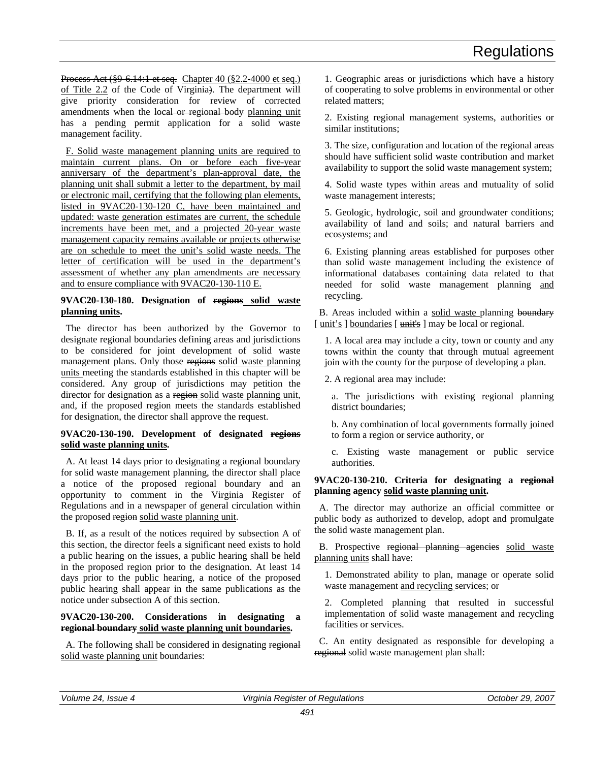Process Act (§9-6.14:1 et seq. Chapter 40 (§2.2-4000 et seq.) of Title 2.2 of the Code of Virginia). The department will give priority consideration for review of corrected amendments when the local or regional body planning unit has a pending permit application for a solid waste management facility.

F. Solid waste management planning units are required to maintain current plans. On or before each five-year anniversary of the department's plan-approval date, the planning unit shall submit a letter to the department, by mail or electronic mail, certifying that the following plan elements, listed in 9VAC20-130-120 C, have been maintained and updated: waste generation estimates are current, the schedule increments have been met, and a projected 20-year waste management capacity remains available or projects otherwise are on schedule to meet the unit's solid waste needs. The letter of certification will be used in the department's assessment of whether any plan amendments are necessary and to ensure compliance with 9VAC20-130-110 E.

**9VAC20-130-180. Designation of regions solid waste planning units.**

The director has been authorized by the Governor to designate regional boundaries defining areas and jurisdictions to be considered for joint development of solid waste management plans. Only those regions solid waste planning units meeting the standards established in this chapter will be considered. Any group of jurisdictions may petition the director for designation as a region solid waste planning unit, and, if the proposed region meets the standards established for designation, the director shall approve the request.

**9VAC20-130-190. Development of designated regions solid waste planning units.**

A. At least 14 days prior to designating a regional boundary for solid waste management planning, the director shall place a notice of the proposed regional boundary and an opportunity to comment in the Virginia Register of Regulations and in a newspaper of general circulation within the proposed region solid waste planning unit.

B. If, as a result of the notices required by subsection A of this section, the director feels a significant need exists to hold a public hearing on the issues, a public hearing shall be held in the proposed region prior to the designation. At least 14 days prior to the public hearing, a notice of the proposed public hearing shall appear in the same publications as the notice under subsection A of this section.

**9VAC20-130-200. Considerations in designating a regional boundary solid waste planning unit boundaries.**

A. The following shall be considered in designating regional solid waste planning unit boundaries:

1. Geographic areas or jurisdictions which have a history of cooperating to solve problems in environmental or other related matters;

2. Existing regional management systems, authorities or similar institutions;

3. The size, configuration and location of the regional areas should have sufficient solid waste contribution and market availability to support the solid waste management system;

4. Solid waste types within areas and mutuality of solid waste management interests;

5. Geologic, hydrologic, soil and groundwater conditions; availability of land and soils; and natural barriers and ecosystems; and

6. Existing planning areas established for purposes other than solid waste management including the existence of informational databases containing data related to that needed for solid waste management planning and recycling.

B. Areas included within a solid waste planning boundary [ unit's ] boundaries [ unit's ] may be local or regional.

1. A local area may include a city, town or county and any towns within the county that through mutual agreement join with the county for the purpose of developing a plan.

2. A regional area may include:

a. The jurisdictions with existing regional planning district boundaries;

b. Any combination of local governments formally joined to form a region or service authority, or

c. Existing waste management or public service authorities.

**9VAC20-130-210. Criteria for designating a regional planning agency solid waste planning unit.**

A. The director may authorize an official committee or public body as authorized to develop, adopt and promulgate the solid waste management plan.

B. Prospective regional planning agencies solid waste planning units shall have:

1. Demonstrated ability to plan, manage or operate solid waste management and recycling services; or

2. Completed planning that resulted in successful implementation of solid waste management and recycling facilities or services.

C. An entity designated as responsible for developing a regional solid waste management plan shall: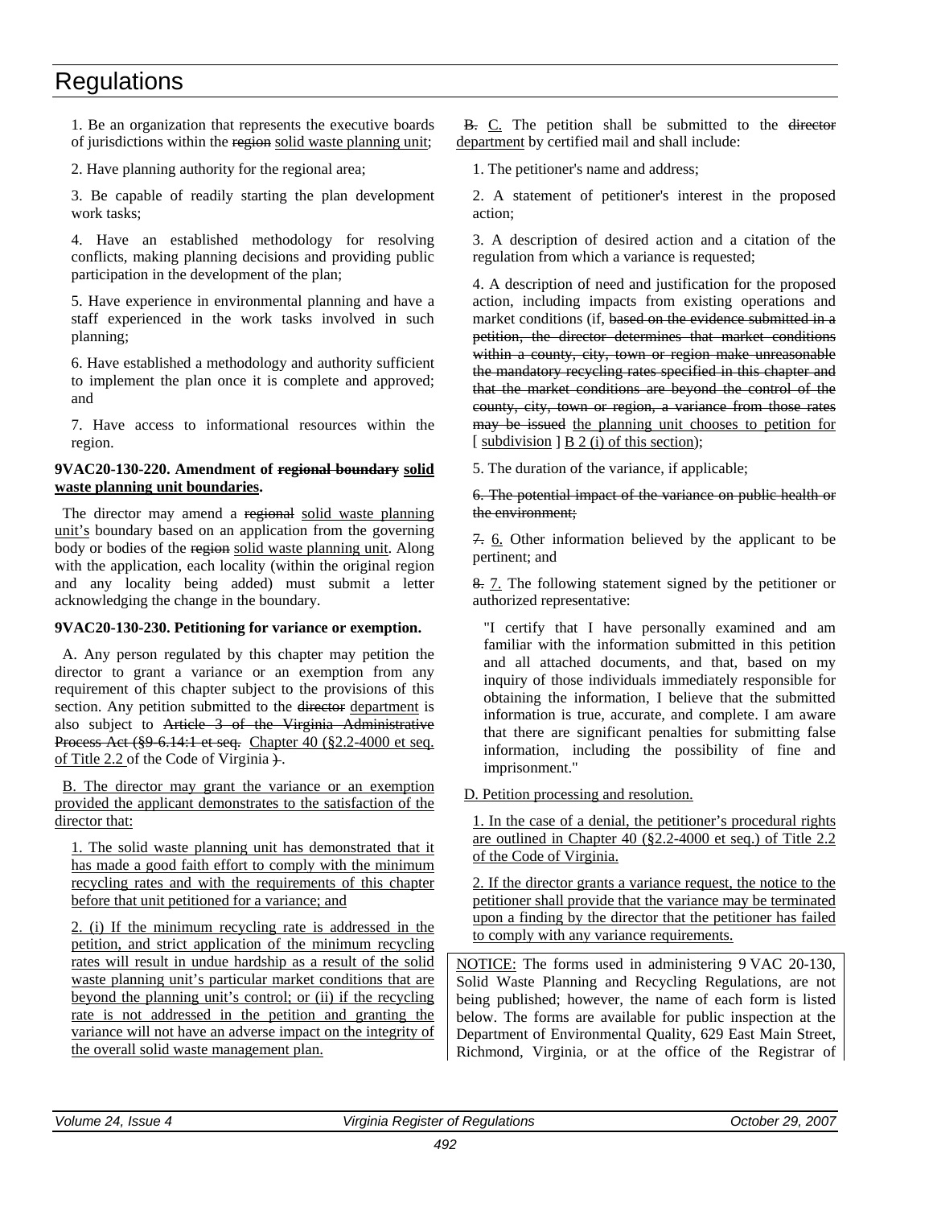1. Be an organization that represents the executive boards of jurisdictions within the ~~region~~ solid waste planning unit;

2. Have planning authority for the regional area;

3. Be capable of readily starting the plan development work tasks;

4. Have an established methodology for resolving conflicts, making planning decisions and providing public participation in the development of the plan;

5. Have experience in environmental planning and have a staff experienced in the work tasks involved in such planning;

6. Have established a methodology and authority sufficient to implement the plan once it is complete and approved; and

7. Have access to informational resources within the region.

**9VAC20-130-220. Amendment of ~~regional boundary~~ solid waste planning unit boundaries.**

The director may amend a ~~regional~~ solid waste planning unit's boundary based on an application from the governing body or bodies of the ~~region~~ solid waste planning unit. Along with the application, each locality (within the original region and any locality being added) must submit a letter acknowledging the change in the boundary.

**9VAC20-130-230. Petitioning for variance or exemption.**

A. Any person regulated by this chapter may petition the director to grant a variance or an exemption from any requirement of this chapter subject to the provisions of this section. Any petition submitted to the ~~director~~ department is also subject to ~~Article 3 of the Virginia Administrative Process Act (§9-6.14:1 et seq.~~ Chapter 40 (§2.2-4000 et seq. of Title 2.2 of the Code of Virginia ~~)~~.

B. The director may grant the variance or an exemption provided the applicant demonstrates to the satisfaction of the director that:

1. The solid waste planning unit has demonstrated that it has made a good faith effort to comply with the minimum recycling rates and with the requirements of this chapter before that unit petitioned for a variance; and

2. (i) If the minimum recycling rate is addressed in the petition, and strict application of the minimum recycling rates will result in undue hardship as a result of the solid waste planning unit's particular market conditions that are beyond the planning unit's control; or (ii) if the recycling rate is not addressed in the petition and granting the variance will not have an adverse impact on the integrity of the overall solid waste management plan.

~~B.~~ C. The petition shall be submitted to the ~~director~~ department by certified mail and shall include:

1. The petitioner's name and address;

2. A statement of petitioner's interest in the proposed action;

3. A description of desired action and a citation of the regulation from which a variance is requested;

4. A description of need and justification for the proposed action, including impacts from existing operations and market conditions (if, ~~based on the evidence submitted in a petition, the director determines that market conditions within a county, city, town or region make unreasonable the mandatory recycling rates specified in this chapter and that the market conditions are beyond the control of the county, city, town or region, a variance from those rates may be issued~~ the planning unit chooses to petition for [ subdivision ] B 2 (i) of this section);

5. The duration of the variance, if applicable;

~~6. The potential impact of the variance on public health or the environment;~~

~~7.~~ 6. Other information believed by the applicant to be pertinent; and

~~8.~~ 7. The following statement signed by the petitioner or authorized representative:

"I certify that I have personally examined and am familiar with the information submitted in this petition and all attached documents, and that, based on my inquiry of those individuals immediately responsible for obtaining the information, I believe that the submitted information is true, accurate, and complete. I am aware that there are significant penalties for submitting false information, including the possibility of fine and imprisonment."

D. Petition processing and resolution.

1. In the case of a denial, the petitioner's procedural rights are outlined in Chapter 40 (§2.2-4000 et seq.) of Title 2.2 of the Code of Virginia.

2. If the director grants a variance request, the notice to the petitioner shall provide that the variance may be terminated upon a finding by the director that the petitioner has failed to comply with any variance requirements.

NOTICE: The forms used in administering 9 VAC 20-130, Solid Waste Planning and Recycling Regulations, are not being published; however, the name of each form is listed below. The forms are available for public inspection at the Department of Environmental Quality, 629 East Main Street, Richmond, Virginia, or at the office of the Registrar of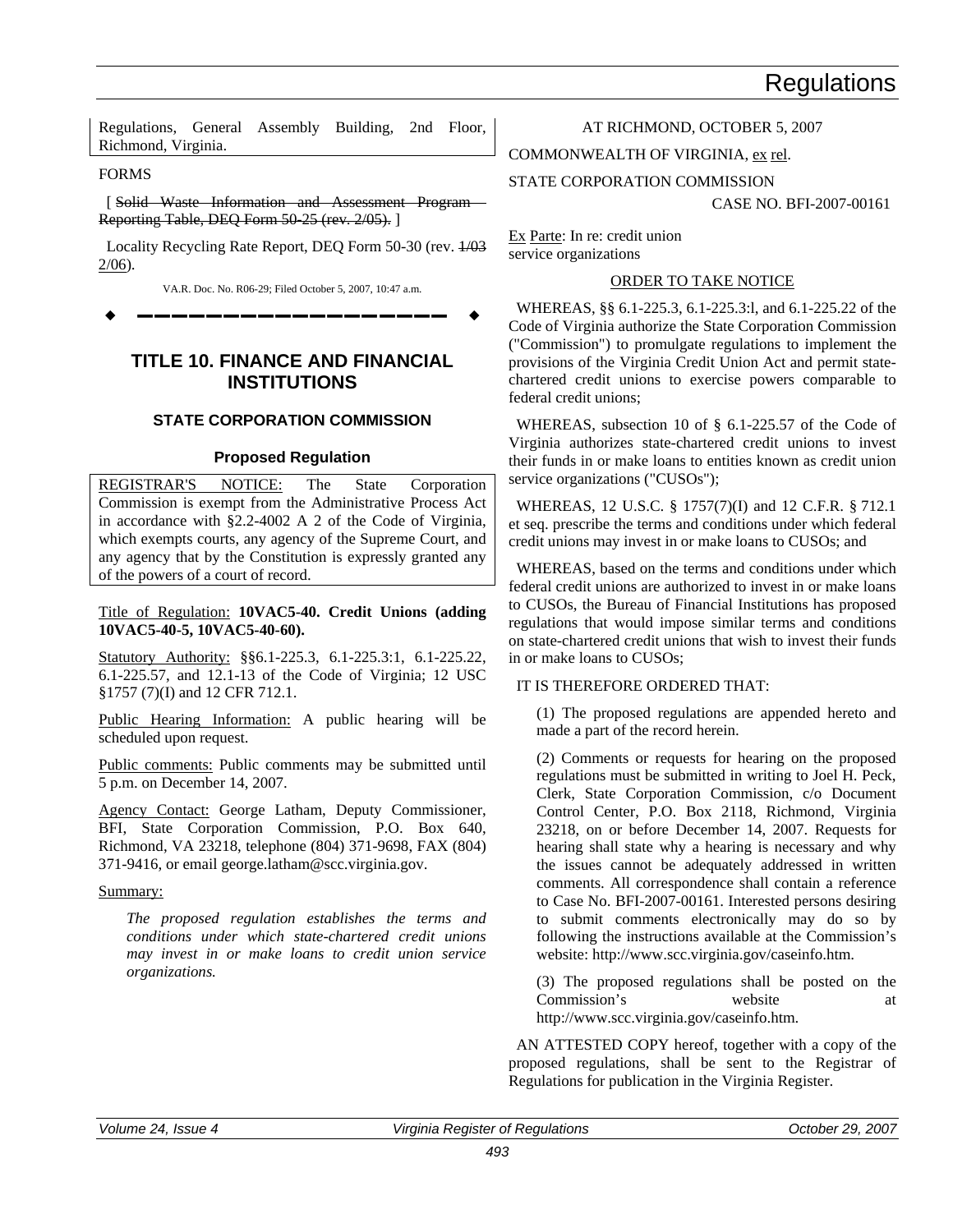Regulations, General Assembly Building, 2nd Floor, Richmond, Virginia.

FORMS

[ ~~Solid Waste Information and Assessment Program Reporting Table, DEQ Form 50-25 (rev. 2/05).~~ ]

Locality Recycling Rate Report, DEQ Form 50-30 (rev. ~~1/03~~ 2/06).

VA.R. Doc. No. R06-29; Filed October 5, 2007, 10:47 a.m.

---

# TITLE 10. FINANCE AND FINANCIAL INSTITUTIONS

## STATE CORPORATION COMMISSION

### Proposed Regulation

REGISTRAR'S NOTICE: The State Corporation Commission is exempt from the Administrative Process Act in accordance with §2.2-4002 A 2 of the Code of Virginia, which exempts courts, any agency of the Supreme Court, and any agency that by the Constitution is expressly granted any of the powers of a court of record.

Title of Regulation: **10VAC5-40. Credit Unions (adding 10VAC5-40-5, 10VAC5-40-60).**

Statutory Authority: §§6.1-225.3, 6.1-225.3:1, 6.1-225.22, 6.1-225.57, and 12.1-13 of the Code of Virginia; 12 USC §1757 (7)(I) and 12 CFR 712.1.

Public Hearing Information: A public hearing will be scheduled upon request.

Public comments: Public comments may be submitted until 5 p.m. on December 14, 2007.

Agency Contact: George Latham, Deputy Commissioner, BFI, State Corporation Commission, P.O. Box 640, Richmond, VA 23218, telephone (804) 371-9698, FAX (804) 371-9416, or email george.latham@scc.virginia.gov.

Summary:

*The proposed regulation establishes the terms and conditions under which state-chartered credit unions may invest in or make loans to credit union service organizations.*

AT RICHMOND, OCTOBER 5, 2007

COMMONWEALTH OF VIRGINIA, ex rel.

STATE CORPORATION COMMISSION

CASE NO. BFI-2007-00161

Ex Parte: In re: credit union service organizations

ORDER TO TAKE NOTICE

WHEREAS, §§ 6.1-225.3, 6.1-225.3:l, and 6.1-225.22 of the Code of Virginia authorize the State Corporation Commission ("Commission") to promulgate regulations to implement the provisions of the Virginia Credit Union Act and permit state-chartered credit unions to exercise powers comparable to federal credit unions;

WHEREAS, subsection 10 of § 6.1-225.57 of the Code of Virginia authorizes state-chartered credit unions to invest their funds in or make loans to entities known as credit union service organizations ("CUSOs");

WHEREAS, 12 U.S.C. § 1757(7)(I) and 12 C.F.R. § 712.1 et seq. prescribe the terms and conditions under which federal credit unions may invest in or make loans to CUSOs; and

WHEREAS, based on the terms and conditions under which federal credit unions are authorized to invest in or make loans to CUSOs, the Bureau of Financial Institutions has proposed regulations that would impose similar terms and conditions on state-chartered credit unions that wish to invest their funds in or make loans to CUSOs;

IT IS THEREFORE ORDERED THAT:

(1) The proposed regulations are appended hereto and made a part of the record herein.

(2) Comments or requests for hearing on the proposed regulations must be submitted in writing to Joel H. Peck, Clerk, State Corporation Commission, c/o Document Control Center, P.O. Box 2118, Richmond, Virginia 23218, on or before December 14, 2007. Requests for hearing shall state why a hearing is necessary and why the issues cannot be adequately addressed in written comments. All correspondence shall contain a reference to Case No. BFI-2007-00161. Interested persons desiring to submit comments electronically may do so by following the instructions available at the Commission's website: http://www.scc.virginia.gov/caseinfo.htm.

(3) The proposed regulations shall be posted on the Commission's website at http://www.scc.virginia.gov/caseinfo.htm.

AN ATTESTED COPY hereof, together with a copy of the proposed regulations, shall be sent to the Registrar of Regulations for publication in the Virginia Register.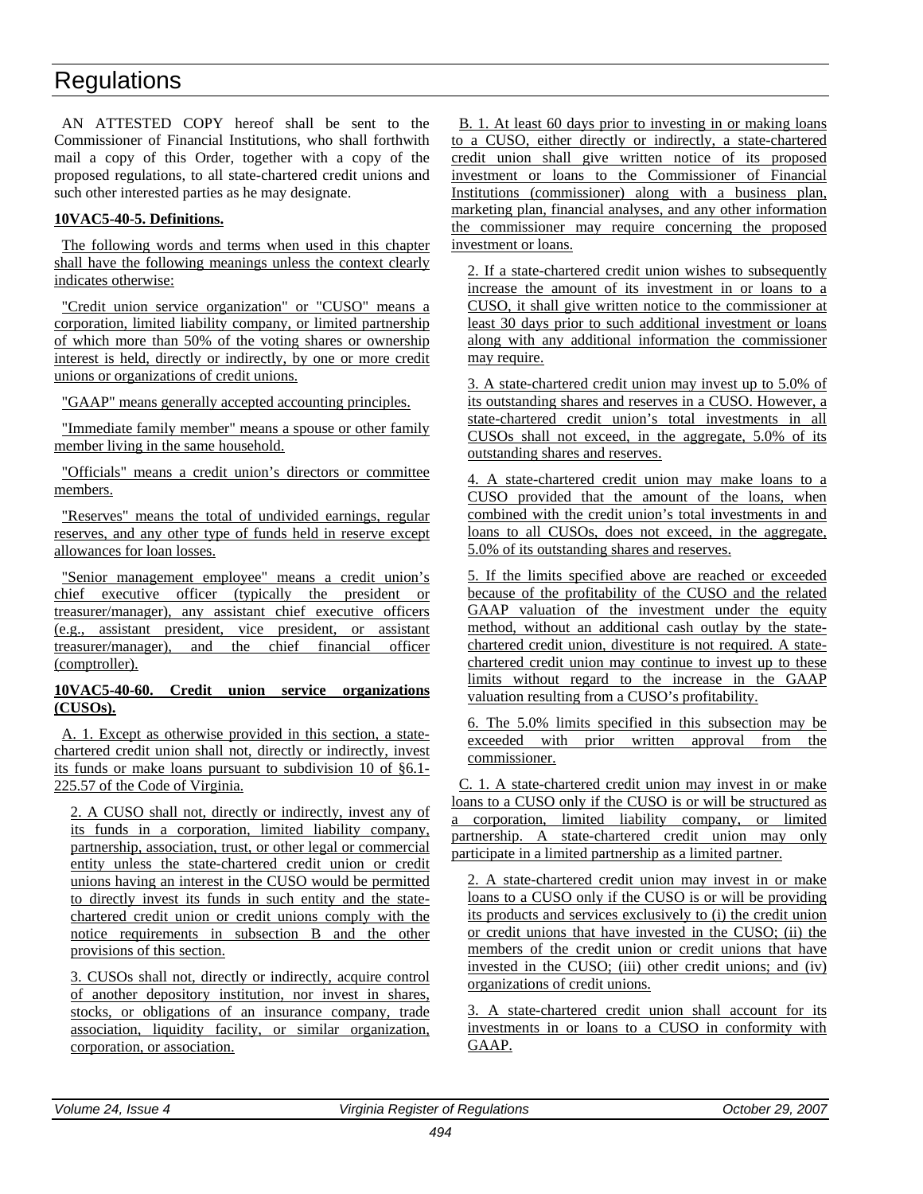# Regulations

AN ATTESTED COPY hereof shall be sent to the Commissioner of Financial Institutions, who shall forthwith mail a copy of this Order, together with a copy of the proposed regulations, to all state-chartered credit unions and such other interested parties as he may designate.

**10VAC5-40-5. Definitions.**

The following words and terms when used in this chapter shall have the following meanings unless the context clearly indicates otherwise:

"Credit union service organization" or "CUSO" means a corporation, limited liability company, or limited partnership of which more than 50% of the voting shares or ownership interest is held, directly or indirectly, by one or more credit unions or organizations of credit unions.

"GAAP" means generally accepted accounting principles.

"Immediate family member" means a spouse or other family member living in the same household.

"Officials" means a credit union's directors or committee members.

"Reserves" means the total of undivided earnings, regular reserves, and any other type of funds held in reserve except allowances for loan losses.

"Senior management employee" means a credit union's chief executive officer (typically the president or treasurer/manager), any assistant chief executive officers (e.g., assistant president, vice president, or assistant treasurer/manager), and the chief financial officer (comptroller).

**10VAC5-40-60. Credit union service organizations (CUSOs).**

A. 1. Except as otherwise provided in this section, a state-chartered credit union shall not, directly or indirectly, invest its funds or make loans pursuant to subdivision 10 of §6.1-225.57 of the Code of Virginia.

2. A CUSO shall not, directly or indirectly, invest any of its funds in a corporation, limited liability company, partnership, association, trust, or other legal or commercial entity unless the state-chartered credit union or credit unions having an interest in the CUSO would be permitted to directly invest its funds in such entity and the state-chartered credit union or credit unions comply with the notice requirements in subsection B and the other provisions of this section.

3. CUSOs shall not, directly or indirectly, acquire control of another depository institution, nor invest in shares, stocks, or obligations of an insurance company, trade association, liquidity facility, or similar organization, corporation, or association.

B. 1. At least 60 days prior to investing in or making loans to a CUSO, either directly or indirectly, a state-chartered credit union shall give written notice of its proposed investment or loans to the Commissioner of Financial Institutions (commissioner) along with a business plan, marketing plan, financial analyses, and any other information the commissioner may require concerning the proposed investment or loans.

2. If a state-chartered credit union wishes to subsequently increase the amount of its investment in or loans to a CUSO, it shall give written notice to the commissioner at least 30 days prior to such additional investment or loans along with any additional information the commissioner may require.

3. A state-chartered credit union may invest up to 5.0% of its outstanding shares and reserves in a CUSO. However, a state-chartered credit union's total investments in all CUSOs shall not exceed, in the aggregate, 5.0% of its outstanding shares and reserves.

4. A state-chartered credit union may make loans to a CUSO provided that the amount of the loans, when combined with the credit union's total investments in and loans to all CUSOs, does not exceed, in the aggregate, 5.0% of its outstanding shares and reserves.

5. If the limits specified above are reached or exceeded because of the profitability of the CUSO and the related GAAP valuation of the investment under the equity method, without an additional cash outlay by the state-chartered credit union, divestiture is not required. A state-chartered credit union may continue to invest up to these limits without regard to the increase in the GAAP valuation resulting from a CUSO's profitability.

6. The 5.0% limits specified in this subsection may be exceeded with prior written approval from the commissioner.

C. 1. A state-chartered credit union may invest in or make loans to a CUSO only if the CUSO is or will be structured as a corporation, limited liability company, or limited partnership. A state-chartered credit union may only participate in a limited partnership as a limited partner.

2. A state-chartered credit union may invest in or make loans to a CUSO only if the CUSO is or will be providing its products and services exclusively to (i) the credit union or credit unions that have invested in the CUSO; (ii) the members of the credit union or credit unions that have invested in the CUSO; (iii) other credit unions; and (iv) organizations of credit unions.

3. A state-chartered credit union shall account for its investments in or loans to a CUSO in conformity with GAAP.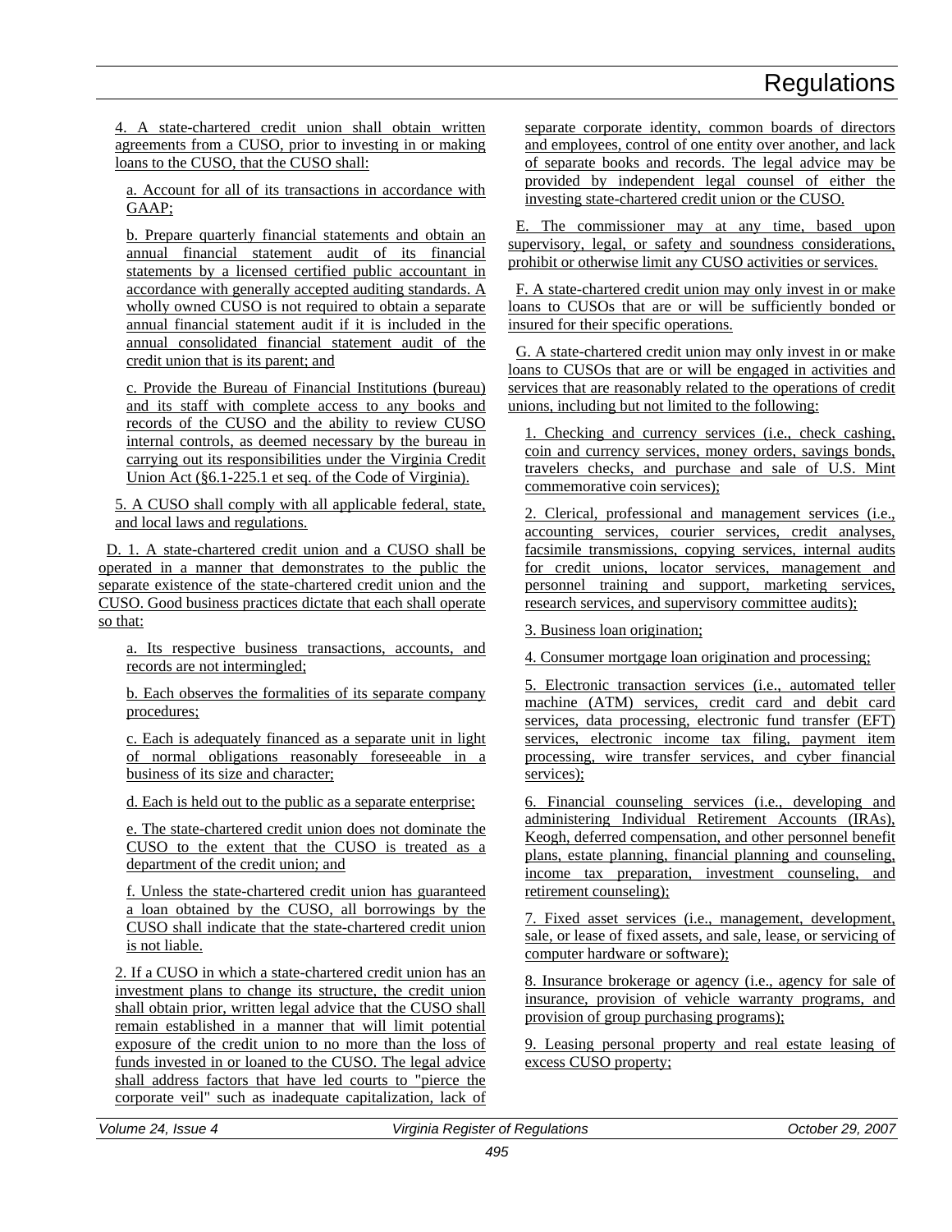4. A state-chartered credit union shall obtain written agreements from a CUSO, prior to investing in or making loans to the CUSO, that the CUSO shall:

a. Account for all of its transactions in accordance with GAAP;

b. Prepare quarterly financial statements and obtain an annual financial statement audit of its financial statements by a licensed certified public accountant in accordance with generally accepted auditing standards. A wholly owned CUSO is not required to obtain a separate annual financial statement audit if it is included in the annual consolidated financial statement audit of the credit union that is its parent; and

c. Provide the Bureau of Financial Institutions (bureau) and its staff with complete access to any books and records of the CUSO and the ability to review CUSO internal controls, as deemed necessary by the bureau in carrying out its responsibilities under the Virginia Credit Union Act (§6.1-225.1 et seq. of the Code of Virginia).

5. A CUSO shall comply with all applicable federal, state, and local laws and regulations.

D. 1. A state-chartered credit union and a CUSO shall be operated in a manner that demonstrates to the public the separate existence of the state-chartered credit union and the CUSO. Good business practices dictate that each shall operate so that:

a. Its respective business transactions, accounts, and records are not intermingled;

b. Each observes the formalities of its separate company procedures;

c. Each is adequately financed as a separate unit in light of normal obligations reasonably foreseeable in a business of its size and character;

d. Each is held out to the public as a separate enterprise;

e. The state-chartered credit union does not dominate the CUSO to the extent that the CUSO is treated as a department of the credit union; and

f. Unless the state-chartered credit union has guaranteed a loan obtained by the CUSO, all borrowings by the CUSO shall indicate that the state-chartered credit union is not liable.

2. If a CUSO in which a state-chartered credit union has an investment plans to change its structure, the credit union shall obtain prior, written legal advice that the CUSO shall remain established in a manner that will limit potential exposure of the credit union to no more than the loss of funds invested in or loaned to the CUSO. The legal advice shall address factors that have led courts to "pierce the corporate veil" such as inadequate capitalization, lack of separate corporate identity, common boards of directors and employees, control of one entity over another, and lack of separate books and records. The legal advice may be provided by independent legal counsel of either the investing state-chartered credit union or the CUSO.

E. The commissioner may at any time, based upon supervisory, legal, or safety and soundness considerations, prohibit or otherwise limit any CUSO activities or services.

F. A state-chartered credit union may only invest in or make loans to CUSOs that are or will be sufficiently bonded or insured for their specific operations.

G. A state-chartered credit union may only invest in or make loans to CUSOs that are or will be engaged in activities and services that are reasonably related to the operations of credit unions, including but not limited to the following:

1. Checking and currency services (i.e., check cashing, coin and currency services, money orders, savings bonds, travelers checks, and purchase and sale of U.S. Mint commemorative coin services);

2. Clerical, professional and management services (i.e., accounting services, courier services, credit analyses, facsimile transmissions, copying services, internal audits for credit unions, locator services, management and personnel training and support, marketing services, research services, and supervisory committee audits);

3. Business loan origination;

4. Consumer mortgage loan origination and processing;

5. Electronic transaction services (i.e., automated teller machine (ATM) services, credit card and debit card services, data processing, electronic fund transfer (EFT) services, electronic income tax filing, payment item processing, wire transfer services, and cyber financial services);

6. Financial counseling services (i.e., developing and administering Individual Retirement Accounts (IRAs), Keogh, deferred compensation, and other personnel benefit plans, estate planning, financial planning and counseling, income tax preparation, investment counseling, and retirement counseling);

7. Fixed asset services (i.e., management, development, sale, or lease of fixed assets, and sale, lease, or servicing of computer hardware or software);

8. Insurance brokerage or agency (i.e., agency for sale of insurance, provision of vehicle warranty programs, and provision of group purchasing programs);

9. Leasing personal property and real estate leasing of excess CUSO property;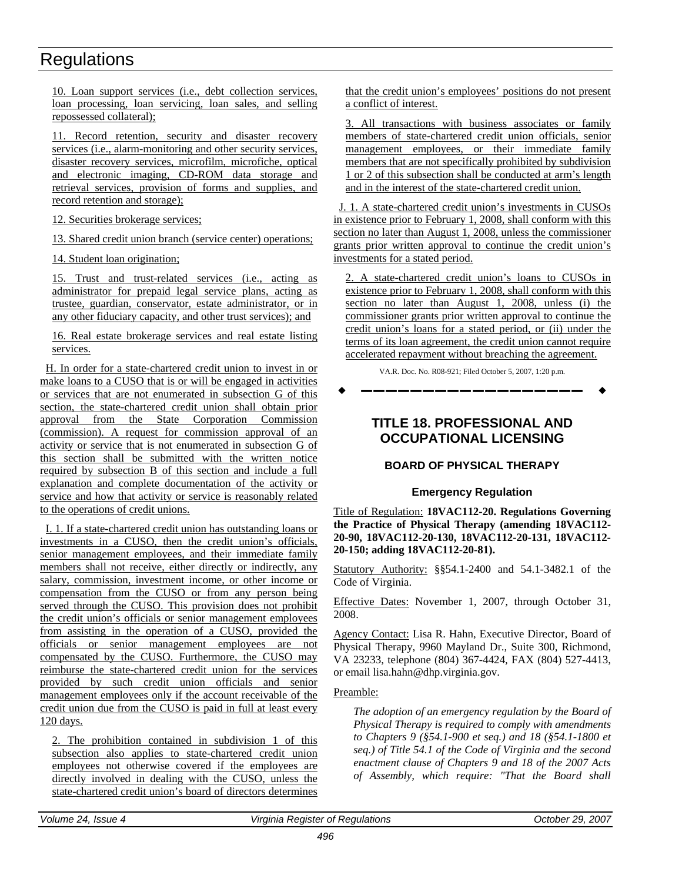10. Loan support services (i.e., debt collection services, loan processing, loan servicing, loan sales, and selling repossessed collateral);

11. Record retention, security and disaster recovery services (i.e., alarm-monitoring and other security services, disaster recovery services, microfilm, microfiche, optical and electronic imaging, CD-ROM data storage and retrieval services, provision of forms and supplies, and record retention and storage);

12. Securities brokerage services;

13. Shared credit union branch (service center) operations;

14. Student loan origination;

15. Trust and trust-related services (i.e., acting as administrator for prepaid legal service plans, acting as trustee, guardian, conservator, estate administrator, or in any other fiduciary capacity, and other trust services); and

16. Real estate brokerage services and real estate listing services.

H. In order for a state-chartered credit union to invest in or make loans to a CUSO that is or will be engaged in activities or services that are not enumerated in subsection G of this section, the state-chartered credit union shall obtain prior approval from the State Corporation Commission (commission). A request for commission approval of an activity or service that is not enumerated in subsection G of this section shall be submitted with the written notice required by subsection B of this section and include a full explanation and complete documentation of the activity or service and how that activity or service is reasonably related to the operations of credit unions.

I. 1. If a state-chartered credit union has outstanding loans or investments in a CUSO, then the credit union's officials, senior management employees, and their immediate family members shall not receive, either directly or indirectly, any salary, commission, investment income, or other income or compensation from the CUSO or from any person being served through the CUSO. This provision does not prohibit the credit union's officials or senior management employees from assisting in the operation of a CUSO, provided the officials or senior management employees are not compensated by the CUSO. Furthermore, the CUSO may reimburse the state-chartered credit union for the services provided by such credit union officials and senior management employees only if the account receivable of the credit union due from the CUSO is paid in full at least every 120 days.

2. The prohibition contained in subdivision 1 of this subsection also applies to state-chartered credit union employees not otherwise covered if the employees are directly involved in dealing with the CUSO, unless the state-chartered credit union's board of directors determines that the credit union's employees' positions do not present a conflict of interest.

3. All transactions with business associates or family members of state-chartered credit union officials, senior management employees, or their immediate family members that are not specifically prohibited by subdivision 1 or 2 of this subsection shall be conducted at arm's length and in the interest of the state-chartered credit union.

J. 1. A state-chartered credit union's investments in CUSOs in existence prior to February 1, 2008, shall conform with this section no later than August 1, 2008, unless the commissioner grants prior written approval to continue the credit union's investments for a stated period.

2. A state-chartered credit union's loans to CUSOs in existence prior to February 1, 2008, shall conform with this section no later than August 1, 2008, unless (i) the commissioner grants prior written approval to continue the credit union's loans for a stated period, or (ii) under the terms of its loan agreement, the credit union cannot require accelerated repayment without breaching the agreement.

VA.R. Doc. No. R08-921; Filed October 5, 2007, 1:20 p.m.

---

# TITLE 18. PROFESSIONAL AND OCCUPATIONAL LICENSING

## BOARD OF PHYSICAL THERAPY

### Emergency Regulation

Title of Regulation: **18VAC112-20. Regulations Governing the Practice of Physical Therapy (amending 18VAC112-20-90, 18VAC112-20-130, 18VAC112-20-131, 18VAC112-20-150; adding 18VAC112-20-81).**

Statutory Authority: §§54.1-2400 and 54.1-3482.1 of the Code of Virginia.

Effective Dates: November 1, 2007, through October 31, 2008.

Agency Contact: Lisa R. Hahn, Executive Director, Board of Physical Therapy, 9960 Mayland Dr., Suite 300, Richmond, VA 23233, telephone (804) 367-4424, FAX (804) 527-4413, or email lisa.hahn@dhp.virginia.gov.

Preamble:

*The adoption of an emergency regulation by the Board of Physical Therapy is required to comply with amendments to Chapters 9 (§54.1-900 et seq.) and 18 (§54.1-1800 et seq.) of Title 54.1 of the Code of Virginia and the second enactment clause of Chapters 9 and 18 of the 2007 Acts of Assembly, which require: "That the Board shall*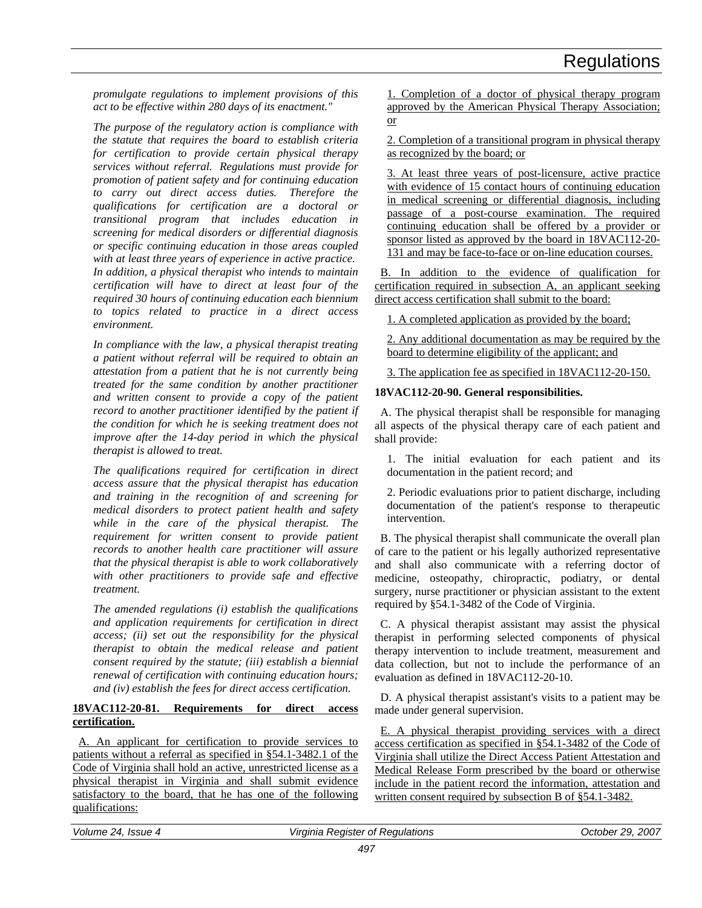*promulgate regulations to implement provisions of this act to be effective within 280 days of its enactment."*

*The purpose of the regulatory action is compliance with the statute that requires the board to establish criteria for certification to provide certain physical therapy services without referral. Regulations must provide for promotion of patient safety and for continuing education to carry out direct access duties. Therefore the qualifications for certification are a doctoral or transitional program that includes education in screening for medical disorders or differential diagnosis or specific continuing education in those areas coupled with at least three years of experience in active practice. In addition, a physical therapist who intends to maintain certification will have to direct at least four of the required 30 hours of continuing education each biennium to topics related to practice in a direct access environment.*

*In compliance with the law, a physical therapist treating a patient without referral will be required to obtain an attestation from a patient that he is not currently being treated for the same condition by another practitioner and written consent to provide a copy of the patient record to another practitioner identified by the patient if the condition for which he is seeking treatment does not improve after the 14-day period in which the physical therapist is allowed to treat.*

*The qualifications required for certification in direct access assure that the physical therapist has education and training in the recognition of and screening for medical disorders to protect patient health and safety while in the care of the physical therapist. The requirement for written consent to provide patient records to another health care practitioner will assure that the physical therapist is able to work collaboratively with other practitioners to provide safe and effective treatment.*

*The amended regulations (i) establish the qualifications and application requirements for certification in direct access; (ii) set out the responsibility for the physical therapist to obtain the medical release and patient consent required by the statute; (iii) establish a biennial renewal of certification with continuing education hours; and (iv) establish the fees for direct access certification.*

**18VAC112-20-81. Requirements for direct access certification.**

A. An applicant for certification to provide services to patients without a referral as specified in §54.1-3482.1 of the Code of Virginia shall hold an active, unrestricted license as a physical therapist in Virginia and shall submit evidence satisfactory to the board, that he has one of the following qualifications:

1. Completion of a doctor of physical therapy program approved by the American Physical Therapy Association; or

2. Completion of a transitional program in physical therapy as recognized by the board; or

3. At least three years of post-licensure, active practice with evidence of 15 contact hours of continuing education in medical screening or differential diagnosis, including passage of a post-course examination. The required continuing education shall be offered by a provider or sponsor listed as approved by the board in 18VAC112-20-131 and may be face-to-face or on-line education courses.

B. In addition to the evidence of qualification for certification required in subsection A, an applicant seeking direct access certification shall submit to the board:

1. A completed application as provided by the board;

2. Any additional documentation as may be required by the board to determine eligibility of the applicant; and

3. The application fee as specified in 18VAC112-20-150.

**18VAC112-20-90. General responsibilities.**

A. The physical therapist shall be responsible for managing all aspects of the physical therapy care of each patient and shall provide:

1. The initial evaluation for each patient and its documentation in the patient record; and

2. Periodic evaluations prior to patient discharge, including documentation of the patient's response to therapeutic intervention.

B. The physical therapist shall communicate the overall plan of care to the patient or his legally authorized representative and shall also communicate with a referring doctor of medicine, osteopathy, chiropractic, podiatry, or dental surgery, nurse practitioner or physician assistant to the extent required by §54.1-3482 of the Code of Virginia.

C. A physical therapist assistant may assist the physical therapist in performing selected components of physical therapy intervention to include treatment, measurement and data collection, but not to include the performance of an evaluation as defined in 18VAC112-20-10.

D. A physical therapist assistant's visits to a patient may be made under general supervision.

E. A physical therapist providing services with a direct access certification as specified in §54.1-3482 of the Code of Virginia shall utilize the Direct Access Patient Attestation and Medical Release Form prescribed by the board or otherwise include in the patient record the information, attestation and written consent required by subsection B of §54.1-3482.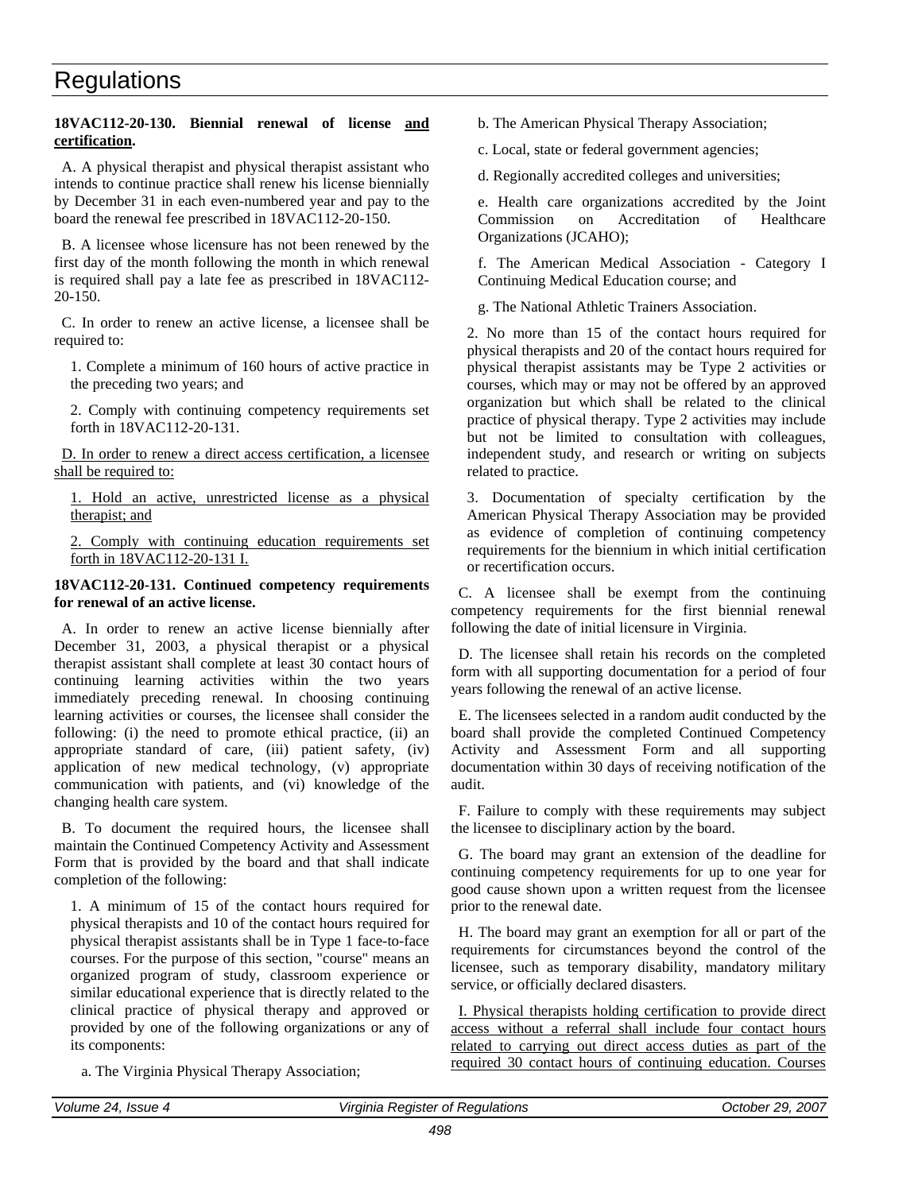**18VAC112-20-130. Biennial renewal of license and certification.**

A. A physical therapist and physical therapist assistant who intends to continue practice shall renew his license biennially by December 31 in each even-numbered year and pay to the board the renewal fee prescribed in 18VAC112-20-150.

B. A licensee whose licensure has not been renewed by the first day of the month following the month in which renewal is required shall pay a late fee as prescribed in 18VAC112-20-150.

C. In order to renew an active license, a licensee shall be required to:

1. Complete a minimum of 160 hours of active practice in the preceding two years; and

2. Comply with continuing competency requirements set forth in 18VAC112-20-131.

D. In order to renew a direct access certification, a licensee shall be required to:

1. Hold an active, unrestricted license as a physical therapist; and

2. Comply with continuing education requirements set forth in 18VAC112-20-131 I.

**18VAC112-20-131. Continued competency requirements for renewal of an active license.**

A. In order to renew an active license biennially after December 31, 2003, a physical therapist or a physical therapist assistant shall complete at least 30 contact hours of continuing learning activities within the two years immediately preceding renewal. In choosing continuing learning activities or courses, the licensee shall consider the following: (i) the need to promote ethical practice, (ii) an appropriate standard of care, (iii) patient safety, (iv) application of new medical technology, (v) appropriate communication with patients, and (vi) knowledge of the changing health care system.

B. To document the required hours, the licensee shall maintain the Continued Competency Activity and Assessment Form that is provided by the board and that shall indicate completion of the following:

1. A minimum of 15 of the contact hours required for physical therapists and 10 of the contact hours required for physical therapist assistants shall be in Type 1 face-to-face courses. For the purpose of this section, "course" means an organized program of study, classroom experience or similar educational experience that is directly related to the clinical practice of physical therapy and approved or provided by one of the following organizations or any of its components:

a. The Virginia Physical Therapy Association;

b. The American Physical Therapy Association;

c. Local, state or federal government agencies;

d. Regionally accredited colleges and universities;

e. Health care organizations accredited by the Joint Commission on Accreditation of Healthcare Organizations (JCAHO);

f. The American Medical Association - Category I Continuing Medical Education course; and

g. The National Athletic Trainers Association.

2. No more than 15 of the contact hours required for physical therapists and 20 of the contact hours required for physical therapist assistants may be Type 2 activities or courses, which may or may not be offered by an approved organization but which shall be related to the clinical practice of physical therapy. Type 2 activities may include but not be limited to consultation with colleagues, independent study, and research or writing on subjects related to practice.

3. Documentation of specialty certification by the American Physical Therapy Association may be provided as evidence of completion of continuing competency requirements for the biennium in which initial certification or recertification occurs.

C. A licensee shall be exempt from the continuing competency requirements for the first biennial renewal following the date of initial licensure in Virginia.

D. The licensee shall retain his records on the completed form with all supporting documentation for a period of four years following the renewal of an active license.

E. The licensees selected in a random audit conducted by the board shall provide the completed Continued Competency Activity and Assessment Form and all supporting documentation within 30 days of receiving notification of the audit.

F. Failure to comply with these requirements may subject the licensee to disciplinary action by the board.

G. The board may grant an extension of the deadline for continuing competency requirements for up to one year for good cause shown upon a written request from the licensee prior to the renewal date.

H. The board may grant an exemption for all or part of the requirements for circumstances beyond the control of the licensee, such as temporary disability, mandatory military service, or officially declared disasters.

I. Physical therapists holding certification to provide direct access without a referral shall include four contact hours related to carrying out direct access duties as part of the required 30 contact hours of continuing education. Courses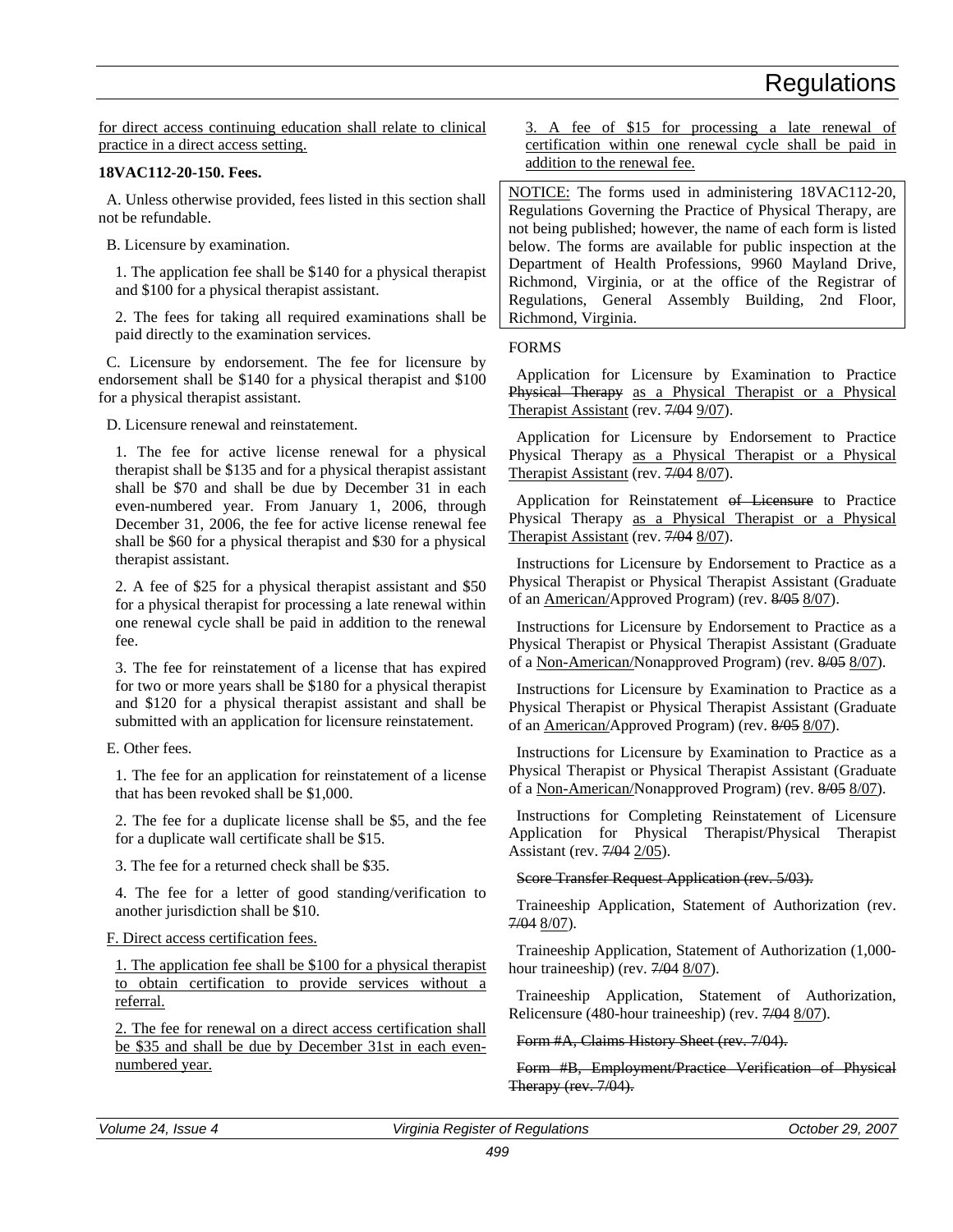for direct access continuing education shall relate to clinical practice in a direct access setting.

**18VAC112-20-150. Fees.**

A. Unless otherwise provided, fees listed in this section shall not be refundable.

B. Licensure by examination.

1. The application fee shall be $140 for a physical therapist and $100 for a physical therapist assistant.

2. The fees for taking all required examinations shall be paid directly to the examination services.

C. Licensure by endorsement. The fee for licensure by endorsement shall be $140 for a physical therapist and $100 for a physical therapist assistant.

D. Licensure renewal and reinstatement.

1. The fee for active license renewal for a physical therapist shall be $135 and for a physical therapist assistant shall be $70 and shall be due by December 31 in each even-numbered year. From January 1, 2006, through December 31, 2006, the fee for active license renewal fee shall be $60 for a physical therapist and $30 for a physical therapist assistant.

2. A fee of $25 for a physical therapist assistant and $50 for a physical therapist for processing a late renewal within one renewal cycle shall be paid in addition to the renewal fee.

3. The fee for reinstatement of a license that has expired for two or more years shall be $180 for a physical therapist and $120 for a physical therapist assistant and shall be submitted with an application for licensure reinstatement.

E. Other fees.

1. The fee for an application for reinstatement of a license that has been revoked shall be $1,000.

2. The fee for a duplicate license shall be $5, and the fee for a duplicate wall certificate shall be $15.

3. The fee for a returned check shall be $35.

4. The fee for a letter of good standing/verification to another jurisdiction shall be $10.

F. Direct access certification fees.

1. The application fee shall be $100 for a physical therapist to obtain certification to provide services without a referral.

2. The fee for renewal on a direct access certification shall be $35 and shall be due by December 31st in each even-numbered year.

3. A fee of $15 for processing a late renewal of certification within one renewal cycle shall be paid in addition to the renewal fee.

NOTICE: The forms used in administering 18VAC112-20, Regulations Governing the Practice of Physical Therapy, are not being published; however, the name of each form is listed below. The forms are available for public inspection at the Department of Health Professions, 9960 Mayland Drive, Richmond, Virginia, or at the office of the Registrar of Regulations, General Assembly Building, 2nd Floor, Richmond, Virginia.

FORMS

Application for Licensure by Examination to Practice ~~Physical Therapy~~ as a Physical Therapist or a Physical Therapist Assistant (rev. ~~7/04~~ 9/07).

Application for Licensure by Endorsement to Practice Physical Therapy as a Physical Therapist or a Physical Therapist Assistant (rev. ~~7/04~~ 8/07).

Application for Reinstatement ~~of Licensure~~ to Practice Physical Therapy as a Physical Therapist or a Physical Therapist Assistant (rev. ~~7/04~~ 8/07).

Instructions for Licensure by Endorsement to Practice as a Physical Therapist or Physical Therapist Assistant (Graduate of an American/Approved Program) (rev. ~~8/05~~ 8/07).

Instructions for Licensure by Endorsement to Practice as a Physical Therapist or Physical Therapist Assistant (Graduate of a Non-American/Nonapproved Program) (rev. ~~8/05~~ 8/07).

Instructions for Licensure by Examination to Practice as a Physical Therapist or Physical Therapist Assistant (Graduate of an American/Approved Program) (rev. ~~8/05~~ 8/07).

Instructions for Licensure by Examination to Practice as a Physical Therapist or Physical Therapist Assistant (Graduate of a Non-American/Nonapproved Program) (rev. ~~8/05~~ 8/07).

Instructions for Completing Reinstatement of Licensure Application for Physical Therapist/Physical Therapist Assistant (rev. ~~7/04~~ 2/05).

~~Score Transfer Request Application (rev. 5/03).~~

Traineeship Application, Statement of Authorization (rev. ~~7/04~~ 8/07).

Traineeship Application, Statement of Authorization (1,000-hour traineeship) (rev. ~~7/04~~ 8/07).

Traineeship Application, Statement of Authorization, Relicensure (480-hour traineeship) (rev. ~~7/04~~ 8/07).

~~Form #A, Claims History Sheet (rev. 7/04).~~

~~Form #B, Employment/Practice Verification of Physical Therapy (rev. 7/04).~~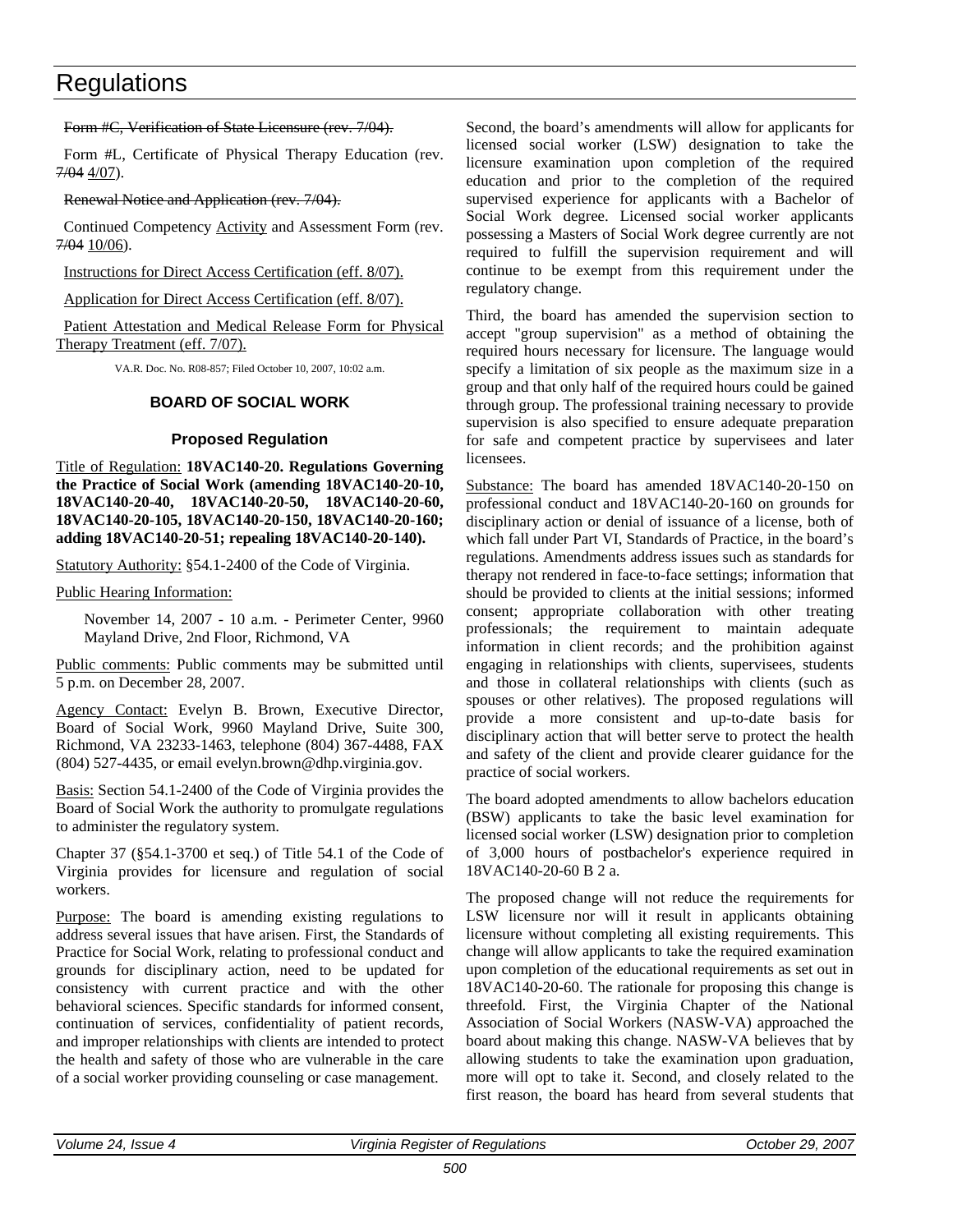~~Form #C, Verification of State Licensure (rev. 7/04).~~

Form #L, Certificate of Physical Therapy Education (rev. ~~7/04~~ 4/07).

~~Renewal Notice and Application (rev. 7/04).~~

Continued Competency Activity and Assessment Form (rev. ~~7/04~~ 10/06).

Instructions for Direct Access Certification (eff. 8/07).

Application for Direct Access Certification (eff. 8/07).

Patient Attestation and Medical Release Form for Physical Therapy Treatment (eff. 7/07).

VA.R. Doc. No. R08-857; Filed October 10, 2007, 10:02 a.m.

## BOARD OF SOCIAL WORK

### Proposed Regulation

Title of Regulation: **18VAC140-20. Regulations Governing the Practice of Social Work (amending 18VAC140-20-10, 18VAC140-20-40, 18VAC140-20-50, 18VAC140-20-60, 18VAC140-20-105, 18VAC140-20-150, 18VAC140-20-160; adding 18VAC140-20-51; repealing 18VAC140-20-140).**

Statutory Authority: §54.1-2400 of the Code of Virginia.

Public Hearing Information:

November 14, 2007 - 10 a.m. - Perimeter Center, 9960 Mayland Drive, 2nd Floor, Richmond, VA

Public comments: Public comments may be submitted until 5 p.m. on December 28, 2007.

Agency Contact: Evelyn B. Brown, Executive Director, Board of Social Work, 9960 Mayland Drive, Suite 300, Richmond, VA 23233-1463, telephone (804) 367-4488, FAX (804) 527-4435, or email evelyn.brown@dhp.virginia.gov.

Basis: Section 54.1-2400 of the Code of Virginia provides the Board of Social Work the authority to promulgate regulations to administer the regulatory system.

Chapter 37 (§54.1-3700 et seq.) of Title 54.1 of the Code of Virginia provides for licensure and regulation of social workers.

Purpose: The board is amending existing regulations to address several issues that have arisen. First, the Standards of Practice for Social Work, relating to professional conduct and grounds for disciplinary action, need to be updated for consistency with current practice and with the other behavioral sciences. Specific standards for informed consent, continuation of services, confidentiality of patient records, and improper relationships with clients are intended to protect the health and safety of those who are vulnerable in the care of a social worker providing counseling or case management.

Second, the board's amendments will allow for applicants for licensed social worker (LSW) designation to take the licensure examination upon completion of the required education and prior to the completion of the required supervised experience for applicants with a Bachelor of Social Work degree. Licensed social worker applicants possessing a Masters of Social Work degree currently are not required to fulfill the supervision requirement and will continue to be exempt from this requirement under the regulatory change.

Third, the board has amended the supervision section to accept "group supervision" as a method of obtaining the required hours necessary for licensure. The language would specify a limitation of six people as the maximum size in a group and that only half of the required hours could be gained through group. The professional training necessary to provide supervision is also specified to ensure adequate preparation for safe and competent practice by supervisees and later licensees.

Substance: The board has amended 18VAC140-20-150 on professional conduct and 18VAC140-20-160 on grounds for disciplinary action or denial of issuance of a license, both of which fall under Part VI, Standards of Practice, in the board's regulations. Amendments address issues such as standards for therapy not rendered in face-to-face settings; information that should be provided to clients at the initial sessions; informed consent; appropriate collaboration with other treating professionals; the requirement to maintain adequate information in client records; and the prohibition against engaging in relationships with clients, supervisees, students and those in collateral relationships with clients (such as spouses or other relatives). The proposed regulations will provide a more consistent and up-to-date basis for disciplinary action that will better serve to protect the health and safety of the client and provide clearer guidance for the practice of social workers.

The board adopted amendments to allow bachelors education (BSW) applicants to take the basic level examination for licensed social worker (LSW) designation prior to completion of 3,000 hours of postbachelor's experience required in 18VAC140-20-60 B 2 a.

The proposed change will not reduce the requirements for LSW licensure nor will it result in applicants obtaining licensure without completing all existing requirements. This change will allow applicants to take the required examination upon completion of the educational requirements as set out in 18VAC140-20-60. The rationale for proposing this change is threefold. First, the Virginia Chapter of the National Association of Social Workers (NASW-VA) approached the board about making this change. NASW-VA believes that by allowing students to take the examination upon graduation, more will opt to take it. Second, and closely related to the first reason, the board has heard from several students that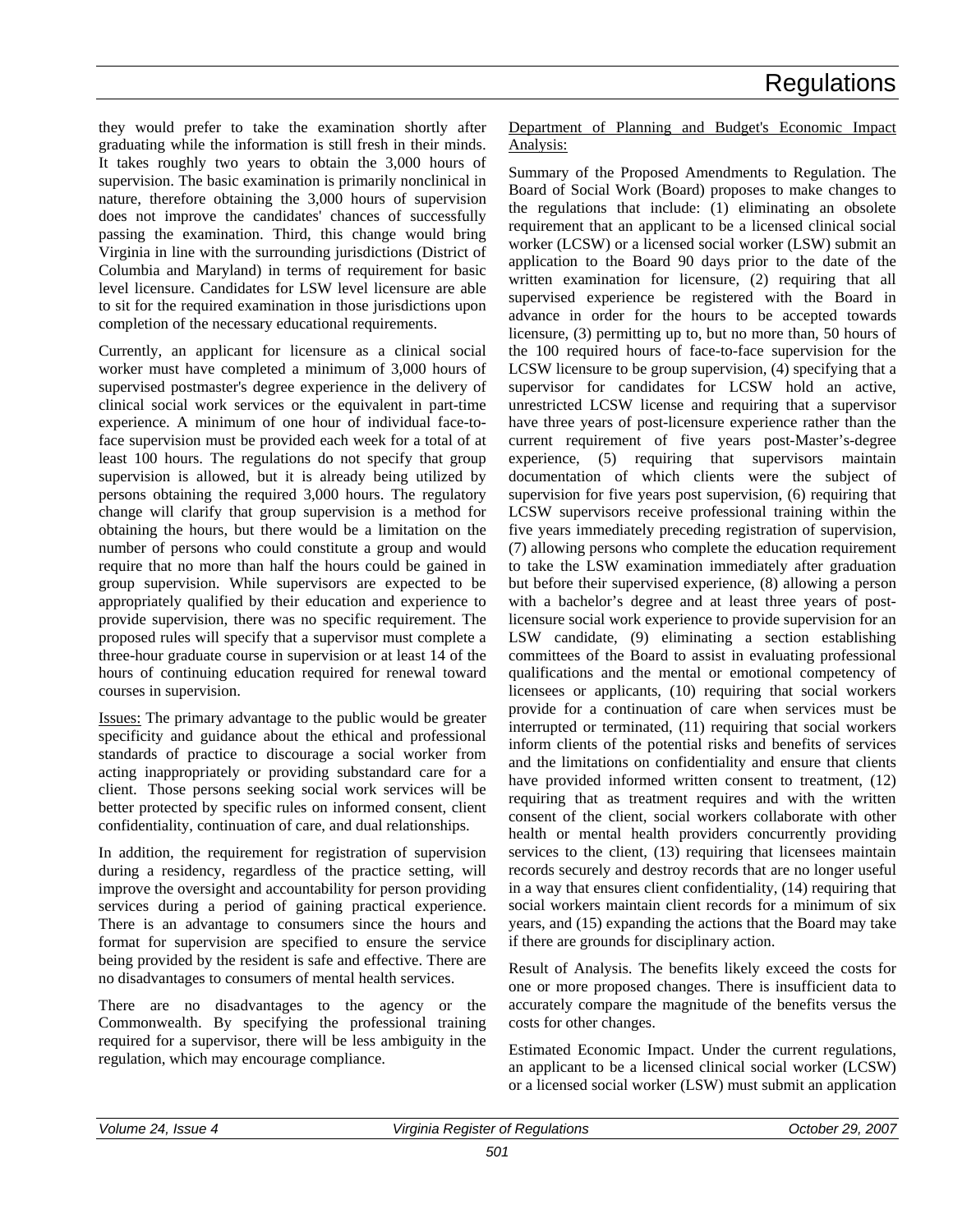they would prefer to take the examination shortly after graduating while the information is still fresh in their minds. It takes roughly two years to obtain the 3,000 hours of supervision. The basic examination is primarily nonclinical in nature, therefore obtaining the 3,000 hours of supervision does not improve the candidates' chances of successfully passing the examination. Third, this change would bring Virginia in line with the surrounding jurisdictions (District of Columbia and Maryland) in terms of requirement for basic level licensure. Candidates for LSW level licensure are able to sit for the required examination in those jurisdictions upon completion of the necessary educational requirements.

Currently, an applicant for licensure as a clinical social worker must have completed a minimum of 3,000 hours of supervised postmaster's degree experience in the delivery of clinical social work services or the equivalent in part-time experience. A minimum of one hour of individual face-to-face supervision must be provided each week for a total of at least 100 hours. The regulations do not specify that group supervision is allowed, but it is already being utilized by persons obtaining the required 3,000 hours. The regulatory change will clarify that group supervision is a method for obtaining the hours, but there would be a limitation on the number of persons who could constitute a group and would require that no more than half the hours could be gained in group supervision. While supervisors are expected to be appropriately qualified by their education and experience to provide supervision, there was no specific requirement. The proposed rules will specify that a supervisor must complete a three-hour graduate course in supervision or at least 14 of the hours of continuing education required for renewal toward courses in supervision.

Issues: The primary advantage to the public would be greater specificity and guidance about the ethical and professional standards of practice to discourage a social worker from acting inappropriately or providing substandard care for a client. Those persons seeking social work services will be better protected by specific rules on informed consent, client confidentiality, continuation of care, and dual relationships.

In addition, the requirement for registration of supervision during a residency, regardless of the practice setting, will improve the oversight and accountability for person providing services during a period of gaining practical experience. There is an advantage to consumers since the hours and format for supervision are specified to ensure the service being provided by the resident is safe and effective. There are no disadvantages to consumers of mental health services.

There are no disadvantages to the agency or the Commonwealth. By specifying the professional training required for a supervisor, there will be less ambiguity in the regulation, which may encourage compliance.

Department of Planning and Budget's Economic Impact Analysis:

Summary of the Proposed Amendments to Regulation. The Board of Social Work (Board) proposes to make changes to the regulations that include: (1) eliminating an obsolete requirement that an applicant to be a licensed clinical social worker (LCSW) or a licensed social worker (LSW) submit an application to the Board 90 days prior to the date of the written examination for licensure, (2) requiring that all supervised experience be registered with the Board in advance in order for the hours to be accepted towards licensure, (3) permitting up to, but no more than, 50 hours of the 100 required hours of face-to-face supervision for the LCSW licensure to be group supervision, (4) specifying that a supervisor for candidates for LCSW hold an active, unrestricted LCSW license and requiring that a supervisor have three years of post-licensure experience rather than the current requirement of five years post-Master's-degree experience, (5) requiring that supervisors maintain documentation of which clients were the subject of supervision for five years post supervision, (6) requiring that LCSW supervisors receive professional training within the five years immediately preceding registration of supervision, (7) allowing persons who complete the education requirement to take the LSW examination immediately after graduation but before their supervised experience, (8) allowing a person with a bachelor's degree and at least three years of post-licensure social work experience to provide supervision for an LSW candidate, (9) eliminating a section establishing committees of the Board to assist in evaluating professional qualifications and the mental or emotional competency of licensees or applicants, (10) requiring that social workers provide for a continuation of care when services must be interrupted or terminated, (11) requiring that social workers inform clients of the potential risks and benefits of services and the limitations on confidentiality and ensure that clients have provided informed written consent to treatment, (12) requiring that as treatment requires and with the written consent of the client, social workers collaborate with other health or mental health providers concurrently providing services to the client, (13) requiring that licensees maintain records securely and destroy records that are no longer useful in a way that ensures client confidentiality, (14) requiring that social workers maintain client records for a minimum of six years, and (15) expanding the actions that the Board may take if there are grounds for disciplinary action.

Result of Analysis. The benefits likely exceed the costs for one or more proposed changes. There is insufficient data to accurately compare the magnitude of the benefits versus the costs for other changes.

Estimated Economic Impact. Under the current regulations, an applicant to be a licensed clinical social worker (LCSW) or a licensed social worker (LSW) must submit an application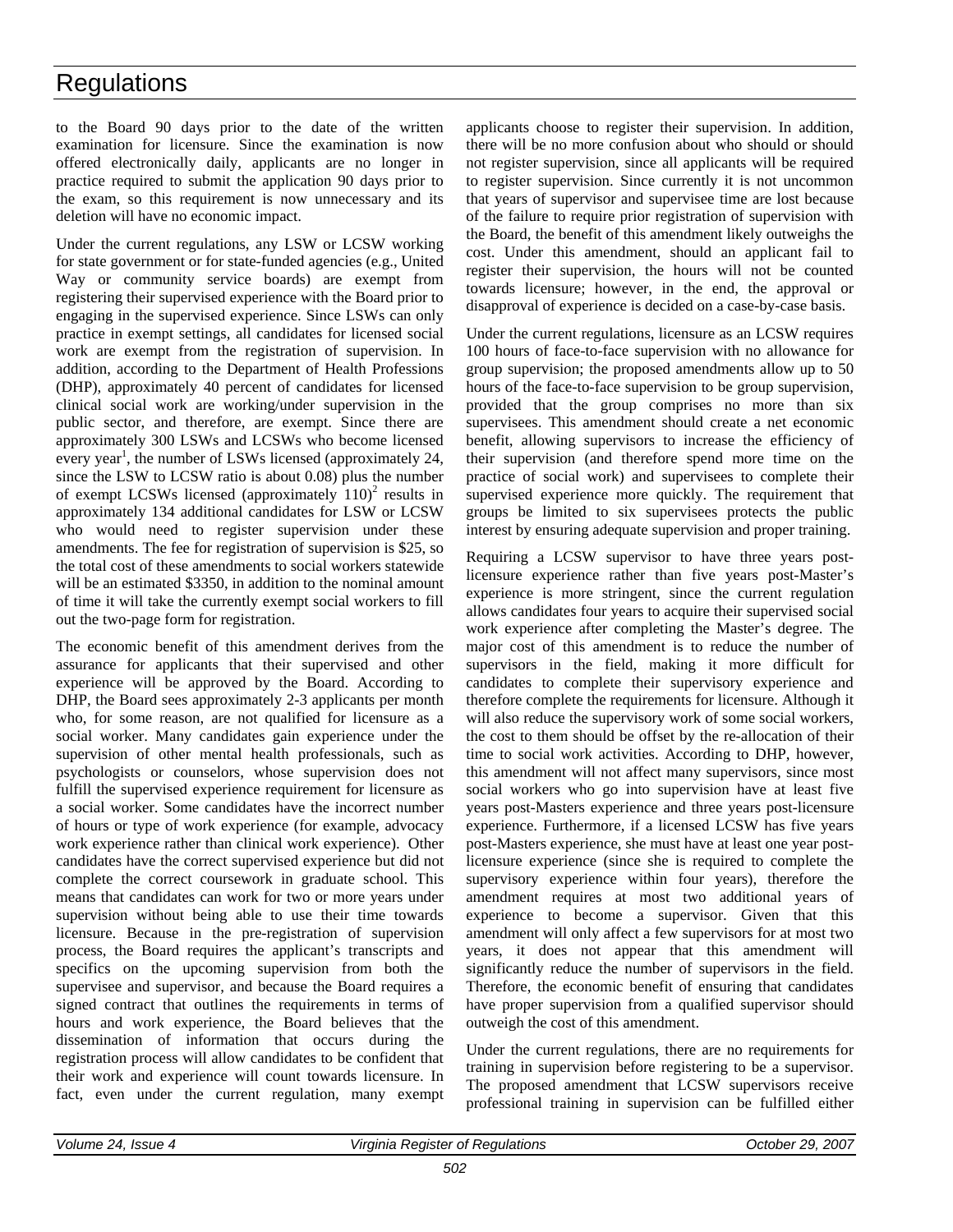to the Board 90 days prior to the date of the written examination for licensure. Since the examination is now offered electronically daily, applicants are no longer in practice required to submit the application 90 days prior to the exam, so this requirement is now unnecessary and its deletion will have no economic impact.

Under the current regulations, any LSW or LCSW working for state government or for state-funded agencies (e.g., United Way or community service boards) are exempt from registering their supervised experience with the Board prior to engaging in the supervised experience. Since LSWs can only practice in exempt settings, all candidates for licensed social work are exempt from the registration of supervision. In addition, according to the Department of Health Professions (DHP), approximately 40 percent of candidates for licensed clinical social work are working/under supervision in the public sector, and therefore, are exempt. Since there are approximately 300 LSWs and LCSWs who become licensed every year[1], the number of LSWs licensed (approximately 24, since the LSW to LCSW ratio is about 0.08) plus the number of exempt LCSWs licensed (approximately 110)[2] results in approximately 134 additional candidates for LSW or LCSW who would need to register supervision under these amendments. The fee for registration of supervision is $25, so the total cost of these amendments to social workers statewide will be an estimated $3350, in addition to the nominal amount of time it will take the currently exempt social workers to fill out the two-page form for registration.

The economic benefit of this amendment derives from the assurance for applicants that their supervised and other experience will be approved by the Board. According to DHP, the Board sees approximately 2-3 applicants per month who, for some reason, are not qualified for licensure as a social worker. Many candidates gain experience under the supervision of other mental health professionals, such as psychologists or counselors, whose supervision does not fulfill the supervised experience requirement for licensure as a social worker. Some candidates have the incorrect number of hours or type of work experience (for example, advocacy work experience rather than clinical work experience). Other candidates have the correct supervised experience but did not complete the correct coursework in graduate school. This means that candidates can work for two or more years under supervision without being able to use their time towards licensure. Because in the pre-registration of supervision process, the Board requires the applicant's transcripts and specifics on the upcoming supervision from both the supervisee and supervisor, and because the Board requires a signed contract that outlines the requirements in terms of hours and work experience, the Board believes that the dissemination of information that occurs during the registration process will allow candidates to be confident that their work and experience will count towards licensure. In fact, even under the current regulation, many exempt applicants choose to register their supervision. In addition, there will be no more confusion about who should or should not register supervision, since all applicants will be required to register supervision. Since currently it is not uncommon that years of supervisor and supervisee time are lost because of the failure to require prior registration of supervision with the Board, the benefit of this amendment likely outweighs the cost. Under this amendment, should an applicant fail to register their supervision, the hours will not be counted towards licensure; however, in the end, the approval or disapproval of experience is decided on a case-by-case basis.

Under the current regulations, licensure as an LCSW requires 100 hours of face-to-face supervision with no allowance for group supervision; the proposed amendments allow up to 50 hours of the face-to-face supervision to be group supervision, provided that the group comprises no more than six supervisees. This amendment should create a net economic benefit, allowing supervisors to increase the efficiency of their supervision (and therefore spend more time on the practice of social work) and supervisees to complete their supervised experience more quickly. The requirement that groups be limited to six supervisees protects the public interest by ensuring adequate supervision and proper training.

Requiring a LCSW supervisor to have three years post-licensure experience rather than five years post-Master's experience is more stringent, since the current regulation allows candidates four years to acquire their supervised social work experience after completing the Master's degree. The major cost of this amendment is to reduce the number of supervisors in the field, making it more difficult for candidates to complete their supervisory experience and therefore complete the requirements for licensure. Although it will also reduce the supervisory work of some social workers, the cost to them should be offset by the re-allocation of their time to social work activities. According to DHP, however, this amendment will not affect many supervisors, since most social workers who go into supervision have at least five years post-Masters experience and three years post-licensure experience. Furthermore, if a licensed LCSW has five years post-Masters experience, she must have at least one year post-licensure experience (since she is required to complete the supervisory experience within four years), therefore the amendment requires at most two additional years of experience to become a supervisor. Given that this amendment will only affect a few supervisors for at most two years, it does not appear that this amendment will significantly reduce the number of supervisors in the field. Therefore, the economic benefit of ensuring that candidates have proper supervision from a qualified supervisor should outweigh the cost of this amendment.

Under the current regulations, there are no requirements for training in supervision before registering to be a supervisor. The proposed amendment that LCSW supervisors receive professional training in supervision can be fulfilled either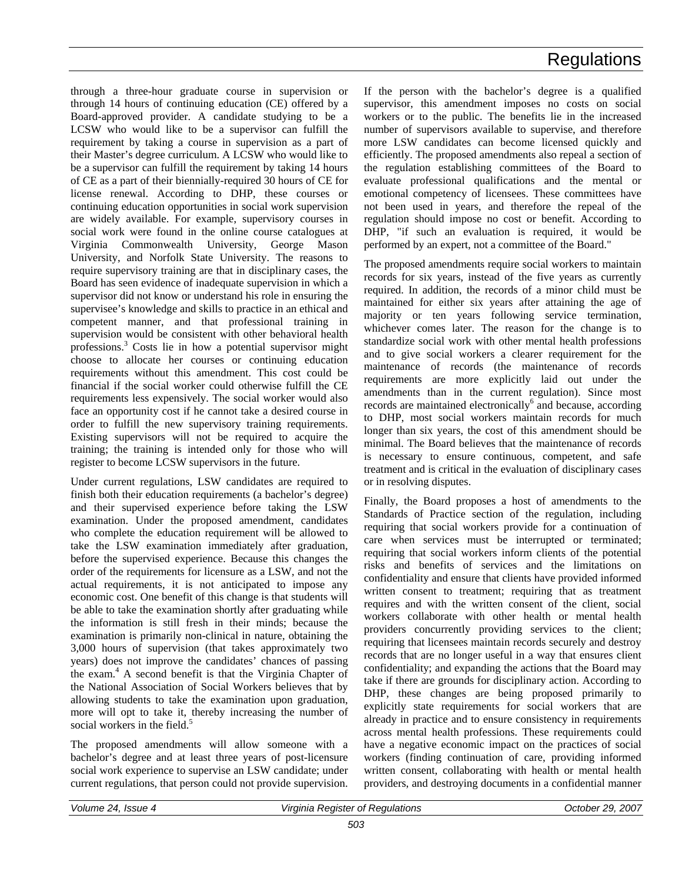through a three-hour graduate course in supervision or through 14 hours of continuing education (CE) offered by a Board-approved provider. A candidate studying to be a LCSW who would like to be a supervisor can fulfill the requirement by taking a course in supervision as a part of their Master's degree curriculum. A LCSW who would like to be a supervisor can fulfill the requirement by taking 14 hours of CE as a part of their biennially-required 30 hours of CE for license renewal. According to DHP, these courses or continuing education opportunities in social work supervision are widely available. For example, supervisory courses in social work were found in the online course catalogues at Virginia Commonwealth University, George Mason University, and Norfolk State University. The reasons to require supervisory training are that in disciplinary cases, the Board has seen evidence of inadequate supervision in which a supervisor did not know or understand his role in ensuring the supervisee's knowledge and skills to practice in an ethical and competent manner, and that professional training in supervision would be consistent with other behavioral health professions.[3] Costs lie in how a potential supervisor might choose to allocate her courses or continuing education requirements without this amendment. This cost could be financial if the social worker could otherwise fulfill the CE requirements less expensively. The social worker would also face an opportunity cost if he cannot take a desired course in order to fulfill the new supervisory training requirements. Existing supervisors will not be required to acquire the training; the training is intended only for those who will register to become LCSW supervisors in the future.

Under current regulations, LSW candidates are required to finish both their education requirements (a bachelor's degree) and their supervised experience before taking the LSW examination. Under the proposed amendment, candidates who complete the education requirement will be allowed to take the LSW examination immediately after graduation, before the supervised experience. Because this changes the order of the requirements for licensure as a LSW, and not the actual requirements, it is not anticipated to impose any economic cost. One benefit of this change is that students will be able to take the examination shortly after graduating while the information is still fresh in their minds; because the examination is primarily non-clinical in nature, obtaining the 3,000 hours of supervision (that takes approximately two years) does not improve the candidates' chances of passing the exam.[4] A second benefit is that the Virginia Chapter of the National Association of Social Workers believes that by allowing students to take the examination upon graduation, more will opt to take it, thereby increasing the number of social workers in the field.[5]

The proposed amendments will allow someone with a bachelor's degree and at least three years of post-licensure social work experience to supervise an LSW candidate; under current regulations, that person could not provide supervision. If the person with the bachelor's degree is a qualified supervisor, this amendment imposes no costs on social workers or to the public. The benefits lie in the increased number of supervisors available to supervise, and therefore more LSW candidates can become licensed quickly and efficiently. The proposed amendments also repeal a section of the regulation establishing committees of the Board to evaluate professional qualifications and the mental or emotional competency of licensees. These committees have not been used in years, and therefore the repeal of the regulation should impose no cost or benefit. According to DHP, "if such an evaluation is required, it would be performed by an expert, not a committee of the Board."

The proposed amendments require social workers to maintain records for six years, instead of the five years as currently required. In addition, the records of a minor child must be maintained for either six years after attaining the age of majority or ten years following service termination, whichever comes later. The reason for the change is to standardize social work with other mental health professions and to give social workers a clearer requirement for the maintenance of records (the maintenance of records requirements are more explicitly laid out under the amendments than in the current regulation). Since most records are maintained electronically[6] and because, according to DHP, most social workers maintain records for much longer than six years, the cost of this amendment should be minimal. The Board believes that the maintenance of records is necessary to ensure continuous, competent, and safe treatment and is critical in the evaluation of disciplinary cases or in resolving disputes.

Finally, the Board proposes a host of amendments to the Standards of Practice section of the regulation, including requiring that social workers provide for a continuation of care when services must be interrupted or terminated; requiring that social workers inform clients of the potential risks and benefits of services and the limitations on confidentiality and ensure that clients have provided informed written consent to treatment; requiring that as treatment requires and with the written consent of the client, social workers collaborate with other health or mental health providers concurrently providing services to the client; requiring that licensees maintain records securely and destroy records that are no longer useful in a way that ensures client confidentiality; and expanding the actions that the Board may take if there are grounds for disciplinary action. According to DHP, these changes are being proposed primarily to explicitly state requirements for social workers that are already in practice and to ensure consistency in requirements across mental health professions. These requirements could have a negative economic impact on the practices of social workers (finding continuation of care, providing informed written consent, collaborating with health or mental health providers, and destroying documents in a confidential manner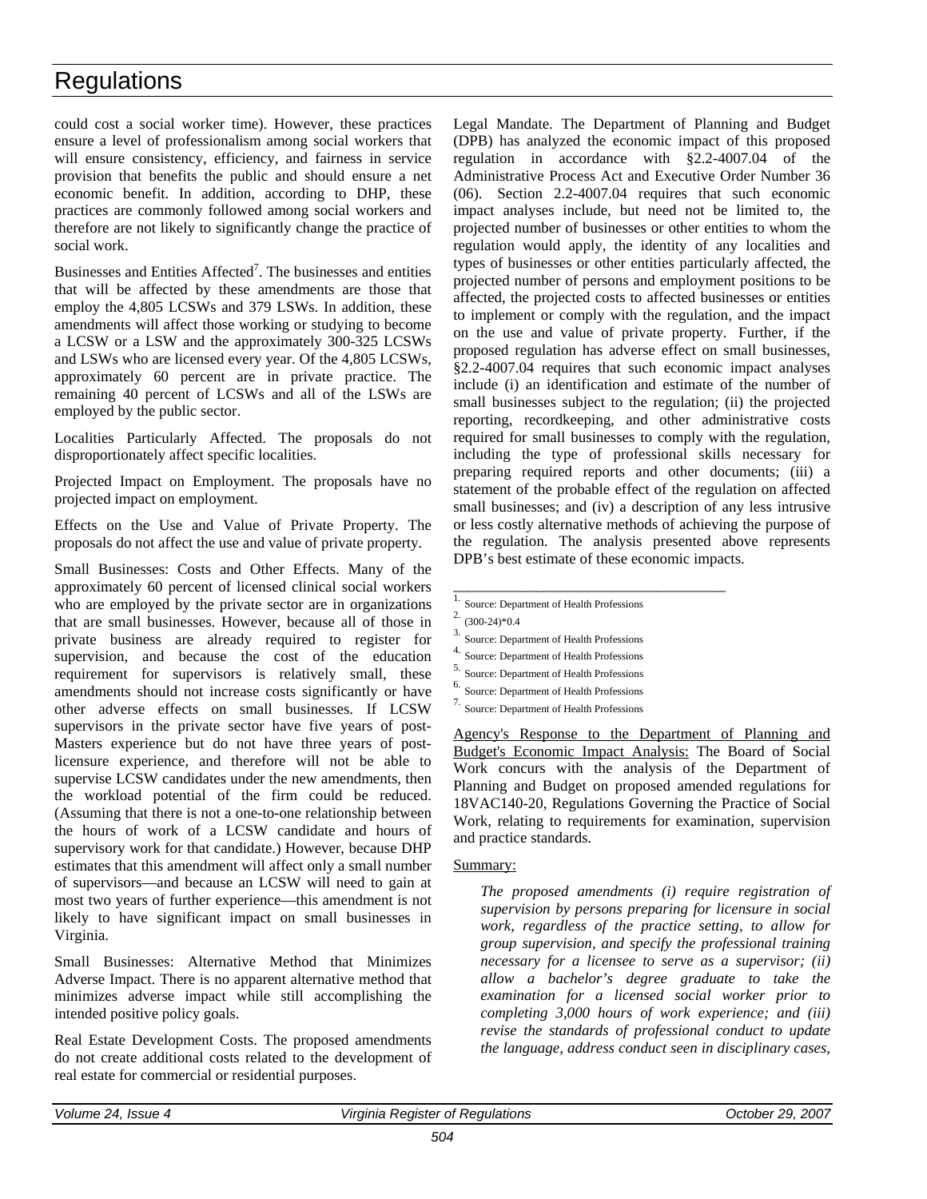could cost a social worker time). However, these practices ensure a level of professionalism among social workers that will ensure consistency, efficiency, and fairness in service provision that benefits the public and should ensure a net economic benefit. In addition, according to DHP, these practices are commonly followed among social workers and therefore are not likely to significantly change the practice of social work.

Businesses and Entities Affected[7]. The businesses and entities that will be affected by these amendments are those that employ the 4,805 LCSWs and 379 LSWs. In addition, these amendments will affect those working or studying to become a LCSW or a LSW and the approximately 300-325 LCSWs and LSWs who are licensed every year. Of the 4,805 LCSWs, approximately 60 percent are in private practice. The remaining 40 percent of LCSWs and all of the LSWs are employed by the public sector.

Localities Particularly Affected. The proposals do not disproportionately affect specific localities.

Projected Impact on Employment. The proposals have no projected impact on employment.

Effects on the Use and Value of Private Property. The proposals do not affect the use and value of private property.

Small Businesses: Costs and Other Effects. Many of the approximately 60 percent of licensed clinical social workers who are employed by the private sector are in organizations that are small businesses. However, because all of those in private business are already required to register for supervision, and because the cost of the education requirement for supervisors is relatively small, these amendments should not increase costs significantly or have other adverse effects on small businesses. If LCSW supervisors in the private sector have five years of post-Masters experience but do not have three years of post-licensure experience, and therefore will not be able to supervise LCSW candidates under the new amendments, then the workload potential of the firm could be reduced. (Assuming that there is not a one-to-one relationship between the hours of work of a LCSW candidate and hours of supervisory work for that candidate.) However, because DHP estimates that this amendment will affect only a small number of supervisors—and because an LCSW will need to gain at most two years of further experience—this amendment is not likely to have significant impact on small businesses in Virginia.

Small Businesses: Alternative Method that Minimizes Adverse Impact. There is no apparent alternative method that minimizes adverse impact while still accomplishing the intended positive policy goals.

Real Estate Development Costs. The proposed amendments do not create additional costs related to the development of real estate for commercial or residential purposes.

Legal Mandate. The Department of Planning and Budget (DPB) has analyzed the economic impact of this proposed regulation in accordance with §2.2-4007.04 of the Administrative Process Act and Executive Order Number 36 (06). Section 2.2-4007.04 requires that such economic impact analyses include, but need not be limited to, the projected number of businesses or other entities to whom the regulation would apply, the identity of any localities and types of businesses or other entities particularly affected, the projected number of persons and employment positions to be affected, the projected costs to affected businesses or entities to implement or comply with the regulation, and the impact on the use and value of private property. Further, if the proposed regulation has adverse effect on small businesses, §2.2-4007.04 requires that such economic impact analyses include (i) an identification and estimate of the number of small businesses subject to the regulation; (ii) the projected reporting, recordkeeping, and other administrative costs required for small businesses to comply with the regulation, including the type of professional skills necessary for preparing required reports and other documents; (iii) a statement of the probable effect of the regulation on affected small businesses; and (iv) a description of any less intrusive or less costly alternative methods of achieving the purpose of the regulation. The analysis presented above represents DPB's best estimate of these economic impacts.

______________________________

[1] Source: Department of Health Professions

[2] (300-24)*0.4

[3] Source: Department of Health Professions

[4] Source: Department of Health Professions

[5] Source: Department of Health Professions

[6] Source: Department of Health Professions

[7] Source: Department of Health Professions

<u>Agency's Response to the Department of Planning and Budget's Economic Impact Analysis:</u> The Board of Social Work concurs with the analysis of the Department of Planning and Budget on proposed amended regulations for 18VAC140-20, Regulations Governing the Practice of Social Work, relating to requirements for examination, supervision and practice standards.

<u>Summary:</u>

*The proposed amendments (i) require registration of supervision by persons preparing for licensure in social work, regardless of the practice setting, to allow for group supervision, and specify the professional training necessary for a licensee to serve as a supervisor; (ii) allow a bachelor's degree graduate to take the examination for a licensed social worker prior to completing 3,000 hours of work experience; and (iii) revise the standards of professional conduct to update the language, address conduct seen in disciplinary cases,*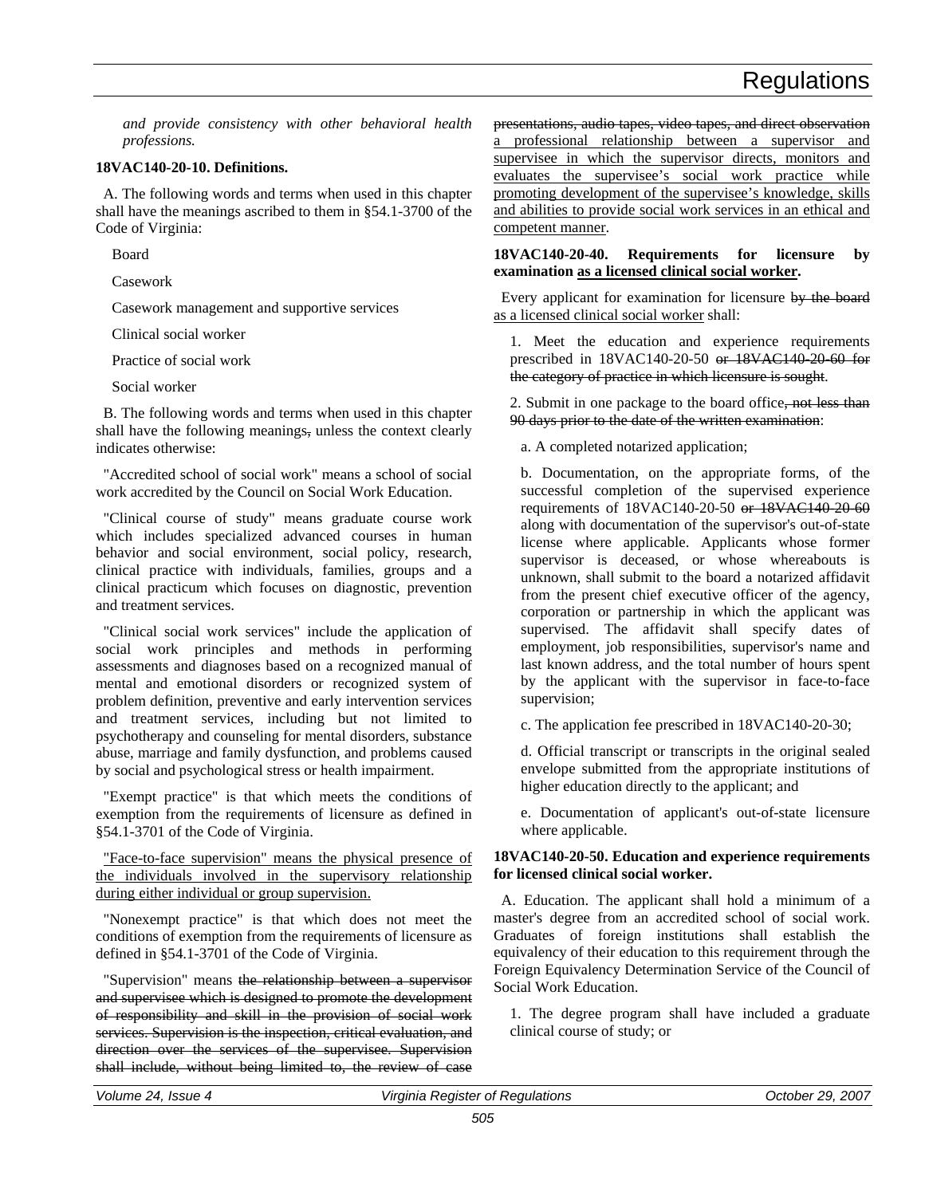*and provide consistency with other behavioral health professions.*

**18VAC140-20-10. Definitions.**

A. The following words and terms when used in this chapter shall have the meanings ascribed to them in §54.1-3700 of the Code of Virginia:

Board

Casework

Casework management and supportive services

Clinical social worker

Practice of social work

Social worker

B. The following words and terms when used in this chapter shall have the following meanings~~,~~ unless the context clearly indicates otherwise:

"Accredited school of social work" means a school of social work accredited by the Council on Social Work Education.

"Clinical course of study" means graduate course work which includes specialized advanced courses in human behavior and social environment, social policy, research, clinical practice with individuals, families, groups and a clinical practicum which focuses on diagnostic, prevention and treatment services.

"Clinical social work services" include the application of social work principles and methods in performing assessments and diagnoses based on a recognized manual of mental and emotional disorders or recognized system of problem definition, preventive and early intervention services and treatment services, including but not limited to psychotherapy and counseling for mental disorders, substance abuse, marriage and family dysfunction, and problems caused by social and psychological stress or health impairment.

"Exempt practice" is that which meets the conditions of exemption from the requirements of licensure as defined in §54.1-3701 of the Code of Virginia.

<u>"Face-to-face supervision" means the physical presence of the individuals involved in the supervisory relationship during either individual or group supervision.</u>

"Nonexempt practice" is that which does not meet the conditions of exemption from the requirements of licensure as defined in §54.1-3701 of the Code of Virginia.

"Supervision" means ~~the relationship between a supervisor and supervisee which is designed to promote the development of responsibility and skill in the provision of social work services. Supervision is the inspection, critical evaluation, and direction over the services of the supervisee. Supervision shall include, without being limited to, the review of case presentations, audio tapes, video tapes, and direct observation~~ <u>a professional relationship between a supervisor and supervisee in which the supervisor directs, monitors and evaluates the supervisee's social work practice while promoting development of the supervisee's knowledge, skills and abilities to provide social work services in an ethical and competent manner</u>.

**18VAC140-20-40. Requirements for licensure by examination <u>as a licensed clinical social worker</u>.**

Every applicant for examination for licensure ~~by the board~~ <u>as a licensed clinical social worker</u> shall:

1. Meet the education and experience requirements prescribed in 18VAC140-20-50 ~~or 18VAC140-20-60 for the category of practice in which licensure is sought~~.

2. Submit in one package to the board office~~, not less than 90 days prior to the date of the written examination~~:

a. A completed notarized application;

b. Documentation, on the appropriate forms, of the successful completion of the supervised experience requirements of 18VAC140-20-50 ~~or 18VAC140-20-60~~ along with documentation of the supervisor's out-of-state license where applicable. Applicants whose former supervisor is deceased, or whose whereabouts is unknown, shall submit to the board a notarized affidavit from the present chief executive officer of the agency, corporation or partnership in which the applicant was supervised. The affidavit shall specify dates of employment, job responsibilities, supervisor's name and last known address, and the total number of hours spent by the applicant with the supervisor in face-to-face supervision;

c. The application fee prescribed in 18VAC140-20-30;

d. Official transcript or transcripts in the original sealed envelope submitted from the appropriate institutions of higher education directly to the applicant; and

e. Documentation of applicant's out-of-state licensure where applicable.

**18VAC140-20-50. Education and experience requirements for licensed clinical social worker.**

A. Education. The applicant shall hold a minimum of a master's degree from an accredited school of social work. Graduates of foreign institutions shall establish the equivalency of their education to this requirement through the Foreign Equivalency Determination Service of the Council of Social Work Education.

1. The degree program shall have included a graduate clinical course of study; or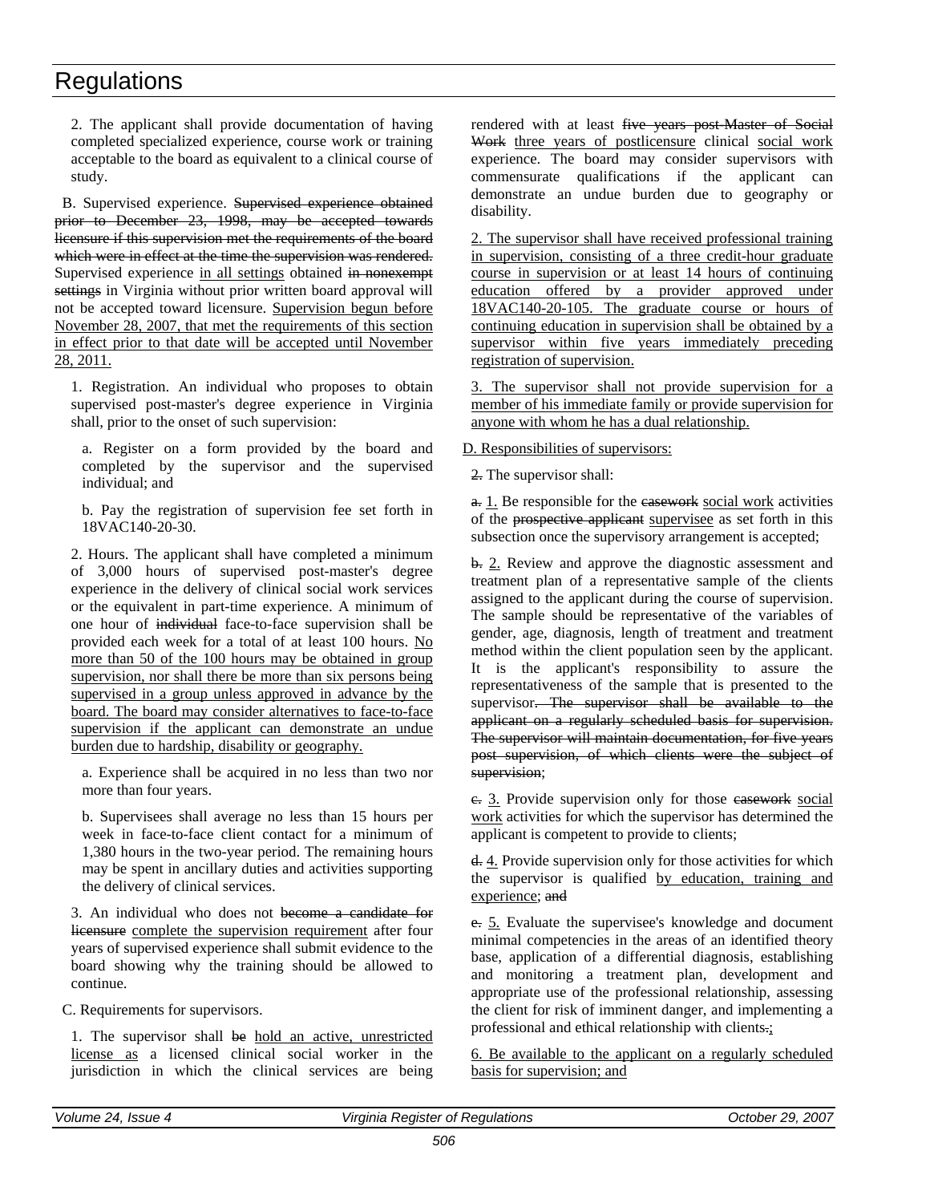2. The applicant shall provide documentation of having completed specialized experience, course work or training acceptable to the board as equivalent to a clinical course of study.

B. Supervised experience. ~~Supervised experience obtained prior to December 23, 1998, may be accepted towards licensure if this supervision met the requirements of the board which were in effect at the time the supervision was rendered.~~ Supervised experience <u>in all settings</u> obtained ~~in nonexempt settings~~ in Virginia without prior written board approval will not be accepted toward licensure. <u>Supervision begun before November 28, 2007, that met the requirements of this section in effect prior to that date will be accepted until November 28, 2011.</u>

1. Registration. An individual who proposes to obtain supervised post-master's degree experience in Virginia shall, prior to the onset of such supervision:

a. Register on a form provided by the board and completed by the supervisor and the supervised individual; and

b. Pay the registration of supervision fee set forth in 18VAC140-20-30.

2. Hours. The applicant shall have completed a minimum of 3,000 hours of supervised post-master's degree experience in the delivery of clinical social work services or the equivalent in part-time experience. A minimum of one hour of ~~individual~~ face-to-face supervision shall be provided each week for a total of at least 100 hours. <u>No more than 50 of the 100 hours may be obtained in group supervision, nor shall there be more than six persons being supervised in a group unless approved in advance by the board. The board may consider alternatives to face-to-face supervision if the applicant can demonstrate an undue burden due to hardship, disability or geography.</u>

a. Experience shall be acquired in no less than two nor more than four years.

b. Supervisees shall average no less than 15 hours per week in face-to-face client contact for a minimum of 1,380 hours in the two-year period. The remaining hours may be spent in ancillary duties and activities supporting the delivery of clinical services.

3. An individual who does not ~~become a candidate for licensure~~ <u>complete the supervision requirement</u> after four years of supervised experience shall submit evidence to the board showing why the training should be allowed to continue.

C. Requirements for supervisors.

1. The supervisor shall ~~be~~ <u>hold an active, unrestricted license as</u> a licensed clinical social worker in the jurisdiction in which the clinical services are being rendered with at least ~~five years post-Master of Social Work~~ <u>three years of postlicensure</u> clinical <u>social work</u> experience. The board may consider supervisors with commensurate qualifications if the applicant can demonstrate an undue burden due to geography or disability.

<u>2. The supervisor shall have received professional training in supervision, consisting of a three credit-hour graduate course in supervision or at least 14 hours of continuing education offered by a provider approved under 18VAC140-20-105. The graduate course or hours of continuing education in supervision shall be obtained by a supervisor within five years immediately preceding registration of supervision.</u>

<u>3. The supervisor shall not provide supervision for a member of his immediate family or provide supervision for anyone with whom he has a dual relationship.</u>

<u>D. Responsibilities of supervisors:</u>

~~2.~~ The supervisor shall:

~~a.~~ <u>1.</u> Be responsible for the ~~casework~~ <u>social work</u> activities of the ~~prospective applicant~~ <u>supervisee</u> as set forth in this subsection once the supervisory arrangement is accepted;

~~b.~~ <u>2.</u> Review and approve the diagnostic assessment and treatment plan of a representative sample of the clients assigned to the applicant during the course of supervision. The sample should be representative of the variables of gender, age, diagnosis, length of treatment and treatment method within the client population seen by the applicant. It is the applicant's responsibility to assure the representativeness of the sample that is presented to the supervisor~~. The supervisor shall be available to the applicant on a regularly scheduled basis for supervision. The supervisor will maintain documentation, for five years post supervision, of which clients were the subject of supervision~~;

~~c.~~ <u>3.</u> Provide supervision only for those ~~casework~~ <u>social work</u> activities for which the supervisor has determined the applicant is competent to provide to clients;

~~d.~~ <u>4.</u> Provide supervision only for those activities for which the supervisor is qualified <u>by education, training and experience</u>; ~~and~~

~~e.~~ <u>5.</u> Evaluate the supervisee's knowledge and document minimal competencies in the areas of an identified theory base, application of a differential diagnosis, establishing and monitoring a treatment plan, development and appropriate use of the professional relationship, assessing the client for risk of imminent danger, and implementing a professional and ethical relationship with clients~~.~~<u>;</u>

<u>6. Be available to the applicant on a regularly scheduled basis for supervision; and</u>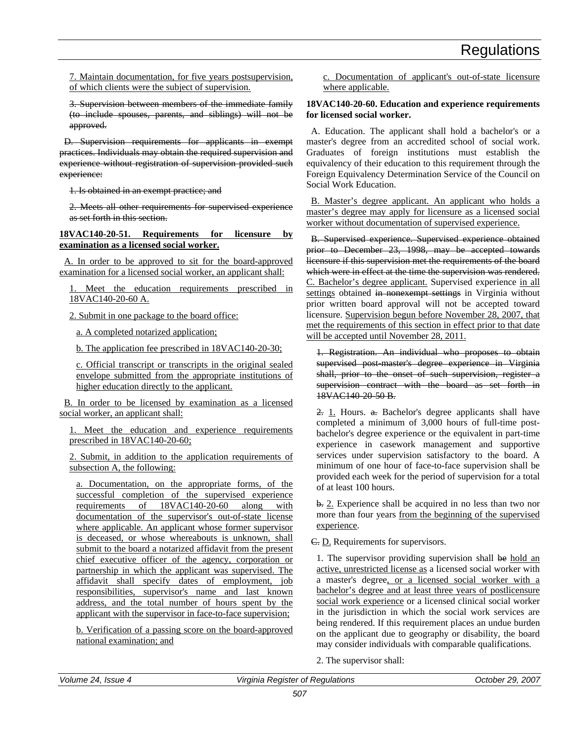7. Maintain documentation, for five years postsupervision, of which clients were the subject of supervision.

~~3. Supervision between members of the immediate family (to include spouses, parents, and siblings) will not be approved.~~

~~D. Supervision requirements for applicants in exempt practices. Individuals may obtain the required supervision and experience without registration of supervision provided such experience:~~

~~1. Is obtained in an exempt practice; and~~

~~2. Meets all other requirements for supervised experience as set forth in this section.~~

**18VAC140-20-51. Requirements for licensure by examination as a licensed social worker.**

A. In order to be approved to sit for the board-approved examination for a licensed social worker, an applicant shall:

1. Meet the education requirements prescribed in 18VAC140-20-60 A.

2. Submit in one package to the board office:

a. A completed notarized application;

b. The application fee prescribed in 18VAC140-20-30;

c. Official transcript or transcripts in the original sealed envelope submitted from the appropriate institutions of higher education directly to the applicant.

B. In order to be licensed by examination as a licensed social worker, an applicant shall:

1. Meet the education and experience requirements prescribed in 18VAC140-20-60;

2. Submit, in addition to the application requirements of subsection A, the following:

a. Documentation, on the appropriate forms, of the successful completion of the supervised experience requirements of 18VAC140-20-60 along with documentation of the supervisor's out-of-state license where applicable. An applicant whose former supervisor is deceased, or whose whereabouts is unknown, shall submit to the board a notarized affidavit from the present chief executive officer of the agency, corporation or partnership in which the applicant was supervised. The affidavit shall specify dates of employment, job responsibilities, supervisor's name and last known address, and the total number of hours spent by the applicant with the supervisor in face-to-face supervision;

b. Verification of a passing score on the board-approved national examination; and

c. Documentation of applicant's out-of-state licensure where applicable.

**18VAC140-20-60. Education and experience requirements for licensed social worker.**

A. Education. The applicant shall hold a bachelor's or a master's degree from an accredited school of social work. Graduates of foreign institutions must establish the equivalency of their education to this requirement through the Foreign Equivalency Determination Service of the Council on Social Work Education.

B. Master's degree applicant. An applicant who holds a master's degree may apply for licensure as a licensed social worker without documentation of supervised experience.

~~B. Supervised experience. Supervised experience obtained prior to December 23, 1998, may be accepted towards licensure if this supervision met the requirements of the board which were in effect at the time the supervision was rendered.~~ C. Bachelor's degree applicant. Supervised experience in all settings obtained ~~in nonexempt settings~~ in Virginia without prior written board approval will not be accepted toward licensure. Supervision begun before November 28, 2007, that met the requirements of this section in effect prior to that date will be accepted until November 28, 2011.

~~1. Registration. An individual who proposes to obtain supervised post-master's degree experience in Virginia shall, prior to the onset of such supervision, register a supervision contract with the board as set forth in 18VAC140-20-50 B.~~

~~2.~~ 1. Hours. ~~a.~~ Bachelor's degree applicants shall have completed a minimum of 3,000 hours of full-time post-bachelor's degree experience or the equivalent in part-time experience in casework management and supportive services under supervision satisfactory to the board. A minimum of one hour of face-to-face supervision shall be provided each week for the period of supervision for a total of at least 100 hours.

~~b.~~ 2. Experience shall be acquired in no less than two nor more than four years from the beginning of the supervised experience.

~~C.~~ D. Requirements for supervisors.

1. The supervisor providing supervision shall ~~be~~ hold an active, unrestricted license as a licensed social worker with a master's degree, or a licensed social worker with a bachelor's degree and at least three years of postlicensure social work experience or a licensed clinical social worker in the jurisdiction in which the social work services are being rendered. If this requirement places an undue burden on the applicant due to geography or disability, the board may consider individuals with comparable qualifications.

2. The supervisor shall: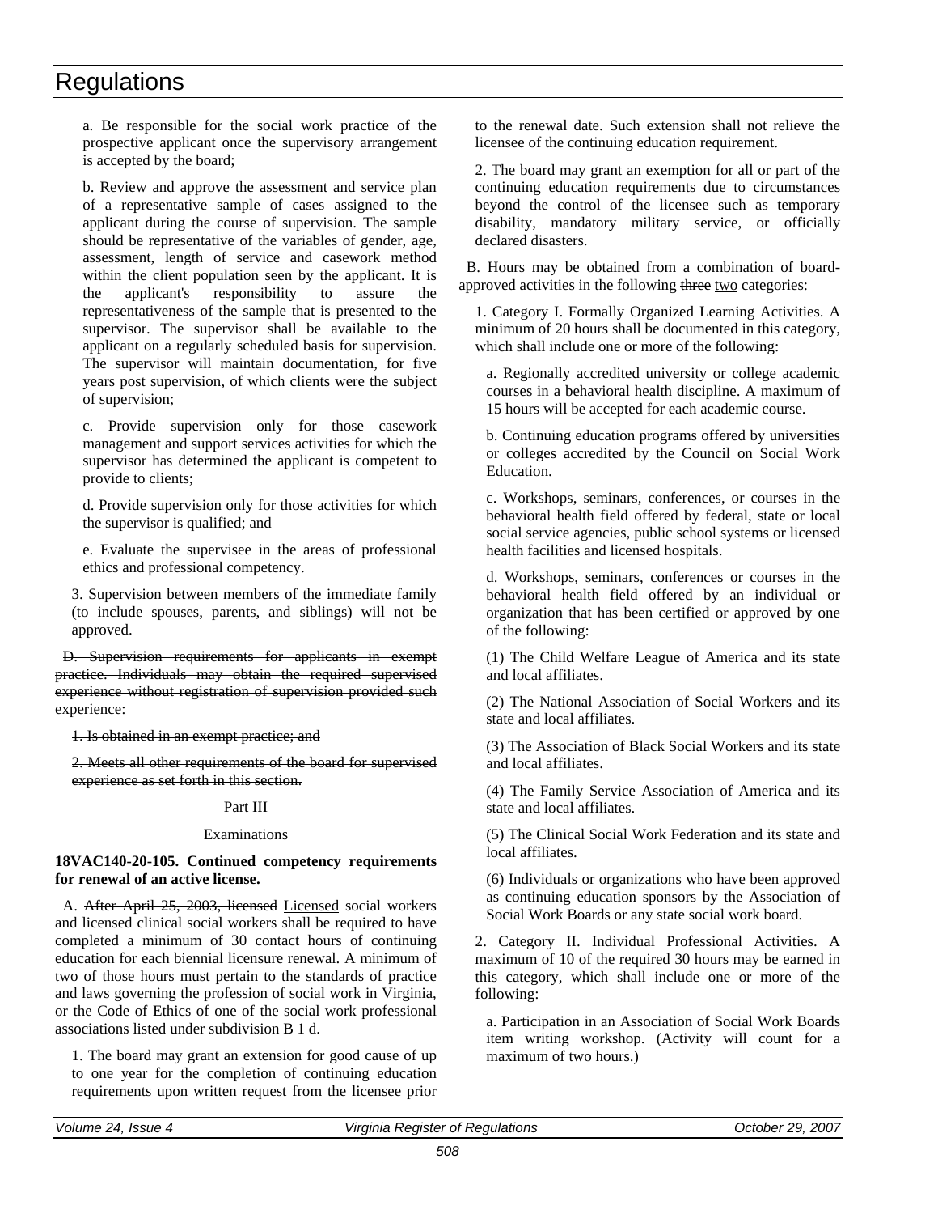a. Be responsible for the social work practice of the prospective applicant once the supervisory arrangement is accepted by the board;

b. Review and approve the assessment and service plan of a representative sample of cases assigned to the applicant during the course of supervision. The sample should be representative of the variables of gender, age, assessment, length of service and casework method within the client population seen by the applicant. It is the applicant's responsibility to assure the representativeness of the sample that is presented to the supervisor. The supervisor shall be available to the applicant on a regularly scheduled basis for supervision. The supervisor will maintain documentation, for five years post supervision, of which clients were the subject of supervision;

c. Provide supervision only for those casework management and support services activities for which the supervisor has determined the applicant is competent to provide to clients;

d. Provide supervision only for those activities for which the supervisor is qualified; and

e. Evaluate the supervisee in the areas of professional ethics and professional competency.

3. Supervision between members of the immediate family (to include spouses, parents, and siblings) will not be approved.

~~D. Supervision requirements for applicants in exempt practice. Individuals may obtain the required supervised experience without registration of supervision provided such experience:~~

~~1. Is obtained in an exempt practice; and~~

~~2. Meets all other requirements of the board for supervised experience as set forth in this section.~~

Part III

Examinations

**18VAC140-20-105. Continued competency requirements for renewal of an active license.**

A. ~~After April 25, 2003, licensed~~ Licensed social workers and licensed clinical social workers shall be required to have completed a minimum of 30 contact hours of continuing education for each biennial licensure renewal. A minimum of two of those hours must pertain to the standards of practice and laws governing the profession of social work in Virginia, or the Code of Ethics of one of the social work professional associations listed under subdivision B 1 d.

1. The board may grant an extension for good cause of up to one year for the completion of continuing education requirements upon written request from the licensee prior to the renewal date. Such extension shall not relieve the licensee of the continuing education requirement.

2. The board may grant an exemption for all or part of the continuing education requirements due to circumstances beyond the control of the licensee such as temporary disability, mandatory military service, or officially declared disasters.

B. Hours may be obtained from a combination of board-approved activities in the following ~~three~~ two categories:

1. Category I. Formally Organized Learning Activities. A minimum of 20 hours shall be documented in this category, which shall include one or more of the following:

a. Regionally accredited university or college academic courses in a behavioral health discipline. A maximum of 15 hours will be accepted for each academic course.

b. Continuing education programs offered by universities or colleges accredited by the Council on Social Work Education.

c. Workshops, seminars, conferences, or courses in the behavioral health field offered by federal, state or local social service agencies, public school systems or licensed health facilities and licensed hospitals.

d. Workshops, seminars, conferences or courses in the behavioral health field offered by an individual or organization that has been certified or approved by one of the following:

(1) The Child Welfare League of America and its state and local affiliates.

(2) The National Association of Social Workers and its state and local affiliates.

(3) The Association of Black Social Workers and its state and local affiliates.

(4) The Family Service Association of America and its state and local affiliates.

(5) The Clinical Social Work Federation and its state and local affiliates.

(6) Individuals or organizations who have been approved as continuing education sponsors by the Association of Social Work Boards or any state social work board.

2. Category II. Individual Professional Activities. A maximum of 10 of the required 30 hours may be earned in this category, which shall include one or more of the following:

a. Participation in an Association of Social Work Boards item writing workshop. (Activity will count for a maximum of two hours.)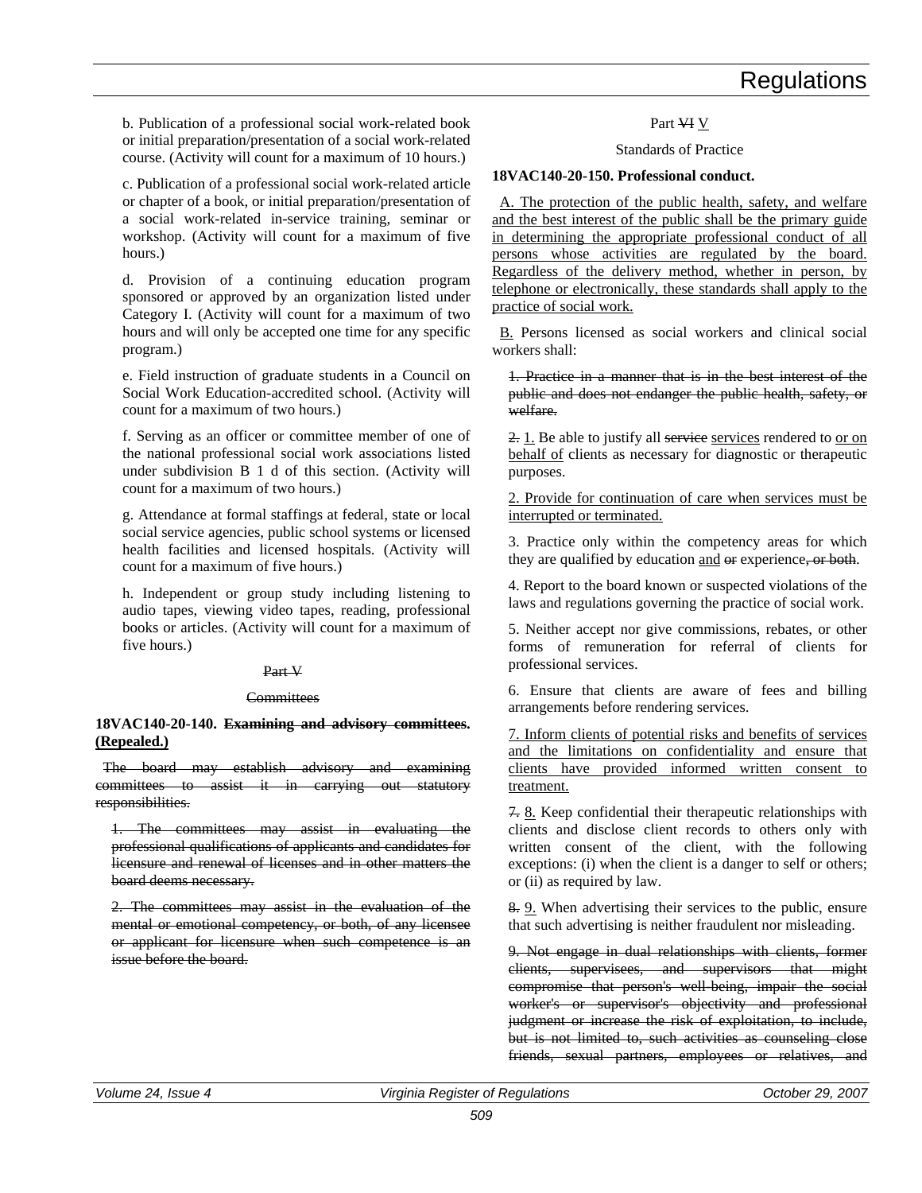b. Publication of a professional social work-related book or initial preparation/presentation of a social work-related course. (Activity will count for a maximum of 10 hours.)

c. Publication of a professional social work-related article or chapter of a book, or initial preparation/presentation of a social work-related in-service training, seminar or workshop. (Activity will count for a maximum of five hours.)

d. Provision of a continuing education program sponsored or approved by an organization listed under Category I. (Activity will count for a maximum of two hours and will only be accepted one time for any specific program.)

e. Field instruction of graduate students in a Council on Social Work Education-accredited school. (Activity will count for a maximum of two hours.)

f. Serving as an officer or committee member of one of the national professional social work associations listed under subdivision B 1 d of this section. (Activity will count for a maximum of two hours.)

g. Attendance at formal staffings at federal, state or local social service agencies, public school systems or licensed health facilities and licensed hospitals. (Activity will count for a maximum of five hours.)

h. Independent or group study including listening to audio tapes, viewing video tapes, reading, professional books or articles. (Activity will count for a maximum of five hours.)

~~Part V~~

~~Committees~~

**18VAC140-20-140. ~~Examining and advisory committees~~. (Repealed.)**

~~The board may establish advisory and examining committees to assist it in carrying out statutory responsibilities.~~

~~1. The committees may assist in evaluating the professional qualifications of applicants and candidates for licensure and renewal of licenses and in other matters the board deems necessary.~~

~~2. The committees may assist in the evaluation of the mental or emotional competency, or both, of any licensee or applicant for licensure when such competence is an issue before the board.~~

Part ~~VI~~ V

Standards of Practice

**18VAC140-20-150. Professional conduct.**

A. The protection of the public health, safety, and welfare and the best interest of the public shall be the primary guide in determining the appropriate professional conduct of all persons whose activities are regulated by the board. Regardless of the delivery method, whether in person, by telephone or electronically, these standards shall apply to the practice of social work.

B. Persons licensed as social workers and clinical social workers shall:

~~1. Practice in a manner that is in the best interest of the public and does not endanger the public health, safety, or welfare.~~

~~2.~~ 1. Be able to justify all ~~service~~ services rendered to or on behalf of clients as necessary for diagnostic or therapeutic purposes.

2. Provide for continuation of care when services must be interrupted or terminated.

3. Practice only within the competency areas for which they are qualified by education and ~~or~~ experience~~, or both~~.

4. Report to the board known or suspected violations of the laws and regulations governing the practice of social work.

5. Neither accept nor give commissions, rebates, or other forms of remuneration for referral of clients for professional services.

6. Ensure that clients are aware of fees and billing arrangements before rendering services.

7. Inform clients of potential risks and benefits of services and the limitations on confidentiality and ensure that clients have provided informed written consent to treatment.

~~7.~~ 8. Keep confidential their therapeutic relationships with clients and disclose client records to others only with written consent of the client, with the following exceptions: (i) when the client is a danger to self or others; or (ii) as required by law.

~~8.~~ 9. When advertising their services to the public, ensure that such advertising is neither fraudulent nor misleading.

~~9. Not engage in dual relationships with clients, former clients, supervisees, and supervisors that might compromise that person's well-being, impair the social worker's or supervisor's objectivity and professional judgment or increase the risk of exploitation, to include, but is not limited to, such activities as counseling close friends, sexual partners, employees or relatives, and~~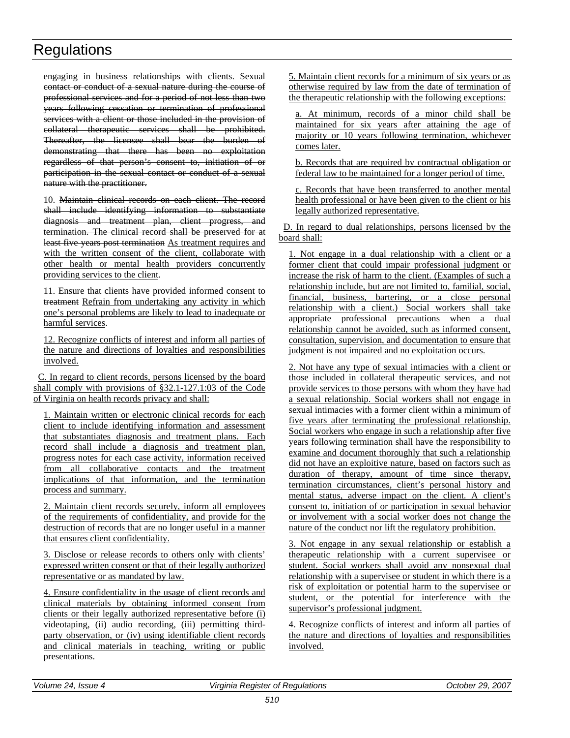~~engaging in business relationships with clients. Sexual contact or conduct of a sexual nature during the course of professional services and for a period of not less than two years following cessation or termination of professional services with a client or those included in the provision of collateral therapeutic services shall be prohibited. Thereafter, the licensee shall bear the burden of demonstrating that there has been no exploitation regardless of that person's consent to, initiation of or participation in the sexual contact or conduct of a sexual nature with the practitioner.~~

10. ~~Maintain clinical records on each client. The record shall include identifying information to substantiate diagnosis and treatment plan, client progress, and termination. The clinical record shall be preserved for at least five years post termination~~ As treatment requires and with the written consent of the client, collaborate with other health or mental health providers concurrently providing services to the client.

11. ~~Ensure that clients have provided informed consent to treatment~~ Refrain from undertaking any activity in which one's personal problems are likely to lead to inadequate or harmful services.

12. Recognize conflicts of interest and inform all parties of the nature and directions of loyalties and responsibilities involved.

C. In regard to client records, persons licensed by the board shall comply with provisions of §32.1-127.1:03 of the Code of Virginia on health records privacy and shall:

1. Maintain written or electronic clinical records for each client to include identifying information and assessment that substantiates diagnosis and treatment plans. Each record shall include a diagnosis and treatment plan, progress notes for each case activity, information received from all collaborative contacts and the treatment implications of that information, and the termination process and summary.

2. Maintain client records securely, inform all employees of the requirements of confidentiality, and provide for the destruction of records that are no longer useful in a manner that ensures client confidentiality.

3. Disclose or release records to others only with clients' expressed written consent or that of their legally authorized representative or as mandated by law.

4. Ensure confidentiality in the usage of client records and clinical materials by obtaining informed consent from clients or their legally authorized representative before (i) videotaping, (ii) audio recording, (iii) permitting third-party observation, or (iv) using identifiable client records and clinical materials in teaching, writing or public presentations.

5. Maintain client records for a minimum of six years or as otherwise required by law from the date of termination of the therapeutic relationship with the following exceptions:

a. At minimum, records of a minor child shall be maintained for six years after attaining the age of majority or 10 years following termination, whichever comes later.

b. Records that are required by contractual obligation or federal law to be maintained for a longer period of time.

c. Records that have been transferred to another mental health professional or have been given to the client or his legally authorized representative.

D. In regard to dual relationships, persons licensed by the board shall:

1. Not engage in a dual relationship with a client or a former client that could impair professional judgment or increase the risk of harm to the client. (Examples of such a relationship include, but are not limited to, familial, social, financial, business, bartering, or a close personal relationship with a client.) Social workers shall take appropriate professional precautions when a dual relationship cannot be avoided, such as informed consent, consultation, supervision, and documentation to ensure that judgment is not impaired and no exploitation occurs.

2. Not have any type of sexual intimacies with a client or those included in collateral therapeutic services, and not provide services to those persons with whom they have had a sexual relationship. Social workers shall not engage in sexual intimacies with a former client within a minimum of five years after terminating the professional relationship. Social workers who engage in such a relationship after five years following termination shall have the responsibility to examine and document thoroughly that such a relationship did not have an exploitive nature, based on factors such as duration of therapy, amount of time since therapy, termination circumstances, client's personal history and mental status, adverse impact on the client. A client's consent to, initiation of or participation in sexual behavior or involvement with a social worker does not change the nature of the conduct nor lift the regulatory prohibition.

3. Not engage in any sexual relationship or establish a therapeutic relationship with a current supervisee or student. Social workers shall avoid any nonsexual dual relationship with a supervisee or student in which there is a risk of exploitation or potential harm to the supervisee or student, or the potential for interference with the supervisor's professional judgment.

4. Recognize conflicts of interest and inform all parties of the nature and directions of loyalties and responsibilities involved.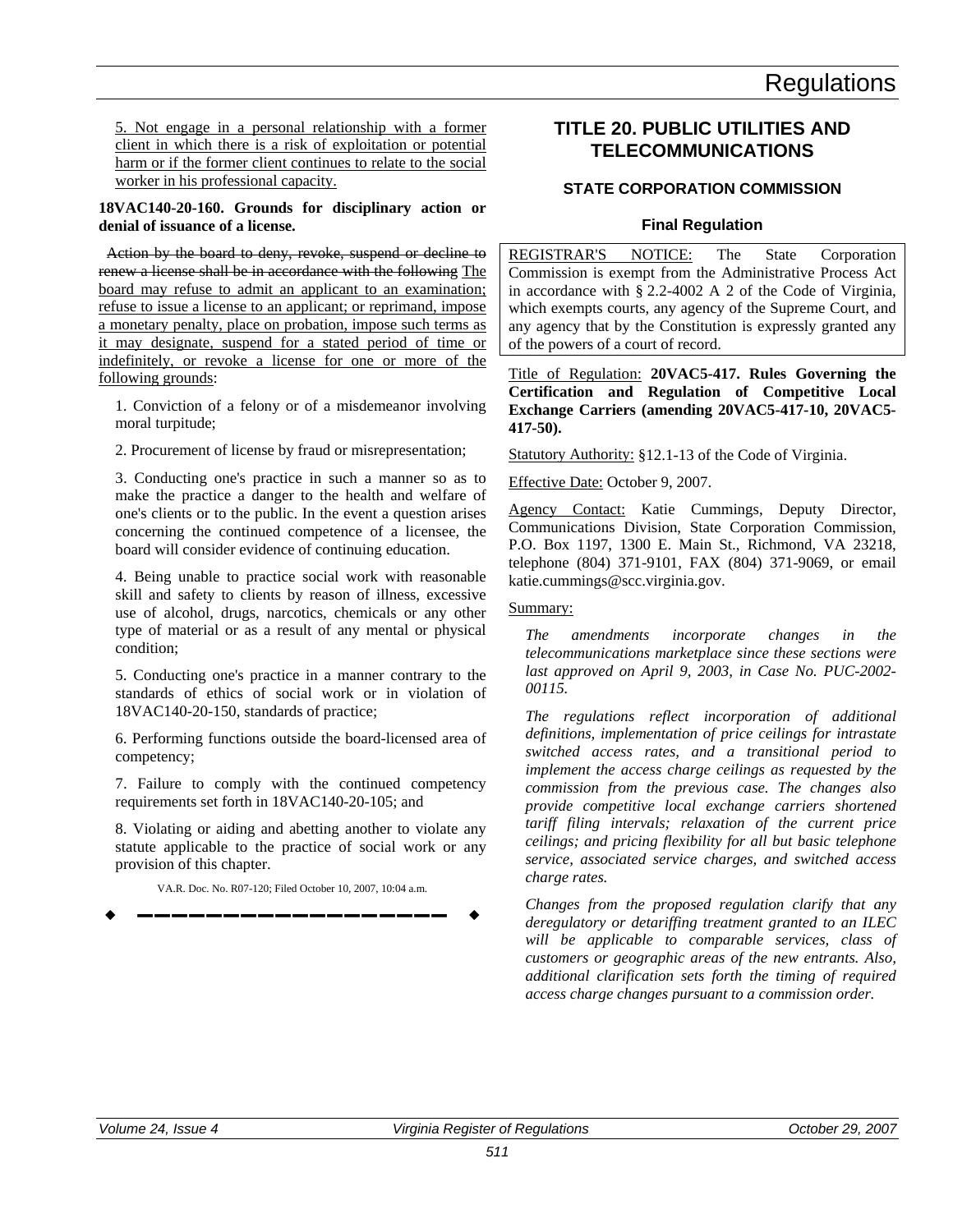5. Not engage in a personal relationship with a former client in which there is a risk of exploitation or potential harm or if the former client continues to relate to the social worker in his professional capacity.

**18VAC140-20-160. Grounds for disciplinary action or denial of issuance of a license.**

~~Action by the board to deny, revoke, suspend or decline to renew a license shall be in accordance with the following~~ The board may refuse to admit an applicant to an examination; refuse to issue a license to an applicant; or reprimand, impose a monetary penalty, place on probation, impose such terms as it may designate, suspend for a stated period of time or indefinitely, or revoke a license for one or more of the following grounds:

1. Conviction of a felony or of a misdemeanor involving moral turpitude;

2. Procurement of license by fraud or misrepresentation;

3. Conducting one's practice in such a manner so as to make the practice a danger to the health and welfare of one's clients or to the public. In the event a question arises concerning the continued competence of a licensee, the board will consider evidence of continuing education.

4. Being unable to practice social work with reasonable skill and safety to clients by reason of illness, excessive use of alcohol, drugs, narcotics, chemicals or any other type of material or as a result of any mental or physical condition;

5. Conducting one's practice in a manner contrary to the standards of ethics of social work or in violation of 18VAC140-20-150, standards of practice;

6. Performing functions outside the board-licensed area of competency;

7. Failure to comply with the continued competency requirements set forth in 18VAC140-20-105; and

8. Violating or aiding and abetting another to violate any statute applicable to the practice of social work or any provision of this chapter.

VA.R. Doc. No. R07-120; Filed October 10, 2007, 10:04 a.m.

---

# TITLE 20. PUBLIC UTILITIES AND TELECOMMUNICATIONS

## STATE CORPORATION COMMISSION

### Final Regulation

REGISTRAR'S NOTICE: The State Corporation Commission is exempt from the Administrative Process Act in accordance with § 2.2-4002 A 2 of the Code of Virginia, which exempts courts, any agency of the Supreme Court, and any agency that by the Constitution is expressly granted any of the powers of a court of record.

Title of Regulation: **20VAC5-417. Rules Governing the Certification and Regulation of Competitive Local Exchange Carriers (amending 20VAC5-417-10, 20VAC5-417-50).**

Statutory Authority: §12.1-13 of the Code of Virginia.

Effective Date: October 9, 2007.

Agency Contact: Katie Cummings, Deputy Director, Communications Division, State Corporation Commission, P.O. Box 1197, 1300 E. Main St., Richmond, VA 23218, telephone (804) 371-9101, FAX (804) 371-9069, or email katie.cummings@scc.virginia.gov.

Summary:

*The amendments incorporate changes in the telecommunications marketplace since these sections were last approved on April 9, 2003, in Case No. PUC-2002-00115.*

*The regulations reflect incorporation of additional definitions, implementation of price ceilings for intrastate switched access rates, and a transitional period to implement the access charge ceilings as requested by the commission from the previous case. The changes also provide competitive local exchange carriers shortened tariff filing intervals; relaxation of the current price ceilings; and pricing flexibility for all but basic telephone service, associated service charges, and switched access charge rates.*

*Changes from the proposed regulation clarify that any deregulatory or detariffing treatment granted to an ILEC will be applicable to comparable services, class of customers or geographic areas of the new entrants. Also, additional clarification sets forth the timing of required access charge changes pursuant to a commission order.*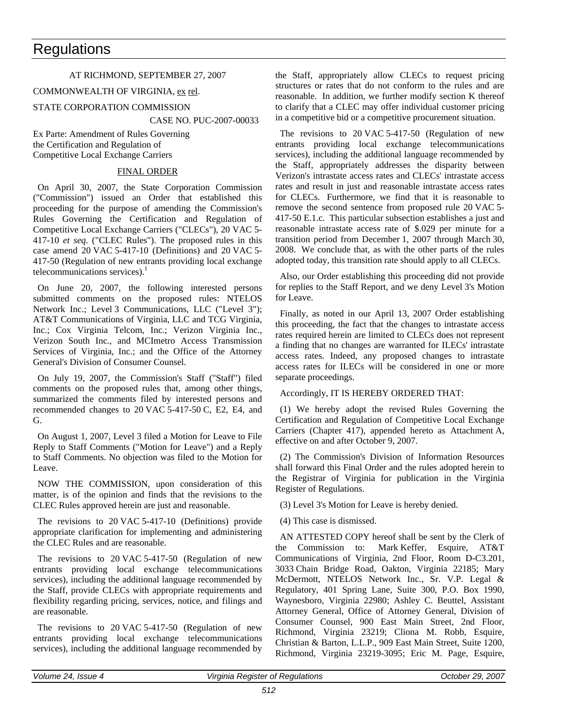# Regulations

AT RICHMOND, SEPTEMBER 27, 2007

COMMONWEALTH OF VIRGINIA, ex rel.

STATE CORPORATION COMMISSION

CASE NO. PUC-2007-00033

Ex Parte: Amendment of Rules Governing the Certification and Regulation of Competitive Local Exchange Carriers

FINAL ORDER

On April 30, 2007, the State Corporation Commission ("Commission") issued an Order that established this proceeding for the purpose of amending the Commission's Rules Governing the Certification and Regulation of Competitive Local Exchange Carriers ("CLECs"), 20 VAC 5-417-10 *et seq*. ("CLEC Rules"). The proposed rules in this case amend 20 VAC 5-417-10 (Definitions) and 20 VAC 5-417-50 (Regulation of new entrants providing local exchange telecommunications services).[1]

On June 20, 2007, the following interested persons submitted comments on the proposed rules: NTELOS Network Inc.; Level 3 Communications, LLC ("Level 3"); AT&T Communications of Virginia, LLC and TCG Virginia, Inc.; Cox Virginia Telcom, Inc.; Verizon Virginia Inc., Verizon South Inc., and MCImetro Access Transmission Services of Virginia, Inc.; and the Office of the Attorney General's Division of Consumer Counsel.

On July 19, 2007, the Commission's Staff ("Staff") filed comments on the proposed rules that, among other things, summarized the comments filed by interested persons and recommended changes to 20 VAC 5-417-50 C, E2, E4, and G.

On August 1, 2007, Level 3 filed a Motion for Leave to File Reply to Staff Comments ("Motion for Leave") and a Reply to Staff Comments. No objection was filed to the Motion for Leave.

NOW THE COMMISSION, upon consideration of this matter, is of the opinion and finds that the revisions to the CLEC Rules approved herein are just and reasonable.

The revisions to 20 VAC 5-417-10 (Definitions) provide appropriate clarification for implementing and administering the CLEC Rules and are reasonable.

The revisions to 20 VAC 5-417-50 (Regulation of new entrants providing local exchange telecommunications services), including the additional language recommended by the Staff, provide CLECs with appropriate requirements and flexibility regarding pricing, services, notice, and filings and are reasonable.

The revisions to 20 VAC 5-417-50 (Regulation of new entrants providing local exchange telecommunications services), including the additional language recommended by the Staff, appropriately allow CLECs to request pricing structures or rates that do not conform to the rules and are reasonable. In addition, we further modify section K thereof to clarify that a CLEC may offer individual customer pricing in a competitive bid or a competitive procurement situation.

The revisions to 20 VAC 5-417-50 (Regulation of new entrants providing local exchange telecommunications services), including the additional language recommended by the Staff, appropriately addresses the disparity between Verizon's intrastate access rates and CLECs' intrastate access rates and result in just and reasonable intrastate access rates for CLECs. Furthermore, we find that it is reasonable to remove the second sentence from proposed rule 20 VAC 5-417-50 E.1.c. This particular subsection establishes a just and reasonable intrastate access rate of \$.029 per minute for a transition period from December 1, 2007 through March 30, 2008. We conclude that, as with the other parts of the rules adopted today, this transition rate should apply to all CLECs.

Also, our Order establishing this proceeding did not provide for replies to the Staff Report, and we deny Level 3's Motion for Leave.

Finally, as noted in our April 13, 2007 Order establishing this proceeding, the fact that the changes to intrastate access rates required herein are limited to CLECs does not represent a finding that no changes are warranted for ILECs' intrastate access rates. Indeed, any proposed changes to intrastate access rates for ILECs will be considered in one or more separate proceedings.

Accordingly, IT IS HEREBY ORDERED THAT:

(1) We hereby adopt the revised Rules Governing the Certification and Regulation of Competitive Local Exchange Carriers (Chapter 417), appended hereto as Attachment A, effective on and after October 9, 2007.

(2) The Commission's Division of Information Resources shall forward this Final Order and the rules adopted herein to the Registrar of Virginia for publication in the Virginia Register of Regulations.

(3) Level 3's Motion for Leave is hereby denied.

(4) This case is dismissed.

AN ATTESTED COPY hereof shall be sent by the Clerk of the Commission to: Mark Keffer, Esquire, AT&T Communications of Virginia, 2nd Floor, Room D-C3.201, 3033 Chain Bridge Road, Oakton, Virginia 22185; Mary McDermott, NTELOS Network Inc., Sr. V.P. Legal & Regulatory, 401 Spring Lane, Suite 300, P.O. Box 1990, Waynesboro, Virginia 22980; Ashley C. Beuttel, Assistant Attorney General, Office of Attorney General, Division of Consumer Counsel, 900 East Main Street, 2nd Floor, Richmond, Virginia 23219; Cliona M. Robb, Esquire, Christian & Barton, L.L.P., 909 East Main Street, Suite 1200, Richmond, Virginia 23219-3095; Eric M. Page, Esquire,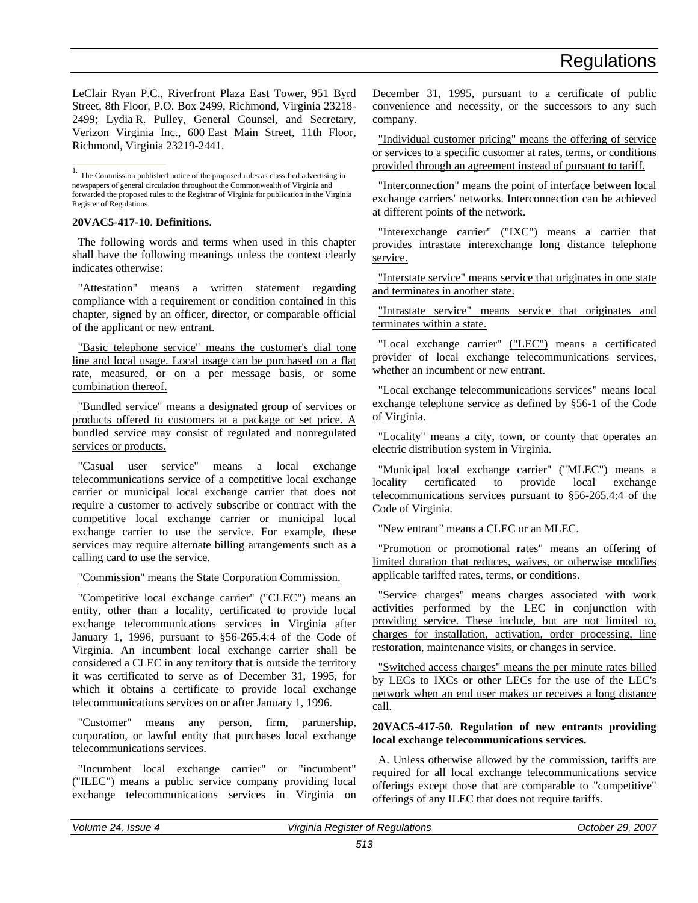LeClair Ryan P.C., Riverfront Plaza East Tower, 951 Byrd Street, 8th Floor, P.O. Box 2499, Richmond, Virginia 23218-2499; Lydia R. Pulley, General Counsel, and Secretary, Verizon Virginia Inc., 600 East Main Street, 11th Floor, Richmond, Virginia 23219-2441.

[1] The Commission published notice of the proposed rules as classified advertising in newspapers of general circulation throughout the Commonwealth of Virginia and forwarded the proposed rules to the Registrar of Virginia for publication in the Virginia Register of Regulations.

**20VAC5-417-10. Definitions.**

The following words and terms when used in this chapter shall have the following meanings unless the context clearly indicates otherwise:

"Attestation" means a written statement regarding compliance with a requirement or condition contained in this chapter, signed by an officer, director, or comparable official of the applicant or new entrant.

"Basic telephone service" means the customer's dial tone line and local usage. Local usage can be purchased on a flat rate, measured, or on a per message basis, or some combination thereof.

"Bundled service" means a designated group of services or products offered to customers at a package or set price. A bundled service may consist of regulated and nonregulated services or products.

"Casual user service" means a local exchange telecommunications service of a competitive local exchange carrier or municipal local exchange carrier that does not require a customer to actively subscribe or contract with the competitive local exchange carrier or municipal local exchange carrier to use the service. For example, these services may require alternate billing arrangements such as a calling card to use the service.

"Commission" means the State Corporation Commission.

"Competitive local exchange carrier" ("CLEC") means an entity, other than a locality, certificated to provide local exchange telecommunications services in Virginia after January 1, 1996, pursuant to §56-265.4:4 of the Code of Virginia. An incumbent local exchange carrier shall be considered a CLEC in any territory that is outside the territory it was certificated to serve as of December 31, 1995, for which it obtains a certificate to provide local exchange telecommunications services on or after January 1, 1996.

"Customer" means any person, firm, partnership, corporation, or lawful entity that purchases local exchange telecommunications services.

"Incumbent local exchange carrier" or "incumbent" ("ILEC") means a public service company providing local exchange telecommunications services in Virginia on December 31, 1995, pursuant to a certificate of public convenience and necessity, or the successors to any such company.

"Individual customer pricing" means the offering of service or services to a specific customer at rates, terms, or conditions provided through an agreement instead of pursuant to tariff.

"Interconnection" means the point of interface between local exchange carriers' networks. Interconnection can be achieved at different points of the network.

"Interexchange carrier" ("IXC") means a carrier that provides intrastate interexchange long distance telephone service.

"Interstate service" means service that originates in one state and terminates in another state.

"Intrastate service" means service that originates and terminates within a state.

"Local exchange carrier" ("LEC") means a certificated provider of local exchange telecommunications services, whether an incumbent or new entrant.

"Local exchange telecommunications services" means local exchange telephone service as defined by §56-1 of the Code of Virginia.

"Locality" means a city, town, or county that operates an electric distribution system in Virginia.

"Municipal local exchange carrier" ("MLEC") means a locality certificated to provide local exchange telecommunications services pursuant to §56-265.4:4 of the Code of Virginia.

"New entrant" means a CLEC or an MLEC.

"Promotion or promotional rates" means an offering of limited duration that reduces, waives, or otherwise modifies applicable tariffed rates, terms, or conditions.

"Service charges" means charges associated with work activities performed by the LEC in conjunction with providing service. These include, but are not limited to, charges for installation, activation, order processing, line restoration, maintenance visits, or changes in service.

"Switched access charges" means the per minute rates billed by LECs to IXCs or other LECs for the use of the LEC's network when an end user makes or receives a long distance call.

**20VAC5-417-50. Regulation of new entrants providing local exchange telecommunications services.**

A. Unless otherwise allowed by the commission, tariffs are required for all local exchange telecommunications service offerings except those that are comparable to ~~"competitive"~~ offerings of any ILEC that does not require tariffs.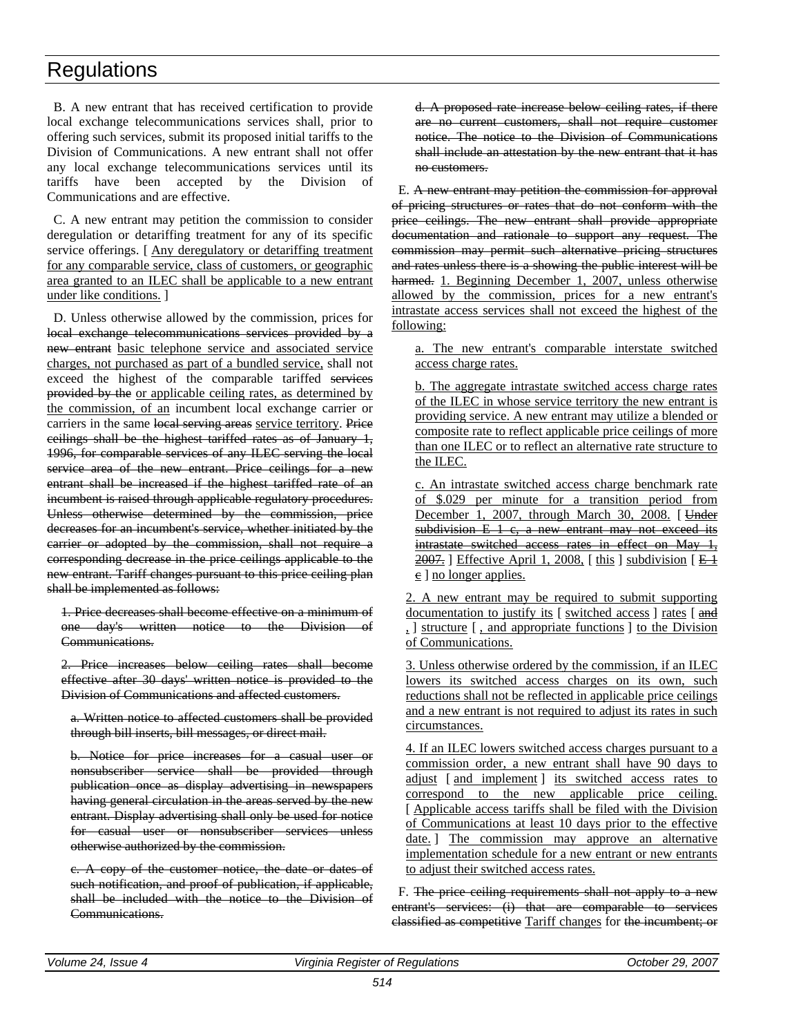B. A new entrant that has received certification to provide local exchange telecommunications services shall, prior to offering such services, submit its proposed initial tariffs to the Division of Communications. A new entrant shall not offer any local exchange telecommunications services until its tariffs have been accepted by the Division of Communications and are effective.

C. A new entrant may petition the commission to consider deregulation or detariffing treatment for any of its specific service offerings. [ <u>Any deregulatory or detariffing treatment for any comparable service, class of customers, or geographic area granted to an ILEC shall be applicable to a new entrant under like conditions.</u> ]

D. Unless otherwise allowed by the commission, prices for ~~local exchange telecommunications services provided by a new entrant~~ <u>basic telephone service and associated service charges, not purchased as part of a bundled service,</u> shall not exceed the highest of the comparable tariffed ~~services provided by the~~ <u>or applicable ceiling rates, as determined by the commission, of an</u> incumbent local exchange carrier or carriers in the same ~~local serving areas~~ <u>service territory</u>. ~~Price ceilings shall be the highest tariffed rates as of January 1, 1996, for comparable services of any ILEC serving the local service area of the new entrant. Price ceilings for a new entrant shall be increased if the highest tariffed rate of an incumbent is raised through applicable regulatory procedures. Unless otherwise determined by the commission, price decreases for an incumbent's service, whether initiated by the carrier or adopted by the commission, shall not require a corresponding decrease in the price ceilings applicable to the new entrant. Tariff changes pursuant to this price ceiling plan shall be implemented as follows:~~

~~1. Price decreases shall become effective on a minimum of one day's written notice to the Division of Communications.~~

~~2. Price increases below ceiling rates shall become effective after 30 days' written notice is provided to the Division of Communications and affected customers.~~

~~a. Written notice to affected customers shall be provided through bill inserts, bill messages, or direct mail.~~

~~b. Notice for price increases for a casual user or nonsubscriber service shall be provided through publication once as display advertising in newspapers having general circulation in the areas served by the new entrant. Display advertising shall only be used for notice for casual user or nonsubscriber services unless otherwise authorized by the commission.~~

~~c. A copy of the customer notice, the date or dates of such notification, and proof of publication, if applicable, shall be included with the notice to the Division of Communications.~~

~~d. A proposed rate increase below ceiling rates, if there are no current customers, shall not require customer notice. The notice to the Division of Communications shall include an attestation by the new entrant that it has no customers.~~

E. ~~A new entrant may petition the commission for approval of pricing structures or rates that do not conform with the price ceilings. The new entrant shall provide appropriate documentation and rationale to support any request. The commission may permit such alternative pricing structures and rates unless there is a showing the public interest will be harmed.~~ <u>1. Beginning December 1, 2007, unless otherwise allowed by the commission, prices for a new entrant's intrastate access services shall not exceed the highest of the following:</u>

<u>a. The new entrant's comparable interstate switched access charge rates.</u>

<u>b. The aggregate intrastate switched access charge rates of the ILEC in whose service territory the new entrant is providing service. A new entrant may utilize a blended or composite rate to reflect applicable price ceilings of more than one ILEC or to reflect an alternative rate structure to the ILEC.</u>

<u>c. An intrastate switched access charge benchmark rate of $.029 per minute for a transition period from December 1, 2007, through March 30, 2008.</u> [ ~~<u>Under subdivision E 1 c, a new entrant may not exceed its intrastate switched access rates in effect on May 1, 2007.</u>~~ ] <u>Effective April 1, 2008,</u> [ <u>this</u> ] <u>subdivision</u> [ ~~<u>E 1 c</u>~~ ] <u>no longer applies.</u>

<u>2. A new entrant may be required to submit supporting documentation to justify its</u> [ <u>switched access</u> ] <u>rates</u> [ ~~<u>and</u>~~ <u>,</u> ] <u>structure</u> [ <u>, and appropriate functions</u> ] <u>to the Division of Communications.</u>

<u>3. Unless otherwise ordered by the commission, if an ILEC lowers its switched access charges on its own, such reductions shall not be reflected in applicable price ceilings and a new entrant is not required to adjust its rates in such circumstances.</u>

<u>4. If an ILEC lowers switched access charges pursuant to a commission order, a new entrant shall have 90 days to adjust</u> [ <u>and implement</u> ] <u>its switched access rates to correspond to the new applicable price ceiling.</u> [ <u>Applicable access tariffs shall be filed with the Division of Communications at least 10 days prior to the effective date.</u> ] <u>The commission may approve an alternative implementation schedule for a new entrant or new entrants to adjust their switched access rates.</u>

F. ~~The price ceiling requirements shall not apply to a new entrant's services: (i) that are comparable to services classified as competitive~~ <u>Tariff changes</u> for ~~the incumbent; or~~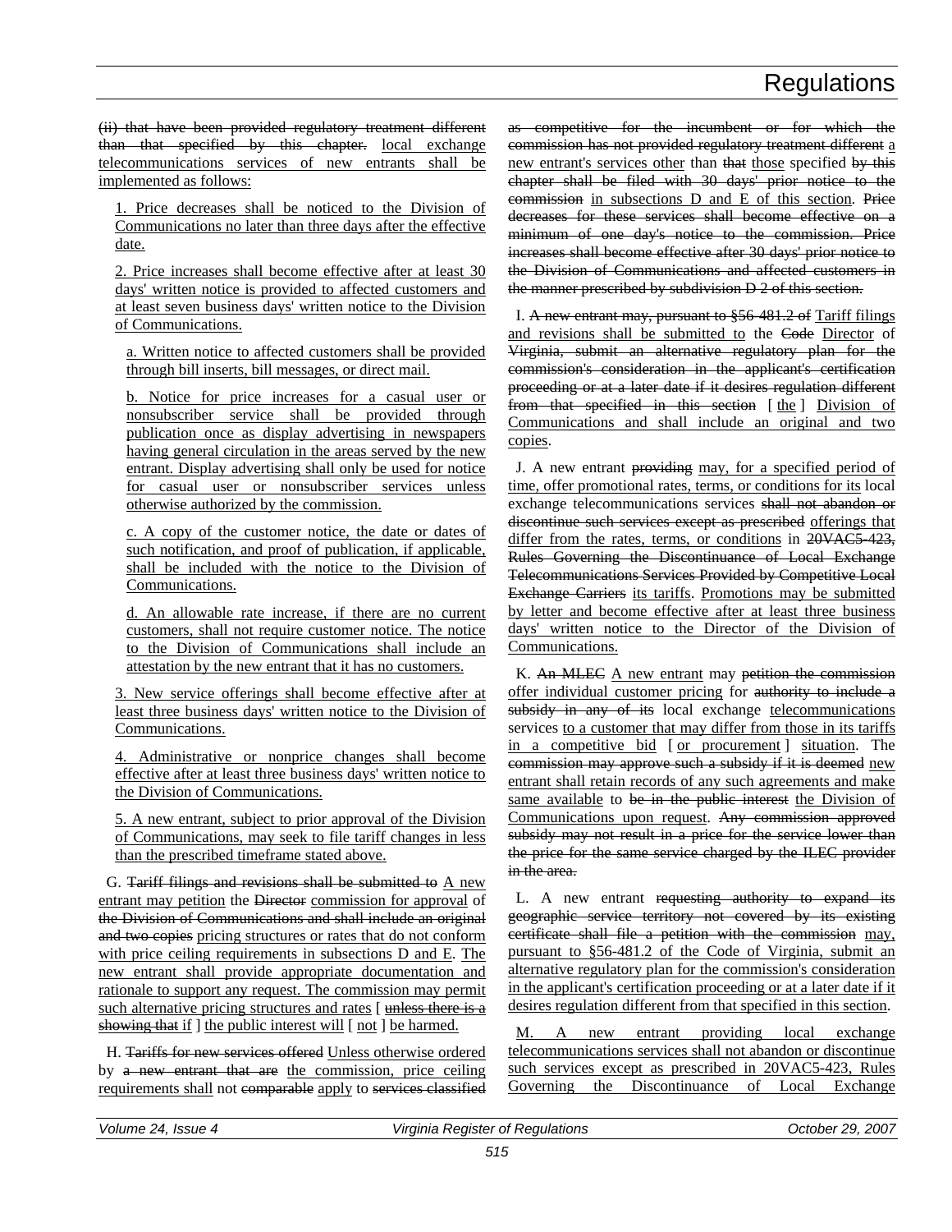~~(ii) that have been provided regulatory treatment different than that specified by this chapter.~~ local exchange telecommunications services of new entrants shall be implemented as follows:

1. Price decreases shall be noticed to the Division of Communications no later than three days after the effective date.

2. Price increases shall become effective after at least 30 days' written notice is provided to affected customers and at least seven business days' written notice to the Division of Communications.

a. Written notice to affected customers shall be provided through bill inserts, bill messages, or direct mail.

b. Notice for price increases for a casual user or nonsubscriber service shall be provided through publication once as display advertising in newspapers having general circulation in the areas served by the new entrant. Display advertising shall only be used for notice for casual user or nonsubscriber services unless otherwise authorized by the commission.

c. A copy of the customer notice, the date or dates of such notification, and proof of publication, if applicable, shall be included with the notice to the Division of Communications.

d. An allowable rate increase, if there are no current customers, shall not require customer notice. The notice to the Division of Communications shall include an attestation by the new entrant that it has no customers.

3. New service offerings shall become effective after at least three business days' written notice to the Division of Communications.

4. Administrative or nonprice changes shall become effective after at least three business days' written notice to the Division of Communications.

5. A new entrant, subject to prior approval of the Division of Communications, may seek to file tariff changes in less than the prescribed timeframe stated above.

G. ~~Tariff filings and revisions shall be submitted to~~ A new entrant may petition the ~~Director~~ commission for approval of ~~the Division of Communications and shall include an original and two copies~~ pricing structures or rates that do not conform with price ceiling requirements in subsections D and E. The new entrant shall provide appropriate documentation and rationale to support any request. The commission may permit such alternative pricing structures and rates [ ~~unless there is a showing that~~ if ] the public interest will [ not ] be harmed.

H. ~~Tariffs for new services offered~~ Unless otherwise ordered by ~~a new entrant that are~~ the commission, price ceiling requirements shall not ~~comparable~~ apply to ~~services classified as competitive for the incumbent or for which the commission has not provided regulatory treatment different~~ a new entrant's services other than ~~that~~ those specified ~~by this chapter shall be filed with 30 days' prior notice to the commission~~ in subsections D and E of this section. ~~Price decreases for these services shall become effective on a minimum of one day's notice to the commission. Price increases shall become effective after 30 days' prior notice to the Division of Communications and affected customers in the manner prescribed by subdivision D 2 of this section.~~

I. ~~A new entrant may, pursuant to §56-481.2 of~~ Tariff filings and revisions shall be submitted to the ~~Code~~ Director of ~~Virginia, submit an alternative regulatory plan for the commission's consideration in the applicant's certification proceeding or at a later date if it desires regulation different from that specified in this section~~ [ the ] Division of Communications and shall include an original and two copies.

J. A new entrant ~~providing~~ may, for a specified period of time, offer promotional rates, terms, or conditions for its local exchange telecommunications services ~~shall not abandon or discontinue such services except as prescribed~~ offerings that differ from the rates, terms, or conditions in ~~20VAC5-423, Rules Governing the Discontinuance of Local Exchange Telecommunications Services Provided by Competitive Local Exchange Carriers~~ its tariffs. Promotions may be submitted by letter and become effective after at least three business days' written notice to the Director of the Division of Communications.

K. ~~An MLEC~~ A new entrant may ~~petition the commission~~ offer individual customer pricing for ~~authority to include a subsidy in any of its~~ local exchange telecommunications services to a customer that may differ from those in its tariffs in a competitive bid [ or procurement ] situation. The ~~commission may approve such a subsidy if it is deemed~~ new entrant shall retain records of any such agreements and make same available to ~~be in the public interest~~ the Division of Communications upon request. ~~Any commission approved subsidy may not result in a price for the service lower than the price for the same service charged by the ILEC provider in the area.~~

L. A new entrant ~~requesting authority to expand its geographic service territory not covered by its existing certificate shall file a petition with the commission~~ may, pursuant to §56-481.2 of the Code of Virginia, submit an alternative regulatory plan for the commission's consideration in the applicant's certification proceeding or at a later date if it desires regulation different from that specified in this section.

M. A new entrant providing local exchange telecommunications services shall not abandon or discontinue such services except as prescribed in 20VAC5-423, Rules Governing the Discontinuance of Local Exchange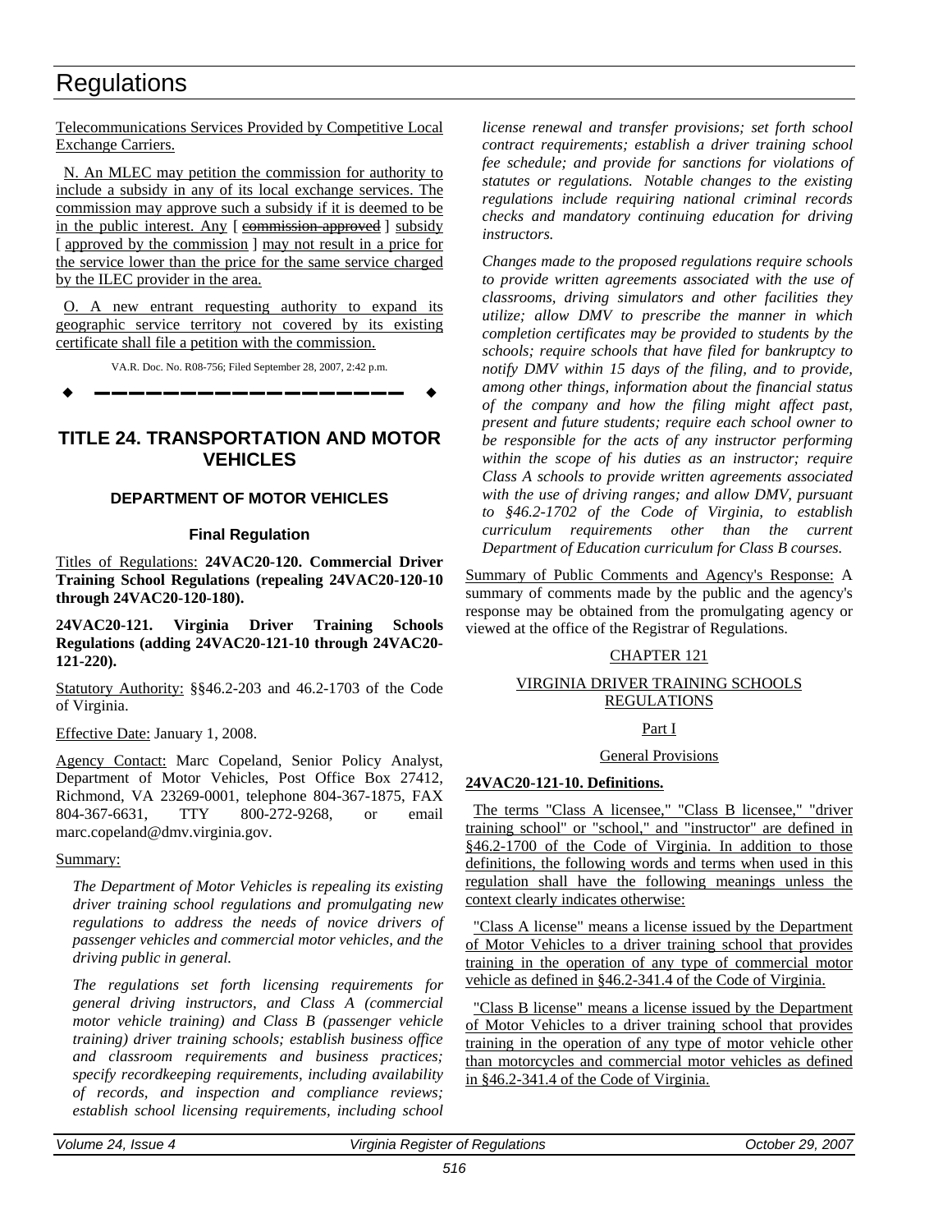Telecommunications Services Provided by Competitive Local Exchange Carriers.

N. An MLEC may petition the commission for authority to include a subsidy in any of its local exchange services. The commission may approve such a subsidy if it is deemed to be in the public interest. Any [ ~~commission-approved~~ ] subsidy [ approved by the commission ] may not result in a price for the service lower than the price for the same service charged by the ILEC provider in the area.

O. A new entrant requesting authority to expand its geographic service territory not covered by its existing certificate shall file a petition with the commission.

VA.R. Doc. No. R08-756; Filed September 28, 2007, 2:42 p.m.

---

## TITLE 24. TRANSPORTATION AND MOTOR VEHICLES

### DEPARTMENT OF MOTOR VEHICLES

#### Final Regulation

Titles of Regulations: **24VAC20-120. Commercial Driver Training School Regulations (repealing 24VAC20-120-10 through 24VAC20-120-180).**

**24VAC20-121. Virginia Driver Training Schools Regulations (adding 24VAC20-121-10 through 24VAC20-121-220).**

Statutory Authority: §§46.2-203 and 46.2-1703 of the Code of Virginia.

Effective Date: January 1, 2008.

Agency Contact: Marc Copeland, Senior Policy Analyst, Department of Motor Vehicles, Post Office Box 27412, Richmond, VA 23269-0001, telephone 804-367-1875, FAX 804-367-6631, TTY 800-272-9268, or email marc.copeland@dmv.virginia.gov.

Summary:

*The Department of Motor Vehicles is repealing its existing driver training school regulations and promulgating new regulations to address the needs of novice drivers of passenger vehicles and commercial motor vehicles, and the driving public in general.*

*The regulations set forth licensing requirements for general driving instructors, and Class A (commercial motor vehicle training) and Class B (passenger vehicle training) driver training schools; establish business office and classroom requirements and business practices; specify recordkeeping requirements, including availability of records, and inspection and compliance reviews; establish school licensing requirements, including school license renewal and transfer provisions; set forth school contract requirements; establish a driver training school fee schedule; and provide for sanctions for violations of statutes or regulations. Notable changes to the existing regulations include requiring national criminal records checks and mandatory continuing education for driving instructors.*

*Changes made to the proposed regulations require schools to provide written agreements associated with the use of classrooms, driving simulators and other facilities they utilize; allow DMV to prescribe the manner in which completion certificates may be provided to students by the schools; require schools that have filed for bankruptcy to notify DMV within 15 days of the filing, and to provide, among other things, information about the financial status of the company and how the filing might affect past, present and future students; require each school owner to be responsible for the acts of any instructor performing within the scope of his duties as an instructor; require Class A schools to provide written agreements associated with the use of driving ranges; and allow DMV, pursuant to §46.2-1702 of the Code of Virginia, to establish curriculum requirements other than the current Department of Education curriculum for Class B courses.*

Summary of Public Comments and Agency's Response: A summary of comments made by the public and the agency's response may be obtained from the promulgating agency or viewed at the office of the Registrar of Regulations.

CHAPTER 121

VIRGINIA DRIVER TRAINING SCHOOLS REGULATIONS

Part I

General Provisions

**24VAC20-121-10. Definitions.**

The terms "Class A licensee," "Class B licensee," "driver training school" or "school," and "instructor" are defined in §46.2-1700 of the Code of Virginia. In addition to those definitions, the following words and terms when used in this regulation shall have the following meanings unless the context clearly indicates otherwise:

"Class A license" means a license issued by the Department of Motor Vehicles to a driver training school that provides training in the operation of any type of commercial motor vehicle as defined in §46.2-341.4 of the Code of Virginia.

"Class B license" means a license issued by the Department of Motor Vehicles to a driver training school that provides training in the operation of any type of motor vehicle other than motorcycles and commercial motor vehicles as defined in §46.2-341.4 of the Code of Virginia.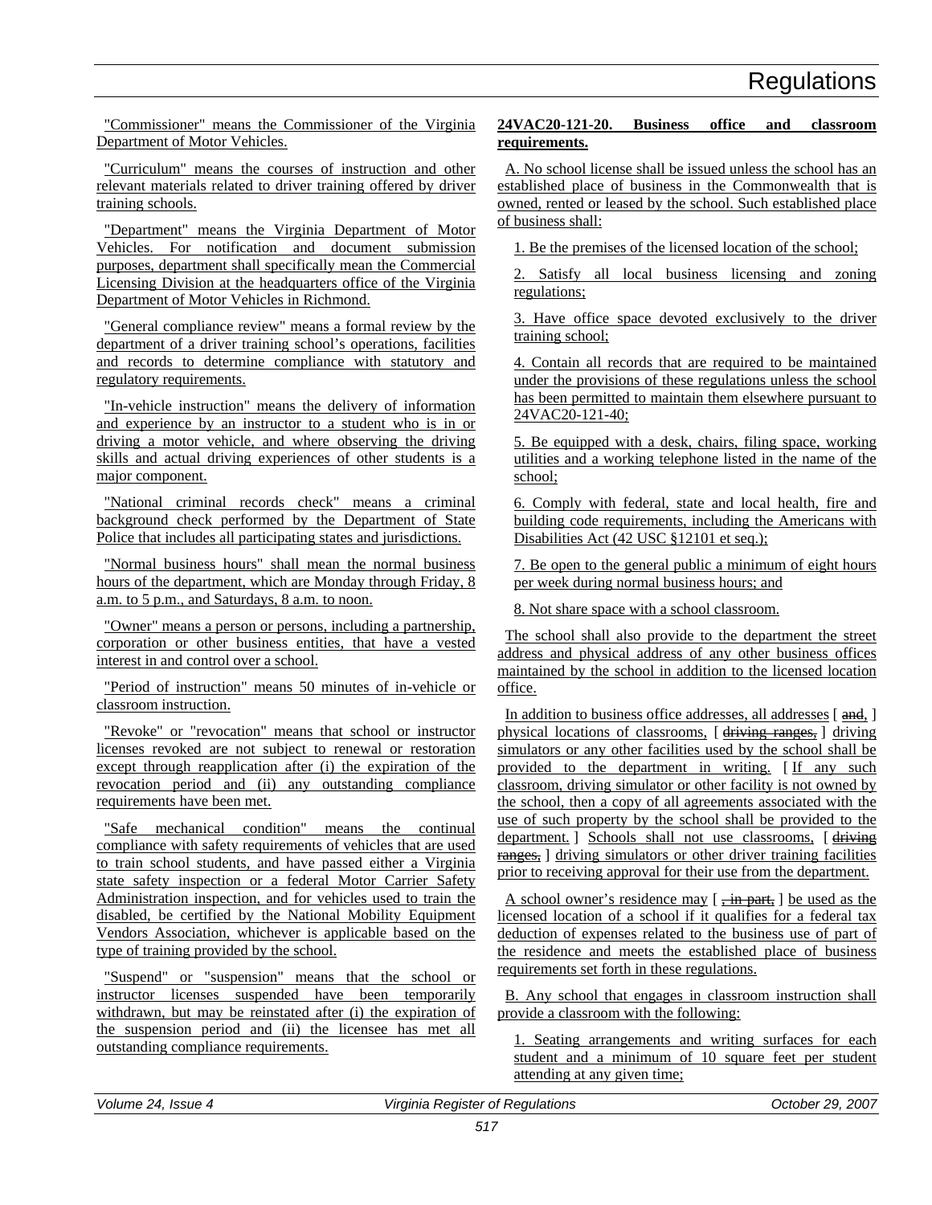"Commissioner" means the Commissioner of the Virginia Department of Motor Vehicles.

"Curriculum" means the courses of instruction and other relevant materials related to driver training offered by driver training schools.

"Department" means the Virginia Department of Motor Vehicles. For notification and document submission purposes, department shall specifically mean the Commercial Licensing Division at the headquarters office of the Virginia Department of Motor Vehicles in Richmond.

"General compliance review" means a formal review by the department of a driver training school's operations, facilities and records to determine compliance with statutory and regulatory requirements.

"In-vehicle instruction" means the delivery of information and experience by an instructor to a student who is in or driving a motor vehicle, and where observing the driving skills and actual driving experiences of other students is a major component.

"National criminal records check" means a criminal background check performed by the Department of State Police that includes all participating states and jurisdictions.

"Normal business hours" shall mean the normal business hours of the department, which are Monday through Friday, 8 a.m. to 5 p.m., and Saturdays, 8 a.m. to noon.

"Owner" means a person or persons, including a partnership, corporation or other business entities, that have a vested interest in and control over a school.

"Period of instruction" means 50 minutes of in-vehicle or classroom instruction.

"Revoke" or "revocation" means that school or instructor licenses revoked are not subject to renewal or restoration except through reapplication after (i) the expiration of the revocation period and (ii) any outstanding compliance requirements have been met.

"Safe mechanical condition" means the continual compliance with safety requirements of vehicles that are used to train school students, and have passed either a Virginia state safety inspection or a federal Motor Carrier Safety Administration inspection, and for vehicles used to train the disabled, be certified by the National Mobility Equipment Vendors Association, whichever is applicable based on the type of training provided by the school.

"Suspend" or "suspension" means that the school or instructor licenses suspended have been temporarily withdrawn, but may be reinstated after (i) the expiration of the suspension period and (ii) the licensee has met all outstanding compliance requirements.

**24VAC20-121-20. Business office and classroom requirements.**

A. No school license shall be issued unless the school has an established place of business in the Commonwealth that is owned, rented or leased by the school. Such established place of business shall:

1. Be the premises of the licensed location of the school;

2. Satisfy all local business licensing and zoning regulations;

3. Have office space devoted exclusively to the driver training school;

4. Contain all records that are required to be maintained under the provisions of these regulations unless the school has been permitted to maintain them elsewhere pursuant to 24VAC20-121-40;

5. Be equipped with a desk, chairs, filing space, working utilities and a working telephone listed in the name of the school;

6. Comply with federal, state and local health, fire and building code requirements, including the Americans with Disabilities Act (42 USC §12101 et seq.);

7. Be open to the general public a minimum of eight hours per week during normal business hours; and

8. Not share space with a school classroom.

The school shall also provide to the department the street address and physical address of any other business offices maintained by the school in addition to the licensed location office.

In addition to business office addresses, all addresses [ ~~and~~, ] physical locations of classrooms, [ ~~driving ranges,~~ ] driving simulators or any other facilities used by the school shall be provided to the department in writing. [ If any such classroom, driving simulator or other facility is not owned by the school, then a copy of all agreements associated with the use of such property by the school shall be provided to the department. ] Schools shall not use classrooms, [ ~~driving ranges,~~ ] driving simulators or other driver training facilities prior to receiving approval for their use from the department.

A school owner's residence may [ ~~, in part,~~ ] be used as the licensed location of a school if it qualifies for a federal tax deduction of expenses related to the business use of part of the residence and meets the established place of business requirements set forth in these regulations.

B. Any school that engages in classroom instruction shall provide a classroom with the following:

1. Seating arrangements and writing surfaces for each student and a minimum of 10 square feet per student attending at any given time;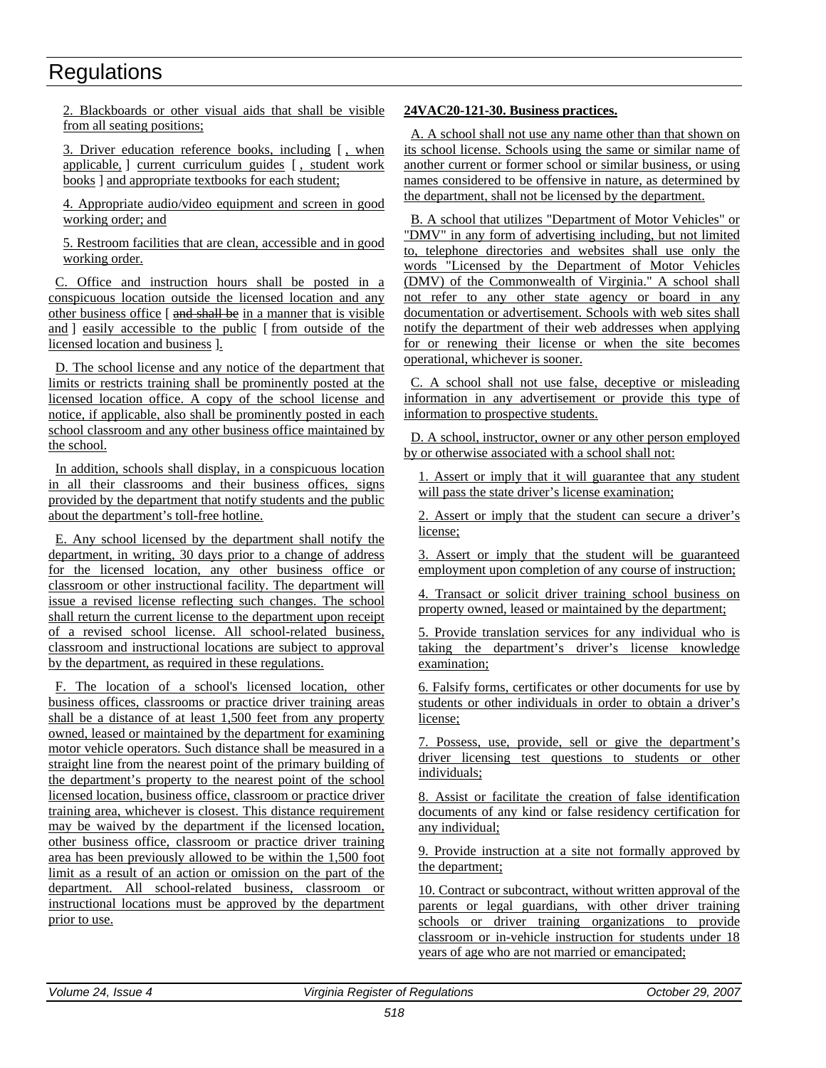2. Blackboards or other visual aids that shall be visible from all seating positions;

3. Driver education reference books, including [ , when applicable, ] current curriculum guides [ , student work books ] and appropriate textbooks for each student;

4. Appropriate audio/video equipment and screen in good working order; and

5. Restroom facilities that are clean, accessible and in good working order.

C. Office and instruction hours shall be posted in a conspicuous location outside the licensed location and any other business office [ ~~and shall be~~ in a manner that is visible and ] easily accessible to the public [ from outside of the licensed location and business ].

D. The school license and any notice of the department that limits or restricts training shall be prominently posted at the licensed location office. A copy of the school license and notice, if applicable, also shall be prominently posted in each school classroom and any other business office maintained by the school.

In addition, schools shall display, in a conspicuous location in all their classrooms and their business offices, signs provided by the department that notify students and the public about the department's toll-free hotline.

E. Any school licensed by the department shall notify the department, in writing, 30 days prior to a change of address for the licensed location, any other business office or classroom or other instructional facility. The department will issue a revised license reflecting such changes. The school shall return the current license to the department upon receipt of a revised school license. All school-related business, classroom and instructional locations are subject to approval by the department, as required in these regulations.

F. The location of a school's licensed location, other business offices, classrooms or practice driver training areas shall be a distance of at least 1,500 feet from any property owned, leased or maintained by the department for examining motor vehicle operators. Such distance shall be measured in a straight line from the nearest point of the primary building of the department's property to the nearest point of the school licensed location, business office, classroom or practice driver training area, whichever is closest. This distance requirement may be waived by the department if the licensed location, other business office, classroom or practice driver training area has been previously allowed to be within the 1,500 foot limit as a result of an action or omission on the part of the department. All school-related business, classroom or instructional locations must be approved by the department prior to use.

**24VAC20-121-30. Business practices.**

A. A school shall not use any name other than that shown on its school license. Schools using the same or similar name of another current or former school or similar business, or using names considered to be offensive in nature, as determined by the department, shall not be licensed by the department.

B. A school that utilizes "Department of Motor Vehicles" or "DMV" in any form of advertising including, but not limited to, telephone directories and websites shall use only the words "Licensed by the Department of Motor Vehicles (DMV) of the Commonwealth of Virginia." A school shall not refer to any other state agency or board in any documentation or advertisement. Schools with web sites shall notify the department of their web addresses when applying for or renewing their license or when the site becomes operational, whichever is sooner.

C. A school shall not use false, deceptive or misleading information in any advertisement or provide this type of information to prospective students.

D. A school, instructor, owner or any other person employed by or otherwise associated with a school shall not:

1. Assert or imply that it will guarantee that any student will pass the state driver's license examination;

2. Assert or imply that the student can secure a driver's license;

3. Assert or imply that the student will be guaranteed employment upon completion of any course of instruction;

4. Transact or solicit driver training school business on property owned, leased or maintained by the department;

5. Provide translation services for any individual who is taking the department's driver's license knowledge examination;

6. Falsify forms, certificates or other documents for use by students or other individuals in order to obtain a driver's license;

7. Possess, use, provide, sell or give the department's driver licensing test questions to students or other individuals;

8. Assist or facilitate the creation of false identification documents of any kind or false residency certification for any individual;

9. Provide instruction at a site not formally approved by the department;

10. Contract or subcontract, without written approval of the parents or legal guardians, with other driver training schools or driver training organizations to provide classroom or in-vehicle instruction for students under 18 years of age who are not married or emancipated;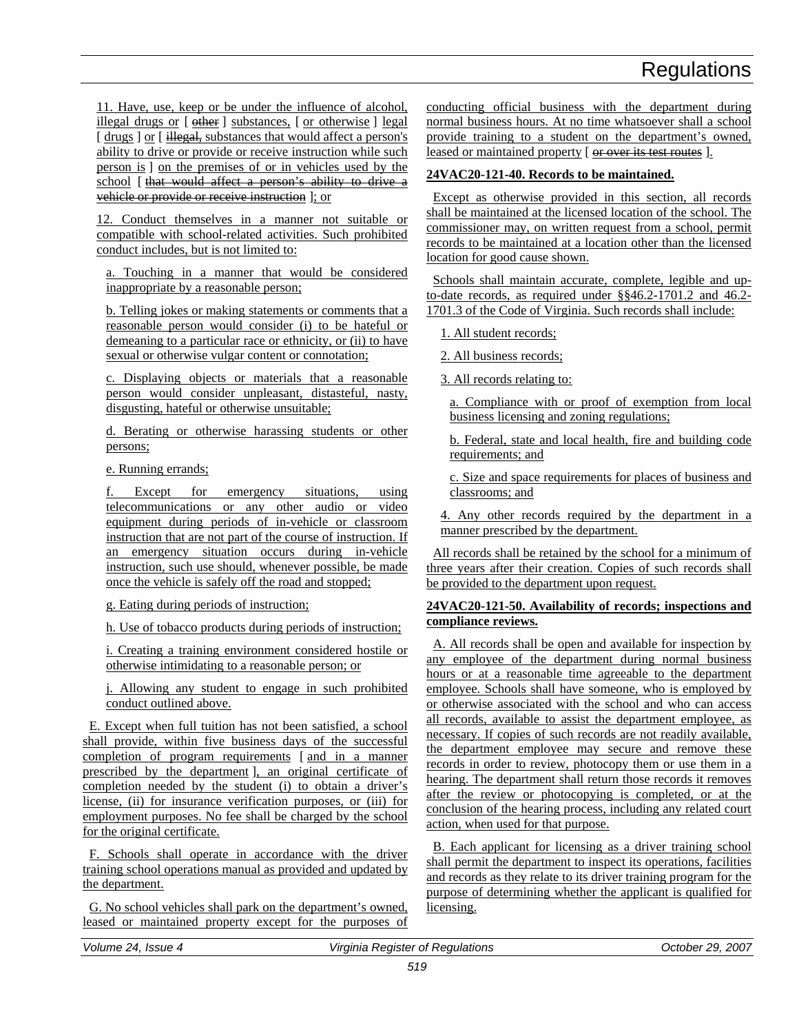11. Have, use, keep or be under the influence of alcohol, illegal drugs or [ ~~other~~ ] substances, [ or otherwise ] legal [ drugs ] or [ ~~illegal,~~ substances that would affect a person's ability to drive or provide or receive instruction while such person is ] on the premises of or in vehicles used by the school [ ~~that would affect a person's ability to drive a vehicle or provide or receive instruction~~ ]; or

12. Conduct themselves in a manner not suitable or compatible with school-related activities. Such prohibited conduct includes, but is not limited to:

a. Touching in a manner that would be considered inappropriate by a reasonable person;

b. Telling jokes or making statements or comments that a reasonable person would consider (i) to be hateful or demeaning to a particular race or ethnicity, or (ii) to have sexual or otherwise vulgar content or connotation;

c. Displaying objects or materials that a reasonable person would consider unpleasant, distasteful, nasty, disgusting, hateful or otherwise unsuitable;

d. Berating or otherwise harassing students or other persons;

e. Running errands;

f. Except for emergency situations, using telecommunications or any other audio or video equipment during periods of in-vehicle or classroom instruction that are not part of the course of instruction. If an emergency situation occurs during in-vehicle instruction, such use should, whenever possible, be made once the vehicle is safely off the road and stopped;

g. Eating during periods of instruction;

h. Use of tobacco products during periods of instruction;

i. Creating a training environment considered hostile or otherwise intimidating to a reasonable person; or

j. Allowing any student to engage in such prohibited conduct outlined above.

E. Except when full tuition has not been satisfied, a school shall provide, within five business days of the successful completion of program requirements [ and in a manner prescribed by the department ], an original certificate of completion needed by the student (i) to obtain a driver's license, (ii) for insurance verification purposes, or (iii) for employment purposes. No fee shall be charged by the school for the original certificate.

F. Schools shall operate in accordance with the driver training school operations manual as provided and updated by the department.

G. No school vehicles shall park on the department's owned, leased or maintained property except for the purposes of conducting official business with the department during normal business hours. At no time whatsoever shall a school provide training to a student on the department's owned, leased or maintained property [ ~~or over its test routes~~ ].

**24VAC20-121-40. Records to be maintained.**

Except as otherwise provided in this section, all records shall be maintained at the licensed location of the school. The commissioner may, on written request from a school, permit records to be maintained at a location other than the licensed location for good cause shown.

Schools shall maintain accurate, complete, legible and up-to-date records, as required under §§46.2-1701.2 and 46.2-1701.3 of the Code of Virginia. Such records shall include:

1. All student records;

2. All business records;

3. All records relating to:

a. Compliance with or proof of exemption from local business licensing and zoning regulations;

b. Federal, state and local health, fire and building code requirements; and

c. Size and space requirements for places of business and classrooms; and

4. Any other records required by the department in a manner prescribed by the department.

All records shall be retained by the school for a minimum of three years after their creation. Copies of such records shall be provided to the department upon request.

**24VAC20-121-50. Availability of records; inspections and compliance reviews.**

A. All records shall be open and available for inspection by any employee of the department during normal business hours or at a reasonable time agreeable to the department employee. Schools shall have someone, who is employed by or otherwise associated with the school and who can access all records, available to assist the department employee, as necessary. If copies of such records are not readily available, the department employee may secure and remove these records in order to review, photocopy them or use them in a hearing. The department shall return those records it removes after the review or photocopying is completed, or at the conclusion of the hearing process, including any related court action, when used for that purpose.

B. Each applicant for licensing as a driver training school shall permit the department to inspect its operations, facilities and records as they relate to its driver training program for the purpose of determining whether the applicant is qualified for licensing.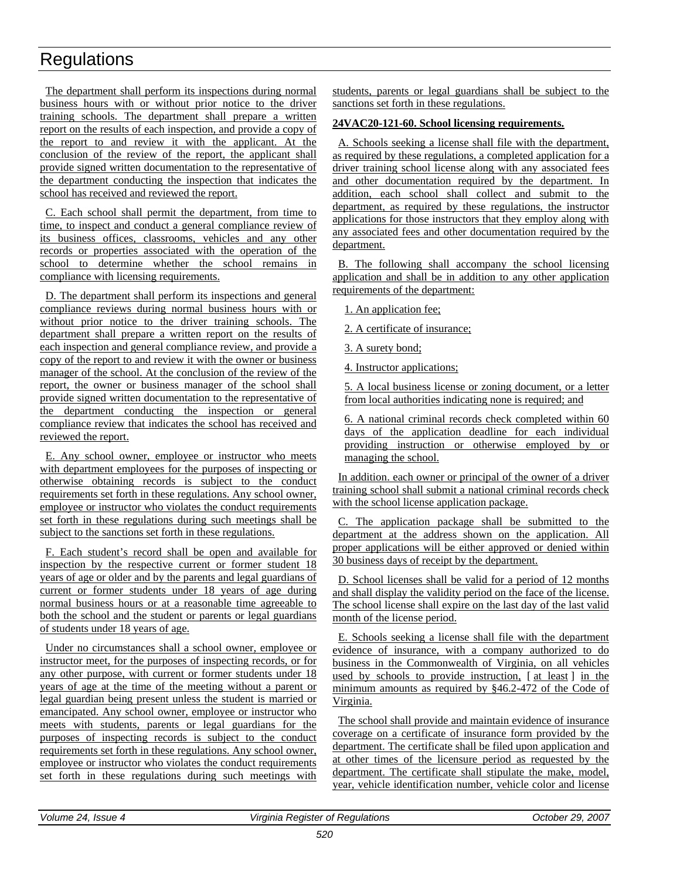The department shall perform its inspections during normal business hours with or without prior notice to the driver training schools. The department shall prepare a written report on the results of each inspection, and provide a copy of the report to and review it with the applicant. At the conclusion of the review of the report, the applicant shall provide signed written documentation to the representative of the department conducting the inspection that indicates the school has received and reviewed the report.

C. Each school shall permit the department, from time to time, to inspect and conduct a general compliance review of its business offices, classrooms, vehicles and any other records or properties associated with the operation of the school to determine whether the school remains in compliance with licensing requirements.

D. The department shall perform its inspections and general compliance reviews during normal business hours with or without prior notice to the driver training schools. The department shall prepare a written report on the results of each inspection and general compliance review, and provide a copy of the report to and review it with the owner or business manager of the school. At the conclusion of the review of the report, the owner or business manager of the school shall provide signed written documentation to the representative of the department conducting the inspection or general compliance review that indicates the school has received and reviewed the report.

E. Any school owner, employee or instructor who meets with department employees for the purposes of inspecting or otherwise obtaining records is subject to the conduct requirements set forth in these regulations. Any school owner, employee or instructor who violates the conduct requirements set forth in these regulations during such meetings shall be subject to the sanctions set forth in these regulations.

F. Each student's record shall be open and available for inspection by the respective current or former student 18 years of age or older and by the parents and legal guardians of current or former students under 18 years of age during normal business hours or at a reasonable time agreeable to both the school and the student or parents or legal guardians of students under 18 years of age.

Under no circumstances shall a school owner, employee or instructor meet, for the purposes of inspecting records, or for any other purpose, with current or former students under 18 years of age at the time of the meeting without a parent or legal guardian being present unless the student is married or emancipated. Any school owner, employee or instructor who meets with students, parents or legal guardians for the purposes of inspecting records is subject to the conduct requirements set forth in these regulations. Any school owner, employee or instructor who violates the conduct requirements set forth in these regulations during such meetings with students, parents or legal guardians shall be subject to the sanctions set forth in these regulations.

**24VAC20-121-60. School licensing requirements.**

A. Schools seeking a license shall file with the department, as required by these regulations, a completed application for a driver training school license along with any associated fees and other documentation required by the department. In addition, each school shall collect and submit to the department, as required by these regulations, the instructor applications for those instructors that they employ along with any associated fees and other documentation required by the department.

B. The following shall accompany the school licensing application and shall be in addition to any other application requirements of the department:

1. An application fee;

2. A certificate of insurance;

3. A surety bond;

4. Instructor applications;

5. A local business license or zoning document, or a letter from local authorities indicating none is required; and

6. A national criminal records check completed within 60 days of the application deadline for each individual providing instruction or otherwise employed by or managing the school.

In addition. each owner or principal of the owner of a driver training school shall submit a national criminal records check with the school license application package.

C. The application package shall be submitted to the department at the address shown on the application. All proper applications will be either approved or denied within 30 business days of receipt by the department.

D. School licenses shall be valid for a period of 12 months and shall display the validity period on the face of the license. The school license shall expire on the last day of the last valid month of the license period.

E. Schools seeking a license shall file with the department evidence of insurance, with a company authorized to do business in the Commonwealth of Virginia, on all vehicles used by schools to provide instruction, [ at least ] in the minimum amounts as required by §46.2-472 of the Code of Virginia.

The school shall provide and maintain evidence of insurance coverage on a certificate of insurance form provided by the department. The certificate shall be filed upon application and at other times of the licensure period as requested by the department. The certificate shall stipulate the make, model, year, vehicle identification number, vehicle color and license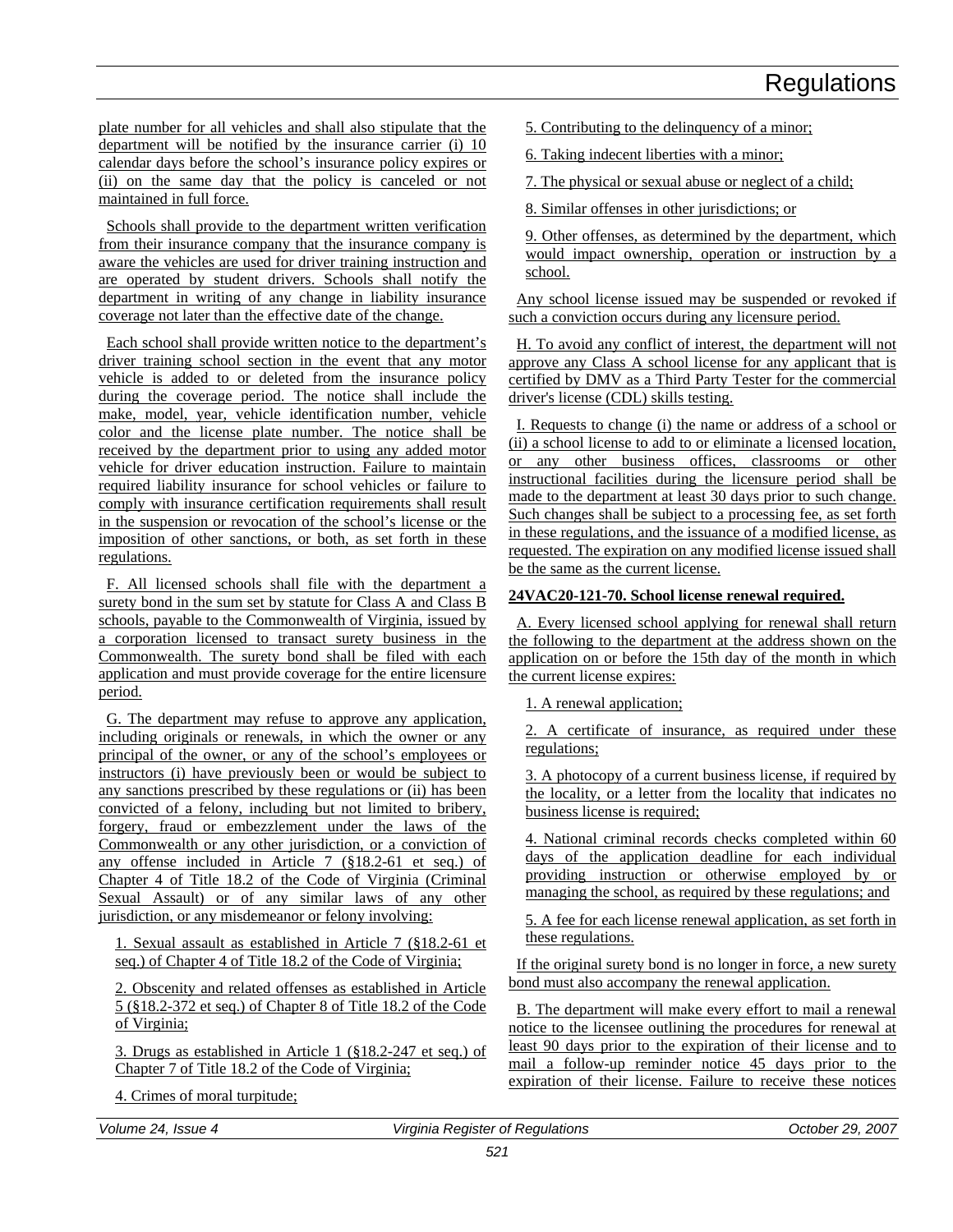plate number for all vehicles and shall also stipulate that the department will be notified by the insurance carrier (i) 10 calendar days before the school's insurance policy expires or (ii) on the same day that the policy is canceled or not maintained in full force.

Schools shall provide to the department written verification from their insurance company that the insurance company is aware the vehicles are used for driver training instruction and are operated by student drivers. Schools shall notify the department in writing of any change in liability insurance coverage not later than the effective date of the change.

Each school shall provide written notice to the department's driver training school section in the event that any motor vehicle is added to or deleted from the insurance policy during the coverage period. The notice shall include the make, model, year, vehicle identification number, vehicle color and the license plate number. The notice shall be received by the department prior to using any added motor vehicle for driver education instruction. Failure to maintain required liability insurance for school vehicles or failure to comply with insurance certification requirements shall result in the suspension or revocation of the school's license or the imposition of other sanctions, or both, as set forth in these regulations.

F. All licensed schools shall file with the department a surety bond in the sum set by statute for Class A and Class B schools, payable to the Commonwealth of Virginia, issued by a corporation licensed to transact surety business in the Commonwealth. The surety bond shall be filed with each application and must provide coverage for the entire licensure period.

G. The department may refuse to approve any application, including originals or renewals, in which the owner or any principal of the owner, or any of the school's employees or instructors (i) have previously been or would be subject to any sanctions prescribed by these regulations or (ii) has been convicted of a felony, including but not limited to bribery, forgery, fraud or embezzlement under the laws of the Commonwealth or any other jurisdiction, or a conviction of any offense included in Article 7 (§18.2-61 et seq.) of Chapter 4 of Title 18.2 of the Code of Virginia (Criminal Sexual Assault) or of any similar laws of any other jurisdiction, or any misdemeanor or felony involving:

1. Sexual assault as established in Article 7 (§18.2-61 et seq.) of Chapter 4 of Title 18.2 of the Code of Virginia;

2. Obscenity and related offenses as established in Article 5 (§18.2-372 et seq.) of Chapter 8 of Title 18.2 of the Code of Virginia;

3. Drugs as established in Article 1 (§18.2-247 et seq.) of Chapter 7 of Title 18.2 of the Code of Virginia;

4. Crimes of moral turpitude;

5. Contributing to the delinquency of a minor;

6. Taking indecent liberties with a minor;

7. The physical or sexual abuse or neglect of a child;

8. Similar offenses in other jurisdictions; or

9. Other offenses, as determined by the department, which would impact ownership, operation or instruction by a school.

Any school license issued may be suspended or revoked if such a conviction occurs during any licensure period.

H. To avoid any conflict of interest, the department will not approve any Class A school license for any applicant that is certified by DMV as a Third Party Tester for the commercial driver's license (CDL) skills testing.

I. Requests to change (i) the name or address of a school or (ii) a school license to add to or eliminate a licensed location, or any other business offices, classrooms or other instructional facilities during the licensure period shall be made to the department at least 30 days prior to such change. Such changes shall be subject to a processing fee, as set forth in these regulations, and the issuance of a modified license, as requested. The expiration on any modified license issued shall be the same as the current license.

**24VAC20-121-70. School license renewal required.**

A. Every licensed school applying for renewal shall return the following to the department at the address shown on the application on or before the 15th day of the month in which the current license expires:

1. A renewal application;

2. A certificate of insurance, as required under these regulations;

3. A photocopy of a current business license, if required by the locality, or a letter from the locality that indicates no business license is required;

4. National criminal records checks completed within 60 days of the application deadline for each individual providing instruction or otherwise employed by or managing the school, as required by these regulations; and

5. A fee for each license renewal application, as set forth in these regulations.

If the original surety bond is no longer in force, a new surety bond must also accompany the renewal application.

B. The department will make every effort to mail a renewal notice to the licensee outlining the procedures for renewal at least 90 days prior to the expiration of their license and to mail a follow-up reminder notice 45 days prior to the expiration of their license. Failure to receive these notices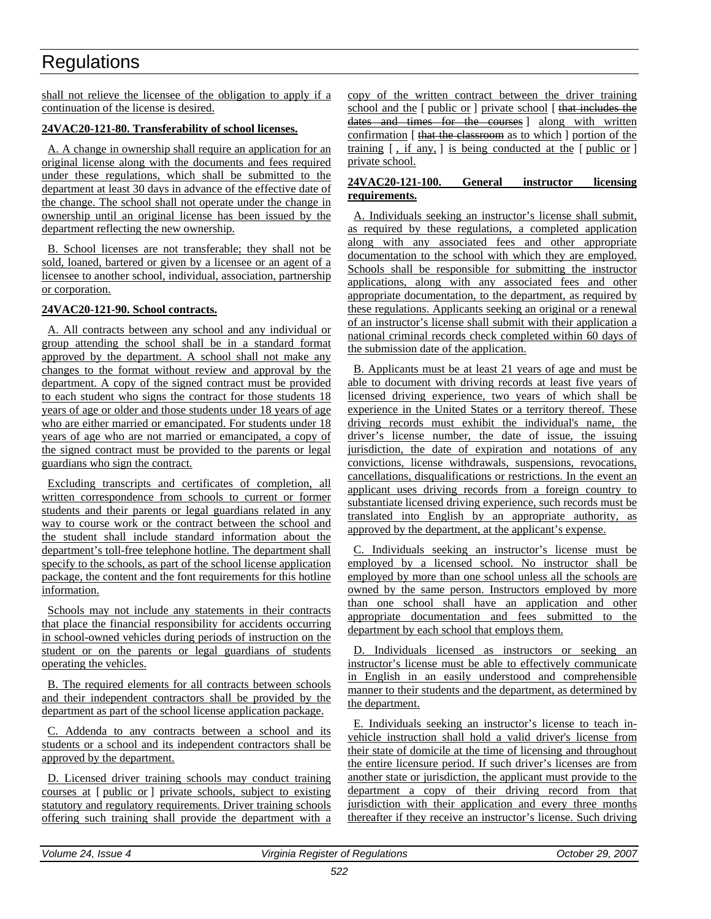shall not relieve the licensee of the obligation to apply if a continuation of the license is desired.

**24VAC20-121-80. Transferability of school licenses.**

A. A change in ownership shall require an application for an original license along with the documents and fees required under these regulations, which shall be submitted to the department at least 30 days in advance of the effective date of the change. The school shall not operate under the change in ownership until an original license has been issued by the department reflecting the new ownership.

B. School licenses are not transferable; they shall not be sold, loaned, bartered or given by a licensee or an agent of a licensee to another school, individual, association, partnership or corporation.

**24VAC20-121-90. School contracts.**

A. All contracts between any school and any individual or group attending the school shall be in a standard format approved by the department. A school shall not make any changes to the format without review and approval by the department. A copy of the signed contract must be provided to each student who signs the contract for those students 18 years of age or older and those students under 18 years of age who are either married or emancipated. For students under 18 years of age who are not married or emancipated, a copy of the signed contract must be provided to the parents or legal guardians who sign the contract.

Excluding transcripts and certificates of completion, all written correspondence from schools to current or former students and their parents or legal guardians related in any way to course work or the contract between the school and the student shall include standard information about the department's toll-free telephone hotline. The department shall specify to the schools, as part of the school license application package, the content and the font requirements for this hotline information.

Schools may not include any statements in their contracts that place the financial responsibility for accidents occurring in school-owned vehicles during periods of instruction on the student or on the parents or legal guardians of students operating the vehicles.

B. The required elements for all contracts between schools and their independent contractors shall be provided by the department as part of the school license application package.

C. Addenda to any contracts between a school and its students or a school and its independent contractors shall be approved by the department.

D. Licensed driver training schools may conduct training courses at [ public or ] private schools, subject to existing statutory and regulatory requirements. Driver training schools offering such training shall provide the department with a copy of the written contract between the driver training school and the [ public or ] private school [ ~~that includes the dates and times for the courses~~ ] along with written confirmation [ ~~that the classroom~~ as to which ] portion of the training [ , if any, ] is being conducted at the [ public or ] private school.

**24VAC20-121-100. General instructor licensing requirements.**

A. Individuals seeking an instructor's license shall submit, as required by these regulations, a completed application along with any associated fees and other appropriate documentation to the school with which they are employed. Schools shall be responsible for submitting the instructor applications, along with any associated fees and other appropriate documentation, to the department, as required by these regulations. Applicants seeking an original or a renewal of an instructor's license shall submit with their application a national criminal records check completed within 60 days of the submission date of the application.

B. Applicants must be at least 21 years of age and must be able to document with driving records at least five years of licensed driving experience, two years of which shall be experience in the United States or a territory thereof. These driving records must exhibit the individual's name, the driver's license number, the date of issue, the issuing jurisdiction, the date of expiration and notations of any convictions, license withdrawals, suspensions, revocations, cancellations, disqualifications or restrictions. In the event an applicant uses driving records from a foreign country to substantiate licensed driving experience, such records must be translated into English by an appropriate authority, as approved by the department, at the applicant's expense.

C. Individuals seeking an instructor's license must be employed by a licensed school. No instructor shall be employed by more than one school unless all the schools are owned by the same person. Instructors employed by more than one school shall have an application and other appropriate documentation and fees submitted to the department by each school that employs them.

D. Individuals licensed as instructors or seeking an instructor's license must be able to effectively communicate in English in an easily understood and comprehensible manner to their students and the department, as determined by the department.

E. Individuals seeking an instructor's license to teach in-vehicle instruction shall hold a valid driver's license from their state of domicile at the time of licensing and throughout the entire licensure period. If such driver's licenses are from another state or jurisdiction, the applicant must provide to the department a copy of their driving record from that jurisdiction with their application and every three months thereafter if they receive an instructor's license. Such driving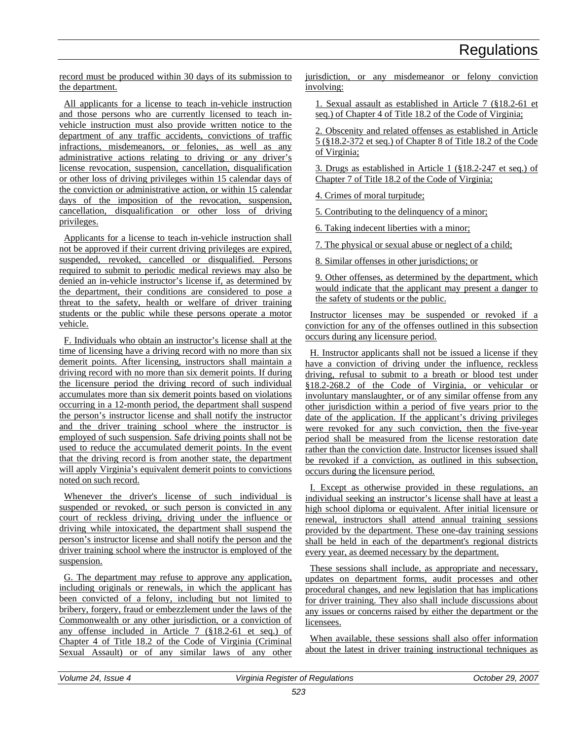record must be produced within 30 days of its submission to the department.

All applicants for a license to teach in-vehicle instruction and those persons who are currently licensed to teach in-vehicle instruction must also provide written notice to the department of any traffic accidents, convictions of traffic infractions, misdemeanors, or felonies, as well as any administrative actions relating to driving or any driver's license revocation, suspension, cancellation, disqualification or other loss of driving privileges within 15 calendar days of the conviction or administrative action, or within 15 calendar days of the imposition of the revocation, suspension, cancellation, disqualification or other loss of driving privileges.

Applicants for a license to teach in-vehicle instruction shall not be approved if their current driving privileges are expired, suspended, revoked, cancelled or disqualified. Persons required to submit to periodic medical reviews may also be denied an in-vehicle instructor's license if, as determined by the department, their conditions are considered to pose a threat to the safety, health or welfare of driver training students or the public while these persons operate a motor vehicle.

F. Individuals who obtain an instructor's license shall at the time of licensing have a driving record with no more than six demerit points. After licensing, instructors shall maintain a driving record with no more than six demerit points. If during the licensure period the driving record of such individual accumulates more than six demerit points based on violations occurring in a 12-month period, the department shall suspend the person's instructor license and shall notify the instructor and the driver training school where the instructor is employed of such suspension. Safe driving points shall not be used to reduce the accumulated demerit points. In the event that the driving record is from another state, the department will apply Virginia's equivalent demerit points to convictions noted on such record.

Whenever the driver's license of such individual is suspended or revoked, or such person is convicted in any court of reckless driving, driving under the influence or driving while intoxicated, the department shall suspend the person's instructor license and shall notify the person and the driver training school where the instructor is employed of the suspension.

G. The department may refuse to approve any application, including originals or renewals, in which the applicant has been convicted of a felony, including but not limited to bribery, forgery, fraud or embezzlement under the laws of the Commonwealth or any other jurisdiction, or a conviction of any offense included in Article 7 (§18.2-61 et seq.) of Chapter 4 of Title 18.2 of the Code of Virginia (Criminal Sexual Assault) or of any similar laws of any other jurisdiction, or any misdemeanor or felony conviction involving:

1. Sexual assault as established in Article 7 (§18.2-61 et seq.) of Chapter 4 of Title 18.2 of the Code of Virginia;

2. Obscenity and related offenses as established in Article 5 (§18.2-372 et seq.) of Chapter 8 of Title 18.2 of the Code of Virginia;

3. Drugs as established in Article 1 (§18.2-247 et seq.) of Chapter 7 of Title 18.2 of the Code of Virginia;

4. Crimes of moral turpitude;

5. Contributing to the delinquency of a minor;

6. Taking indecent liberties with a minor;

7. The physical or sexual abuse or neglect of a child;

8. Similar offenses in other jurisdictions; or

9. Other offenses, as determined by the department, which would indicate that the applicant may present a danger to the safety of students or the public.

Instructor licenses may be suspended or revoked if a conviction for any of the offenses outlined in this subsection occurs during any licensure period.

H. Instructor applicants shall not be issued a license if they have a conviction of driving under the influence, reckless driving, refusal to submit to a breath or blood test under §18.2-268.2 of the Code of Virginia, or vehicular or involuntary manslaughter, or of any similar offense from any other jurisdiction within a period of five years prior to the date of the application. If the applicant's driving privileges were revoked for any such conviction, then the five-year period shall be measured from the license restoration date rather than the conviction date. Instructor licenses issued shall be revoked if a conviction, as outlined in this subsection, occurs during the licensure period.

I. Except as otherwise provided in these regulations, an individual seeking an instructor's license shall have at least a high school diploma or equivalent. After initial licensure or renewal, instructors shall attend annual training sessions provided by the department. These one-day training sessions shall be held in each of the department's regional districts every year, as deemed necessary by the department.

These sessions shall include, as appropriate and necessary, updates on department forms, audit processes and other procedural changes, and new legislation that has implications for driver training. They also shall include discussions about any issues or concerns raised by either the department or the licensees.

When available, these sessions shall also offer information about the latest in driver training instructional techniques as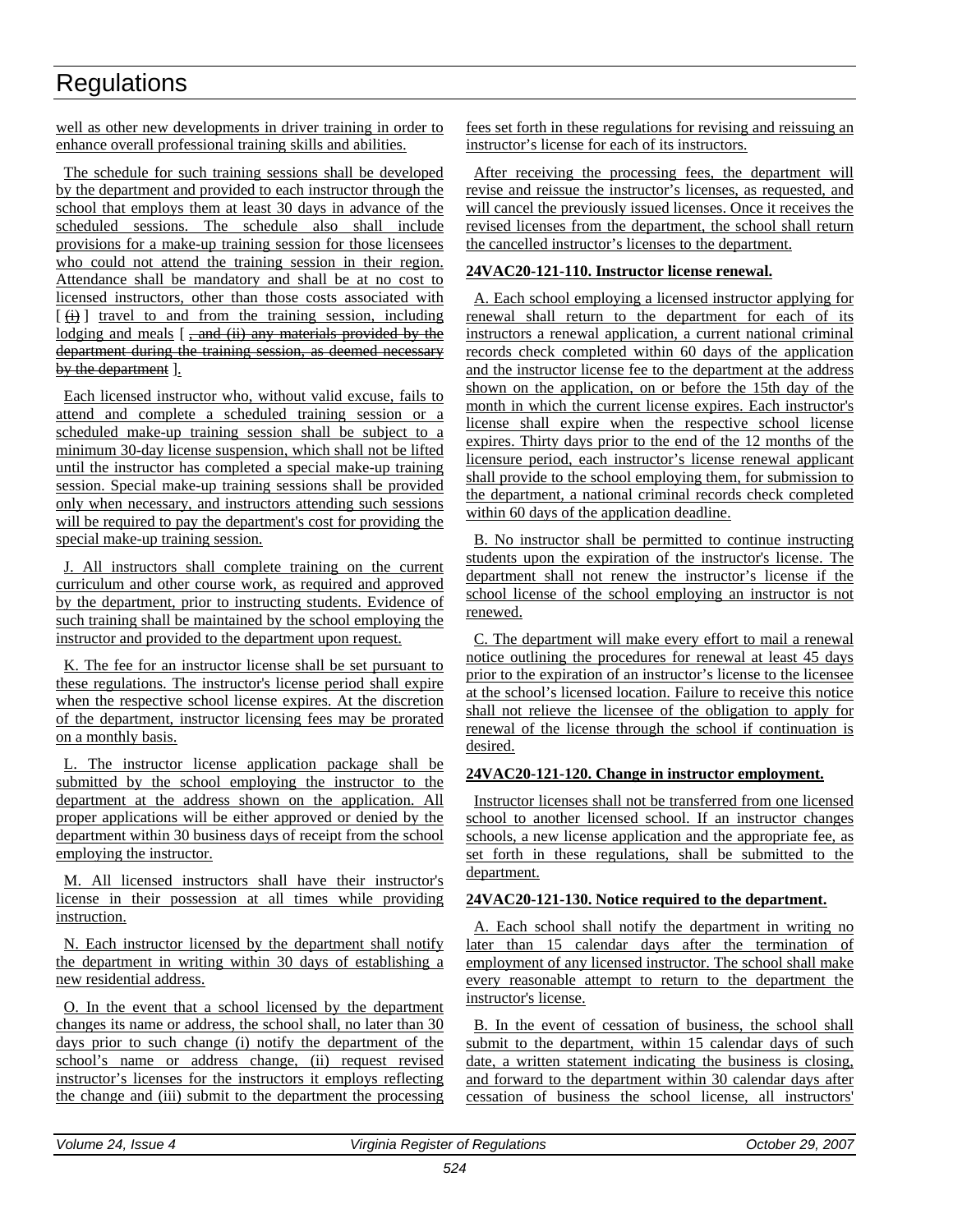well as other new developments in driver training in order to enhance overall professional training skills and abilities.

The schedule for such training sessions shall be developed by the department and provided to each instructor through the school that employs them at least 30 days in advance of the scheduled sessions. The schedule also shall include provisions for a make-up training session for those licensees who could not attend the training session in their region. Attendance shall be mandatory and shall be at no cost to licensed instructors, other than those costs associated with [ ~~(i)~~ ] travel to and from the training session, including lodging and meals [ ~~, and (ii) any materials provided by the department during the training session, as deemed necessary by the department~~ ].

Each licensed instructor who, without valid excuse, fails to attend and complete a scheduled training session or a scheduled make-up training session shall be subject to a minimum 30-day license suspension, which shall not be lifted until the instructor has completed a special make-up training session. Special make-up training sessions shall be provided only when necessary, and instructors attending such sessions will be required to pay the department's cost for providing the special make-up training session.

J. All instructors shall complete training on the current curriculum and other course work, as required and approved by the department, prior to instructing students. Evidence of such training shall be maintained by the school employing the instructor and provided to the department upon request.

K. The fee for an instructor license shall be set pursuant to these regulations. The instructor's license period shall expire when the respective school license expires. At the discretion of the department, instructor licensing fees may be prorated on a monthly basis.

L. The instructor license application package shall be submitted by the school employing the instructor to the department at the address shown on the application. All proper applications will be either approved or denied by the department within 30 business days of receipt from the school employing the instructor.

M. All licensed instructors shall have their instructor's license in their possession at all times while providing instruction.

N. Each instructor licensed by the department shall notify the department in writing within 30 days of establishing a new residential address.

O. In the event that a school licensed by the department changes its name or address, the school shall, no later than 30 days prior to such change (i) notify the department of the school's name or address change, (ii) request revised instructor's licenses for the instructors it employs reflecting the change and (iii) submit to the department the processing fees set forth in these regulations for revising and reissuing an instructor's license for each of its instructors.

After receiving the processing fees, the department will revise and reissue the instructor's licenses, as requested, and will cancel the previously issued licenses. Once it receives the revised licenses from the department, the school shall return the cancelled instructor's licenses to the department.

**24VAC20-121-110. Instructor license renewal.**

A. Each school employing a licensed instructor applying for renewal shall return to the department for each of its instructors a renewal application, a current national criminal records check completed within 60 days of the application and the instructor license fee to the department at the address shown on the application, on or before the 15th day of the month in which the current license expires. Each instructor's license shall expire when the respective school license expires. Thirty days prior to the end of the 12 months of the licensure period, each instructor's license renewal applicant shall provide to the school employing them, for submission to the department, a national criminal records check completed within 60 days of the application deadline.

B. No instructor shall be permitted to continue instructing students upon the expiration of the instructor's license. The department shall not renew the instructor's license if the school license of the school employing an instructor is not renewed.

C. The department will make every effort to mail a renewal notice outlining the procedures for renewal at least 45 days prior to the expiration of an instructor's license to the licensee at the school's licensed location. Failure to receive this notice shall not relieve the licensee of the obligation to apply for renewal of the license through the school if continuation is desired.

**24VAC20-121-120. Change in instructor employment.**

Instructor licenses shall not be transferred from one licensed school to another licensed school. If an instructor changes schools, a new license application and the appropriate fee, as set forth in these regulations, shall be submitted to the department.

**24VAC20-121-130. Notice required to the department.**

A. Each school shall notify the department in writing no later than 15 calendar days after the termination of employment of any licensed instructor. The school shall make every reasonable attempt to return to the department the instructor's license.

B. In the event of cessation of business, the school shall submit to the department, within 15 calendar days of such date, a written statement indicating the business is closing, and forward to the department within 30 calendar days after cessation of business the school license, all instructors'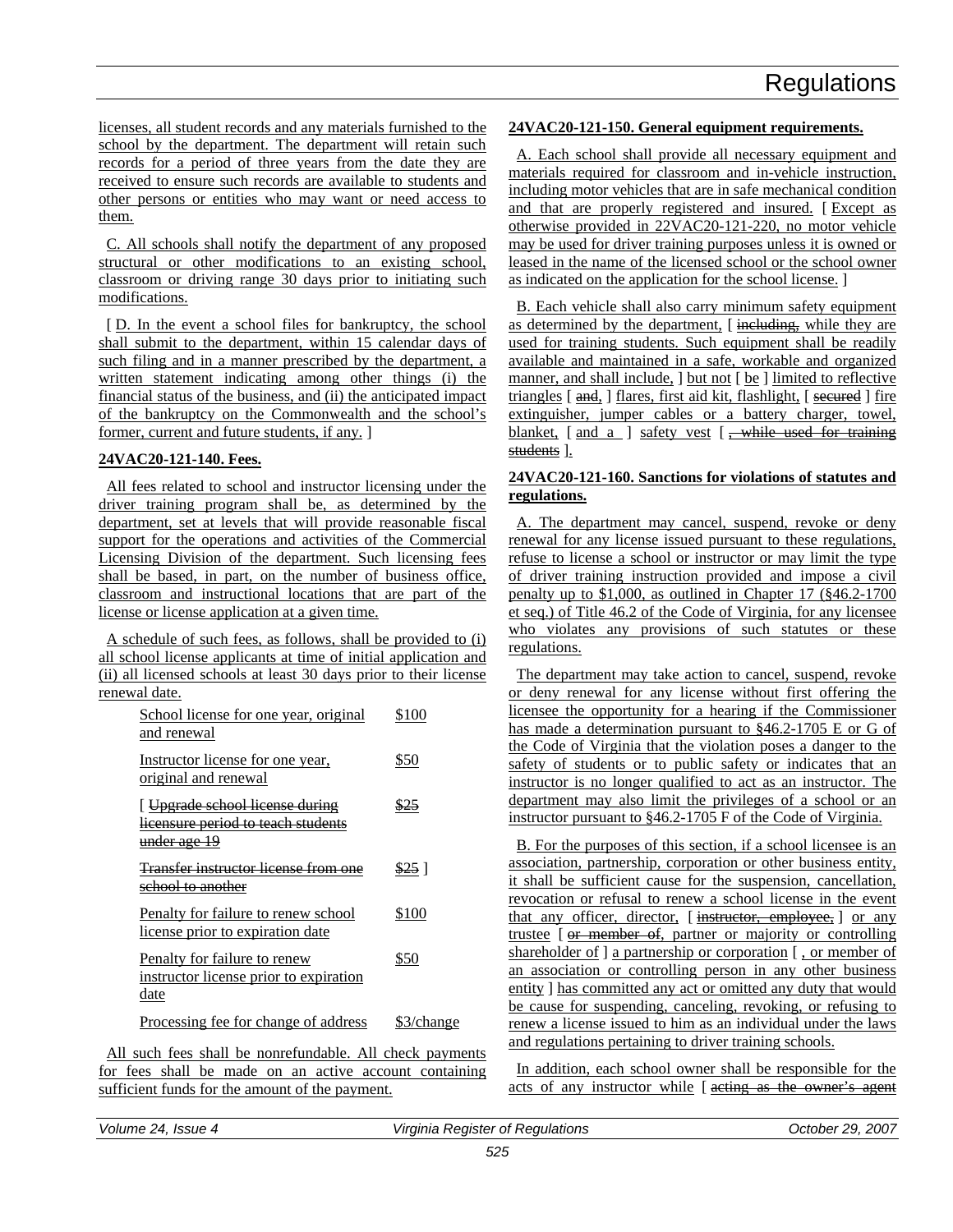licenses, all student records and any materials furnished to the school by the department. The department will retain such records for a period of three years from the date they are received to ensure such records are available to students and other persons or entities who may want or need access to them.

C. All schools shall notify the department of any proposed structural or other modifications to an existing school, classroom or driving range 30 days prior to initiating such modifications.

[ D. In the event a school files for bankruptcy, the school shall submit to the department, within 15 calendar days of such filing and in a manner prescribed by the department, a written statement indicating among other things (i) the financial status of the business, and (ii) the anticipated impact of the bankruptcy on the Commonwealth and the school's former, current and future students, if any. ]

**24VAC20-121-140. Fees.**

All fees related to school and instructor licensing under the driver training program shall be, as determined by the department, set at levels that will provide reasonable fiscal support for the operations and activities of the Commercial Licensing Division of the department. Such licensing fees shall be based, in part, on the number of business office, classroom and instructional locations that are part of the license or license application at a given time.

A schedule of such fees, as follows, shall be provided to (i) all school license applicants at time of initial application and (ii) all licensed schools at least 30 days prior to their license renewal date.

| | |
|---|---|
| School license for one year, original and renewal | $100 |
| Instructor license for one year, original and renewal | $50 |
| [ ~~Upgrade school license during licensure period to teach students under age 19~~ | ~~$25~~ |
| ~~Transfer instructor license from one school to another~~ | ~~$25~~ ] |
| Penalty for failure to renew school license prior to expiration date | $100 |
| Penalty for failure to renew instructor license prior to expiration date | $50 |
| Processing fee for change of address | $3/change |

All such fees shall be nonrefundable. All check payments for fees shall be made on an active account containing sufficient funds for the amount of the payment.

**24VAC20-121-150. General equipment requirements.**

A. Each school shall provide all necessary equipment and materials required for classroom and in-vehicle instruction, including motor vehicles that are in safe mechanical condition and that are properly registered and insured. [ Except as otherwise provided in 22VAC20-121-220, no motor vehicle may be used for driver training purposes unless it is owned or leased in the name of the licensed school or the school owner as indicated on the application for the school license. ]

B. Each vehicle shall also carry minimum safety equipment as determined by the department, [ ~~including,~~ while they are used for training students. Such equipment shall be readily available and maintained in a safe, workable and organized manner, and shall include, ] but not [ be ] limited to reflective triangles [ ~~and,~~ ] flares, first aid kit, flashlight, [ ~~secured~~ ] fire extinguisher, jumper cables or a battery charger, towel, blanket, [ and a ] safety vest [ ~~, while used for training students~~ ].

**24VAC20-121-160. Sanctions for violations of statutes and regulations.**

A. The department may cancel, suspend, revoke or deny renewal for any license issued pursuant to these regulations, refuse to license a school or instructor or may limit the type of driver training instruction provided and impose a civil penalty up to $1,000, as outlined in Chapter 17 (§46.2-1700 et seq.) of Title 46.2 of the Code of Virginia, for any licensee who violates any provisions of such statutes or these regulations.

The department may take action to cancel, suspend, revoke or deny renewal for any license without first offering the licensee the opportunity for a hearing if the Commissioner has made a determination pursuant to §46.2-1705 E or G of the Code of Virginia that the violation poses a danger to the safety of students or to public safety or indicates that an instructor is no longer qualified to act as an instructor. The department may also limit the privileges of a school or an instructor pursuant to §46.2-1705 F of the Code of Virginia.

B. For the purposes of this section, if a school licensee is an association, partnership, corporation or other business entity, it shall be sufficient cause for the suspension, cancellation, revocation or refusal to renew a school license in the event that any officer, director, [ ~~instructor, employee,~~ ] or any trustee [ ~~or member of~~, partner or majority or controlling shareholder of ] a partnership or corporation [ , or member of an association or controlling person in any other business entity ] has committed any act or omitted any duty that would be cause for suspending, canceling, revoking, or refusing to renew a license issued to him as an individual under the laws and regulations pertaining to driver training schools.

In addition, each school owner shall be responsible for the acts of any instructor while [ ~~acting as the owner's agent~~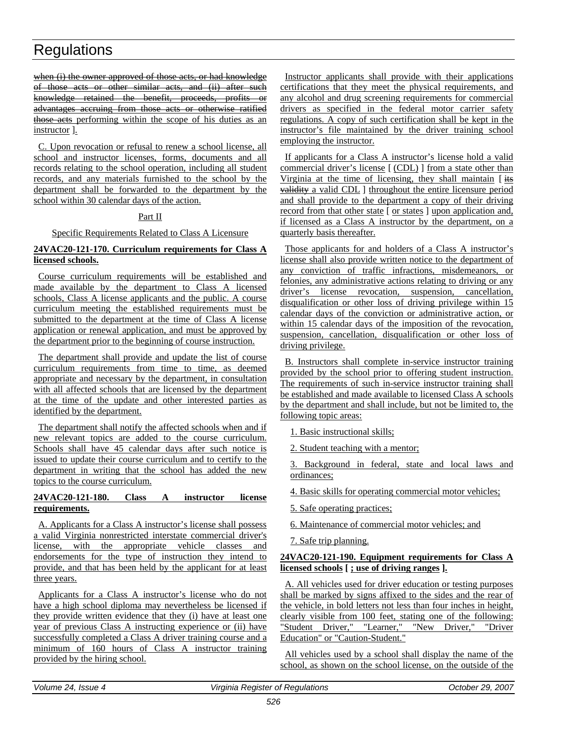~~when (i) the owner approved of those acts, or had knowledge of those acts or other similar acts, and (ii) after such knowledge retained the benefit, proceeds, profits or advantages accruing from those acts or otherwise ratified those acts~~ performing within the scope of his duties as an instructor ].

C. Upon revocation or refusal to renew a school license, all school and instructor licenses, forms, documents and all records relating to the school operation, including all student records, and any materials furnished to the school by the department shall be forwarded to the department by the school within 30 calendar days of the action.

Part II

Specific Requirements Related to Class A Licensure

**24VAC20-121-170. Curriculum requirements for Class A licensed schools.**

Course curriculum requirements will be established and made available by the department to Class A licensed schools, Class A license applicants and the public. A course curriculum meeting the established requirements must be submitted to the department at the time of Class A license application or renewal application, and must be approved by the department prior to the beginning of course instruction.

The department shall provide and update the list of course curriculum requirements from time to time, as deemed appropriate and necessary by the department, in consultation with all affected schools that are licensed by the department at the time of the update and other interested parties as identified by the department.

The department shall notify the affected schools when and if new relevant topics are added to the course curriculum. Schools shall have 45 calendar days after such notice is issued to update their course curriculum and to certify to the department in writing that the school has added the new topics to the course curriculum.

**24VAC20-121-180. Class A instructor license requirements.**

A. Applicants for a Class A instructor's license shall possess a valid Virginia nonrestricted interstate commercial driver's license, with the appropriate vehicle classes and endorsements for the type of instruction they intend to provide, and that has been held by the applicant for at least three years.

Applicants for a Class A instructor's license who do not have a high school diploma may nevertheless be licensed if they provide written evidence that they (i) have at least one year of previous Class A instructing experience or (ii) have successfully completed a Class A driver training course and a minimum of 160 hours of Class A instructor training provided by the hiring school.

Instructor applicants shall provide with their applications certifications that they meet the physical requirements, and any alcohol and drug screening requirements for commercial drivers as specified in the federal motor carrier safety regulations. A copy of such certification shall be kept in the instructor's file maintained by the driver training school employing the instructor.

If applicants for a Class A instructor's license hold a valid commercial driver's license [ (CDL) ] from a state other than Virginia at the time of licensing, they shall maintain [ ~~its validity~~ a valid CDL ] throughout the entire licensure period and shall provide to the department a copy of their driving record from that other state [ or states ] upon application and, if licensed as a Class A instructor by the department, on a quarterly basis thereafter.

Those applicants for and holders of a Class A instructor's license shall also provide written notice to the department of any conviction of traffic infractions, misdemeanors, or felonies, any administrative actions relating to driving or any driver's license revocation, suspension, cancellation, disqualification or other loss of driving privilege within 15 calendar days of the conviction or administrative action, or within 15 calendar days of the imposition of the revocation, suspension, cancellation, disqualification or other loss of driving privilege.

B. Instructors shall complete in-service instructor training provided by the school prior to offering student instruction. The requirements of such in-service instructor training shall be established and made available to licensed Class A schools by the department and shall include, but not be limited to, the following topic areas:

1. Basic instructional skills;

2. Student teaching with a mentor;

3. Background in federal, state and local laws and ordinances;

4. Basic skills for operating commercial motor vehicles;

5. Safe operating practices;

6. Maintenance of commercial motor vehicles; and

7. Safe trip planning.

**24VAC20-121-190. Equipment requirements for Class A licensed schools [ ; use of driving ranges ].**

A. All vehicles used for driver education or testing purposes shall be marked by signs affixed to the sides and the rear of the vehicle, in bold letters not less than four inches in height, clearly visible from 100 feet, stating one of the following: "Student Driver," "Learner," "New Driver," "Driver Education" or "Caution-Student."

All vehicles used by a school shall display the name of the school, as shown on the school license, on the outside of the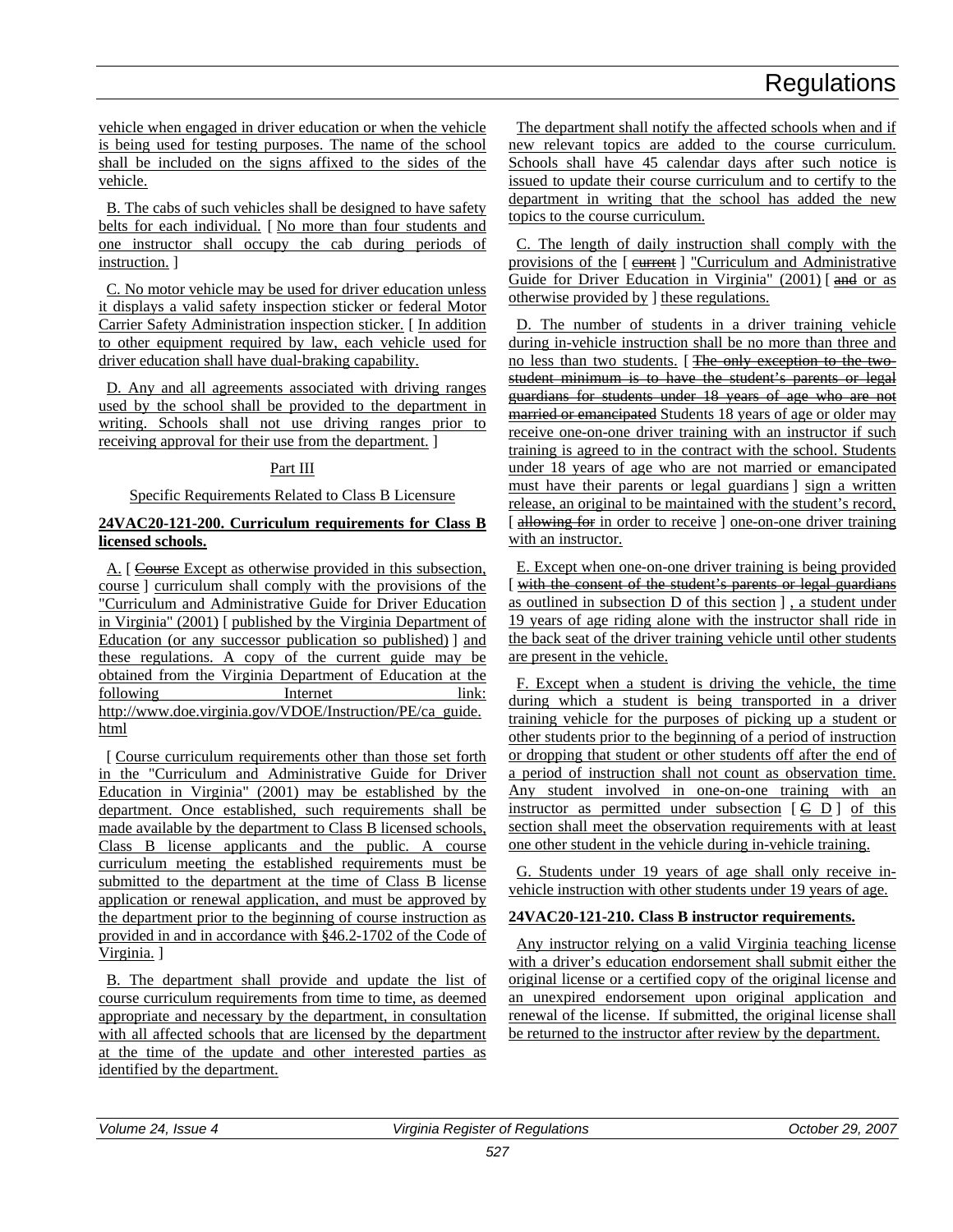vehicle when engaged in driver education or when the vehicle is being used for testing purposes. The name of the school shall be included on the signs affixed to the sides of the vehicle.

B. The cabs of such vehicles shall be designed to have safety belts for each individual. [ No more than four students and one instructor shall occupy the cab during periods of instruction. ]

C. No motor vehicle may be used for driver education unless it displays a valid safety inspection sticker or federal Motor Carrier Safety Administration inspection sticker. [ In addition to other equipment required by law, each vehicle used for driver education shall have dual-braking capability.

D. Any and all agreements associated with driving ranges used by the school shall be provided to the department in writing. Schools shall not use driving ranges prior to receiving approval for their use from the department. ]

Part III

Specific Requirements Related to Class B Licensure

**24VAC20-121-200. Curriculum requirements for Class B licensed schools.**

A. [ ~~Course~~ Except as otherwise provided in this subsection, course ] curriculum shall comply with the provisions of the "Curriculum and Administrative Guide for Driver Education in Virginia" (2001) [ published by the Virginia Department of Education (or any successor publication so published) ] and these regulations. A copy of the current guide may be obtained from the Virginia Department of Education at the following Internet link: http://www.doe.virginia.gov/VDOE/Instruction/PE/ca_guide.html

[ Course curriculum requirements other than those set forth in the "Curriculum and Administrative Guide for Driver Education in Virginia" (2001) may be established by the department. Once established, such requirements shall be made available by the department to Class B licensed schools, Class B license applicants and the public. A course curriculum meeting the established requirements must be submitted to the department at the time of Class B license application or renewal application, and must be approved by the department prior to the beginning of course instruction as provided in and in accordance with §46.2-1702 of the Code of Virginia. ]

B. The department shall provide and update the list of course curriculum requirements from time to time, as deemed appropriate and necessary by the department, in consultation with all affected schools that are licensed by the department at the time of the update and other interested parties as identified by the department.

The department shall notify the affected schools when and if new relevant topics are added to the course curriculum. Schools shall have 45 calendar days after such notice is issued to update their course curriculum and to certify to the department in writing that the school has added the new topics to the course curriculum.

C. The length of daily instruction shall comply with the provisions of the [ ~~current~~ ] "Curriculum and Administrative Guide for Driver Education in Virginia" (2001) [ ~~and~~ or as otherwise provided by ] these regulations.

D. The number of students in a driver training vehicle during in-vehicle instruction shall be no more than three and no less than two students. [ ~~The only exception to the two-student minimum is to have the student's parents or legal guardians for students under 18 years of age who are not married or emancipated~~ Students 18 years of age or older may receive one-on-one driver training with an instructor if such training is agreed to in the contract with the school. Students under 18 years of age who are not married or emancipated must have their parents or legal guardians ] sign a written release, an original to be maintained with the student's record, [ ~~allowing for~~ in order to receive ] one-on-one driver training with an instructor.

E. Except when one-on-one driver training is being provided [ ~~with the consent of the student's parents or legal guardians~~ as outlined in subsection D of this section ] , a student under 19 years of age riding alone with the instructor shall ride in the back seat of the driver training vehicle until other students are present in the vehicle.

F. Except when a student is driving the vehicle, the time during which a student is being transported in a driver training vehicle for the purposes of picking up a student or other students prior to the beginning of a period of instruction or dropping that student or other students off after the end of a period of instruction shall not count as observation time. Any student involved in one-on-one training with an instructor as permitted under subsection [ ~~C~~ D ] of this section shall meet the observation requirements with at least one other student in the vehicle during in-vehicle training.

G. Students under 19 years of age shall only receive in-vehicle instruction with other students under 19 years of age.

**24VAC20-121-210. Class B instructor requirements.**

Any instructor relying on a valid Virginia teaching license with a driver's education endorsement shall submit either the original license or a certified copy of the original license and an unexpired endorsement upon original application and renewal of the license. If submitted, the original license shall be returned to the instructor after review by the department.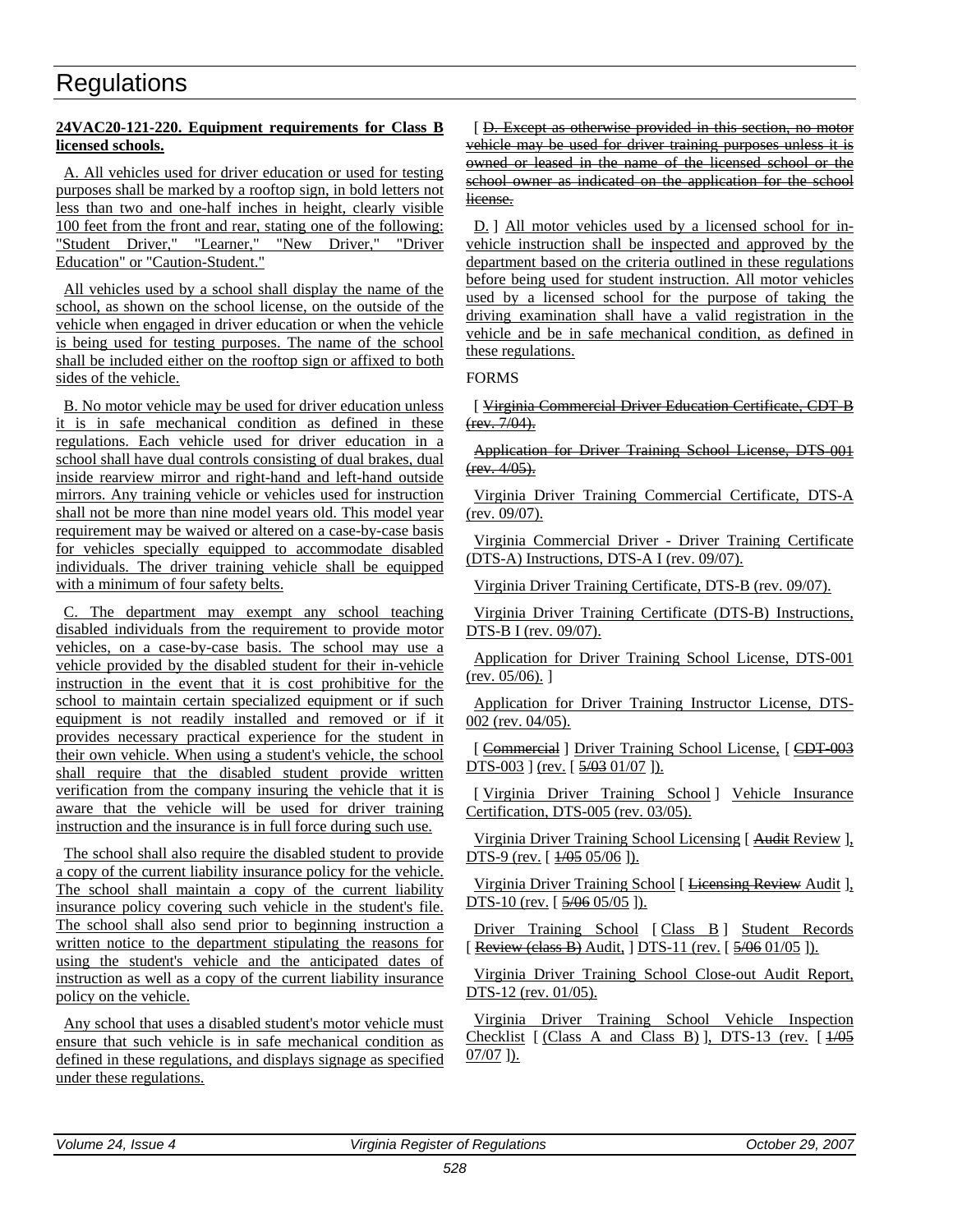# Regulations

**24VAC20-121-220. Equipment requirements for Class B licensed schools.**

A. All vehicles used for driver education or used for testing purposes shall be marked by a rooftop sign, in bold letters not less than two and one-half inches in height, clearly visible 100 feet from the front and rear, stating one of the following: "Student Driver," "Learner," "New Driver," "Driver Education" or "Caution-Student."

All vehicles used by a school shall display the name of the school, as shown on the school license, on the outside of the vehicle when engaged in driver education or when the vehicle is being used for testing purposes. The name of the school shall be included either on the rooftop sign or affixed to both sides of the vehicle.

B. No motor vehicle may be used for driver education unless it is in safe mechanical condition as defined in these regulations. Each vehicle used for driver education in a school shall have dual controls consisting of dual brakes, dual inside rearview mirror and right-hand and left-hand outside mirrors. Any training vehicle or vehicles used for instruction shall not be more than nine model years old. This model year requirement may be waived or altered on a case-by-case basis for vehicles specially equipped to accommodate disabled individuals. The driver training vehicle shall be equipped with a minimum of four safety belts.

C. The department may exempt any school teaching disabled individuals from the requirement to provide motor vehicles, on a case-by-case basis. The school may use a vehicle provided by the disabled student for their in-vehicle instruction in the event that it is cost prohibitive for the school to maintain certain specialized equipment or if such equipment is not readily installed and removed or if it provides necessary practical experience for the student in their own vehicle. When using a student's vehicle, the school shall require that the disabled student provide written verification from the company insuring the vehicle that it is aware that the vehicle will be used for driver training instruction and the insurance is in full force during such use.

The school shall also require the disabled student to provide a copy of the current liability insurance policy for the vehicle. The school shall maintain a copy of the current liability insurance policy covering such vehicle in the student's file. The school shall also send prior to beginning instruction a written notice to the department stipulating the reasons for using the student's vehicle and the anticipated dates of instruction as well as a copy of the current liability insurance policy on the vehicle.

Any school that uses a disabled student's motor vehicle must ensure that such vehicle is in safe mechanical condition as defined in these regulations, and displays signage as specified under these regulations.

[ ~~D. Except as otherwise provided in this section, no motor vehicle may be used for driver training purposes unless it is owned or leased in the name of the licensed school or the school owner as indicated on the application for the school license.~~

D. ] All motor vehicles used by a licensed school for in-vehicle instruction shall be inspected and approved by the department based on the criteria outlined in these regulations before being used for student instruction. All motor vehicles used by a licensed school for the purpose of taking the driving examination shall have a valid registration in the vehicle and be in safe mechanical condition, as defined in these regulations.

FORMS

[ ~~Virginia Commercial Driver Education Certificate, CDT-B (rev. 7/04).~~

~~Application for Driver Training School License, DTS 001 (rev. 4/05).~~

Virginia Driver Training Commercial Certificate, DTS-A (rev. 09/07).

Virginia Commercial Driver - Driver Training Certificate (DTS-A) Instructions, DTS-A I (rev. 09/07).

Virginia Driver Training Certificate, DTS-B (rev. 09/07).

Virginia Driver Training Certificate (DTS-B) Instructions, DTS-B I (rev. 09/07).

Application for Driver Training School License, DTS-001 (rev. 05/06). ]

Application for Driver Training Instructor License, DTS-002 (rev. 04/05).

[ ~~Commercial~~ ] Driver Training School License, [ ~~CDT-003~~ DTS-003 ] (rev. [ ~~5/03~~ 01/07 ]).

[ Virginia Driver Training School ] Vehicle Insurance Certification, DTS-005 (rev. 03/05).

Virginia Driver Training School Licensing [ ~~Audit~~ Review ], DTS-9 (rev. [ ~~1/05~~ 05/06 ]).

Virginia Driver Training School [ ~~Licensing Review~~ Audit ], DTS-10 (rev. [ ~~5/06~~ 05/05 ]).

Driver Training School [ Class B ] Student Records [ ~~Review (class B)~~ Audit, ] DTS-11 (rev. [ ~~5/06~~ 01/05 ]).

Virginia Driver Training School Close-out Audit Report, DTS-12 (rev. 01/05).

Virginia Driver Training School Vehicle Inspection Checklist [ (Class A and Class B) ], DTS-13 (rev. [ ~~1/05~~ 07/07 ]).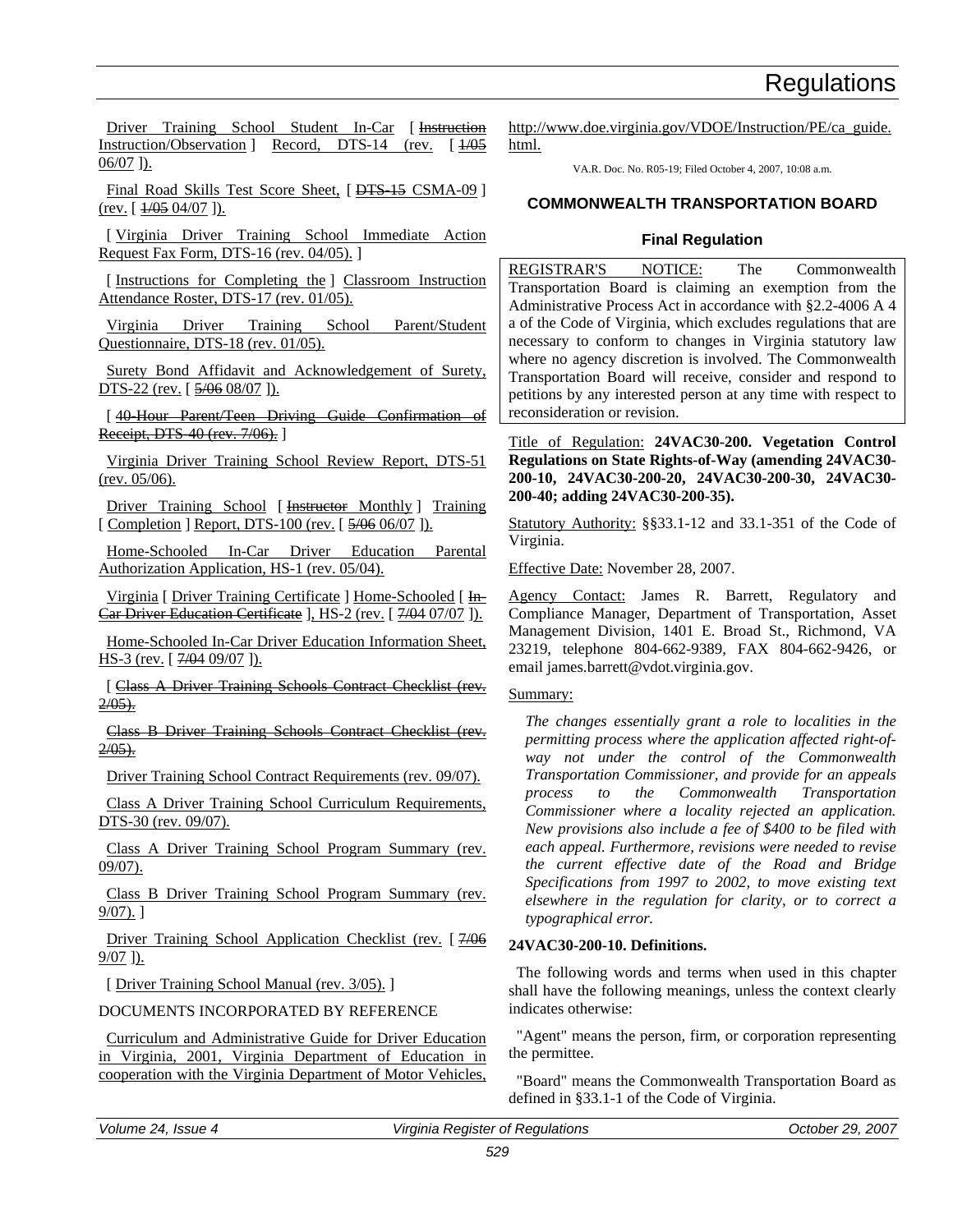Driver Training School Student In-Car [ ~~Instruction~~ Instruction/Observation ] Record, DTS-14 (rev. [ ~~1/05~~ 06/07 ]).

Final Road Skills Test Score Sheet, [ ~~DTS-15~~ CSMA-09 ] (rev. [ ~~1/05~~ 04/07 ]).

[ Virginia Driver Training School Immediate Action Request Fax Form, DTS-16 (rev. 04/05). ]

[ Instructions for Completing the ] Classroom Instruction Attendance Roster, DTS-17 (rev. 01/05).

Virginia Driver Training School Parent/Student Questionnaire, DTS-18 (rev. 01/05).

Surety Bond Affidavit and Acknowledgement of Surety, DTS-22 (rev. [ ~~5/06~~ 08/07 ]).

[ ~~40-Hour Parent/Teen Driving Guide Confirmation of Receipt, DTS-40 (rev. 7/06).~~ ]

Virginia Driver Training School Review Report, DTS-51 (rev. 05/06).

Driver Training School [ ~~Instructor~~ Monthly ] Training [ Completion ] Report, DTS-100 (rev. [ ~~5/06~~ 06/07 ]).

Home-Schooled In-Car Driver Education Parental Authorization Application, HS-1 (rev. 05/04).

Virginia [ Driver Training Certificate ] Home-Schooled [ ~~In-Car Driver Education Certificate~~ ], HS-2 (rev. [ ~~7/04~~ 07/07 ]).

Home-Schooled In-Car Driver Education Information Sheet, HS-3 (rev. [ ~~7/04~~ 09/07 ]).

[ ~~Class A Driver Training Schools Contract Checklist (rev. 2/05).~~

~~Class B Driver Training Schools Contract Checklist (rev. 2/05).~~

Driver Training School Contract Requirements (rev. 09/07).

Class A Driver Training School Curriculum Requirements, DTS-30 (rev. 09/07).

Class A Driver Training School Program Summary (rev. 09/07).

Class B Driver Training School Program Summary (rev. 9/07). ]

Driver Training School Application Checklist (rev. [ ~~7/06~~ 9/07 ]).

[ Driver Training School Manual (rev. 3/05). ]

DOCUMENTS INCORPORATED BY REFERENCE

Curriculum and Administrative Guide for Driver Education in Virginia, 2001, Virginia Department of Education in cooperation with the Virginia Department of Motor Vehicles, http://www.doe.virginia.gov/VDOE/Instruction/PE/ca_guide.html.

VA.R. Doc. No. R05-19; Filed October 4, 2007, 10:08 a.m.

## COMMONWEALTH TRANSPORTATION BOARD

### Final Regulation

REGISTRAR'S NOTICE: The Commonwealth Transportation Board is claiming an exemption from the Administrative Process Act in accordance with §2.2-4006 A 4 a of the Code of Virginia, which excludes regulations that are necessary to conform to changes in Virginia statutory law where no agency discretion is involved. The Commonwealth Transportation Board will receive, consider and respond to petitions by any interested person at any time with respect to reconsideration or revision.

Title of Regulation: **24VAC30-200. Vegetation Control Regulations on State Rights-of-Way (amending 24VAC30-200-10, 24VAC30-200-20, 24VAC30-200-30, 24VAC30-200-40; adding 24VAC30-200-35).**

Statutory Authority: §§33.1-12 and 33.1-351 of the Code of Virginia.

Effective Date: November 28, 2007.

Agency Contact: James R. Barrett, Regulatory and Compliance Manager, Department of Transportation, Asset Management Division, 1401 E. Broad St., Richmond, VA 23219, telephone 804-662-9389, FAX 804-662-9426, or email james.barrett@vdot.virginia.gov.

Summary:

*The changes essentially grant a role to localities in the permitting process where the application affected right-of-way not under the control of the Commonwealth Transportation Commissioner, and provide for an appeals process to the Commonwealth Transportation Commissioner where a locality rejected an application. New provisions also include a fee of $400 to be filed with each appeal. Furthermore, revisions were needed to revise the current effective date of the Road and Bridge Specifications from 1997 to 2002, to move existing text elsewhere in the regulation for clarity, or to correct a typographical error.*

**24VAC30-200-10. Definitions.**

The following words and terms when used in this chapter shall have the following meanings, unless the context clearly indicates otherwise:

"Agent" means the person, firm, or corporation representing the permittee.

"Board" means the Commonwealth Transportation Board as defined in §33.1-1 of the Code of Virginia.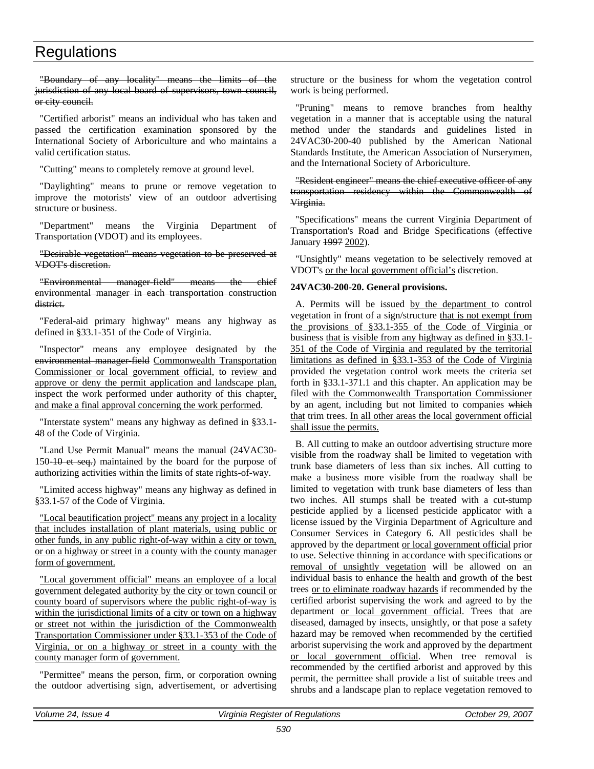~~"Boundary of any locality" means the limits of the jurisdiction of any local board of supervisors, town council, or city council.~~

"Certified arborist" means an individual who has taken and passed the certification examination sponsored by the International Society of Arboriculture and who maintains a valid certification status.

"Cutting" means to completely remove at ground level.

"Daylighting" means to prune or remove vegetation to improve the motorists' view of an outdoor advertising structure or business.

"Department" means the Virginia Department of Transportation (VDOT) and its employees.

~~"Desirable vegetation" means vegetation to be preserved at VDOT's discretion.~~

~~"Environmental manager-field" means the chief environmental manager in each transportation construction district.~~

"Federal-aid primary highway" means any highway as defined in §33.1-351 of the Code of Virginia.

"Inspector" means any employee designated by the ~~environmental manager-field~~ <u>Commonwealth Transportation Commissioner or local government official</u>, to <u>review and approve or deny the permit application and landscape plan,</u> inspect the work performed under authority of this chapter<u>, and make a final approval concerning the work performed</u>.

"Interstate system" means any highway as defined in §33.1-48 of the Code of Virginia.

"Land Use Permit Manual" means the manual (24VAC30-150~~-10 et seq.~~) maintained by the board for the purpose of authorizing activities within the limits of state rights-of-way.

"Limited access highway" means any highway as defined in §33.1-57 of the Code of Virginia.

<u>"Local beautification project" means any project in a locality that includes installation of plant materials, using public or other funds, in any public right-of-way within a city or town, or on a highway or street in a county with the county manager form of government.</u>

<u>"Local government official" means an employee of a local government delegated authority by the city or town council or county board of supervisors where the public right-of-way is within the jurisdictional limits of a city or town on a highway or street not within the jurisdiction of the Commonwealth Transportation Commissioner under §33.1-353 of the Code of Virginia, or on a highway or street in a county with the county manager form of government.</u>

"Permittee" means the person, firm, or corporation owning the outdoor advertising sign, advertisement, or advertising structure or the business for whom the vegetation control work is being performed.

"Pruning" means to remove branches from healthy vegetation in a manner that is acceptable using the natural method under the standards and guidelines listed in 24VAC30-200-40 published by the American National Standards Institute, the American Association of Nurserymen, and the International Society of Arboriculture.

~~"Resident engineer" means the chief executive officer of any transportation residency within the Commonwealth of Virginia.~~

"Specifications" means the current Virginia Department of Transportation's Road and Bridge Specifications (effective January ~~1997~~ <u>2002</u>).

"Unsightly" means vegetation to be selectively removed at VDOT's <u>or the local government official's</u> discretion.

**24VAC30-200-20. General provisions.**

A. Permits will be issued <u>by the department</u> to control vegetation in front of a sign/structure <u>that is not exempt from the provisions of §33.1-355 of the Code of Virginia</u> or business <u>that is visible from any highway as defined in §33.1-351 of the Code of Virginia and regulated by the territorial limitations as defined in §33.1-353 of the Code of Virginia</u> provided the vegetation control work meets the criteria set forth in §33.1-371.1 and this chapter. An application may be filed <u>with the Commonwealth Transportation Commissioner</u> by an agent, including but not limited to companies ~~which~~ <u>that</u> trim trees. <u>In all other areas the local government official shall issue the permits.</u>

B. All cutting to make an outdoor advertising structure more visible from the roadway shall be limited to vegetation with trunk base diameters of less than six inches. All cutting to make a business more visible from the roadway shall be limited to vegetation with trunk base diameters of less than two inches. All stumps shall be treated with a cut-stump pesticide applied by a licensed pesticide applicator with a license issued by the Virginia Department of Agriculture and Consumer Services in Category 6. All pesticides shall be approved by the department <u>or local government official</u> prior to use. Selective thinning in accordance with specifications <u>or removal of unsightly vegetation</u> will be allowed on an individual basis to enhance the health and growth of the best trees <u>or to eliminate roadway hazards</u> if recommended by the certified arborist supervising the work and agreed to by the department <u>or local government official</u>. Trees that are diseased, damaged by insects, unsightly, or that pose a safety hazard may be removed when recommended by the certified arborist supervising the work and approved by the department <u>or local government official</u>. When tree removal is recommended by the certified arborist and approved by this permit, the permittee shall provide a list of suitable trees and shrubs and a landscape plan to replace vegetation removed to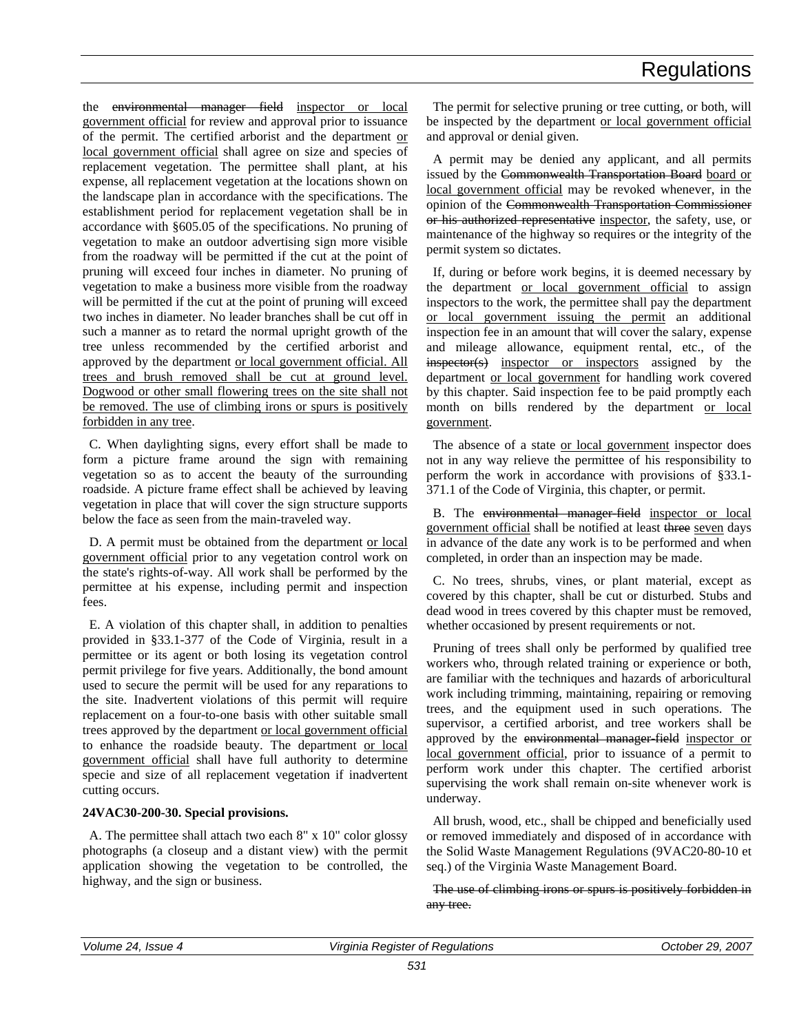the ~~environmental manager field~~ <u>inspector or local government official</u> for review and approval prior to issuance of the permit. The certified arborist and the department <u>or local government official</u> shall agree on size and species of replacement vegetation. The permittee shall plant, at his expense, all replacement vegetation at the locations shown on the landscape plan in accordance with the specifications. The establishment period for replacement vegetation shall be in accordance with §605.05 of the specifications. No pruning of vegetation to make an outdoor advertising sign more visible from the roadway will be permitted if the cut at the point of pruning will exceed four inches in diameter. No pruning of vegetation to make a business more visible from the roadway will be permitted if the cut at the point of pruning will exceed two inches in diameter. No leader branches shall be cut off in such a manner as to retard the normal upright growth of the tree unless recommended by the certified arborist and approved by the department <u>or local government official. All trees and brush removed shall be cut at ground level. Dogwood or other small flowering trees on the site shall not be removed. The use of climbing irons or spurs is positively forbidden in any tree</u>.

C. When daylighting signs, every effort shall be made to form a picture frame around the sign with remaining vegetation so as to accent the beauty of the surrounding roadside. A picture frame effect shall be achieved by leaving vegetation in place that will cover the sign structure supports below the face as seen from the main-traveled way.

D. A permit must be obtained from the department <u>or local government official</u> prior to any vegetation control work on the state's rights-of-way. All work shall be performed by the permittee at his expense, including permit and inspection fees.

E. A violation of this chapter shall, in addition to penalties provided in §33.1-377 of the Code of Virginia, result in a permittee or its agent or both losing its vegetation control permit privilege for five years. Additionally, the bond amount used to secure the permit will be used for any reparations to the site. Inadvertent violations of this permit will require replacement on a four-to-one basis with other suitable small trees approved by the department <u>or local government official</u> to enhance the roadside beauty. The department <u>or local government official</u> shall have full authority to determine specie and size of all replacement vegetation if inadvertent cutting occurs.

**24VAC30-200-30. Special provisions.**

A. The permittee shall attach two each 8" x 10" color glossy photographs (a closeup and a distant view) with the permit application showing the vegetation to be controlled, the highway, and the sign or business.

The permit for selective pruning or tree cutting, or both, will be inspected by the department <u>or local government official</u> and approval or denial given.

A permit may be denied any applicant, and all permits issued by the ~~Commonwealth Transportation Board~~ <u>board or local government official</u> may be revoked whenever, in the opinion of the ~~Commonwealth Transportation Commissioner or his authorized representative~~ <u>inspector</u>, the safety, use, or maintenance of the highway so requires or the integrity of the permit system so dictates.

If, during or before work begins, it is deemed necessary by the department <u>or local government official</u> to assign inspectors to the work, the permittee shall pay the department <u>or local government issuing the permit</u> an additional inspection fee in an amount that will cover the salary, expense and mileage allowance, equipment rental, etc., of the ~~inspector(s)~~ <u>inspector or inspectors</u> assigned by the department <u>or local government</u> for handling work covered by this chapter. Said inspection fee to be paid promptly each month on bills rendered by the department <u>or local government</u>.

The absence of a state <u>or local government</u> inspector does not in any way relieve the permittee of his responsibility to perform the work in accordance with provisions of §33.1-371.1 of the Code of Virginia, this chapter, or permit.

B. The ~~environmental manager field~~ <u>inspector or local government official</u> shall be notified at least ~~three~~ <u>seven</u> days in advance of the date any work is to be performed and when completed, in order than an inspection may be made.

C. No trees, shrubs, vines, or plant material, except as covered by this chapter, shall be cut or disturbed. Stubs and dead wood in trees covered by this chapter must be removed, whether occasioned by present requirements or not.

Pruning of trees shall only be performed by qualified tree workers who, through related training or experience or both, are familiar with the techniques and hazards of arboricultural work including trimming, maintaining, repairing or removing trees, and the equipment used in such operations. The supervisor, a certified arborist, and tree workers shall be approved by the ~~environmental manager field~~ <u>inspector or local government official</u>, prior to issuance of a permit to perform work under this chapter. The certified arborist supervising the work shall remain on-site whenever work is underway.

All brush, wood, etc., shall be chipped and beneficially used or removed immediately and disposed of in accordance with the Solid Waste Management Regulations (9VAC20-80-10 et seq.) of the Virginia Waste Management Board.

~~The use of climbing irons or spurs is positively forbidden in any tree.~~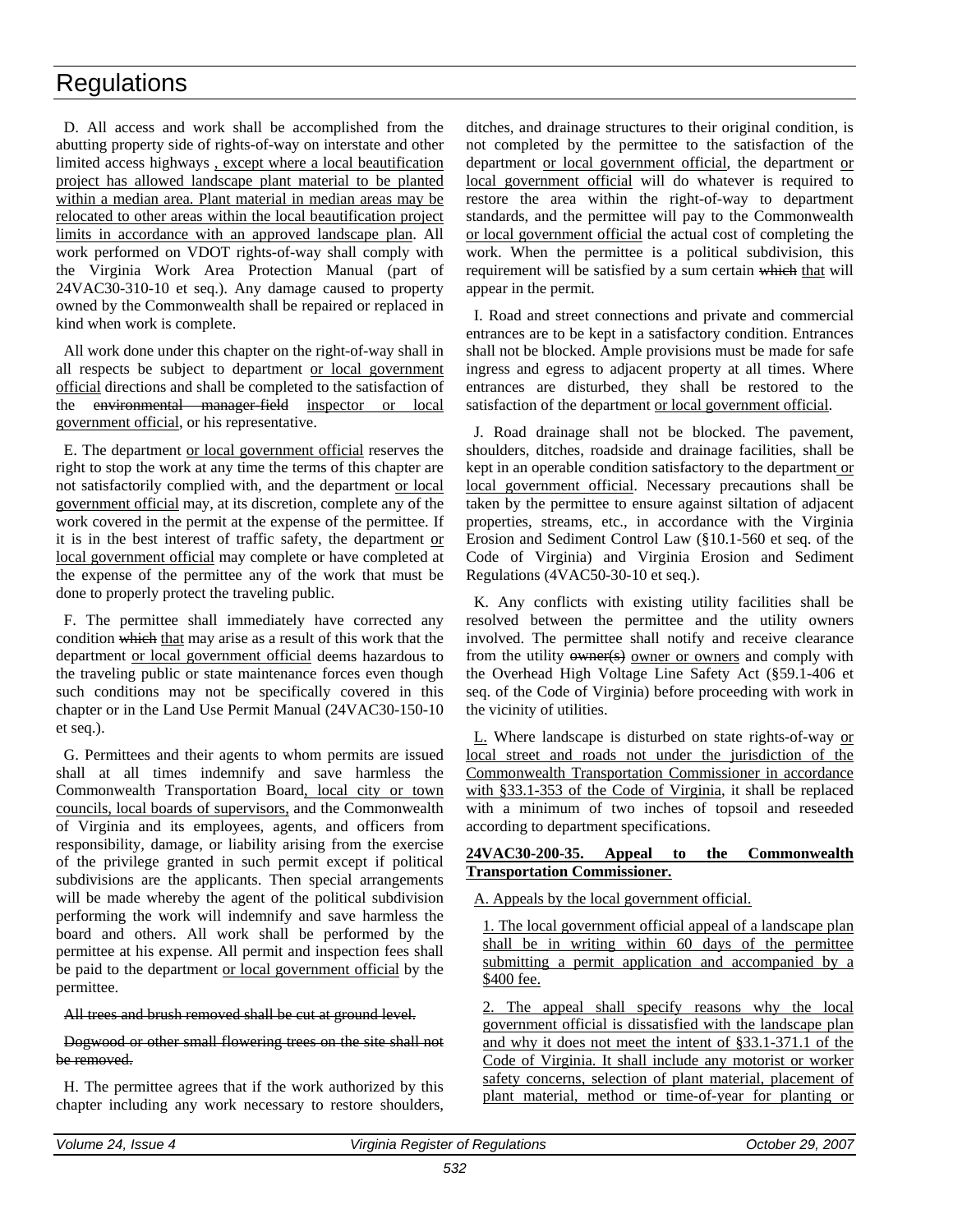D. All access and work shall be accomplished from the abutting property side of rights-of-way on interstate and other limited access highways <u>, except where a local beautification project has allowed landscape plant material to be planted within a median area. Plant material in median areas may be relocated to other areas within the local beautification project limits in accordance with an approved landscape plan</u>. All work performed on VDOT rights-of-way shall comply with the Virginia Work Area Protection Manual (part of 24VAC30-310-10 et seq.). Any damage caused to property owned by the Commonwealth shall be repaired or replaced in kind when work is complete.

All work done under this chapter on the right-of-way shall in all respects be subject to department <u>or local government official</u> directions and shall be completed to the satisfaction of the ~~environmental manager-field~~ <u>inspector or local government official</u>, or his representative.

E. The department <u>or local government official</u> reserves the right to stop the work at any time the terms of this chapter are not satisfactorily complied with, and the department <u>or local government official</u> may, at its discretion, complete any of the work covered in the permit at the expense of the permittee. If it is in the best interest of traffic safety, the department <u>or local government official</u> may complete or have completed at the expense of the permittee any of the work that must be done to properly protect the traveling public.

F. The permittee shall immediately have corrected any condition ~~which~~ <u>that</u> may arise as a result of this work that the department <u>or local government official</u> deems hazardous to the traveling public or state maintenance forces even though such conditions may not be specifically covered in this chapter or in the Land Use Permit Manual (24VAC30-150-10 et seq.).

G. Permittees and their agents to whom permits are issued shall at all times indemnify and save harmless the Commonwealth Transportation Board<u>, local city or town councils, local boards of supervisors,</u> and the Commonwealth of Virginia and its employees, agents, and officers from responsibility, damage, or liability arising from the exercise of the privilege granted in such permit except if political subdivisions are the applicants. Then special arrangements will be made whereby the agent of the political subdivision performing the work will indemnify and save harmless the board and others. All work shall be performed by the permittee at his expense. All permit and inspection fees shall be paid to the department <u>or local government official</u> by the permittee.

~~All trees and brush removed shall be cut at ground level.~~

~~Dogwood or other small flowering trees on the site shall not be removed.~~

H. The permittee agrees that if the work authorized by this chapter including any work necessary to restore shoulders, ditches, and drainage structures to their original condition, is not completed by the permittee to the satisfaction of the department <u>or local government official</u>, the department <u>or local government official</u> will do whatever is required to restore the area within the right-of-way to department standards, and the permittee will pay to the Commonwealth <u>or local government official</u> the actual cost of completing the work. When the permittee is a political subdivision, this requirement will be satisfied by a sum certain ~~which~~ <u>that</u> will appear in the permit.

I. Road and street connections and private and commercial entrances are to be kept in a satisfactory condition. Entrances shall not be blocked. Ample provisions must be made for safe ingress and egress to adjacent property at all times. Where entrances are disturbed, they shall be restored to the satisfaction of the department <u>or local government official</u>.

J. Road drainage shall not be blocked. The pavement, shoulders, ditches, roadside and drainage facilities, shall be kept in an operable condition satisfactory to the department <u>or local government official</u>. Necessary precautions shall be taken by the permittee to ensure against siltation of adjacent properties, streams, etc., in accordance with the Virginia Erosion and Sediment Control Law (§10.1-560 et seq. of the Code of Virginia) and Virginia Erosion and Sediment Regulations (4VAC50-30-10 et seq.).

K. Any conflicts with existing utility facilities shall be resolved between the permittee and the utility owners involved. The permittee shall notify and receive clearance from the utility ~~owner(s)~~ <u>owner or owners</u> and comply with the Overhead High Voltage Line Safety Act (§59.1-406 et seq. of the Code of Virginia) before proceeding with work in the vicinity of utilities.

<u>L.</u> Where landscape is disturbed on state rights-of-way <u>or local street and roads not under the jurisdiction of the Commonwealth Transportation Commissioner in accordance with §33.1-353 of the Code of Virginia</u>, it shall be replaced with a minimum of two inches of topsoil and reseeded according to department specifications.

**<u>24VAC30-200-35. Appeal to the Commonwealth Transportation Commissioner.</u>**

<u>A. Appeals by the local government official.</u>

<u>1. The local government official appeal of a landscape plan shall be in writing within 60 days of the permittee submitting a permit application and accompanied by a $400 fee.</u>

<u>2. The appeal shall specify reasons why the local government official is dissatisfied with the landscape plan and why it does not meet the intent of §33.1-371.1 of the Code of Virginia. It shall include any motorist or worker safety concerns, selection of plant material, placement of plant material, method or time-of-year for planting or</u>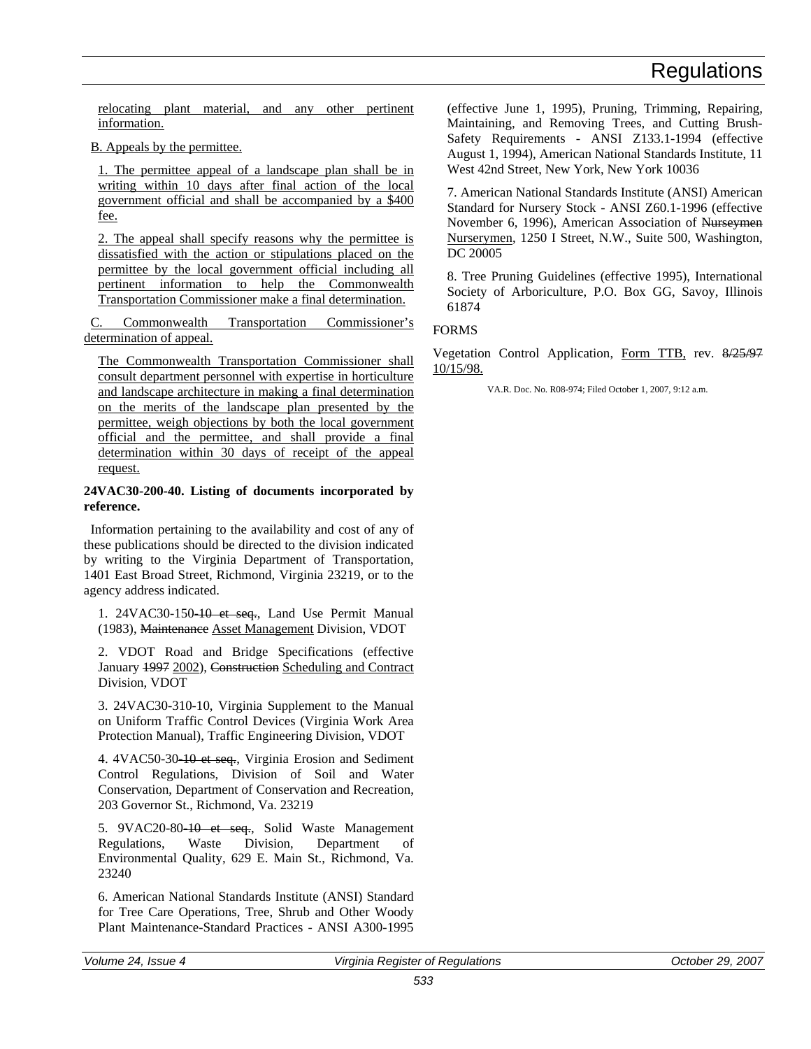relocating plant material, and any other pertinent information.

B. Appeals by the permittee.

1. The permittee appeal of a landscape plan shall be in writing within 10 days after final action of the local government official and shall be accompanied by a $400 fee.

2. The appeal shall specify reasons why the permittee is dissatisfied with the action or stipulations placed on the permittee by the local government official including all pertinent information to help the Commonwealth Transportation Commissioner make a final determination.

C. Commonwealth Transportation Commissioner's determination of appeal.

The Commonwealth Transportation Commissioner shall consult department personnel with expertise in horticulture and landscape architecture in making a final determination on the merits of the landscape plan presented by the permittee, weigh objections by both the local government official and the permittee, and shall provide a final determination within 30 days of receipt of the appeal request.

**24VAC30-200-40. Listing of documents incorporated by reference.**

Information pertaining to the availability and cost of any of these publications should be directed to the division indicated by writing to the Virginia Department of Transportation, 1401 East Broad Street, Richmond, Virginia 23219, or to the agency address indicated.

1. 24VAC30-150-10 et seq., Land Use Permit Manual (1983), Maintenance Asset Management Division, VDOT

2. VDOT Road and Bridge Specifications (effective January 1997 2002), Construction Scheduling and Contract Division, VDOT

3. 24VAC30-310-10, Virginia Supplement to the Manual on Uniform Traffic Control Devices (Virginia Work Area Protection Manual), Traffic Engineering Division, VDOT

4. 4VAC50-30-10 et seq., Virginia Erosion and Sediment Control Regulations, Division of Soil and Water Conservation, Department of Conservation and Recreation, 203 Governor St., Richmond, Va. 23219

5. 9VAC20-80-10 et seq., Solid Waste Management Regulations, Waste Division, Department of Environmental Quality, 629 E. Main St., Richmond, Va. 23240

6. American National Standards Institute (ANSI) Standard for Tree Care Operations, Tree, Shrub and Other Woody Plant Maintenance-Standard Practices - ANSI A300-1995 (effective June 1, 1995), Pruning, Trimming, Repairing, Maintaining, and Removing Trees, and Cutting Brush-Safety Requirements - ANSI Z133.1-1994 (effective August 1, 1994), American National Standards Institute, 11 West 42nd Street, New York, New York 10036

7. American National Standards Institute (ANSI) American Standard for Nursery Stock - ANSI Z60.1-1996 (effective November 6, 1996), American Association of Nurseymen Nurserymen, 1250 I Street, N.W., Suite 500, Washington, DC 20005

8. Tree Pruning Guidelines (effective 1995), International Society of Arboriculture, P.O. Box GG, Savoy, Illinois 61874

FORMS

Vegetation Control Application, Form TTB, rev. 8/25/97 10/15/98.

VA.R. Doc. No. R08-974; Filed October 1, 2007, 9:12 a.m.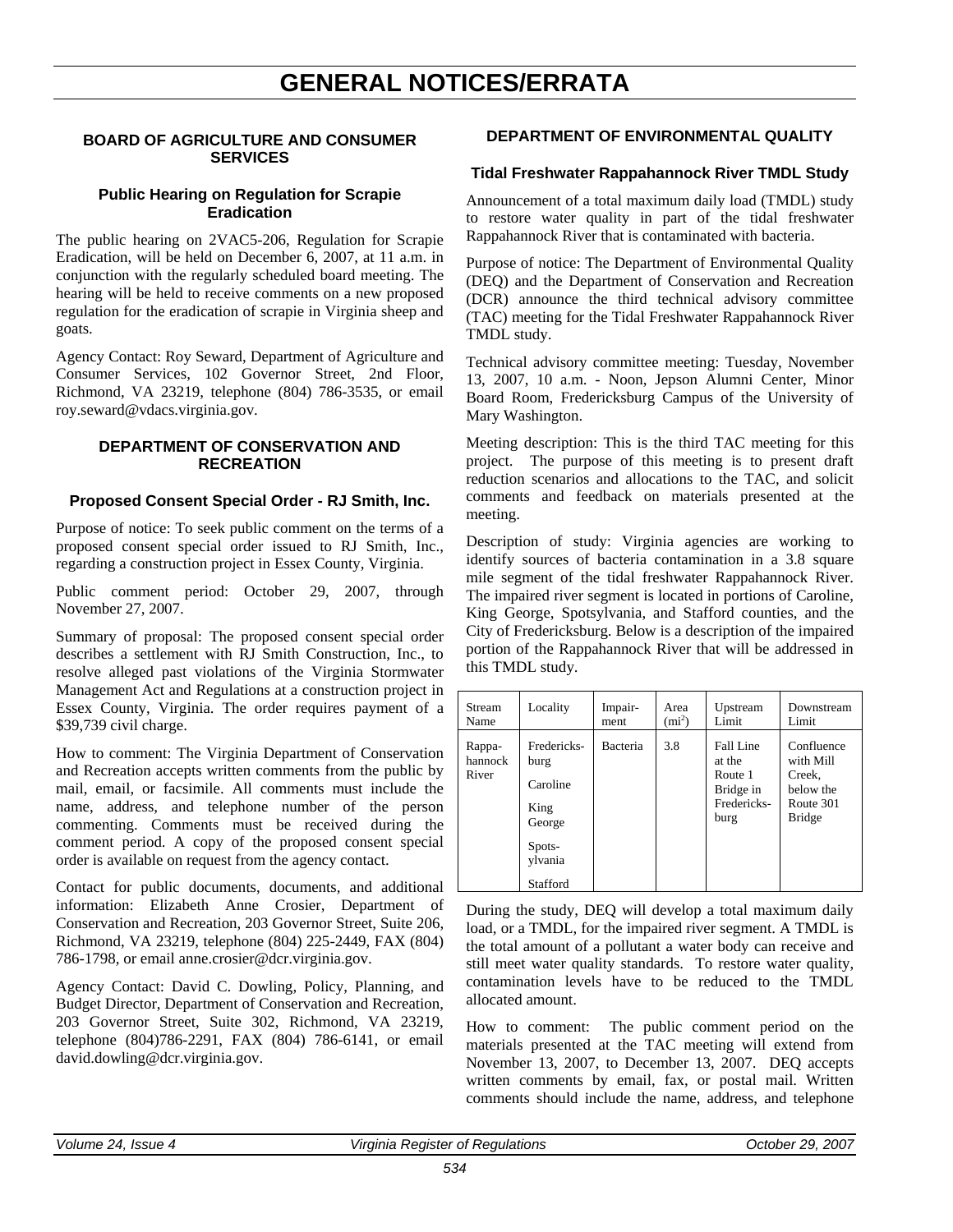# GENERAL NOTICES/ERRATA

## BOARD OF AGRICULTURE AND CONSUMER SERVICES

### Public Hearing on Regulation for Scrapie Eradication

The public hearing on 2VAC5-206, Regulation for Scrapie Eradication, will be held on December 6, 2007, at 11 a.m. in conjunction with the regularly scheduled board meeting. The hearing will be held to receive comments on a new proposed regulation for the eradication of scrapie in Virginia sheep and goats.

Agency Contact: Roy Seward, Department of Agriculture and Consumer Services, 102 Governor Street, 2nd Floor, Richmond, VA 23219, telephone (804) 786-3535, or email roy.seward@vdacs.virginia.gov.

## DEPARTMENT OF CONSERVATION AND RECREATION

### Proposed Consent Special Order - RJ Smith, Inc.

Purpose of notice: To seek public comment on the terms of a proposed consent special order issued to RJ Smith, Inc., regarding a construction project in Essex County, Virginia.

Public comment period: October 29, 2007, through November 27, 2007.

Summary of proposal: The proposed consent special order describes a settlement with RJ Smith Construction, Inc., to resolve alleged past violations of the Virginia Stormwater Management Act and Regulations at a construction project in Essex County, Virginia. The order requires payment of a $39,739 civil charge.

How to comment: The Virginia Department of Conservation and Recreation accepts written comments from the public by mail, email, or facsimile. All comments must include the name, address, and telephone number of the person commenting. Comments must be received during the comment period. A copy of the proposed consent special order is available on request from the agency contact.

Contact for public documents, documents, and additional information: Elizabeth Anne Crosier, Department of Conservation and Recreation, 203 Governor Street, Suite 206, Richmond, VA 23219, telephone (804) 225-2449, FAX (804) 786-1798, or email anne.crosier@dcr.virginia.gov.

Agency Contact: David C. Dowling, Policy, Planning, and Budget Director, Department of Conservation and Recreation, 203 Governor Street, Suite 302, Richmond, VA 23219, telephone (804)786-2291, FAX (804) 786-6141, or email david.dowling@dcr.virginia.gov.

## DEPARTMENT OF ENVIRONMENTAL QUALITY

### Tidal Freshwater Rappahannock River TMDL Study

Announcement of a total maximum daily load (TMDL) study to restore water quality in part of the tidal freshwater Rappahannock River that is contaminated with bacteria.

Purpose of notice: The Department of Environmental Quality (DEQ) and the Department of Conservation and Recreation (DCR) announce the third technical advisory committee (TAC) meeting for the Tidal Freshwater Rappahannock River TMDL study.

Technical advisory committee meeting: Tuesday, November 13, 2007, 10 a.m. - Noon, Jepson Alumni Center, Minor Board Room, Fredericksburg Campus of the University of Mary Washington.

Meeting description: This is the third TAC meeting for this project. The purpose of this meeting is to present draft reduction scenarios and allocations to the TAC, and solicit comments and feedback on materials presented at the meeting.

Description of study: Virginia agencies are working to identify sources of bacteria contamination in a 3.8 square mile segment of the tidal freshwater Rappahannock River. The impaired river segment is located in portions of Caroline, King George, Spotsylvania, and Stafford counties, and the City of Fredericksburg. Below is a description of the impaired portion of the Rappahannock River that will be addressed in this TMDL study.

| Stream Name | Locality | Impairment | Area ($mi^2$) | Upstream Limit | Downstream Limit |
|---|---|---|---|---|---|
| Rappahannock River | Fredericksburg<br>Caroline<br>King George<br>Spotsylvania<br>Stafford | Bacteria | 3.8 | Fall Line at the Route 1 Bridge in Fredericksburg | Confluence with Mill Creek, below the Route 301 Bridge |

During the study, DEQ will develop a total maximum daily load, or a TMDL, for the impaired river segment. A TMDL is the total amount of a pollutant a water body can receive and still meet water quality standards. To restore water quality, contamination levels have to be reduced to the TMDL allocated amount.

How to comment: The public comment period on the materials presented at the TAC meeting will extend from November 13, 2007, to December 13, 2007. DEQ accepts written comments by email, fax, or postal mail. Written comments should include the name, address, and telephone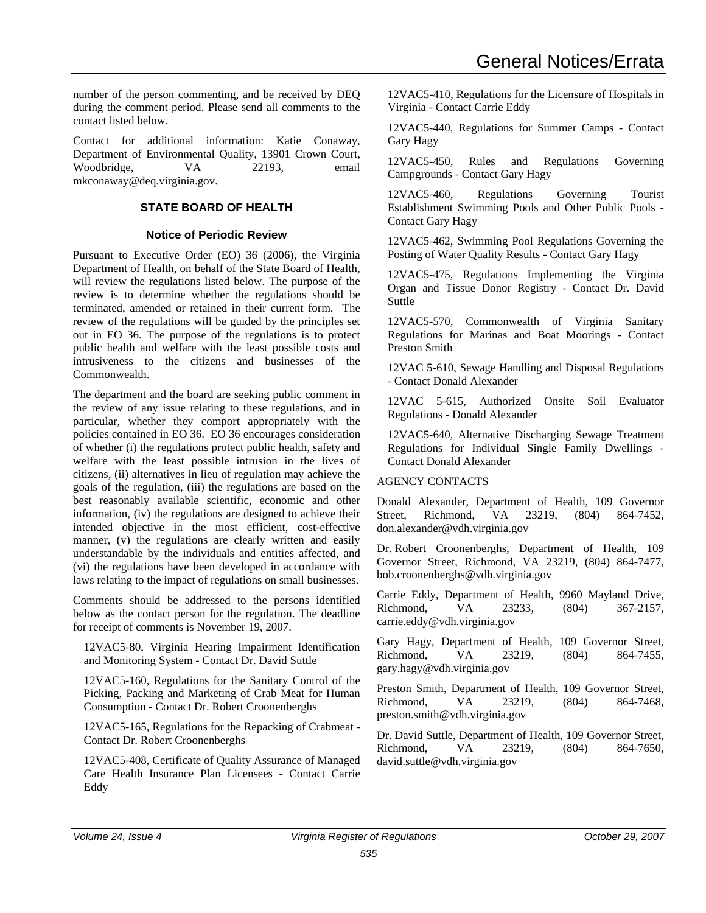number of the person commenting, and be received by DEQ during the comment period. Please send all comments to the contact listed below.

Contact for additional information: Katie Conaway, Department of Environmental Quality, 13901 Crown Court, Woodbridge, VA 22193, email mkconaway@deq.virginia.gov.

### STATE BOARD OF HEALTH

#### Notice of Periodic Review

Pursuant to Executive Order (EO) 36 (2006), the Virginia Department of Health, on behalf of the State Board of Health, will review the regulations listed below. The purpose of the review is to determine whether the regulations should be terminated, amended or retained in their current form. The review of the regulations will be guided by the principles set out in EO 36. The purpose of the regulations is to protect public health and welfare with the least possible costs and intrusiveness to the citizens and businesses of the Commonwealth.

The department and the board are seeking public comment in the review of any issue relating to these regulations, and in particular, whether they comport appropriately with the policies contained in EO 36. EO 36 encourages consideration of whether (i) the regulations protect public health, safety and welfare with the least possible intrusion in the lives of citizens, (ii) alternatives in lieu of regulation may achieve the goals of the regulation, (iii) the regulations are based on the best reasonably available scientific, economic and other information, (iv) the regulations are designed to achieve their intended objective in the most efficient, cost-effective manner, (v) the regulations are clearly written and easily understandable by the individuals and entities affected, and (vi) the regulations have been developed in accordance with laws relating to the impact of regulations on small businesses.

Comments should be addressed to the persons identified below as the contact person for the regulation. The deadline for receipt of comments is November 19, 2007.

12VAC5-80, Virginia Hearing Impairment Identification and Monitoring System - Contact Dr. David Suttle

12VAC5-160, Regulations for the Sanitary Control of the Picking, Packing and Marketing of Crab Meat for Human Consumption - Contact Dr. Robert Croonenberghs

12VAC5-165, Regulations for the Repacking of Crabmeat - Contact Dr. Robert Croonenberghs

12VAC5-408, Certificate of Quality Assurance of Managed Care Health Insurance Plan Licensees - Contact Carrie Eddy

12VAC5-410, Regulations for the Licensure of Hospitals in Virginia - Contact Carrie Eddy

12VAC5-440, Regulations for Summer Camps - Contact Gary Hagy

12VAC5-450, Rules and Regulations Governing Campgrounds - Contact Gary Hagy

12VAC5-460, Regulations Governing Tourist Establishment Swimming Pools and Other Public Pools - Contact Gary Hagy

12VAC5-462, Swimming Pool Regulations Governing the Posting of Water Quality Results - Contact Gary Hagy

12VAC5-475, Regulations Implementing the Virginia Organ and Tissue Donor Registry - Contact Dr. David Suttle

12VAC5-570, Commonwealth of Virginia Sanitary Regulations for Marinas and Boat Moorings - Contact Preston Smith

12VAC 5-610, Sewage Handling and Disposal Regulations - Contact Donald Alexander

12VAC 5-615, Authorized Onsite Soil Evaluator Regulations - Donald Alexander

12VAC5-640, Alternative Discharging Sewage Treatment Regulations for Individual Single Family Dwellings - Contact Donald Alexander

AGENCY CONTACTS

Donald Alexander, Department of Health, 109 Governor Street, Richmond, VA 23219, (804) 864-7452, don.alexander@vdh.virginia.gov

Dr. Robert Croonenberghs, Department of Health, 109 Governor Street, Richmond, VA 23219, (804) 864-7477, bob.croonenberghs@vdh.virginia.gov

Carrie Eddy, Department of Health, 9960 Mayland Drive, Richmond, VA 23233, (804) 367-2157, carrie.eddy@vdh.virginia.gov

Gary Hagy, Department of Health, 109 Governor Street, Richmond, VA 23219, (804) 864-7455, gary.hagy@vdh.virginia.gov

Preston Smith, Department of Health, 109 Governor Street, Richmond, VA 23219, (804) 864-7468, preston.smith@vdh.virginia.gov

Dr. David Suttle, Department of Health, 109 Governor Street, Richmond, VA 23219, (804) 864-7650, david.suttle@vdh.virginia.gov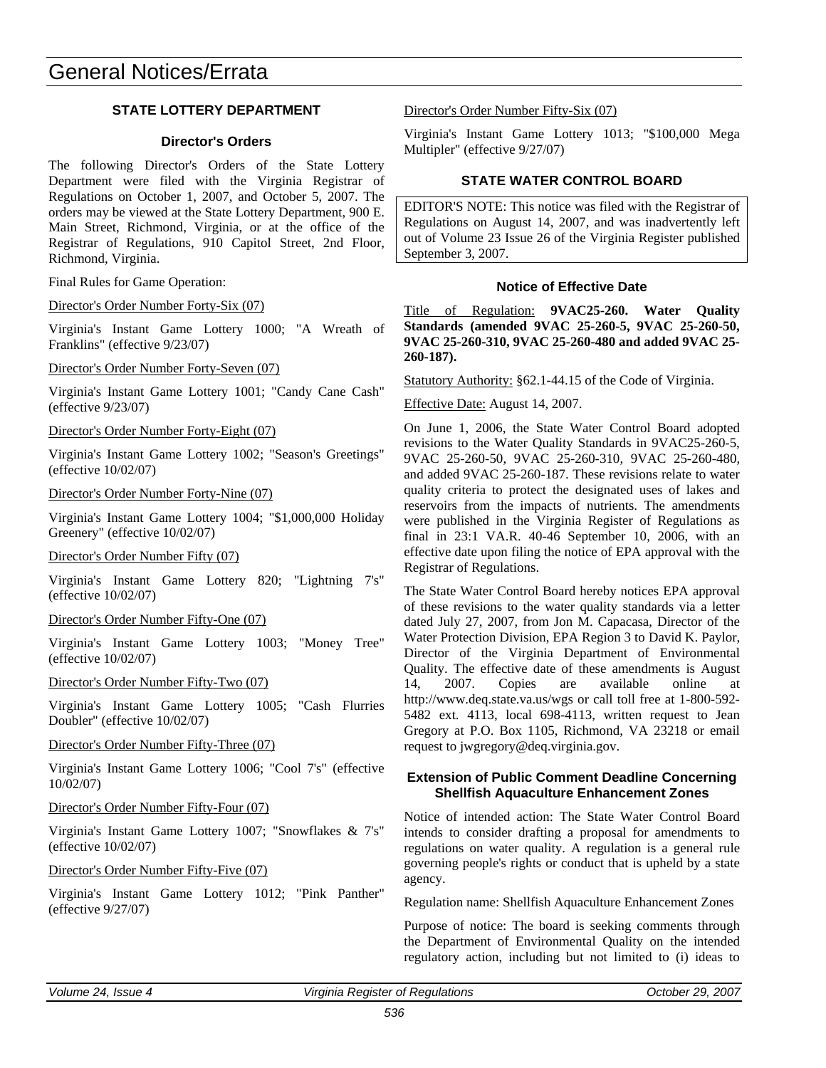# General Notices/Errata

## STATE LOTTERY DEPARTMENT

### Director's Orders

The following Director's Orders of the State Lottery Department were filed with the Virginia Registrar of Regulations on October 1, 2007, and October 5, 2007. The orders may be viewed at the State Lottery Department, 900 E. Main Street, Richmond, Virginia, or at the office of the Registrar of Regulations, 910 Capitol Street, 2nd Floor, Richmond, Virginia.

Final Rules for Game Operation:

Director's Order Number Forty-Six (07)

Virginia's Instant Game Lottery 1000; "A Wreath of Franklins" (effective 9/23/07)

Director's Order Number Forty-Seven (07)

Virginia's Instant Game Lottery 1001; "Candy Cane Cash" (effective 9/23/07)

Director's Order Number Forty-Eight (07)

Virginia's Instant Game Lottery 1002; "Season's Greetings" (effective 10/02/07)

Director's Order Number Forty-Nine (07)

Virginia's Instant Game Lottery 1004; "$1,000,000 Holiday Greenery" (effective 10/02/07)

Director's Order Number Fifty (07)

Virginia's Instant Game Lottery 820; "Lightning 7's" (effective 10/02/07)

Director's Order Number Fifty-One (07)

Virginia's Instant Game Lottery 1003; "Money Tree" (effective 10/02/07)

Director's Order Number Fifty-Two (07)

Virginia's Instant Game Lottery 1005; "Cash Flurries Doubler" (effective 10/02/07)

Director's Order Number Fifty-Three (07)

Virginia's Instant Game Lottery 1006; "Cool 7's" (effective 10/02/07)

Director's Order Number Fifty-Four (07)

Virginia's Instant Game Lottery 1007; "Snowflakes & 7's" (effective 10/02/07)

Director's Order Number Fifty-Five (07)

Virginia's Instant Game Lottery 1012; "Pink Panther" (effective 9/27/07)

Director's Order Number Fifty-Six (07)

Virginia's Instant Game Lottery 1013; "$100,000 Mega Multipler" (effective 9/27/07)

## STATE WATER CONTROL BOARD

EDITOR'S NOTE: This notice was filed with the Registrar of Regulations on August 14, 2007, and was inadvertently left out of Volume 23 Issue 26 of the Virginia Register published September 3, 2007.

### Notice of Effective Date

Title of Regulation: **9VAC25-260. Water Quality Standards (amended 9VAC 25-260-5, 9VAC 25-260-50, 9VAC 25-260-310, 9VAC 25-260-480 and added 9VAC 25-260-187).**

Statutory Authority: §62.1-44.15 of the Code of Virginia.

Effective Date: August 14, 2007.

On June 1, 2006, the State Water Control Board adopted revisions to the Water Quality Standards in 9VAC25-260-5, 9VAC 25-260-50, 9VAC 25-260-310, 9VAC 25-260-480, and added 9VAC 25-260-187. These revisions relate to water quality criteria to protect the designated uses of lakes and reservoirs from the impacts of nutrients. The amendments were published in the Virginia Register of Regulations as final in 23:1 VA.R. 40-46 September 10, 2006, with an effective date upon filing the notice of EPA approval with the Registrar of Regulations.

The State Water Control Board hereby notices EPA approval of these revisions to the water quality standards via a letter dated July 27, 2007, from Jon M. Capacasa, Director of the Water Protection Division, EPA Region 3 to David K. Paylor, Director of the Virginia Department of Environmental Quality. The effective date of these amendments is August 14, 2007. Copies are available online at http://www.deq.state.va.us/wgs or call toll free at 1-800-592-5482 ext. 4113, local 698-4113, written request to Jean Gregory at P.O. Box 1105, Richmond, VA 23218 or email request to jwgregory@deq.virginia.gov.

### Extension of Public Comment Deadline Concerning Shellfish Aquaculture Enhancement Zones

Notice of intended action: The State Water Control Board intends to consider drafting a proposal for amendments to regulations on water quality. A regulation is a general rule governing people's rights or conduct that is upheld by a state agency.

Regulation name: Shellfish Aquaculture Enhancement Zones

Purpose of notice: The board is seeking comments through the Department of Environmental Quality on the intended regulatory action, including but not limited to (i) ideas to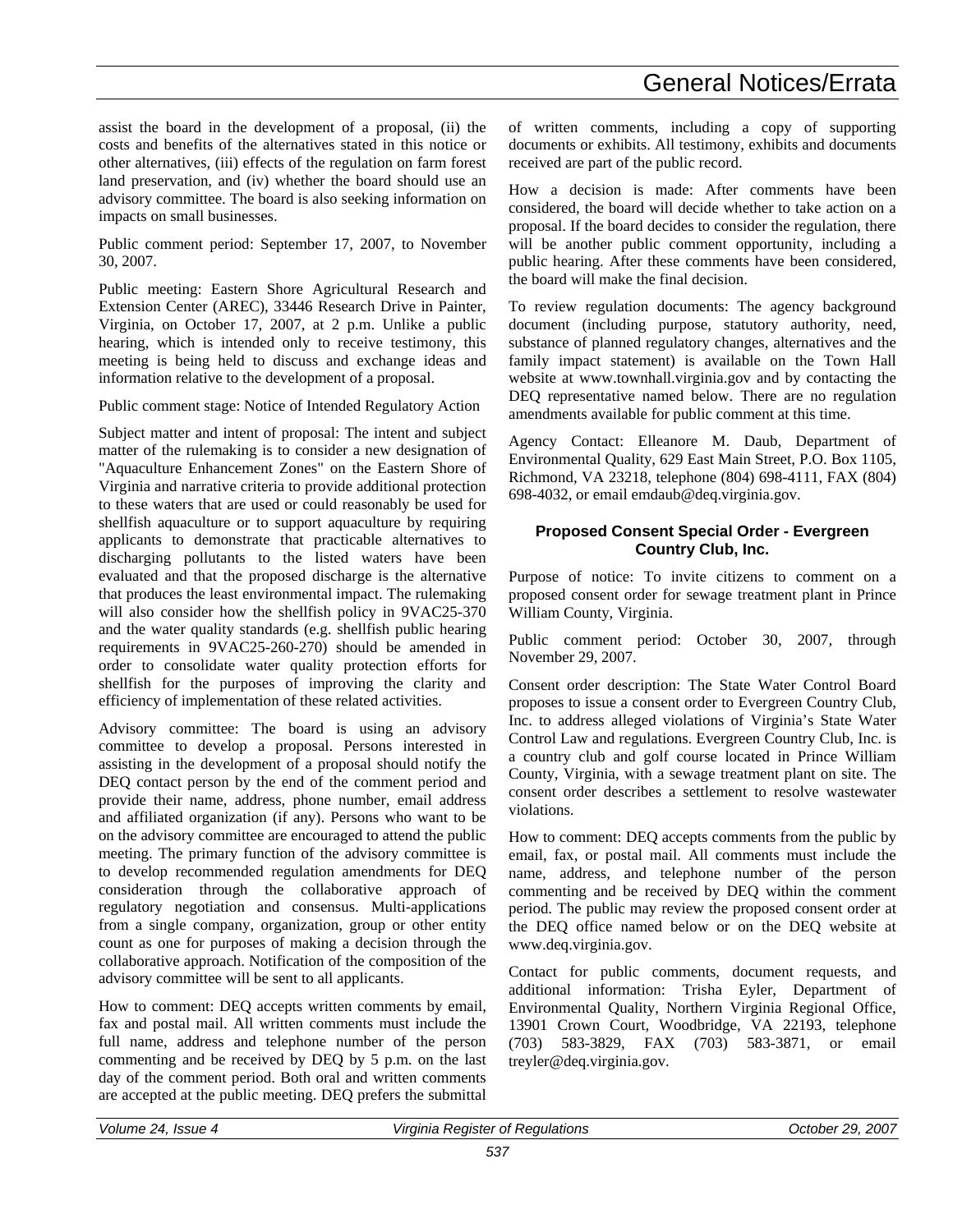assist the board in the development of a proposal, (ii) the costs and benefits of the alternatives stated in this notice or other alternatives, (iii) effects of the regulation on farm forest land preservation, and (iv) whether the board should use an advisory committee. The board is also seeking information on impacts on small businesses.

Public comment period: September 17, 2007, to November 30, 2007.

Public meeting: Eastern Shore Agricultural Research and Extension Center (AREC), 33446 Research Drive in Painter, Virginia, on October 17, 2007, at 2 p.m. Unlike a public hearing, which is intended only to receive testimony, this meeting is being held to discuss and exchange ideas and information relative to the development of a proposal.

Public comment stage: Notice of Intended Regulatory Action

Subject matter and intent of proposal: The intent and subject matter of the rulemaking is to consider a new designation of "Aquaculture Enhancement Zones" on the Eastern Shore of Virginia and narrative criteria to provide additional protection to these waters that are used or could reasonably be used for shellfish aquaculture or to support aquaculture by requiring applicants to demonstrate that practicable alternatives to discharging pollutants to the listed waters have been evaluated and that the proposed discharge is the alternative that produces the least environmental impact. The rulemaking will also consider how the shellfish policy in 9VAC25-370 and the water quality standards (e.g. shellfish public hearing requirements in 9VAC25-260-270) should be amended in order to consolidate water quality protection efforts for shellfish for the purposes of improving the clarity and efficiency of implementation of these related activities.

Advisory committee: The board is using an advisory committee to develop a proposal. Persons interested in assisting in the development of a proposal should notify the DEQ contact person by the end of the comment period and provide their name, address, phone number, email address and affiliated organization (if any). Persons who want to be on the advisory committee are encouraged to attend the public meeting. The primary function of the advisory committee is to develop recommended regulation amendments for DEQ consideration through the collaborative approach of regulatory negotiation and consensus. Multi-applications from a single company, organization, group or other entity count as one for purposes of making a decision through the collaborative approach. Notification of the composition of the advisory committee will be sent to all applicants.

How to comment: DEQ accepts written comments by email, fax and postal mail. All written comments must include the full name, address and telephone number of the person commenting and be received by DEQ by 5 p.m. on the last day of the comment period. Both oral and written comments are accepted at the public meeting. DEQ prefers the submittal of written comments, including a copy of supporting documents or exhibits. All testimony, exhibits and documents received are part of the public record.

How a decision is made: After comments have been considered, the board will decide whether to take action on a proposal. If the board decides to consider the regulation, there will be another public comment opportunity, including a public hearing. After these comments have been considered, the board will make the final decision.

To review regulation documents: The agency background document (including purpose, statutory authority, need, substance of planned regulatory changes, alternatives and the family impact statement) is available on the Town Hall website at www.townhall.virginia.gov and by contacting the DEQ representative named below. There are no regulation amendments available for public comment at this time.

Agency Contact: Elleanore M. Daub, Department of Environmental Quality, 629 East Main Street, P.O. Box 1105, Richmond, VA 23218, telephone (804) 698-4111, FAX (804) 698-4032, or email emdaub@deq.virginia.gov.

### Proposed Consent Special Order - Evergreen Country Club, Inc.

Purpose of notice: To invite citizens to comment on a proposed consent order for sewage treatment plant in Prince William County, Virginia.

Public comment period: October 30, 2007, through November 29, 2007.

Consent order description: The State Water Control Board proposes to issue a consent order to Evergreen Country Club, Inc. to address alleged violations of Virginia's State Water Control Law and regulations. Evergreen Country Club, Inc. is a country club and golf course located in Prince William County, Virginia, with a sewage treatment plant on site. The consent order describes a settlement to resolve wastewater violations.

How to comment: DEQ accepts comments from the public by email, fax, or postal mail. All comments must include the name, address, and telephone number of the person commenting and be received by DEQ within the comment period. The public may review the proposed consent order at the DEQ office named below or on the DEQ website at www.deq.virginia.gov.

Contact for public comments, document requests, and additional information: Trisha Eyler, Department of Environmental Quality, Northern Virginia Regional Office, 13901 Crown Court, Woodbridge, VA 22193, telephone (703) 583-3829, FAX (703) 583-3871, or email treyler@deq.virginia.gov.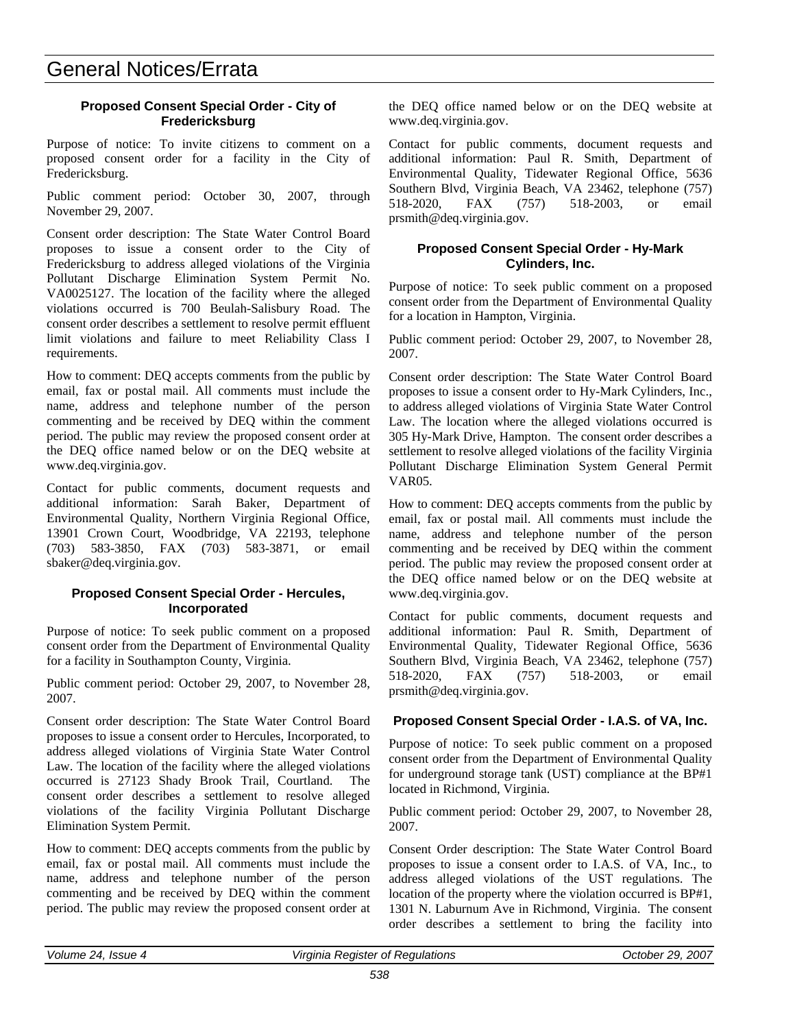# General Notices/Errata

### Proposed Consent Special Order - City of Fredericksburg

Purpose of notice: To invite citizens to comment on a proposed consent order for a facility in the City of Fredericksburg.

Public comment period: October 30, 2007, through November 29, 2007.

Consent order description: The State Water Control Board proposes to issue a consent order to the City of Fredericksburg to address alleged violations of the Virginia Pollutant Discharge Elimination System Permit No. VA0025127. The location of the facility where the alleged violations occurred is 700 Beulah-Salisbury Road. The consent order describes a settlement to resolve permit effluent limit violations and failure to meet Reliability Class I requirements.

How to comment: DEQ accepts comments from the public by email, fax or postal mail. All comments must include the name, address and telephone number of the person commenting and be received by DEQ within the comment period. The public may review the proposed consent order at the DEQ office named below or on the DEQ website at www.deq.virginia.gov.

Contact for public comments, document requests and additional information: Sarah Baker, Department of Environmental Quality, Northern Virginia Regional Office, 13901 Crown Court, Woodbridge, VA 22193, telephone (703) 583-3850, FAX (703) 583-3871, or email sbaker@deq.virginia.gov.

### Proposed Consent Special Order - Hercules, Incorporated

Purpose of notice: To seek public comment on a proposed consent order from the Department of Environmental Quality for a facility in Southampton County, Virginia.

Public comment period: October 29, 2007, to November 28, 2007.

Consent order description: The State Water Control Board proposes to issue a consent order to Hercules, Incorporated, to address alleged violations of Virginia State Water Control Law. The location of the facility where the alleged violations occurred is 27123 Shady Brook Trail, Courtland. The consent order describes a settlement to resolve alleged violations of the facility Virginia Pollutant Discharge Elimination System Permit.

How to comment: DEQ accepts comments from the public by email, fax or postal mail. All comments must include the name, address and telephone number of the person commenting and be received by DEQ within the comment period. The public may review the proposed consent order at the DEQ office named below or on the DEQ website at www.deq.virginia.gov.

Contact for public comments, document requests and additional information: Paul R. Smith, Department of Environmental Quality, Tidewater Regional Office, 5636 Southern Blvd, Virginia Beach, VA 23462, telephone (757) 518-2020, FAX (757) 518-2003, or email prsmith@deq.virginia.gov.

### Proposed Consent Special Order - Hy-Mark Cylinders, Inc.

Purpose of notice: To seek public comment on a proposed consent order from the Department of Environmental Quality for a location in Hampton, Virginia.

Public comment period: October 29, 2007, to November 28, 2007.

Consent order description: The State Water Control Board proposes to issue a consent order to Hy-Mark Cylinders, Inc., to address alleged violations of Virginia State Water Control Law. The location where the alleged violations occurred is 305 Hy-Mark Drive, Hampton. The consent order describes a settlement to resolve alleged violations of the facility Virginia Pollutant Discharge Elimination System General Permit VAR05.

How to comment: DEQ accepts comments from the public by email, fax or postal mail. All comments must include the name, address and telephone number of the person commenting and be received by DEQ within the comment period. The public may review the proposed consent order at the DEQ office named below or on the DEQ website at www.deq.virginia.gov.

Contact for public comments, document requests and additional information: Paul R. Smith, Department of Environmental Quality, Tidewater Regional Office, 5636 Southern Blvd, Virginia Beach, VA 23462, telephone (757) 518-2020, FAX (757) 518-2003, or email prsmith@deq.virginia.gov.

### Proposed Consent Special Order - I.A.S. of VA, Inc.

Purpose of notice: To seek public comment on a proposed consent order from the Department of Environmental Quality for underground storage tank (UST) compliance at the BP#1 located in Richmond, Virginia.

Public comment period: October 29, 2007, to November 28, 2007.

Consent Order description: The State Water Control Board proposes to issue a consent order to I.A.S. of VA, Inc., to address alleged violations of the UST regulations. The location of the property where the violation occurred is BP#1, 1301 N. Laburnum Ave in Richmond, Virginia. The consent order describes a settlement to bring the facility into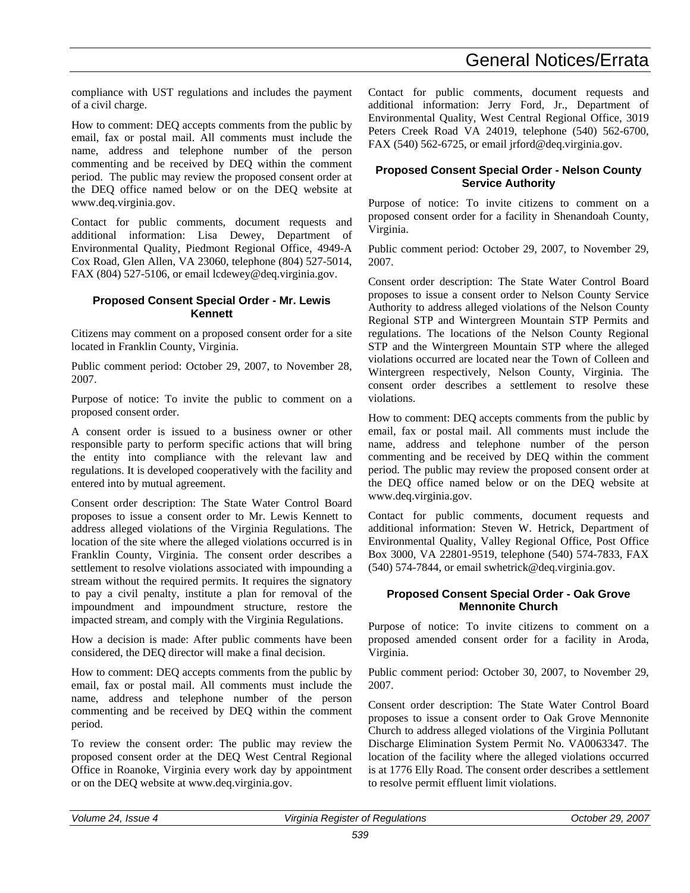compliance with UST regulations and includes the payment of a civil charge.

How to comment: DEQ accepts comments from the public by email, fax or postal mail. All comments must include the name, address and telephone number of the person commenting and be received by DEQ within the comment period. The public may review the proposed consent order at the DEQ office named below or on the DEQ website at www.deq.virginia.gov.

Contact for public comments, document requests and additional information: Lisa Dewey, Department of Environmental Quality, Piedmont Regional Office, 4949-A Cox Road, Glen Allen, VA 23060, telephone (804) 527-5014, FAX (804) 527-5106, or email lcdewey@deq.virginia.gov.

### Proposed Consent Special Order - Mr. Lewis Kennett

Citizens may comment on a proposed consent order for a site located in Franklin County, Virginia.

Public comment period: October 29, 2007, to November 28, 2007.

Purpose of notice: To invite the public to comment on a proposed consent order.

A consent order is issued to a business owner or other responsible party to perform specific actions that will bring the entity into compliance with the relevant law and regulations. It is developed cooperatively with the facility and entered into by mutual agreement.

Consent order description: The State Water Control Board proposes to issue a consent order to Mr. Lewis Kennett to address alleged violations of the Virginia Regulations. The location of the site where the alleged violations occurred is in Franklin County, Virginia. The consent order describes a settlement to resolve violations associated with impounding a stream without the required permits. It requires the signatory to pay a civil penalty, institute a plan for removal of the impoundment and impoundment structure, restore the impacted stream, and comply with the Virginia Regulations.

How a decision is made: After public comments have been considered, the DEQ director will make a final decision.

How to comment: DEQ accepts comments from the public by email, fax or postal mail. All comments must include the name, address and telephone number of the person commenting and be received by DEQ within the comment period.

To review the consent order: The public may review the proposed consent order at the DEQ West Central Regional Office in Roanoke, Virginia every work day by appointment or on the DEQ website at www.deq.virginia.gov.

Contact for public comments, document requests and additional information: Jerry Ford, Jr., Department of Environmental Quality, West Central Regional Office, 3019 Peters Creek Road VA 24019, telephone (540) 562-6700, FAX (540) 562-6725, or email jrford@deq.virginia.gov.

### Proposed Consent Special Order - Nelson County Service Authority

Purpose of notice: To invite citizens to comment on a proposed consent order for a facility in Shenandoah County, Virginia.

Public comment period: October 29, 2007, to November 29, 2007.

Consent order description: The State Water Control Board proposes to issue a consent order to Nelson County Service Authority to address alleged violations of the Nelson County Regional STP and Wintergreen Mountain STP Permits and regulations. The locations of the Nelson County Regional STP and the Wintergreen Mountain STP where the alleged violations occurred are located near the Town of Colleen and Wintergreen respectively, Nelson County, Virginia. The consent order describes a settlement to resolve these violations.

How to comment: DEQ accepts comments from the public by email, fax or postal mail. All comments must include the name, address and telephone number of the person commenting and be received by DEQ within the comment period. The public may review the proposed consent order at the DEQ office named below or on the DEQ website at www.deq.virginia.gov.

Contact for public comments, document requests and additional information: Steven W. Hetrick, Department of Environmental Quality, Valley Regional Office, Post Office Box 3000, VA 22801-9519, telephone (540) 574-7833, FAX (540) 574-7844, or email swhetrick@deq.virginia.gov.

### Proposed Consent Special Order - Oak Grove Mennonite Church

Purpose of notice: To invite citizens to comment on a proposed amended consent order for a facility in Aroda, Virginia.

Public comment period: October 30, 2007, to November 29, 2007.

Consent order description: The State Water Control Board proposes to issue a consent order to Oak Grove Mennonite Church to address alleged violations of the Virginia Pollutant Discharge Elimination System Permit No. VA0063347. The location of the facility where the alleged violations occurred is at 1776 Elly Road. The consent order describes a settlement to resolve permit effluent limit violations.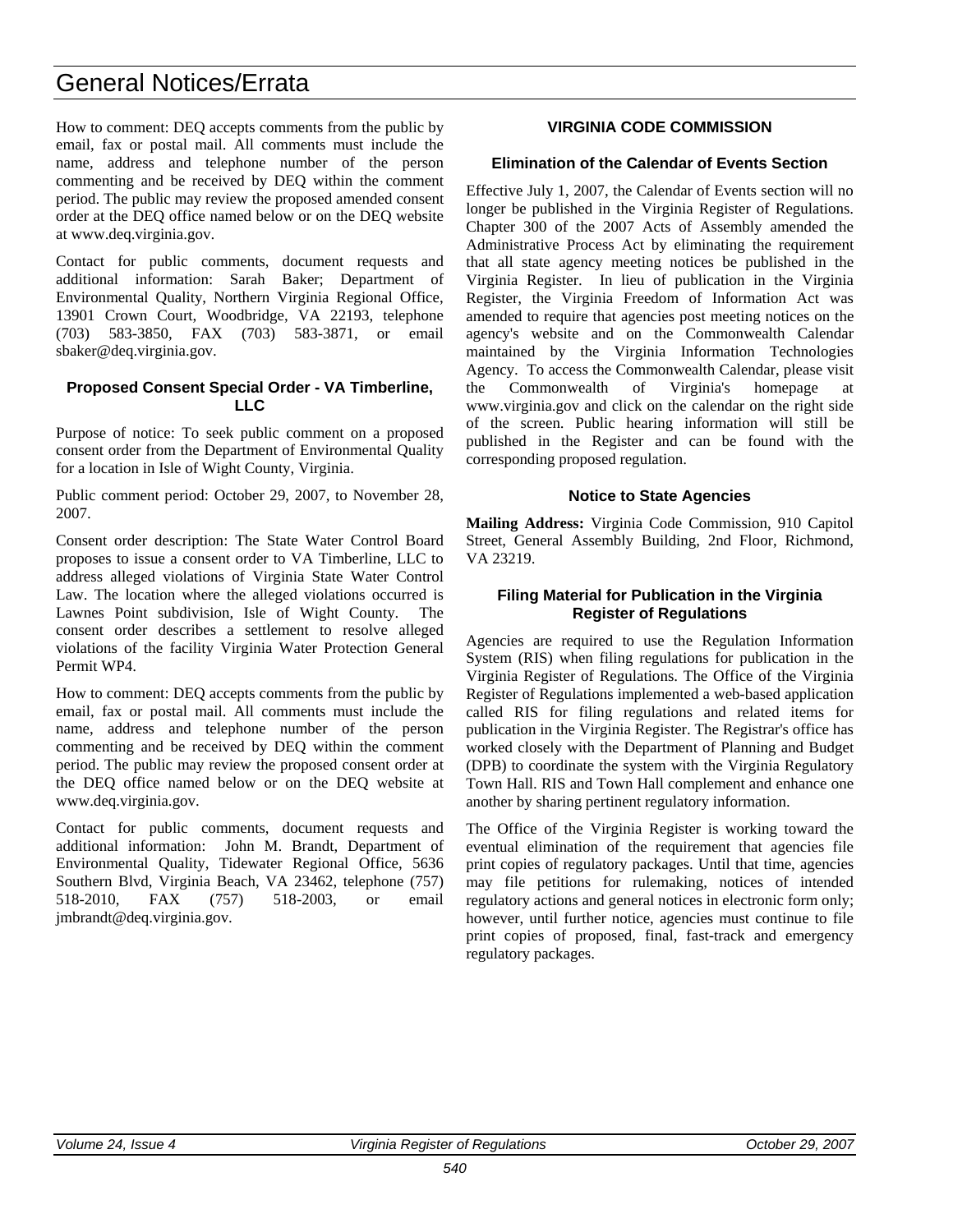How to comment: DEQ accepts comments from the public by email, fax or postal mail. All comments must include the name, address and telephone number of the person commenting and be received by DEQ within the comment period. The public may review the proposed amended consent order at the DEQ office named below or on the DEQ website at www.deq.virginia.gov.

Contact for public comments, document requests and additional information: Sarah Baker; Department of Environmental Quality, Northern Virginia Regional Office, 13901 Crown Court, Woodbridge, VA 22193, telephone (703) 583-3850, FAX (703) 583-3871, or email sbaker@deq.virginia.gov.

### Proposed Consent Special Order - VA Timberline, LLC

Purpose of notice: To seek public comment on a proposed consent order from the Department of Environmental Quality for a location in Isle of Wight County, Virginia.

Public comment period: October 29, 2007, to November 28, 2007.

Consent order description: The State Water Control Board proposes to issue a consent order to VA Timberline, LLC to address alleged violations of Virginia State Water Control Law. The location where the alleged violations occurred is Lawnes Point subdivision, Isle of Wight County. The consent order describes a settlement to resolve alleged violations of the facility Virginia Water Protection General Permit WP4.

How to comment: DEQ accepts comments from the public by email, fax or postal mail. All comments must include the name, address and telephone number of the person commenting and be received by DEQ within the comment period. The public may review the proposed consent order at the DEQ office named below or on the DEQ website at www.deq.virginia.gov.

Contact for public comments, document requests and additional information: John M. Brandt, Department of Environmental Quality, Tidewater Regional Office, 5636 Southern Blvd, Virginia Beach, VA 23462, telephone (757) 518-2010, FAX (757) 518-2003, or email jmbrandt@deq.virginia.gov.

## VIRGINIA CODE COMMISSION

### Elimination of the Calendar of Events Section

Effective July 1, 2007, the Calendar of Events section will no longer be published in the Virginia Register of Regulations. Chapter 300 of the 2007 Acts of Assembly amended the Administrative Process Act by eliminating the requirement that all state agency meeting notices be published in the Virginia Register. In lieu of publication in the Virginia Register, the Virginia Freedom of Information Act was amended to require that agencies post meeting notices on the agency's website and on the Commonwealth Calendar maintained by the Virginia Information Technologies Agency. To access the Commonwealth Calendar, please visit the Commonwealth of Virginia's homepage at www.virginia.gov and click on the calendar on the right side of the screen. Public hearing information will still be published in the Register and can be found with the corresponding proposed regulation.

### Notice to State Agencies

**Mailing Address:** Virginia Code Commission, 910 Capitol Street, General Assembly Building, 2nd Floor, Richmond, VA 23219.

### Filing Material for Publication in the Virginia Register of Regulations

Agencies are required to use the Regulation Information System (RIS) when filing regulations for publication in the Virginia Register of Regulations. The Office of the Virginia Register of Regulations implemented a web-based application called RIS for filing regulations and related items for publication in the Virginia Register. The Registrar's office has worked closely with the Department of Planning and Budget (DPB) to coordinate the system with the Virginia Regulatory Town Hall. RIS and Town Hall complement and enhance one another by sharing pertinent regulatory information.

The Office of the Virginia Register is working toward the eventual elimination of the requirement that agencies file print copies of regulatory packages. Until that time, agencies may file petitions for rulemaking, notices of intended regulatory actions and general notices in electronic form only; however, until further notice, agencies must continue to file print copies of proposed, final, fast-track and emergency regulatory packages.